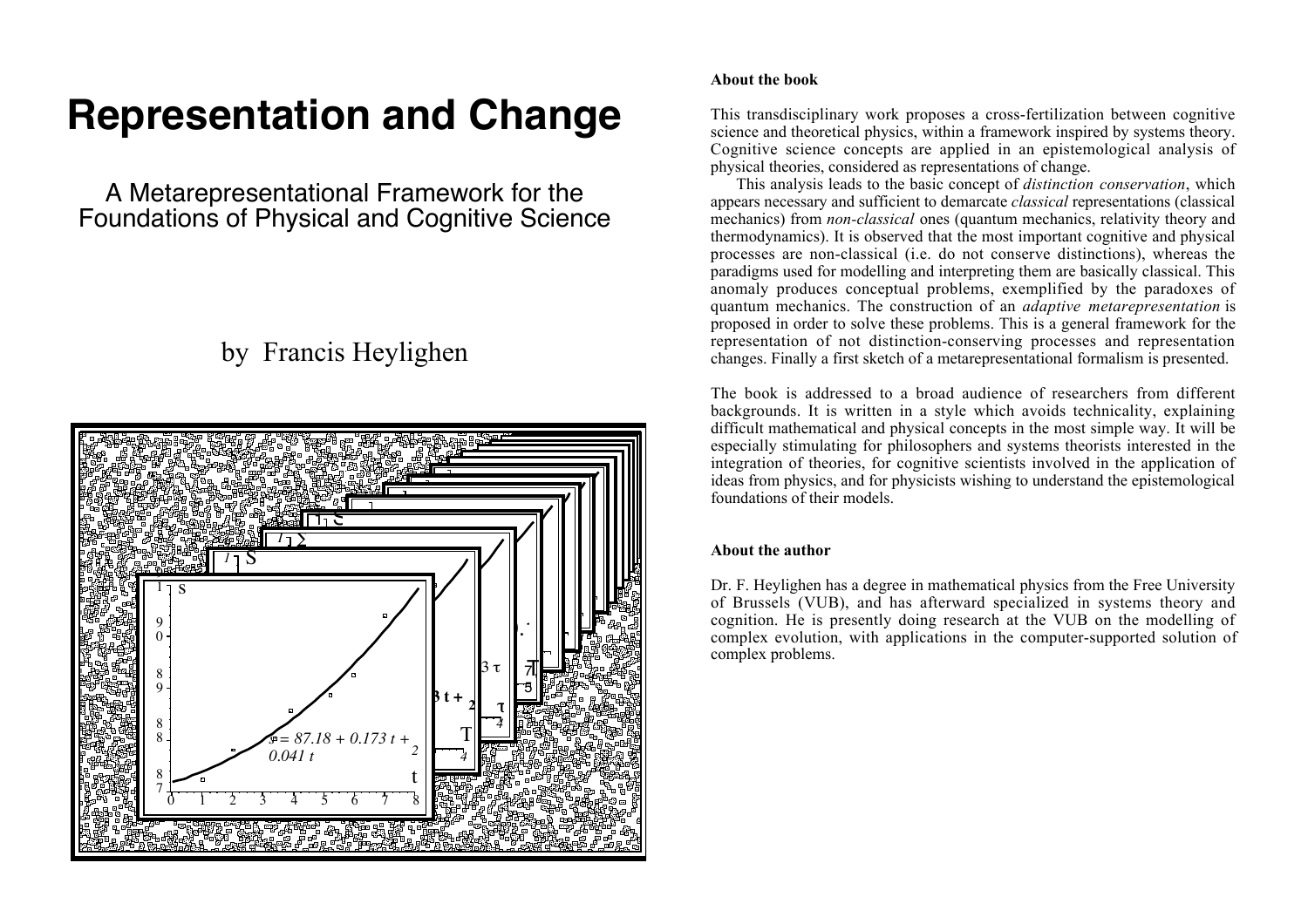# Representation and Change

## A Metarepresentational Framework for the Foundations of Physical and Cognitive Science

by Francis Heylighen

S

$s = 87.18 + 0.173\, t + 0.041\, t^2$

t

0 1 2 3 4 5 6 7 8

**About the book**

This transdisciplinary work proposes a cross-fertilization between cognitive science and theoretical physics, within a framework inspired by systems theory. Cognitive science concepts are applied in an epistemological analysis of physical theories, considered as representations of change.

This analysis leads to the basic concept of *distinction conservation*, which appears necessary and sufficient to demarcate *classical* representations (classical mechanics) from *non-classical* ones (quantum mechanics, relativity theory and thermodynamics). It is observed that the most important cognitive and physical processes are non-classical (i.e. do not conserve distinctions), whereas the paradigms used for modelling and interpreting them are basically classical. This anomaly produces conceptual problems, exemplified by the paradoxes of quantum mechanics. The construction of an *adaptive metarepresentation* is proposed in order to solve these problems. This is a general framework for the representation of not distinction-conserving processes and representation changes. Finally a first sketch of a metarepresentational formalism is presented.

The book is addressed to a broad audience of researchers from different backgrounds. It is written in a style which avoids technicality, explaining difficult mathematical and physical concepts in the most simple way. It will be especially stimulating for philosophers and systems theorists interested in the integration of theories, for cognitive scientists involved in the application of ideas from physics, and for physicists wishing to understand the epistemological foundations of their models.

**About the author**

Dr. F. Heylighen has a degree in mathematical physics from the Free University of Brussels (VUB), and has afterward specialized in systems theory and cognition. He is presently doing research at the VUB on the modelling of complex evolution, with applications in the computer-supported solution of complex problems.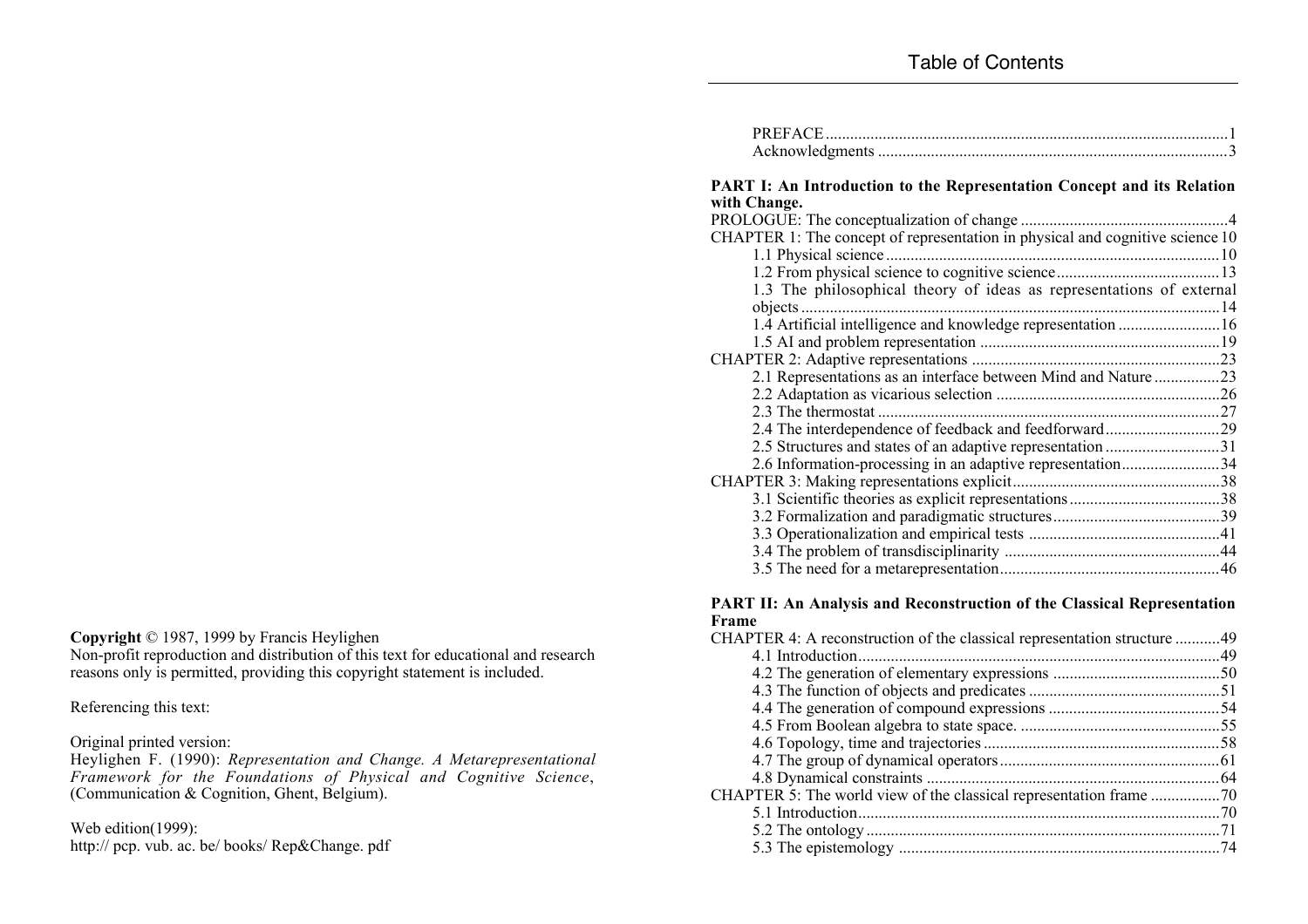**Copyright** © 1987, 1999 by Francis Heylighen
Non-profit reproduction and distribution of this text for educational and research reasons only is permitted, providing this copyright statement is included.

Referencing this text:

Original printed version:
Heylighen F. (1990): *Representation and Change. A Metarepresentational Framework for the Foundations of Physical and Cognitive Science*, (Communication & Cognition, Ghent, Belgium).

Web edition(1999):
http:// pcp. vub. ac. be/ books/ Rep&Change. pdf

# Table of Contents

- PREFACE ..... 1
- Acknowledgments ..... 3

**PART I: An Introduction to the Representation Concept and its Relation with Change.**

- PROLOGUE: The conceptualization of change ..... 4
- CHAPTER 1: The concept of representation in physical and cognitive science ..... 10
  - 1.1 Physical science ..... 10
  - 1.2 From physical science to cognitive science ..... 13
  - 1.3 The philosophical theory of ideas as representations of external objects ..... 14
  - 1.4 Artificial intelligence and knowledge representation ..... 16
  - 1.5 AI and problem representation ..... 19
- CHAPTER 2: Adaptive representations ..... 23
  - 2.1 Representations as an interface between Mind and Nature ..... 23
  - 2.2 Adaptation as vicarious selection ..... 26
  - 2.3 The thermostat ..... 27
  - 2.4 The interdependence of feedback and feedforward ..... 29
  - 2.5 Structures and states of an adaptive representation ..... 31
  - 2.6 Information-processing in an adaptive representation ..... 34
- CHAPTER 3: Making representations explicit ..... 38
  - 3.1 Scientific theories as explicit representations ..... 38
  - 3.2 Formalization and paradigmatic structures ..... 39
  - 3.3 Operationalization and empirical tests ..... 41
  - 3.4 The problem of transdisciplinarity ..... 44
  - 3.5 The need for a metarepresentation ..... 46

**PART II: An Analysis and Reconstruction of the Classical Representation Frame**

- CHAPTER 4: A reconstruction of the classical representation structure ..... 49
  - 4.1 Introduction ..... 49
  - 4.2 The generation of elementary expressions ..... 50
  - 4.3 The function of objects and predicates ..... 51
  - 4.4 The generation of compound expressions ..... 54
  - 4.5 From Boolean algebra to state space. ..... 55
  - 4.6 Topology, time and trajectories ..... 58
  - 4.7 The group of dynamical operators ..... 61
  - 4.8 Dynamical constraints ..... 64
- CHAPTER 5: The world view of the classical representation frame ..... 70
  - 5.1 Introduction ..... 70
  - 5.2 The ontology ..... 71
  - 5.3 The epistemology ..... 74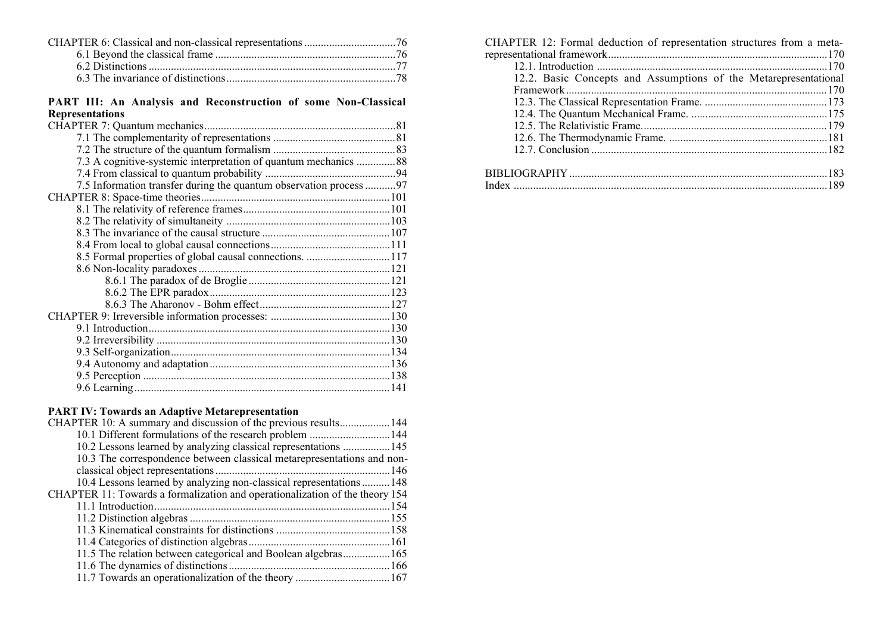CHAPTER 6: Classical and non-classical representations ........................................76
- 6.1 Beyond the classical frame ........................................................................76
- 6.2 Distinctions ................................................................................................77
- 6.3 The invariance of distinctions ....................................................................78

**PART III: An Analysis and Reconstruction of some Non-Classical Representations**

CHAPTER 7: Quantum mechanics ............................................................................81
- 7.1 The complementarity of representations ....................................................81
- 7.2 The structure of the quantum formalism ....................................................83
- 7.3 A cognitive-systemic interpretation of quantum mechanics ..............88
- 7.4 From classical to quantum probability .......................................................94
- 7.5 Information transfer during the quantum observation process ...........97

CHAPTER 8: Space-time theories ..........................................................................101
- 8.1 The relativity of reference frames ..............................................................101
- 8.2 The relativity of simultaneity ....................................................................103
- 8.3 The invariance of the causal structure ......................................................107
- 8.4 From local to global causal connections ...................................................111
- 8.5 Formal properties of global causal connections. ..............................117
- 8.6 Non-locality paradoxes ..............................................................................121
  - 8.6.1 The paradox of de Broglie .............................................................121
  - 8.6.2 The EPR paradox ..........................................................................123
  - 8.6.3 The Aharonov - Bohm effect .........................................................127

CHAPTER 9: Irreversible information processes: ..................................................130
- 9.1 Introduction ...............................................................................................130
- 9.2 Irreversibility ............................................................................................130
- 9.3 Self-organization .......................................................................................134
- 9.4 Autonomy and adaptation .........................................................................136
- 9.5 Perception .................................................................................................138
- 9.6 Learning ....................................................................................................141

**PART IV: Towards an Adaptive Metarepresentation**

CHAPTER 10: A summary and discussion of the previous results ..................144
- 10.1 Different formulations of the research problem .............................144
- 10.2 Lessons learned by analyzing classical representations .................145
- 10.3 The correspondence between classical metarepresentations and non-classical object representations .......................................................146
- 10.4 Lessons learned by analyzing non-classical representations ..........148

CHAPTER 11: Towards a formalization and operationalization of the theory 154
- 11.1 Introduction ............................................................................................154
- 11.2 Distinction algebras ................................................................................155
- 11.3 Kinematical constraints for distinctions .........................................158
- 11.4 Categories of distinction algebras ...........................................................161
- 11.5 The relation between categorical and Boolean algebras .................165
- 11.6 The dynamics of distinctions ...................................................................166
- 11.7 Towards an operationalization of the theory ..................................167

CHAPTER 12: Formal deduction of representation structures from a meta-representational framework ......................................................................170
- 12.1. Introduction ...........................................................................................170
- 12.2. Basic Concepts and Assumptions of the Metarepresentational Framework ..............................................................................................170
- 12.3. The Classical Representation Frame. ............................................173
- 12.4. The Quantum Mechanical Frame. .................................................175
- 12.5. The Relativistic Frame. ..........................................................................179
- 12.6. The Thermodynamic Frame. .........................................................181
- 12.7. Conclusion .............................................................................................182

BIBLIOGRAPHY ....................................................................................................183

Index .........................................................................................................................189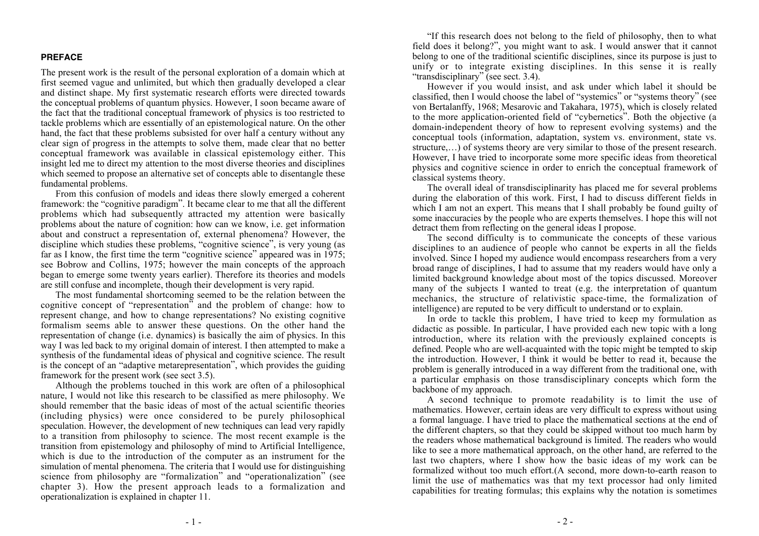## PREFACE

The present work is the result of the personal exploration of a domain which at first seemed vague and unlimited, but which then gradually developed a clear and distinct shape. My first systematic research efforts were directed towards the conceptual problems of quantum physics. However, I soon became aware of the fact that the traditional conceptual framework of physics is too restricted to tackle problems which are essentially of an epistemological nature. On the other hand, the fact that these problems subsisted for over half a century without any clear sign of progress in the attempts to solve them, made clear that no better conceptual framework was available in classical epistemology either. This insight led me to direct my attention to the most diverse theories and disciplines which seemed to propose an alternative set of concepts able to disentangle these fundamental problems.

From this confusion of models and ideas there slowly emerged a coherent framework: the "cognitive paradigm". It became clear to me that all the different problems which had subsequently attracted my attention were basically problems about the nature of cognition: how can we know, i.e. get information about and construct a representation of, external phenomena? However, the discipline which studies these problems, "cognitive science", is very young (as far as I know, the first time the term "cognitive science" appeared was in 1975; see Bobrow and Collins, 1975; however the main concepts of the approach began to emerge some twenty years earlier). Therefore its theories and models are still confuse and incomplete, though their development is very rapid.

The most fundamental shortcoming seemed to be the relation between the cognitive concept of "representation" and the problem of change: how to represent change, and how to change representations? No existing cognitive formalism seems able to answer these questions. On the other hand the representation of change (i.e. dynamics) is basically the aim of physics. In this way I was led back to my original domain of interest. I then attempted to make a synthesis of the fundamental ideas of physical and cognitive science. The result is the concept of an "adaptive metarepresentation", which provides the guiding framework for the present work (see sect 3.5).

Although the problems touched in this work are often of a philosophical nature, I would not like this research to be classified as mere philosophy. We should remember that the basic ideas of most of the actual scientific theories (including physics) were once considered to be purely philosophical speculation. However, the development of new techniques can lead very rapidly to a transition from philosophy to science. The most recent example is the transition from epistemology and philosophy of mind to Artificial Intelligence, which is due to the introduction of the computer as an instrument for the simulation of mental phenomena. The criteria that I would use for distinguishing science from philosophy are "formalization" and "operationalization" (see chapter 3). How the present approach leads to a formalization and operationalization is explained in chapter 11.

"If this research does not belong to the field of philosophy, then to what field does it belong?", you might want to ask. I would answer that it cannot belong to one of the traditional scientific disciplines, since its purpose is just to unify or to integrate existing disciplines. In this sense it is really "transdisciplinary" (see sect. 3.4).

However if you would insist, and ask under which label it should be classified, then I would choose the label of "systemics" or "systems theory" (see von Bertalanffy, 1968; Mesarovic and Takahara, 1975), which is closely related to the more application-oriented field of "cybernetics". Both the objective (a domain-independent theory of how to represent evolving systems) and the conceptual tools (information, adaptation, system vs. environment, state vs. structure,…) of systems theory are very similar to those of the present research. However, I have tried to incorporate some more specific ideas from theoretical physics and cognitive science in order to enrich the conceptual framework of classical systems theory.

The overall ideal of transdisciplinarity has placed me for several problems during the elaboration of this work. First, I had to discuss different fields in which I am not an expert. This means that I shall probably be found guilty of some inaccuracies by the people who are experts themselves. I hope this will not detract them from reflecting on the general ideas I propose.

The second difficulty is to communicate the concepts of these various disciplines to an audience of people who cannot be experts in all the fields involved. Since I hoped my audience would encompass researchers from a very broad range of disciplines, I had to assume that my readers would have only a limited background knowledge about most of the topics discussed. Moreover many of the subjects I wanted to treat (e.g. the interpretation of quantum mechanics, the structure of relativistic space-time, the formalization of intelligence) are reputed to be very difficult to understand or to explain.

In orde to tackle this problem, I have tried to keep my formulation as didactic as possible. In particular, I have provided each new topic with a long introduction, where its relation with the previously explained concepts is defined. People who are well-acquainted with the topic might be tempted to skip the introduction. However, I think it would be better to read it, because the problem is generally introduced in a way different from the traditional one, with a particular emphasis on those transdisciplinary concepts which form the backbone of my approach.

A second technique to promote readability is to limit the use of mathematics. However, certain ideas are very difficult to express without using a formal language. I have tried to place the mathematical sections at the end of the different chapters, so that they could be skipped without too much harm by the readers whose mathematical background is limited. The readers who would like to see a more mathematical approach, on the other hand, are referred to the last two chapters, where I show how the basic ideas of my work can be formalized without too much effort.(A second, more down-to-earth reason to limit the use of mathematics was that my text processor had only limited capabilities for treating formulas; this explains why the notation is sometimes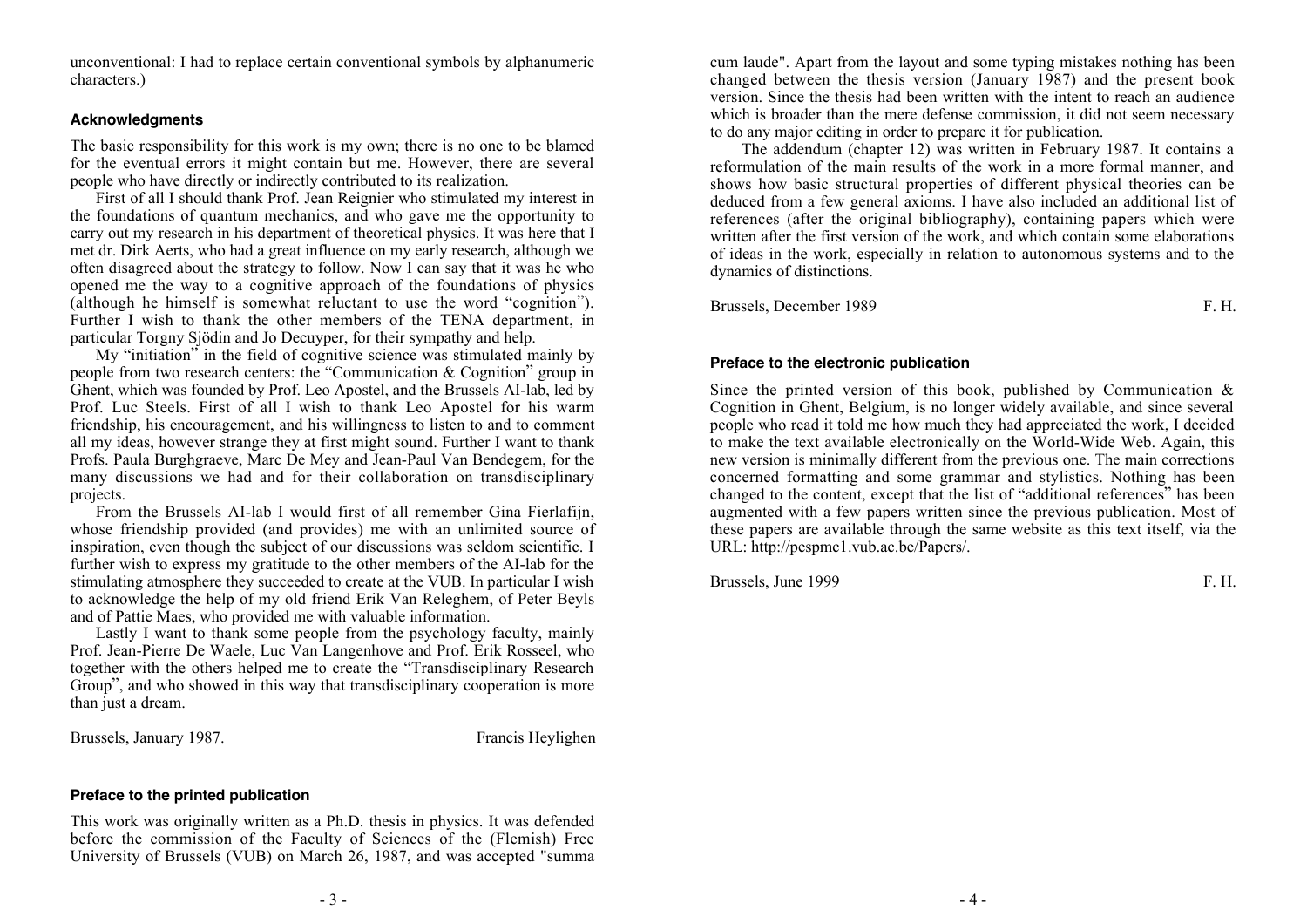unconventional: I had to replace certain conventional symbols by alphanumeric characters.)

### Acknowledgments

The basic responsibility for this work is my own; there is no one to be blamed for the eventual errors it might contain but me. However, there are several people who have directly or indirectly contributed to its realization.

First of all I should thank Prof. Jean Reignier who stimulated my interest in the foundations of quantum mechanics, and who gave me the opportunity to carry out my research in his department of theoretical physics. It was here that I met dr. Dirk Aerts, who had a great influence on my early research, although we often disagreed about the strategy to follow. Now I can say that it was he who opened me the way to a cognitive approach of the foundations of physics (although he himself is somewhat reluctant to use the word "cognition"). Further I wish to thank the other members of the TENA department, in particular Torgny Sjödin and Jo Decuyper, for their sympathy and help.

My "initiation" in the field of cognitive science was stimulated mainly by people from two research centers: the "Communication & Cognition" group in Ghent, which was founded by Prof. Leo Apostel, and the Brussels AI-lab, led by Prof. Luc Steels. First of all I wish to thank Leo Apostel for his warm friendship, his encouragement, and his willingness to listen to and to comment all my ideas, however strange they at first might sound. Further I want to thank Profs. Paula Burghgraeve, Marc De Mey and Jean-Paul Van Bendegem, for the many discussions we had and for their collaboration on transdisciplinary projects.

From the Brussels AI-lab I would first of all remember Gina Fierlafijn, whose friendship provided (and provides) me with an unlimited source of inspiration, even though the subject of our discussions was seldom scientific. I further wish to express my gratitude to the other members of the AI-lab for the stimulating atmosphere they succeeded to create at the VUB. In particular I wish to acknowledge the help of my old friend Erik Van Releghem, of Peter Beyls and of Pattie Maes, who provided me with valuable information.

Lastly I want to thank some people from the psychology faculty, mainly Prof. Jean-Pierre De Waele, Luc Van Langenhove and Prof. Erik Rosseel, who together with the others helped me to create the "Transdisciplinary Research Group", and who showed in this way that transdisciplinary cooperation is more than just a dream.

Brussels, January 1987. Francis Heylighen

### Preface to the printed publication

This work was originally written as a Ph.D. thesis in physics. It was defended before the commission of the Faculty of Sciences of the (Flemish) Free University of Brussels (VUB) on March 26, 1987, and was accepted "summa cum laude". Apart from the layout and some typing mistakes nothing has been changed between the thesis version (January 1987) and the present book version. Since the thesis had been written with the intent to reach an audience which is broader than the mere defense commission, it did not seem necessary to do any major editing in order to prepare it for publication.

The addendum (chapter 12) was written in February 1987. It contains a reformulation of the main results of the work in a more formal manner, and shows how basic structural properties of different physical theories can be deduced from a few general axioms. I have also included an additional list of references (after the original bibliography), containing papers which were written after the first version of the work, and which contain some elaborations of ideas in the work, especially in relation to autonomous systems and to the dynamics of distinctions.

Brussels, December 1989 F. H.

### Preface to the electronic publication

Since the printed version of this book, published by Communication & Cognition in Ghent, Belgium, is no longer widely available, and since several people who read it told me how much they had appreciated the work, I decided to make the text available electronically on the World-Wide Web. Again, this new version is minimally different from the previous one. The main corrections concerned formatting and some grammar and stylistics. Nothing has been changed to the content, except that the list of "additional references" has been augmented with a few papers written since the previous publication. Most of these papers are available through the same website as this text itself, via the URL: http://pespmc1.vub.ac.be/Papers/.

Brussels, June 1999 F. H.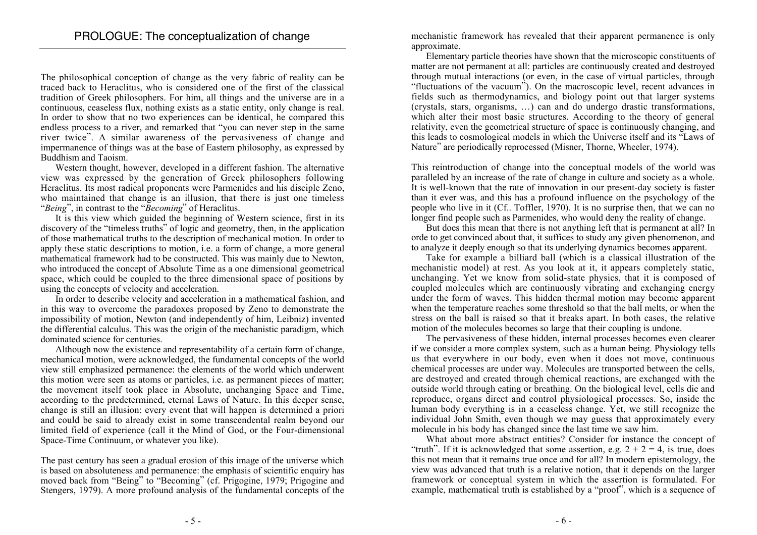# PROLOGUE: The conceptualization of change

The philosophical conception of change as the very fabric of reality can be traced back to Heraclitus, who is considered one of the first of the classical tradition of Greek philosophers. For him, all things and the universe are in a continuous, ceaseless flux, nothing exists as a static entity, only change is real. In order to show that no two experiences can be identical, he compared this endless process to a river, and remarked that "you can never step in the same river twice". A similar awareness of the pervasiveness of change and impermanence of things was at the base of Eastern philosophy, as expressed by Buddhism and Taoism.

Western thought, however, developed in a different fashion. The alternative view was expressed by the generation of Greek philosophers following Heraclitus. Its most radical proponents were Parmenides and his disciple Zeno, who maintained that change is an illusion, that there is just one timeless "*Being*", in contrast to the "*Becoming*" of Heraclitus.

It is this view which guided the beginning of Western science, first in its discovery of the "timeless truths" of logic and geometry, then, in the application of those mathematical truths to the description of mechanical motion. In order to apply these static descriptions to motion, i.e. a form of change, a more general mathematical framework had to be constructed. This was mainly due to Newton, who introduced the concept of Absolute Time as a one dimensional geometrical space, which could be coupled to the three dimensional space of positions by using the concepts of velocity and acceleration.

In order to describe velocity and acceleration in a mathematical fashion, and in this way to overcome the paradoxes proposed by Zeno to demonstrate the impossibility of motion, Newton (and independently of him, Leibniz) invented the differential calculus. This was the origin of the mechanistic paradigm, which dominated science for centuries.

Although now the existence and representability of a certain form of change, mechanical motion, were acknowledged, the fundamental concepts of the world view still emphasized permanence: the elements of the world which underwent this motion were seen as atoms or particles, i.e. as permanent pieces of matter; the movement itself took place in Absolute, unchanging Space and Time, according to the predetermined, eternal Laws of Nature. In this deeper sense, change is still an illusion: every event that will happen is determined a priori and could be said to already exist in some transcendental realm beyond our limited field of experience (call it the Mind of God, or the Four-dimensional Space-Time Continuum, or whatever you like).

The past century has seen a gradual erosion of this image of the universe which is based on absoluteness and permanence: the emphasis of scientific enquiry has moved back from "Being" to "Becoming" (cf. Prigogine, 1979; Prigogine and Stengers, 1979). A more profound analysis of the fundamental concepts of the mechanistic framework has revealed that their apparent permanence is only approximate.

Elementary particle theories have shown that the microscopic constituents of matter are not permanent at all: particles are continuously created and destroyed through mutual interactions (or even, in the case of virtual particles, through "fluctuations of the vacuum"). On the macroscopic level, recent advances in fields such as thermodynamics, and biology point out that larger systems (crystals, stars, organisms, …) can and do undergo drastic transformations, which alter their most basic structures. According to the theory of general relativity, even the geometrical structure of space is continuously changing, and this leads to cosmological models in which the Universe itself and its "Laws of Nature" are periodically reprocessed (Misner, Thorne, Wheeler, 1974).

This reintroduction of change into the conceptual models of the world was paralleled by an increase of the rate of change in culture and society as a whole. It is well-known that the rate of innovation in our present-day society is faster than it ever was, and this has a profound influence on the psychology of the people who live in it (Cf.. Toffler, 1970). It is no surprise then, that we can no longer find people such as Parmenides, who would deny the reality of change.

But does this mean that there is not anything left that is permanent at all? In orde to get convinced about that, it suffices to study any given phenomenon, and to analyze it deeply enough so that its underlying dynamics becomes apparent.

Take for example a billiard ball (which is a classical illustration of the mechanistic model) at rest. As you look at it, it appears completely static, unchanging. Yet we know from solid-state physics, that it is composed of coupled molecules which are continuously vibrating and exchanging energy under the form of waves. This hidden thermal motion may become apparent when the temperature reaches some threshold so that the ball melts, or when the stress on the ball is raised so that it breaks apart. In both cases, the relative motion of the molecules becomes so large that their coupling is undone.

The pervasiveness of these hidden, internal processes becomes even clearer if we consider a more complex system, such as a human being. Physiology tells us that everywhere in our body, even when it does not move, continuous chemical processes are under way. Molecules are transported between the cells, are destroyed and created through chemical reactions, are exchanged with the outside world through eating or breathing. On the biological level, cells die and reproduce, organs direct and control physiological processes. So, inside the human body everything is in a ceaseless change. Yet, we still recognize the individual John Smith, even though we may guess that approximately every molecule in his body has changed since the last time we saw him.

What about more abstract entities? Consider for instance the concept of "truth". If it is acknowledged that some assertion, e.g. $2 + 2 = 4$, is true, does this not mean that it remains true once and for all? In modern epistemology, the view was advanced that truth is a relative notion, that it depends on the larger framework or conceptual system in which the assertion is formulated. For example, mathematical truth is established by a "proof", which is a sequence of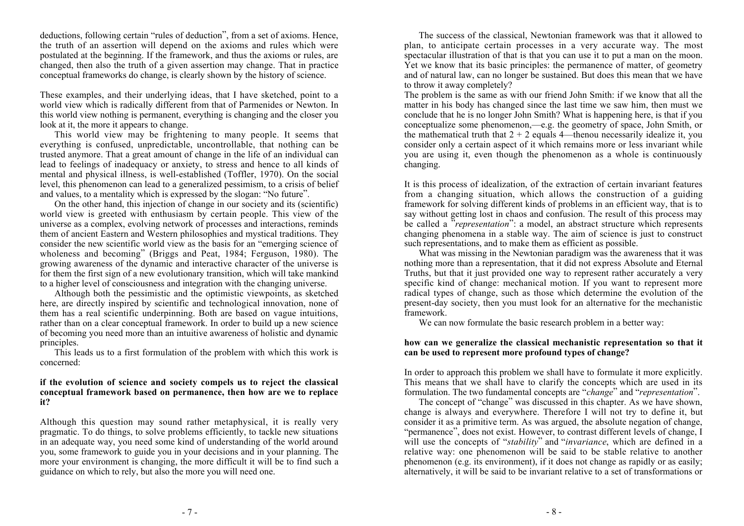deductions, following certain "rules of deduction", from a set of axioms. Hence, the truth of an assertion will depend on the axioms and rules which were postulated at the beginning. If the framework, and thus the axioms or rules, are changed, then also the truth of a given assertion may change. That in practice conceptual frameworks do change, is clearly shown by the history of science.

These examples, and their underlying ideas, that I have sketched, point to a world view which is radically different from that of Parmenides or Newton. In this world view nothing is permanent, everything is changing and the closer you look at it, the more it appears to change.

This world view may be frightening to many people. It seems that everything is confused, unpredictable, uncontrollable, that nothing can be trusted anymore. That a great amount of change in the life of an individual can lead to feelings of inadequacy or anxiety, to stress and hence to all kinds of mental and physical illness, is well-established (Toffler, 1970). On the social level, this phenomenon can lead to a generalized pessimism, to a crisis of belief and values, to a mentality which is expressed by the slogan: "No future".

On the other hand, this injection of change in our society and its (scientific) world view is greeted with enthusiasm by certain people. This view of the universe as a complex, evolving network of processes and interactions, reminds them of ancient Eastern and Western philosophies and mystical traditions. They consider the new scientific world view as the basis for an "emerging science of wholeness and becoming" (Briggs and Peat, 1984; Ferguson, 1980). The growing awareness of the dynamic and interactive character of the universe is for them the first sign of a new evolutionary transition, which will take mankind to a higher level of consciousness and integration with the changing universe.

Although both the pessimistic and the optimistic viewpoints, as sketched here, are directly inspired by scientific and technological innovation, none of them has a real scientific underpinning. Both are based on vague intuitions, rather than on a clear conceptual framework. In order to build up a new science of becoming you need more than an intuitive awareness of holistic and dynamic principles.

This leads us to a first formulation of the problem with which this work is concerned:

**if the evolution of science and society compels us to reject the classical conceptual framework based on permanence, then how are we to replace it?**

Although this question may sound rather metaphysical, it is really very pragmatic. To do things, to solve problems efficiently, to tackle new situations in an adequate way, you need some kind of understanding of the world around you, some framework to guide you in your decisions and in your planning. The more your environment is changing, the more difficult it will be to find such a guidance on which to rely, but also the more you will need one.

The success of the classical, Newtonian framework was that it allowed to plan, to anticipate certain processes in a very accurate way. The most spectacular illustration of that is that you can use it to put a man on the moon. Yet we know that its basic principles: the permanence of matter, of geometry and of natural law, can no longer be sustained. But does this mean that we have to throw it away completely?

The problem is the same as with our friend John Smith: if we know that all the matter in his body has changed since the last time we saw him, then must we conclude that he is no longer John Smith? What is happening here, is that if you conceptualize some phenomenon,—e.g. the geometry of space, John Smith, or the mathematical truth that 2 + 2 equals 4—thenou necessarily idealize it, you consider only a certain aspect of it which remains more or less invariant while you are using it, even though the phenomenon as a whole is continuously changing.

It is this process of idealization, of the extraction of certain invariant features from a changing situation, which allows the construction of a guiding framework for solving different kinds of problems in an efficient way, that is to say without getting lost in chaos and confusion. The result of this process may be called a "*representation*": a model, an abstract structure which represents changing phenomena in a stable way. The aim of science is just to construct such representations, and to make them as efficient as possible.

What was missing in the Newtonian paradigm was the awareness that it was nothing more than a representation, that it did not express Absolute and Eternal Truths, but that it just provided one way to represent rather accurately a very specific kind of change: mechanical motion. If you want to represent more radical types of change, such as those which determine the evolution of the present-day society, then you must look for an alternative for the mechanistic framework.

We can now formulate the basic research problem in a better way:

**how can we generalize the classical mechanistic representation so that it can be used to represent more profound types of change?**

In order to approach this problem we shall have to formulate it more explicitly. This means that we shall have to clarify the concepts which are used in its formulation. The two fundamental concepts are "*change*" and "*representation*".

The concept of "change" was discussed in this chapter. As we have shown, change is always and everywhere. Therefore I will not try to define it, but consider it as a primitive term. As was argued, the absolute negation of change, "permanence", does not exist. However, to contrast different levels of change, I will use the concepts of "*stability*" and "*invariance*, which are defined in a relative way: one phenomenon will be said to be stable relative to another phenomenon (e.g. its environment), if it does not change as rapidly or as easily; alternatively, it will be said to be invariant relative to a set of transformations or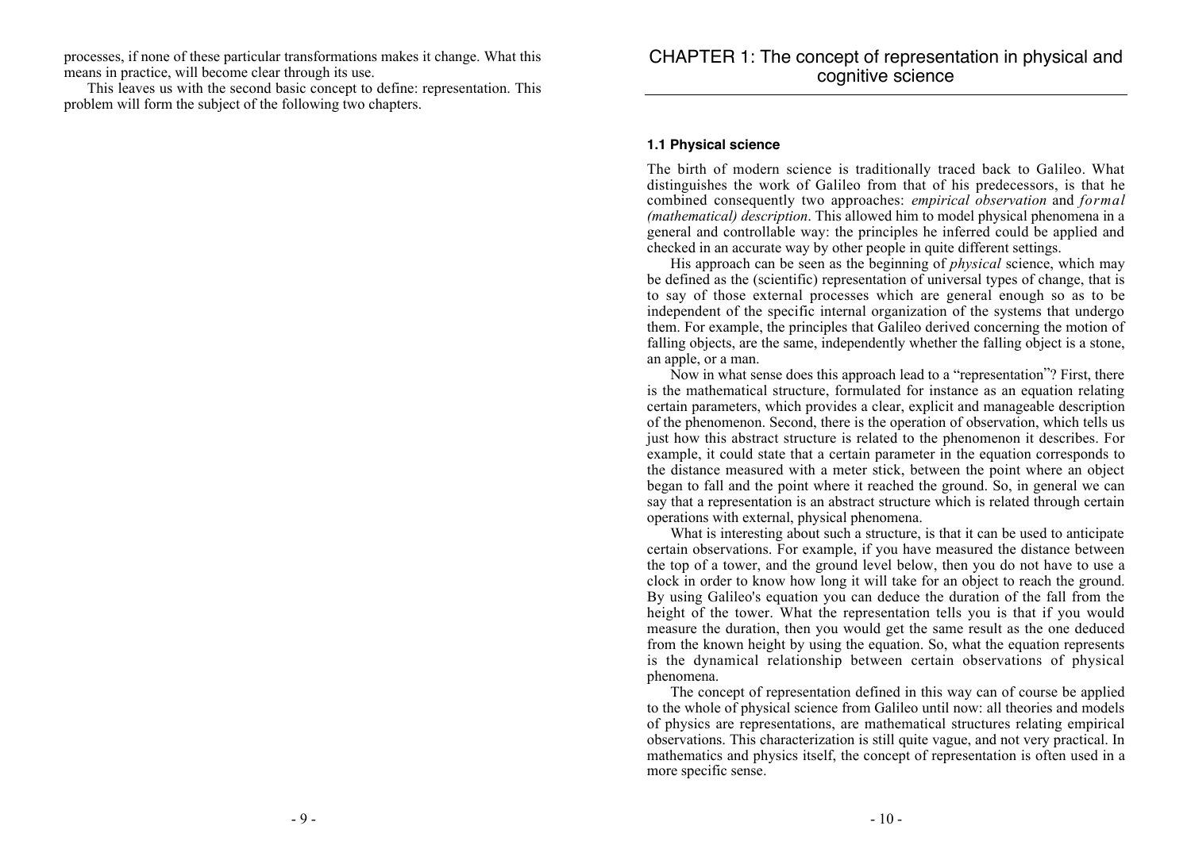processes, if none of these particular transformations makes it change. What this means in practice, will become clear through its use.

This leaves us with the second basic concept to define: representation. This problem will form the subject of the following two chapters.

# CHAPTER 1: The concept of representation in physical and cognitive science

### 1.1 Physical science

The birth of modern science is traditionally traced back to Galileo. What distinguishes the work of Galileo from that of his predecessors, is that he combined consequently two approaches: *empirical observation* and *formal (mathematical) description*. This allowed him to model physical phenomena in a general and controllable way: the principles he inferred could be applied and checked in an accurate way by other people in quite different settings.

His approach can be seen as the beginning of *physical* science, which may be defined as the (scientific) representation of universal types of change, that is to say of those external processes which are general enough so as to be independent of the specific internal organization of the systems that undergo them. For example, the principles that Galileo derived concerning the motion of falling objects, are the same, independently whether the falling object is a stone, an apple, or a man.

Now in what sense does this approach lead to a "representation"? First, there is the mathematical structure, formulated for instance as an equation relating certain parameters, which provides a clear, explicit and manageable description of the phenomenon. Second, there is the operation of observation, which tells us just how this abstract structure is related to the phenomenon it describes. For example, it could state that a certain parameter in the equation corresponds to the distance measured with a meter stick, between the point where an object began to fall and the point where it reached the ground. So, in general we can say that a representation is an abstract structure which is related through certain operations with external, physical phenomena.

What is interesting about such a structure, is that it can be used to anticipate certain observations. For example, if you have measured the distance between the top of a tower, and the ground level below, then you do not have to use a clock in order to know how long it will take for an object to reach the ground. By using Galileo's equation you can deduce the duration of the fall from the height of the tower. What the representation tells you is that if you would measure the duration, then you would get the same result as the one deduced from the known height by using the equation. So, what the equation represents is the dynamical relationship between certain observations of physical phenomena.

The concept of representation defined in this way can of course be applied to the whole of physical science from Galileo until now: all theories and models of physics are representations, are mathematical structures relating empirical observations. This characterization is still quite vague, and not very practical. In mathematics and physics itself, the concept of representation is often used in a more specific sense.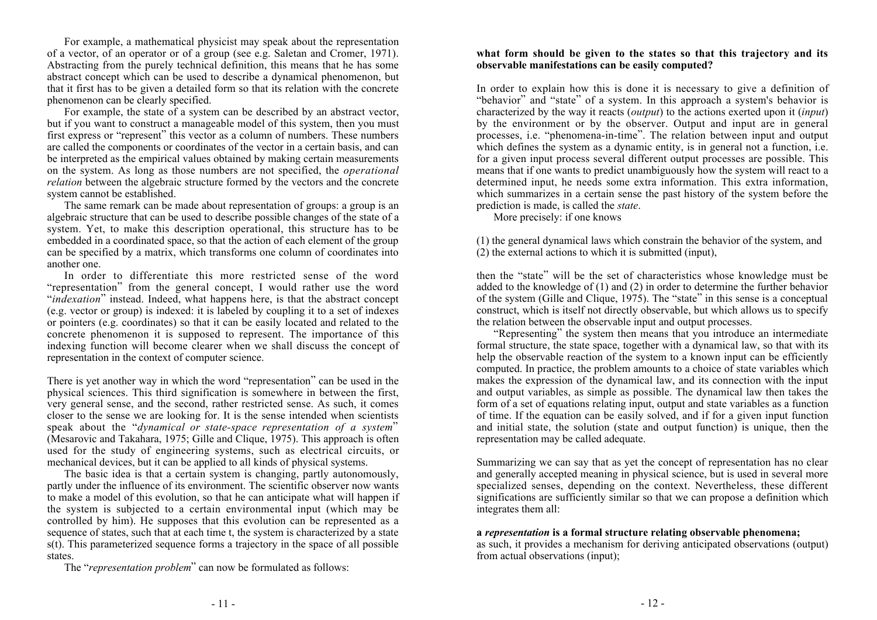For example, a mathematical physicist may speak about the representation of a vector, of an operator or of a group (see e.g. Saletan and Cromer, 1971). Abstracting from the purely technical definition, this means that he has some abstract concept which can be used to describe a dynamical phenomenon, but that it first has to be given a detailed form so that its relation with the concrete phenomenon can be clearly specified.

For example, the state of a system can be described by an abstract vector, but if you want to construct a manageable model of this system, then you must first express or "represent" this vector as a column of numbers. These numbers are called the components or coordinates of the vector in a certain basis, and can be interpreted as the empirical values obtained by making certain measurements on the system. As long as those numbers are not specified, the *operational relation* between the algebraic structure formed by the vectors and the concrete system cannot be established.

The same remark can be made about representation of groups: a group is an algebraic structure that can be used to describe possible changes of the state of a system. Yet, to make this description operational, this structure has to be embedded in a coordinated space, so that the action of each element of the group can be specified by a matrix, which transforms one column of coordinates into another one.

In order to differentiate this more restricted sense of the word "representation" from the general concept, I would rather use the word "*indexation*" instead. Indeed, what happens here, is that the abstract concept (e.g. vector or group) is indexed: it is labeled by coupling it to a set of indexes or pointers (e.g. coordinates) so that it can be easily located and related to the concrete phenomenon it is supposed to represent. The importance of this indexing function will become clearer when we shall discuss the concept of representation in the context of computer science.

There is yet another way in which the word "representation" can be used in the physical sciences. This third signification is somewhere in between the first, very general sense, and the second, rather restricted sense. As such, it comes closer to the sense we are looking for. It is the sense intended when scientists speak about the "*dynamical or state-space representation of a system*" (Mesarovic and Takahara, 1975; Gille and Clique, 1975). This approach is often used for the study of engineering systems, such as electrical circuits, or mechanical devices, but it can be applied to all kinds of physical systems.

The basic idea is that a certain system is changing, partly autonomously, partly under the influence of its environment. The scientific observer now wants to make a model of this evolution, so that he can anticipate what will happen if the system is subjected to a certain environmental input (which may be controlled by him). He supposes that this evolution can be represented as a sequence of states, such that at each time t, the system is characterized by a state s(t). This parameterized sequence forms a trajectory in the space of all possible states.

The "*representation problem*" can now be formulated as follows:

**what form should be given to the states so that this trajectory and its observable manifestations can be easily computed?**

In order to explain how this is done it is necessary to give a definition of "behavior" and "state" of a system. In this approach a system's behavior is characterized by the way it reacts (*output*) to the actions exerted upon it (*input*) by the environment or by the observer. Output and input are in general processes, i.e. "phenomena-in-time". The relation between input and output which defines the system as a dynamic entity, is in general not a function, i.e. for a given input process several different output processes are possible. This means that if one wants to predict unambiguously how the system will react to a determined input, he needs some extra information. This extra information, which summarizes in a certain sense the past history of the system before the prediction is made, is called the *state*.

More precisely: if one knows

(1) the general dynamical laws which constrain the behavior of the system, and
(2) the external actions to which it is submitted (input),

then the "state" will be the set of characteristics whose knowledge must be added to the knowledge of (1) and (2) in order to determine the further behavior of the system (Gille and Clique, 1975). The "state" in this sense is a conceptual construct, which is itself not directly observable, but which allows us to specify the relation between the observable input and output processes.

"Representing" the system then means that you introduce an intermediate formal structure, the state space, together with a dynamical law, so that with its help the observable reaction of the system to a known input can be efficiently computed. In practice, the problem amounts to a choice of state variables which makes the expression of the dynamical law, and its connection with the input and output variables, as simple as possible. The dynamical law then takes the form of a set of equations relating input, output and state variables as a function of time. If the equation can be easily solved, and if for a given input function and initial state, the solution (state and output function) is unique, then the representation may be called adequate.

Summarizing we can say that as yet the concept of representation has no clear and generally accepted meaning in physical science, but is used in several more specialized senses, depending on the context. Nevertheless, these different significations are sufficiently similar so that we can propose a definition which integrates them all:

**a *representation* is a formal structure relating observable phenomena;**
as such, it provides a mechanism for deriving anticipated observations (output) from actual observations (input);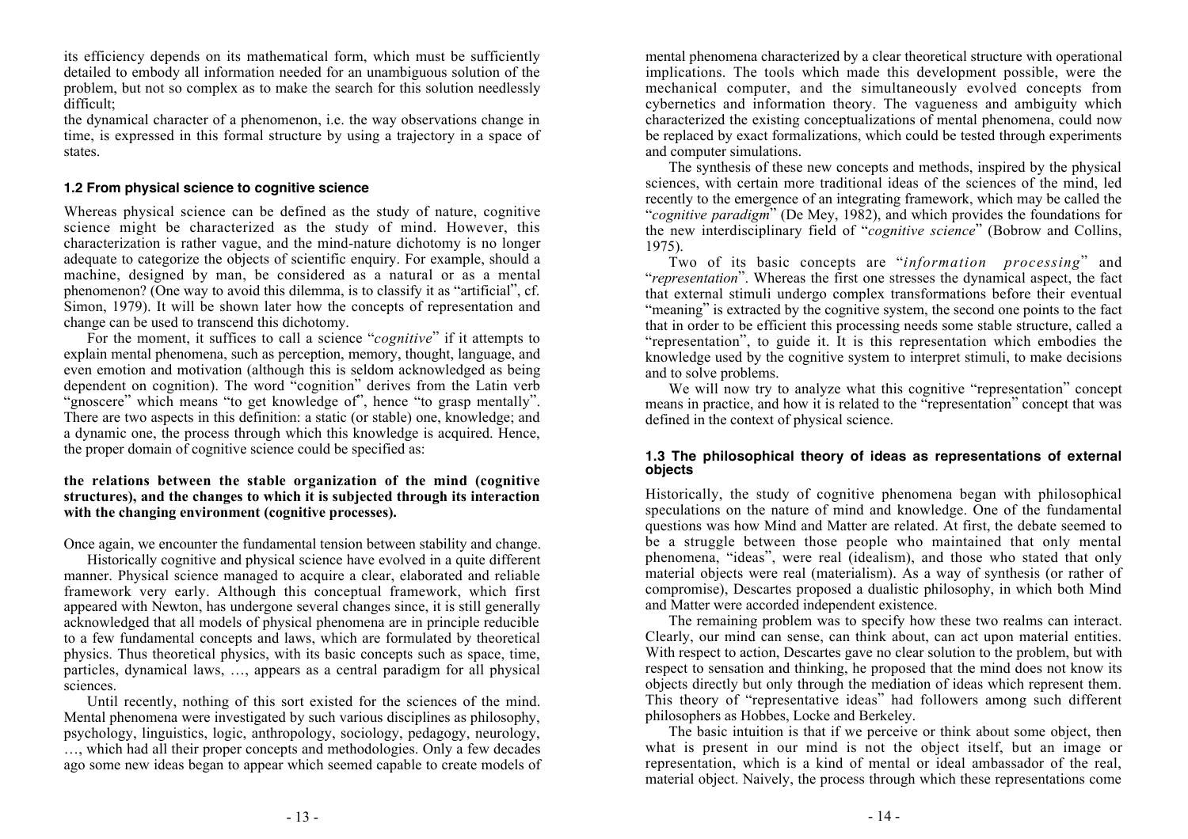its efficiency depends on its mathematical form, which must be sufficiently detailed to embody all information needed for an unambiguous solution of the problem, but not so complex as to make the search for this solution needlessly difficult;

the dynamical character of a phenomenon, i.e. the way observations change in time, is expressed in this formal structure by using a trajectory in a space of states.

### 1.2 From physical science to cognitive science

Whereas physical science can be defined as the study of nature, cognitive science might be characterized as the study of mind. However, this characterization is rather vague, and the mind-nature dichotomy is no longer adequate to categorize the objects of scientific enquiry. For example, should a machine, designed by man, be considered as a natural or as a mental phenomenon? (One way to avoid this dilemma, is to classify it as "artificial", cf. Simon, 1979). It will be shown later how the concepts of representation and change can be used to transcend this dichotomy.

For the moment, it suffices to call a science "*cognitive*" if it attempts to explain mental phenomena, such as perception, memory, thought, language, and even emotion and motivation (although this is seldom acknowledged as being dependent on cognition). The word "cognition" derives from the Latin verb "gnoscere" which means "to get knowledge of", hence "to grasp mentally". There are two aspects in this definition: a static (or stable) one, knowledge; and a dynamic one, the process through which this knowledge is acquired. Hence, the proper domain of cognitive science could be specified as:

**the relations between the stable organization of the mind (cognitive structures), and the changes to which it is subjected through its interaction with the changing environment (cognitive processes).**

Once again, we encounter the fundamental tension between stability and change.

Historically cognitive and physical science have evolved in a quite different manner. Physical science managed to acquire a clear, elaborated and reliable framework very early. Although this conceptual framework, which first appeared with Newton, has undergone several changes since, it is still generally acknowledged that all models of physical phenomena are in principle reducible to a few fundamental concepts and laws, which are formulated by theoretical physics. Thus theoretical physics, with its basic concepts such as space, time, particles, dynamical laws, …, appears as a central paradigm for all physical sciences.

Until recently, nothing of this sort existed for the sciences of the mind. Mental phenomena were investigated by such various disciplines as philosophy, psychology, linguistics, logic, anthropology, sociology, pedagogy, neurology, …, which had all their proper concepts and methodologies. Only a few decades ago some new ideas began to appear which seemed capable to create models of mental phenomena characterized by a clear theoretical structure with operational implications. The tools which made this development possible, were the mechanical computer, and the simultaneously evolved concepts from cybernetics and information theory. The vagueness and ambiguity which characterized the existing conceptualizations of mental phenomena, could now be replaced by exact formalizations, which could be tested through experiments and computer simulations.

The synthesis of these new concepts and methods, inspired by the physical sciences, with certain more traditional ideas of the sciences of the mind, led recently to the emergence of an integrating framework, which may be called the "*cognitive paradigm*" (De Mey, 1982), and which provides the foundations for the new interdisciplinary field of "*cognitive science*" (Bobrow and Collins, 1975).

Two of its basic concepts are "*information processing*" and "*representation*". Whereas the first one stresses the dynamical aspect, the fact that external stimuli undergo complex transformations before their eventual "meaning" is extracted by the cognitive system, the second one points to the fact that in order to be efficient this processing needs some stable structure, called a "representation", to guide it. It is this representation which embodies the knowledge used by the cognitive system to interpret stimuli, to make decisions and to solve problems.

We will now try to analyze what this cognitive "representation" concept means in practice, and how it is related to the "representation" concept that was defined in the context of physical science.

### 1.3 The philosophical theory of ideas as representations of external objects

Historically, the study of cognitive phenomena began with philosophical speculations on the nature of mind and knowledge. One of the fundamental questions was how Mind and Matter are related. At first, the debate seemed to be a struggle between those people who maintained that only mental phenomena, "ideas", were real (idealism), and those who stated that only material objects were real (materialism). As a way of synthesis (or rather of compromise), Descartes proposed a dualistic philosophy, in which both Mind and Matter were accorded independent existence.

The remaining problem was to specify how these two realms can interact. Clearly, our mind can sense, can think about, can act upon material entities. With respect to action, Descartes gave no clear solution to the problem, but with respect to sensation and thinking, he proposed that the mind does not know its objects directly but only through the mediation of ideas which represent them. This theory of "representative ideas" had followers among such different philosophers as Hobbes, Locke and Berkeley.

The basic intuition is that if we perceive or think about some object, then what is present in our mind is not the object itself, but an image or representation, which is a kind of mental or ideal ambassador of the real, material object. Naively, the process through which these representations come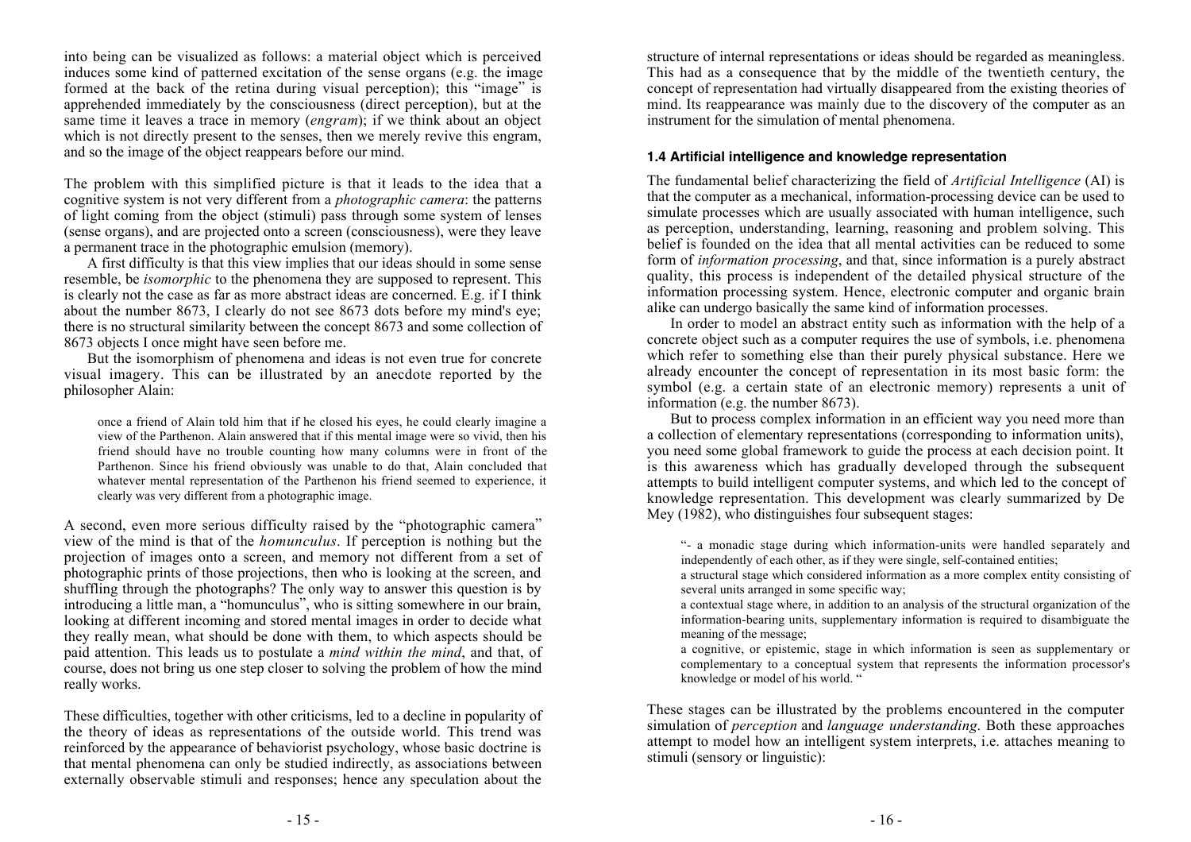into being can be visualized as follows: a material object which is perceived induces some kind of patterned excitation of the sense organs (e.g. the image formed at the back of the retina during visual perception); this "image" is apprehended immediately by the consciousness (direct perception), but at the same time it leaves a trace in memory (*engram*); if we think about an object which is not directly present to the senses, then we merely revive this engram, and so the image of the object reappears before our mind.

The problem with this simplified picture is that it leads to the idea that a cognitive system is not very different from a *photographic camera*: the patterns of light coming from the object (stimuli) pass through some system of lenses (sense organs), and are projected onto a screen (consciousness), were they leave a permanent trace in the photographic emulsion (memory).

A first difficulty is that this view implies that our ideas should in some sense resemble, be *isomorphic* to the phenomena they are supposed to represent. This is clearly not the case as far as more abstract ideas are concerned. E.g. if I think about the number 8673, I clearly do not see 8673 dots before my mind's eye; there is no structural similarity between the concept 8673 and some collection of 8673 objects I once might have seen before me.

But the isomorphism of phenomena and ideas is not even true for concrete visual imagery. This can be illustrated by an anecdote reported by the philosopher Alain:

> once a friend of Alain told him that if he closed his eyes, he could clearly imagine a view of the Parthenon. Alain answered that if this mental image were so vivid, then his friend should have no trouble counting how many columns were in front of the Parthenon. Since his friend obviously was unable to do that, Alain concluded that whatever mental representation of the Parthenon his friend seemed to experience, it clearly was very different from a photographic image.

A second, even more serious difficulty raised by the "photographic camera" view of the mind is that of the *homunculus*. If perception is nothing but the projection of images onto a screen, and memory not different from a set of photographic prints of those projections, then who is looking at the screen, and shuffling through the photographs? The only way to answer this question is by introducing a little man, a "homunculus", who is sitting somewhere in our brain, looking at different incoming and stored mental images in order to decide what they really mean, what should be done with them, to which aspects should be paid attention. This leads us to postulate a *mind within the mind*, and that, of course, does not bring us one step closer to solving the problem of how the mind really works.

These difficulties, together with other criticisms, led to a decline in popularity of the theory of ideas as representations of the outside world. This trend was reinforced by the appearance of behaviorist psychology, whose basic doctrine is that mental phenomena can only be studied indirectly, as associations between externally observable stimuli and responses; hence any speculation about the structure of internal representations or ideas should be regarded as meaningless. This had as a consequence that by the middle of the twentieth century, the concept of representation had virtually disappeared from the existing theories of mind. Its reappearance was mainly due to the discovery of the computer as an instrument for the simulation of mental phenomena.

### 1.4 Artificial intelligence and knowledge representation

The fundamental belief characterizing the field of *Artificial Intelligence* (AI) is that the computer as a mechanical, information-processing device can be used to simulate processes which are usually associated with human intelligence, such as perception, understanding, learning, reasoning and problem solving. This belief is founded on the idea that all mental activities can be reduced to some form of *information processing*, and that, since information is a purely abstract quality, this process is independent of the detailed physical structure of the information processing system. Hence, electronic computer and organic brain alike can undergo basically the same kind of information processes.

In order to model an abstract entity such as information with the help of a concrete object such as a computer requires the use of symbols, i.e. phenomena which refer to something else than their purely physical substance. Here we already encounter the concept of representation in its most basic form: the symbol (e.g. a certain state of an electronic memory) represents a unit of information (e.g. the number 8673).

But to process complex information in an efficient way you need more than a collection of elementary representations (corresponding to information units), you need some global framework to guide the process at each decision point. It is this awareness which has gradually developed through the subsequent attempts to build intelligent computer systems, and which led to the concept of knowledge representation. This development was clearly summarized by De Mey (1982), who distinguishes four subsequent stages:

> "- a monadic stage during which information-units were handled separately and independently of each other, as if they were single, self-contained entities;
> a structural stage which considered information as a more complex entity consisting of several units arranged in some specific way;
> a contextual stage where, in addition to an analysis of the structural organization of the information-bearing units, supplementary information is required to disambiguate the meaning of the message;
> a cognitive, or epistemic, stage in which information is seen as supplementary or complementary to a conceptual system that represents the information processor's knowledge or model of his world. "

These stages can be illustrated by the problems encountered in the computer simulation of *perception* and *language understanding*. Both these approaches attempt to model how an intelligent system interprets, i.e. attaches meaning to stimuli (sensory or linguistic):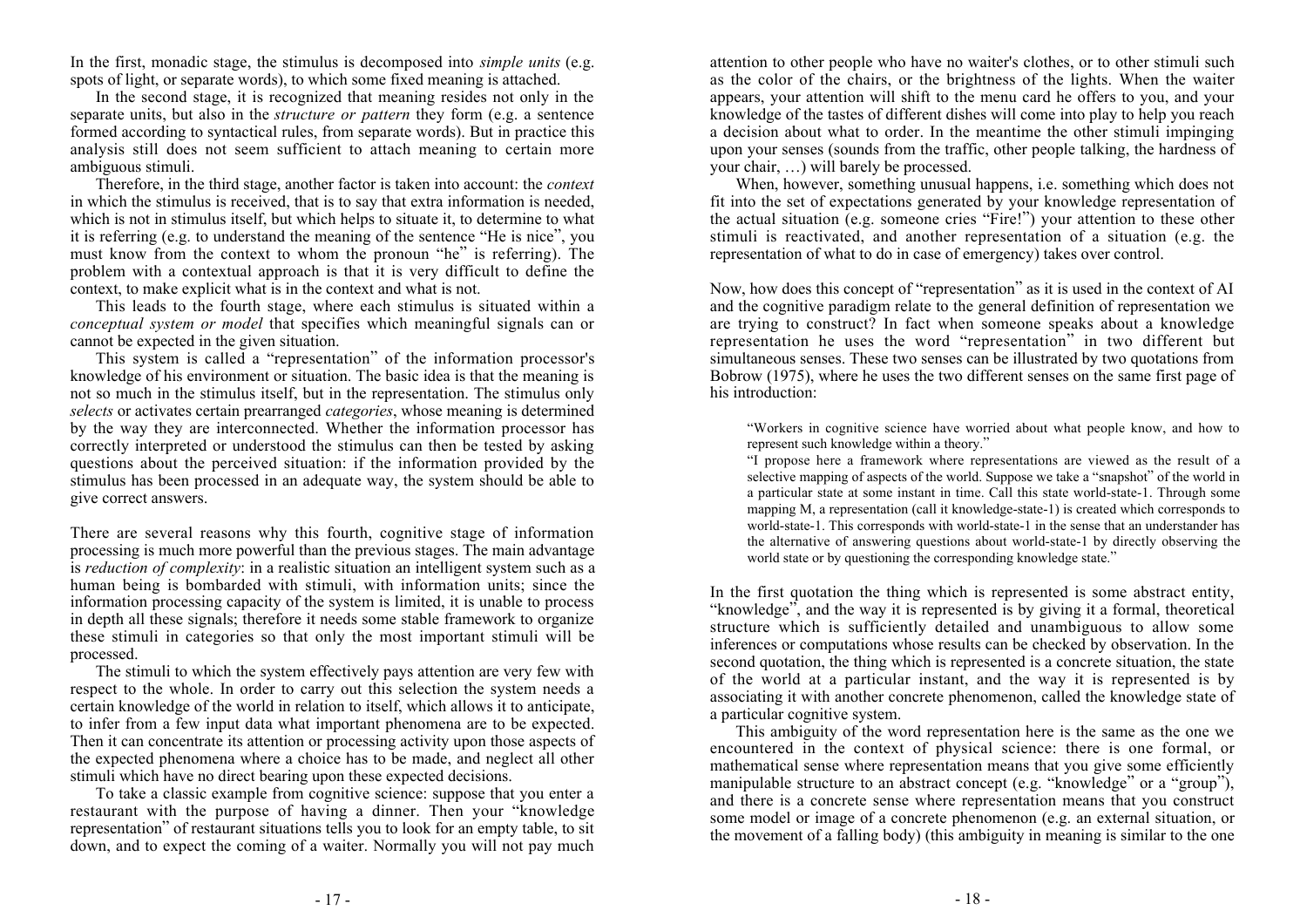In the first, monadic stage, the stimulus is decomposed into *simple units* (e.g. spots of light, or separate words), to which some fixed meaning is attached.

In the second stage, it is recognized that meaning resides not only in the separate units, but also in the *structure or pattern* they form (e.g. a sentence formed according to syntactical rules, from separate words). But in practice this analysis still does not seem sufficient to attach meaning to certain more ambiguous stimuli.

Therefore, in the third stage, another factor is taken into account: the *context* in which the stimulus is received, that is to say that extra information is needed, which is not in stimulus itself, but which helps to situate it, to determine to what it is referring (e.g. to understand the meaning of the sentence "He is nice", you must know from the context to whom the pronoun "he" is referring). The problem with a contextual approach is that it is very difficult to define the context, to make explicit what is in the context and what is not.

This leads to the fourth stage, where each stimulus is situated within a *conceptual system or model* that specifies which meaningful signals can or cannot be expected in the given situation.

This system is called a "representation" of the information processor's knowledge of his environment or situation. The basic idea is that the meaning is not so much in the stimulus itself, but in the representation. The stimulus only *selects* or activates certain prearranged *categories*, whose meaning is determined by the way they are interconnected. Whether the information processor has correctly interpreted or understood the stimulus can then be tested by asking questions about the perceived situation: if the information provided by the stimulus has been processed in an adequate way, the system should be able to give correct answers.

There are several reasons why this fourth, cognitive stage of information processing is much more powerful than the previous stages. The main advantage is *reduction of complexity*: in a realistic situation an intelligent system such as a human being is bombarded with stimuli, with information units; since the information processing capacity of the system is limited, it is unable to process in depth all these signals; therefore it needs some stable framework to organize these stimuli in categories so that only the most important stimuli will be processed.

The stimuli to which the system effectively pays attention are very few with respect to the whole. In order to carry out this selection the system needs a certain knowledge of the world in relation to itself, which allows it to anticipate, to infer from a few input data what important phenomena are to be expected. Then it can concentrate its attention or processing activity upon those aspects of the expected phenomena where a choice has to be made, and neglect all other stimuli which have no direct bearing upon these expected decisions.

To take a classic example from cognitive science: suppose that you enter a restaurant with the purpose of having a dinner. Then your "knowledge representation" of restaurant situations tells you to look for an empty table, to sit down, and to expect the coming of a waiter. Normally you will not pay much attention to other people who have no waiter's clothes, or to other stimuli such as the color of the chairs, or the brightness of the lights. When the waiter appears, your attention will shift to the menu card he offers to you, and your knowledge of the tastes of different dishes will come into play to help you reach a decision about what to order. In the meantime the other stimuli impinging upon your senses (sounds from the traffic, other people talking, the hardness of your chair, …) will barely be processed.

When, however, something unusual happens, i.e. something which does not fit into the set of expectations generated by your knowledge representation of the actual situation (e.g. someone cries "Fire!") your attention to these other stimuli is reactivated, and another representation of a situation (e.g. the representation of what to do in case of emergency) takes over control.

Now, how does this concept of "representation" as it is used in the context of AI and the cognitive paradigm relate to the general definition of representation we are trying to construct? In fact when someone speaks about a knowledge representation he uses the word "representation" in two different but simultaneous senses. These two senses can be illustrated by two quotations from Bobrow (1975), where he uses the two different senses on the same first page of his introduction:

> "Workers in cognitive science have worried about what people know, and how to represent such knowledge within a theory."
>
> "I propose here a framework where representations are viewed as the result of a selective mapping of aspects of the world. Suppose we take a "snapshot" of the world in a particular state at some instant in time. Call this state world-state-1. Through some mapping M, a representation (call it knowledge-state-1) is created which corresponds to world-state-1. This corresponds with world-state-1 in the sense that an understander has the alternative of answering questions about world-state-1 by directly observing the world state or by questioning the corresponding knowledge state."

In the first quotation the thing which is represented is some abstract entity, "knowledge", and the way it is represented is by giving it a formal, theoretical structure which is sufficiently detailed and unambiguous to allow some inferences or computations whose results can be checked by observation. In the second quotation, the thing which is represented is a concrete situation, the state of the world at a particular instant, and the way it is represented is by associating it with another concrete phenomenon, called the knowledge state of a particular cognitive system.

This ambiguity of the word representation here is the same as the one we encountered in the context of physical science: there is one formal, or mathematical sense where representation means that you give some efficiently manipulable structure to an abstract concept (e.g. "knowledge" or a "group"), and there is a concrete sense where representation means that you construct some model or image of a concrete phenomenon (e.g. an external situation, or the movement of a falling body) (this ambiguity in meaning is similar to the one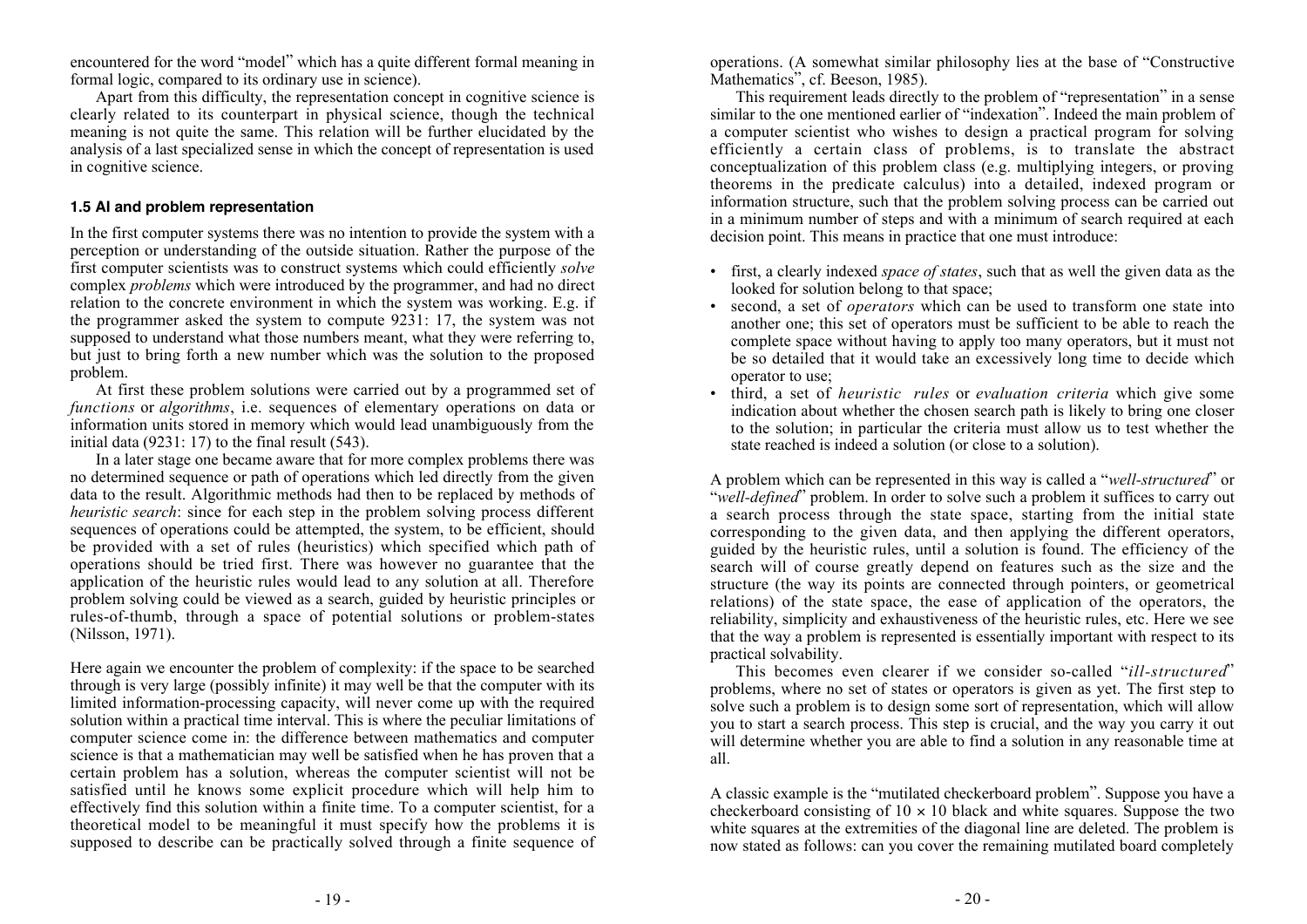encountered for the word "model" which has a quite different formal meaning in formal logic, compared to its ordinary use in science).

Apart from this difficulty, the representation concept in cognitive science is clearly related to its counterpart in physical science, though the technical meaning is not quite the same. This relation will be further elucidated by the analysis of a last specialized sense in which the concept of representation is used in cognitive science.

### 1.5 AI and problem representation

In the first computer systems there was no intention to provide the system with a perception or understanding of the outside situation. Rather the purpose of the first computer scientists was to construct systems which could efficiently *solve* complex *problems* which were introduced by the programmer, and had no direct relation to the concrete environment in which the system was working. E.g. if the programmer asked the system to compute 9231: 17, the system was not supposed to understand what those numbers meant, what they were referring to, but just to bring forth a new number which was the solution to the proposed problem.

At first these problem solutions were carried out by a programmed set of *functions* or *algorithms*, i.e. sequences of elementary operations on data or information units stored in memory which would lead unambiguously from the initial data (9231: 17) to the final result (543).

In a later stage one became aware that for more complex problems there was no determined sequence or path of operations which led directly from the given data to the result. Algorithmic methods had then to be replaced by methods of *heuristic search*: since for each step in the problem solving process different sequences of operations could be attempted, the system, to be efficient, should be provided with a set of rules (heuristics) which specified which path of operations should be tried first. There was however no guarantee that the application of the heuristic rules would lead to any solution at all. Therefore problem solving could be viewed as a search, guided by heuristic principles or rules-of-thumb, through a space of potential solutions or problem-states (Nilsson, 1971).

Here again we encounter the problem of complexity: if the space to be searched through is very large (possibly infinite) it may well be that the computer with its limited information-processing capacity, will never come up with the required solution within a practical time interval. This is where the peculiar limitations of computer science come in: the difference between mathematics and computer science is that a mathematician may well be satisfied when he has proven that a certain problem has a solution, whereas the computer scientist will not be satisfied until he knows some explicit procedure which will help him to effectively find this solution within a finite time. To a computer scientist, for a theoretical model to be meaningful it must specify how the problems it is supposed to describe can be practically solved through a finite sequence of operations. (A somewhat similar philosophy lies at the base of "Constructive Mathematics", cf. Beeson, 1985).

This requirement leads directly to the problem of "representation" in a sense similar to the one mentioned earlier of "indexation". Indeed the main problem of a computer scientist who wishes to design a practical program for solving efficiently a certain class of problems, is to translate the abstract conceptualization of this problem class (e.g. multiplying integers, or proving theorems in the predicate calculus) into a detailed, indexed program or information structure, such that the problem solving process can be carried out in a minimum number of steps and with a minimum of search required at each decision point. This means in practice that one must introduce:

- first, a clearly indexed *space of states*, such that as well the given data as the looked for solution belong to that space;
- second, a set of *operators* which can be used to transform one state into another one; this set of operators must be sufficient to be able to reach the complete space without having to apply too many operators, but it must not be so detailed that it would take an excessively long time to decide which operator to use;
- third, a set of *heuristic rules* or *evaluation criteria* which give some indication about whether the chosen search path is likely to bring one closer to the solution; in particular the criteria must allow us to test whether the state reached is indeed a solution (or close to a solution).

A problem which can be represented in this way is called a "*well-structured*" or "*well-defined*" problem. In order to solve such a problem it suffices to carry out a search process through the state space, starting from the initial state corresponding to the given data, and then applying the different operators, guided by the heuristic rules, until a solution is found. The efficiency of the search will of course greatly depend on features such as the size and the structure (the way its points are connected through pointers, or geometrical relations) of the state space, the ease of application of the operators, the reliability, simplicity and exhaustiveness of the heuristic rules, etc. Here we see that the way a problem is represented is essentially important with respect to its practical solvability.

This becomes even clearer if we consider so-called "*ill-structured*" problems, where no set of states or operators is given as yet. The first step to solve such a problem is to design some sort of representation, which will allow you to start a search process. This step is crucial, and the way you carry it out will determine whether you are able to find a solution in any reasonable time at all.

A classic example is the "mutilated checkerboard problem". Suppose you have a checkerboard consisting of $10 \times 10$ black and white squares. Suppose the two white squares at the extremities of the diagonal line are deleted. The problem is now stated as follows: can you cover the remaining mutilated board completely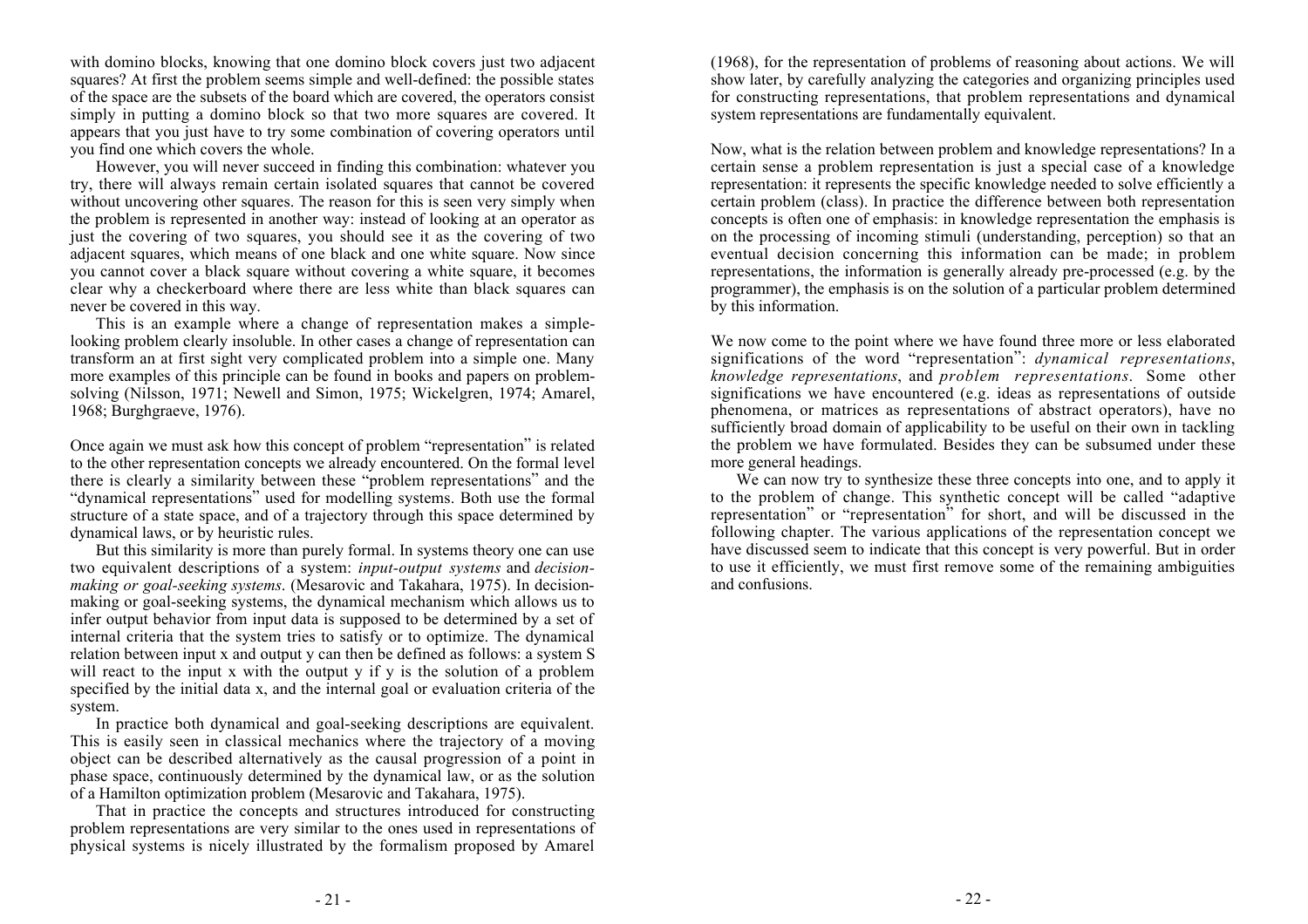with domino blocks, knowing that one domino block covers just two adjacent squares? At first the problem seems simple and well-defined: the possible states of the space are the subsets of the board which are covered, the operators consist simply in putting a domino block so that two more squares are covered. It appears that you just have to try some combination of covering operators until you find one which covers the whole.

However, you will never succeed in finding this combination: whatever you try, there will always remain certain isolated squares that cannot be covered without uncovering other squares. The reason for this is seen very simply when the problem is represented in another way: instead of looking at an operator as just the covering of two squares, you should see it as the covering of two adjacent squares, which means of one black and one white square. Now since you cannot cover a black square without covering a white square, it becomes clear why a checkerboard where there are less white than black squares can never be covered in this way.

This is an example where a change of representation makes a simple-looking problem clearly insoluble. In other cases a change of representation can transform an at first sight very complicated problem into a simple one. Many more examples of this principle can be found in books and papers on problem-solving (Nilsson, 1971; Newell and Simon, 1975; Wickelgren, 1974; Amarel, 1968; Burghgraeve, 1976).

Once again we must ask how this concept of problem "representation" is related to the other representation concepts we already encountered. On the formal level there is clearly a similarity between these "problem representations" and the "dynamical representations" used for modelling systems. Both use the formal structure of a state space, and of a trajectory through this space determined by dynamical laws, or by heuristic rules.

But this similarity is more than purely formal. In systems theory one can use two equivalent descriptions of a system: *input-output systems* and *decision-making or goal-seeking systems*. (Mesarovic and Takahara, 1975). In decision-making or goal-seeking systems, the dynamical mechanism which allows us to infer output behavior from input data is supposed to be determined by a set of internal criteria that the system tries to satisfy or to optimize. The dynamical relation between input x and output y can then be defined as follows: a system S will react to the input x with the output y if y is the solution of a problem specified by the initial data x, and the internal goal or evaluation criteria of the system.

In practice both dynamical and goal-seeking descriptions are equivalent. This is easily seen in classical mechanics where the trajectory of a moving object can be described alternatively as the causal progression of a point in phase space, continuously determined by the dynamical law, or as the solution of a Hamilton optimization problem (Mesarovic and Takahara, 1975).

That in practice the concepts and structures introduced for constructing problem representations are very similar to the ones used in representations of physical systems is nicely illustrated by the formalism proposed by Amarel (1968), for the representation of problems of reasoning about actions. We will show later, by carefully analyzing the categories and organizing principles used for constructing representations, that problem representations and dynamical system representations are fundamentally equivalent.

Now, what is the relation between problem and knowledge representations? In a certain sense a problem representation is just a special case of a knowledge representation: it represents the specific knowledge needed to solve efficiently a certain problem (class). In practice the difference between both representation concepts is often one of emphasis: in knowledge representation the emphasis is on the processing of incoming stimuli (understanding, perception) so that an eventual decision concerning this information can be made; in problem representations, the information is generally already pre-processed (e.g. by the programmer), the emphasis is on the solution of a particular problem determined by this information.

We now come to the point where we have found three more or less elaborated significations of the word "representation": *dynamical representations*, *knowledge representations*, and *problem representations*. Some other significations we have encountered (e.g. ideas as representations of outside phenomena, or matrices as representations of abstract operators), have no sufficiently broad domain of applicability to be useful on their own in tackling the problem we have formulated. Besides they can be subsumed under these more general headings.

We can now try to synthesize these three concepts into one, and to apply it to the problem of change. This synthetic concept will be called "adaptive representation" or "representation" for short, and will be discussed in the following chapter. The various applications of the representation concept we have discussed seem to indicate that this concept is very powerful. But in order to use it efficiently, we must first remove some of the remaining ambiguities and confusions.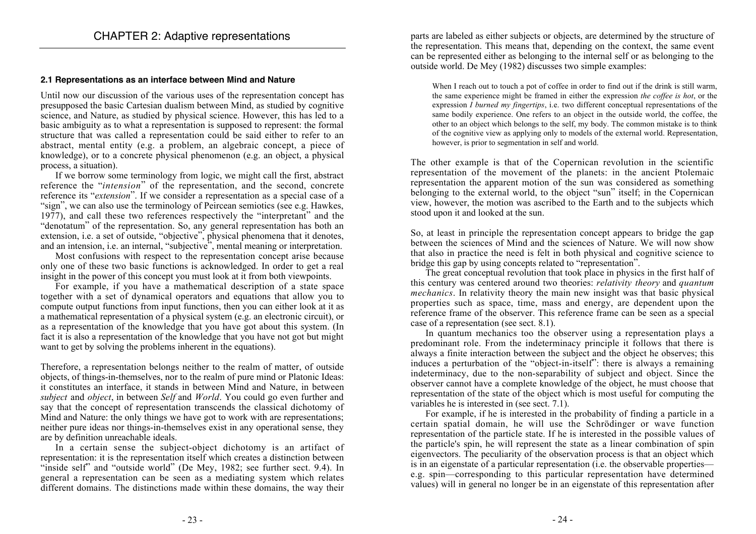# CHAPTER 2: Adaptive representations

### 2.1 Representations as an interface between Mind and Nature

Until now our discussion of the various uses of the representation concept has presupposed the basic Cartesian dualism between Mind, as studied by cognitive science, and Nature, as studied by physical science. However, this has led to a basic ambiguity as to what a representation is supposed to represent: the formal structure that was called a representation could be said either to refer to an abstract, mental entity (e.g. a problem, an algebraic concept, a piece of knowledge), or to a concrete physical phenomenon (e.g. an object, a physical process, a situation).

If we borrow some terminology from logic, we might call the first, abstract reference the "*intension*" of the representation, and the second, concrete reference its "*extension*". If we consider a representation as a special case of a "sign", we can also use the terminology of Peircean semiotics (see e.g. Hawkes, 1977), and call these two references respectively the "interpretant" and the "denotatum" of the representation. So, any general representation has both an extension, i.e. a set of outside, "objective", physical phenomena that it denotes, and an intension, i.e. an internal, "subjective", mental meaning or interpretation.

Most confusions with respect to the representation concept arise because only one of these two basic functions is acknowledged. In order to get a real insight in the power of this concept you must look at it from both viewpoints.

For example, if you have a mathematical description of a state space together with a set of dynamical operators and equations that allow you to compute output functions from input functions, then you can either look at it as a mathematical representation of a physical system (e.g. an electronic circuit), or as a representation of the knowledge that you have got about this system. (In fact it is also a representation of the knowledge that you have not got but might want to get by solving the problems inherent in the equations).

Therefore, a representation belongs neither to the realm of matter, of outside objects, of things-in-themselves, nor to the realm of pure mind or Platonic Ideas: it constitutes an interface, it stands in between Mind and Nature, in between *subject* and *object*, in between *Self* and *World*. You could go even further and say that the concept of representation transcends the classical dichotomy of Mind and Nature: the only things we have got to work with are representations; neither pure ideas nor things-in-themselves exist in any operational sense, they are by definition unreachable ideals.

In a certain sense the subject-object dichotomy is an artifact of representation: it is the representation itself which creates a distinction between "inside self" and "outside world" (De Mey, 1982; see further sect. 9.4). In general a representation can be seen as a mediating system which relates different domains. The distinctions made within these domains, the way their parts are labeled as either subjects or objects, are determined by the structure of the representation. This means that, depending on the context, the same event can be represented either as belonging to the internal self or as belonging to the outside world. De Mey (1982) discusses two simple examples:

> When I reach out to touch a pot of coffee in order to find out if the drink is still warm, the same experience might be framed in either the expression *the coffee is hot*, or the expression *I burned my fingertips*, i.e. two different conceptual representations of the same bodily experience. One refers to an object in the outside world, the coffee, the other to an object which belongs to the self, my body. The common mistake is to think of the cognitive view as applying only to models of the external world. Representation, however, is prior to segmentation in self and world.

The other example is that of the Copernican revolution in the scientific representation of the movement of the planets: in the ancient Ptolemaic representation the apparent motion of the sun was considered as something belonging to the external world, to the object "sun" itself; in the Copernican view, however, the motion was ascribed to the Earth and to the subjects which stood upon it and looked at the sun.

So, at least in principle the representation concept appears to bridge the gap between the sciences of Mind and the sciences of Nature. We will now show that also in practice the need is felt in both physical and cognitive science to bridge this gap by using concepts related to "representation".

The great conceptual revolution that took place in physics in the first half of this century was centered around two theories: *relativity theory* and *quantum mechanics*. In relativity theory the main new insight was that basic physical properties such as space, time, mass and energy, are dependent upon the reference frame of the observer. This reference frame can be seen as a special case of a representation (see sect. 8.1).

In quantum mechanics too the observer using a representation plays a predominant role. From the indeterminacy principle it follows that there is always a finite interaction between the subject and the object he observes; this induces a perturbation of the "object-in-itself": there is always a remaining indeterminacy, due to the non-separability of subject and object. Since the observer cannot have a complete knowledge of the object, he must choose that representation of the state of the object which is most useful for computing the variables he is interested in (see sect. 7.1).

For example, if he is interested in the probability of finding a particle in a certain spatial domain, he will use the Schrödinger or wave function representation of the particle state. If he is interested in the possible values of the particle's spin, he will represent the state as a linear combination of spin eigenvectors. The peculiarity of the observation process is that an object which is in an eigenstate of a particular representation (i.e. the observable properties—e.g. spin—corresponding to this particular representation have determined values) will in general no longer be in an eigenstate of this representation after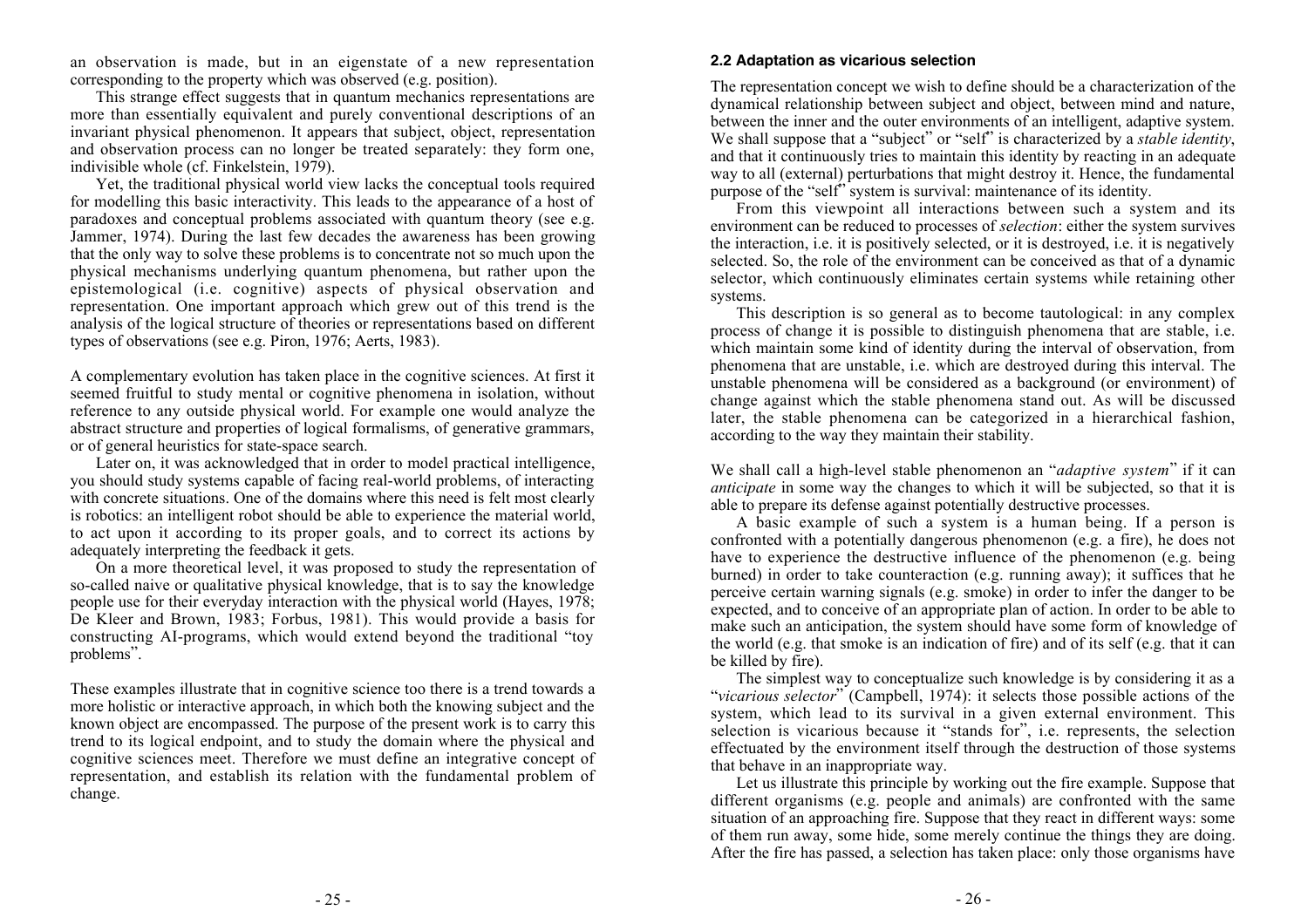an observation is made, but in an eigenstate of a new representation corresponding to the property which was observed (e.g. position).

This strange effect suggests that in quantum mechanics representations are more than essentially equivalent and purely conventional descriptions of an invariant physical phenomenon. It appears that subject, object, representation and observation process can no longer be treated separately: they form one, indivisible whole (cf. Finkelstein, 1979).

Yet, the traditional physical world view lacks the conceptual tools required for modelling this basic interactivity. This leads to the appearance of a host of paradoxes and conceptual problems associated with quantum theory (see e.g. Jammer, 1974). During the last few decades the awareness has been growing that the only way to solve these problems is to concentrate not so much upon the physical mechanisms underlying quantum phenomena, but rather upon the epistemological (i.e. cognitive) aspects of physical observation and representation. One important approach which grew out of this trend is the analysis of the logical structure of theories or representations based on different types of observations (see e.g. Piron, 1976; Aerts, 1983).

A complementary evolution has taken place in the cognitive sciences. At first it seemed fruitful to study mental or cognitive phenomena in isolation, without reference to any outside physical world. For example one would analyze the abstract structure and properties of logical formalisms, of generative grammars, or of general heuristics for state-space search.

Later on, it was acknowledged that in order to model practical intelligence, you should study systems capable of facing real-world problems, of interacting with concrete situations. One of the domains where this need is felt most clearly is robotics: an intelligent robot should be able to experience the material world, to act upon it according to its proper goals, and to correct its actions by adequately interpreting the feedback it gets.

On a more theoretical level, it was proposed to study the representation of so-called naive or qualitative physical knowledge, that is to say the knowledge people use for their everyday interaction with the physical world (Hayes, 1978; De Kleer and Brown, 1983; Forbus, 1981). This would provide a basis for constructing AI-programs, which would extend beyond the traditional "toy problems".

These examples illustrate that in cognitive science too there is a trend towards a more holistic or interactive approach, in which both the knowing subject and the known object are encompassed. The purpose of the present work is to carry this trend to its logical endpoint, and to study the domain where the physical and cognitive sciences meet. Therefore we must define an integrative concept of representation, and establish its relation with the fundamental problem of change.

### 2.2 Adaptation as vicarious selection

The representation concept we wish to define should be a characterization of the dynamical relationship between subject and object, between mind and nature, between the inner and the outer environments of an intelligent, adaptive system. We shall suppose that a "subject" or "self" is characterized by a *stable identity*, and that it continuously tries to maintain this identity by reacting in an adequate way to all (external) perturbations that might destroy it. Hence, the fundamental purpose of the "self" system is survival: maintenance of its identity.

From this viewpoint all interactions between such a system and its environment can be reduced to processes of *selection*: either the system survives the interaction, i.e. it is positively selected, or it is destroyed, i.e. it is negatively selected. So, the role of the environment can be conceived as that of a dynamic selector, which continuously eliminates certain systems while retaining other systems.

This description is so general as to become tautological: in any complex process of change it is possible to distinguish phenomena that are stable, i.e. which maintain some kind of identity during the interval of observation, from phenomena that are unstable, i.e. which are destroyed during this interval. The unstable phenomena will be considered as a background (or environment) of change against which the stable phenomena stand out. As will be discussed later, the stable phenomena can be categorized in a hierarchical fashion, according to the way they maintain their stability.

We shall call a high-level stable phenomenon an "*adaptive system*" if it can *anticipate* in some way the changes to which it will be subjected, so that it is able to prepare its defense against potentially destructive processes.

A basic example of such a system is a human being. If a person is confronted with a potentially dangerous phenomenon (e.g. a fire), he does not have to experience the destructive influence of the phenomenon (e.g. being burned) in order to take counteraction (e.g. running away); it suffices that he perceive certain warning signals (e.g. smoke) in order to infer the danger to be expected, and to conceive of an appropriate plan of action. In order to be able to make such an anticipation, the system should have some form of knowledge of the world (e.g. that smoke is an indication of fire) and of its self (e.g. that it can be killed by fire).

The simplest way to conceptualize such knowledge is by considering it as a "*vicarious selector*" (Campbell, 1974): it selects those possible actions of the system, which lead to its survival in a given external environment. This selection is vicarious because it "stands for", i.e. represents, the selection effectuated by the environment itself through the destruction of those systems that behave in an inappropriate way.

Let us illustrate this principle by working out the fire example. Suppose that different organisms (e.g. people and animals) are confronted with the same situation of an approaching fire. Suppose that they react in different ways: some of them run away, some hide, some merely continue the things they are doing. After the fire has passed, a selection has taken place: only those organisms have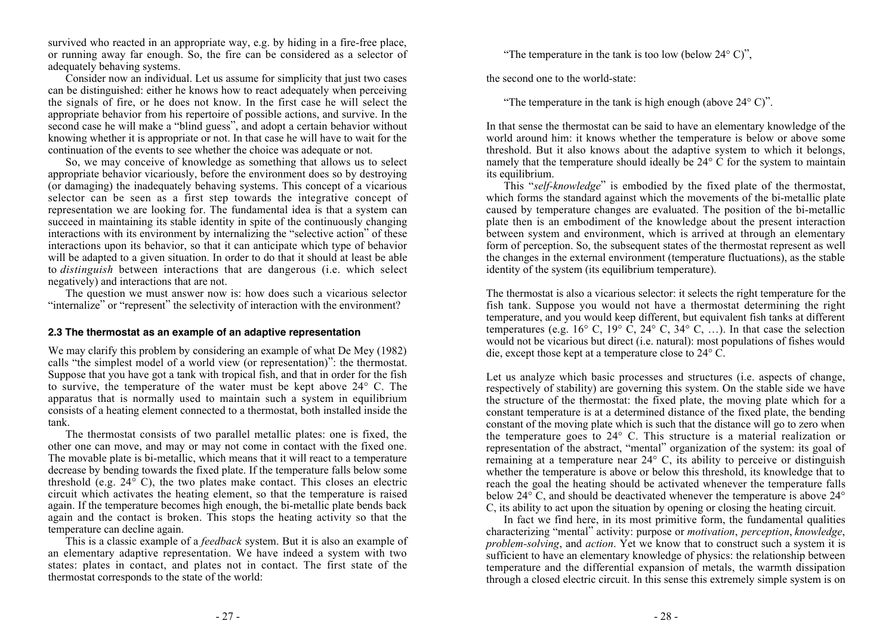survived who reacted in an appropriate way, e.g. by hiding in a fire-free place, or running away far enough. So, the fire can be considered as a selector of adequately behaving systems.

Consider now an individual. Let us assume for simplicity that just two cases can be distinguished: either he knows how to react adequately when perceiving the signals of fire, or he does not know. In the first case he will select the appropriate behavior from his repertoire of possible actions, and survive. In the second case he will make a "blind guess", and adopt a certain behavior without knowing whether it is appropriate or not. In that case he will have to wait for the continuation of the events to see whether the choice was adequate or not.

So, we may conceive of knowledge as something that allows us to select appropriate behavior vicariously, before the environment does so by destroying (or damaging) the inadequately behaving systems. This concept of a vicarious selector can be seen as a first step towards the integrative concept of representation we are looking for. The fundamental idea is that a system can succeed in maintaining its stable identity in spite of the continuously changing interactions with its environment by internalizing the "selective action" of these interactions upon its behavior, so that it can anticipate which type of behavior will be adapted to a given situation. In order to do that it should at least be able to *distinguish* between interactions that are dangerous (i.e. which select negatively) and interactions that are not.

The question we must answer now is: how does such a vicarious selector "internalize" or "represent" the selectivity of interaction with the environment?

### 2.3 The thermostat as an example of an adaptive representation

We may clarify this problem by considering an example of what De Mey (1982) calls "the simplest model of a world view (or representation)": the thermostat. Suppose that you have got a tank with tropical fish, and that in order for the fish to survive, the temperature of the water must be kept above 24° C. The apparatus that is normally used to maintain such a system in equilibrium consists of a heating element connected to a thermostat, both installed inside the tank.

The thermostat consists of two parallel metallic plates: one is fixed, the other one can move, and may or may not come in contact with the fixed one. The movable plate is bi-metallic, which means that it will react to a temperature decrease by bending towards the fixed plate. If the temperature falls below some threshold (e.g. 24° C), the two plates make contact. This closes an electric circuit which activates the heating element, so that the temperature is raised again. If the temperature becomes high enough, the bi-metallic plate bends back again and the contact is broken. This stops the heating activity so that the temperature can decline again.

This is a classic example of a *feedback* system. But it is also an example of an elementary adaptive representation. We have indeed a system with two states: plates in contact, and plates not in contact. The first state of the thermostat corresponds to the state of the world:

"The temperature in the tank is too low (below 24° C)",

the second one to the world-state:

"The temperature in the tank is high enough (above 24° C)".

In that sense the thermostat can be said to have an elementary knowledge of the world around him: it knows whether the temperature is below or above some threshold. But it also knows about the adaptive system to which it belongs, namely that the temperature should ideally be 24° C for the system to maintain its equilibrium.

This "*self-knowledge*" is embodied by the fixed plate of the thermostat, which forms the standard against which the movements of the bi-metallic plate caused by temperature changes are evaluated. The position of the bi-metallic plate then is an embodiment of the knowledge about the present interaction between system and environment, which is arrived at through an elementary form of perception. So, the subsequent states of the thermostat represent as well the changes in the external environment (temperature fluctuations), as the stable identity of the system (its equilibrium temperature).

The thermostat is also a vicarious selector: it selects the right temperature for the fish tank. Suppose you would not have a thermostat determining the right temperature, and you would keep different, but equivalent fish tanks at different temperatures (e.g. 16° C, 19° C, 24° C, 34° C, …). In that case the selection would not be vicarious but direct (i.e. natural): most populations of fishes would die, except those kept at a temperature close to 24° C.

Let us analyze which basic processes and structures (i.e. aspects of change, respectively of stability) are governing this system. On the stable side we have the structure of the thermostat: the fixed plate, the moving plate which for a constant temperature is at a determined distance of the fixed plate, the bending constant of the moving plate which is such that the distance will go to zero when the temperature goes to 24° C. This structure is a material realization or representation of the abstract, "mental" organization of the system: its goal of remaining at a temperature near 24° C, its ability to perceive or distinguish whether the temperature is above or below this threshold, its knowledge that to reach the goal the heating should be activated whenever the temperature falls below 24° C, and should be deactivated whenever the temperature is above 24° C, its ability to act upon the situation by opening or closing the heating circuit.

In fact we find here, in its most primitive form, the fundamental qualities characterizing "mental" activity: purpose or *motivation*, *perception*, *knowledge*, *problem-solving*, and *action*. Yet we know that to construct such a system it is sufficient to have an elementary knowledge of physics: the relationship between temperature and the differential expansion of metals, the warmth dissipation through a closed electric circuit. In this sense this extremely simple system is on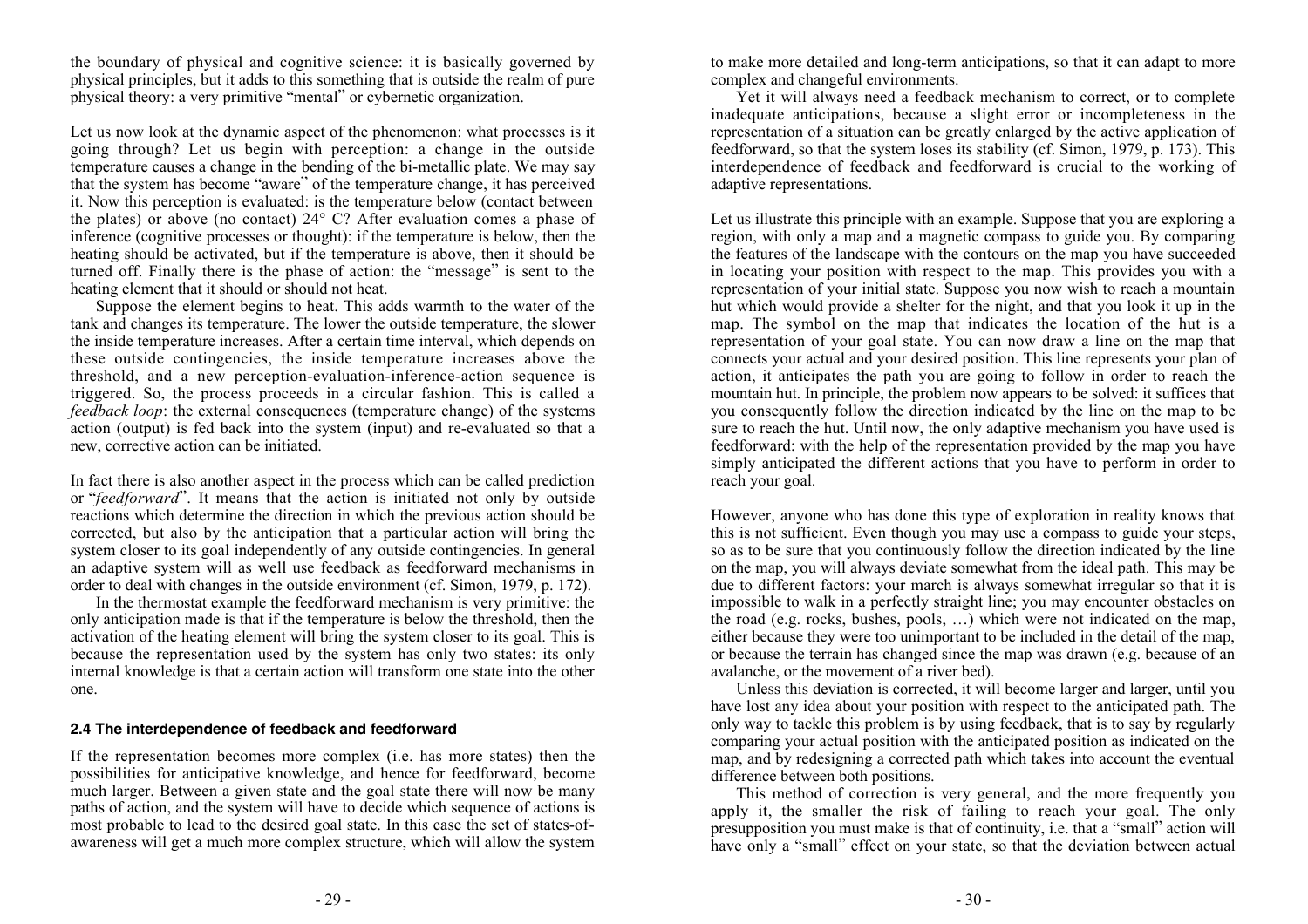the boundary of physical and cognitive science: it is basically governed by physical principles, but it adds to this something that is outside the realm of pure physical theory: a very primitive "mental" or cybernetic organization.

Let us now look at the dynamic aspect of the phenomenon: what processes is it going through? Let us begin with perception: a change in the outside temperature causes a change in the bending of the bi-metallic plate. We may say that the system has become "aware" of the temperature change, it has perceived it. Now this perception is evaluated: is the temperature below (contact between the plates) or above (no contact) 24° C? After evaluation comes a phase of inference (cognitive processes or thought): if the temperature is below, then the heating should be activated, but if the temperature is above, then it should be turned off. Finally there is the phase of action: the "message" is sent to the heating element that it should or should not heat.

Suppose the element begins to heat. This adds warmth to the water of the tank and changes its temperature. The lower the outside temperature, the slower the inside temperature increases. After a certain time interval, which depends on these outside contingencies, the inside temperature increases above the threshold, and a new perception-evaluation-inference-action sequence is triggered. So, the process proceeds in a circular fashion. This is called a *feedback loop*: the external consequences (temperature change) of the systems action (output) is fed back into the system (input) and re-evaluated so that a new, corrective action can be initiated.

In fact there is also another aspect in the process which can be called prediction or "*feedforward*". It means that the action is initiated not only by outside reactions which determine the direction in which the previous action should be corrected, but also by the anticipation that a particular action will bring the system closer to its goal independently of any outside contingencies. In general an adaptive system will as well use feedback as feedforward mechanisms in order to deal with changes in the outside environment (cf. Simon, 1979, p. 172).

In the thermostat example the feedforward mechanism is very primitive: the only anticipation made is that if the temperature is below the threshold, then the activation of the heating element will bring the system closer to its goal. This is because the representation used by the system has only two states: its only internal knowledge is that a certain action will transform one state into the other one.

### 2.4 The interdependence of feedback and feedforward

If the representation becomes more complex (i.e. has more states) then the possibilities for anticipative knowledge, and hence for feedforward, become much larger. Between a given state and the goal state there will now be many paths of action, and the system will have to decide which sequence of actions is most probable to lead to the desired goal state. In this case the set of states-of-awareness will get a much more complex structure, which will allow the system to make more detailed and long-term anticipations, so that it can adapt to more complex and changeful environments.

Yet it will always need a feedback mechanism to correct, or to complete inadequate anticipations, because a slight error or incompleteness in the representation of a situation can be greatly enlarged by the active application of feedforward, so that the system loses its stability (cf. Simon, 1979, p. 173). This interdependence of feedback and feedforward is crucial to the working of adaptive representations.

Let us illustrate this principle with an example. Suppose that you are exploring a region, with only a map and a magnetic compass to guide you. By comparing the features of the landscape with the contours on the map you have succeeded in locating your position with respect to the map. This provides you with a representation of your initial state. Suppose you now wish to reach a mountain hut which would provide a shelter for the night, and that you look it up in the map. The symbol on the map that indicates the location of the hut is a representation of your goal state. You can now draw a line on the map that connects your actual and your desired position. This line represents your plan of action, it anticipates the path you are going to follow in order to reach the mountain hut. In principle, the problem now appears to be solved: it suffices that you consequently follow the direction indicated by the line on the map to be sure to reach the hut. Until now, the only adaptive mechanism you have used is feedforward: with the help of the representation provided by the map you have simply anticipated the different actions that you have to perform in order to reach your goal.

However, anyone who has done this type of exploration in reality knows that this is not sufficient. Even though you may use a compass to guide your steps, so as to be sure that you continuously follow the direction indicated by the line on the map, you will always deviate somewhat from the ideal path. This may be due to different factors: your march is always somewhat irregular so that it is impossible to walk in a perfectly straight line; you may encounter obstacles on the road (e.g. rocks, bushes, pools, …) which were not indicated on the map, either because they were too unimportant to be included in the detail of the map, or because the terrain has changed since the map was drawn (e.g. because of an avalanche, or the movement of a river bed).

Unless this deviation is corrected, it will become larger and larger, until you have lost any idea about your position with respect to the anticipated path. The only way to tackle this problem is by using feedback, that is to say by regularly comparing your actual position with the anticipated position as indicated on the map, and by redesigning a corrected path which takes into account the eventual difference between both positions.

This method of correction is very general, and the more frequently you apply it, the smaller the risk of failing to reach your goal. The only presupposition you must make is that of continuity, i.e. that a "small" action will have only a "small" effect on your state, so that the deviation between actual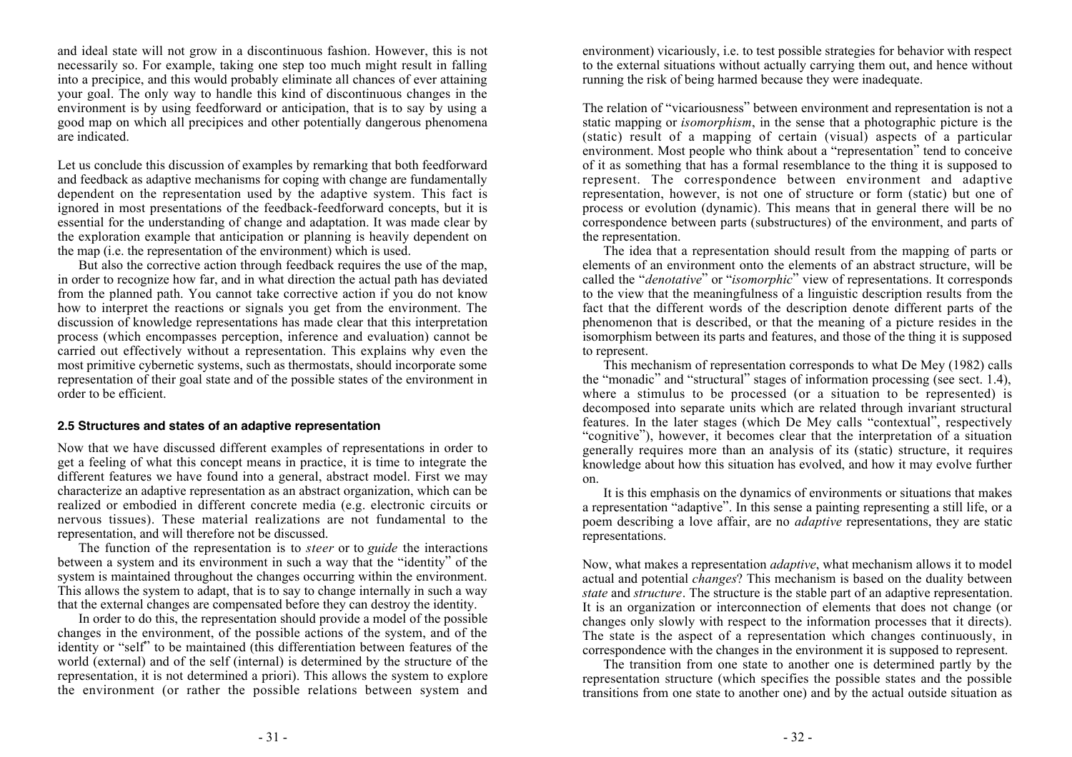and ideal state will not grow in a discontinuous fashion. However, this is not necessarily so. For example, taking one step too much might result in falling into a precipice, and this would probably eliminate all chances of ever attaining your goal. The only way to handle this kind of discontinuous changes in the environment is by using feedforward or anticipation, that is to say by using a good map on which all precipices and other potentially dangerous phenomena are indicated.

Let us conclude this discussion of examples by remarking that both feedforward and feedback as adaptive mechanisms for coping with change are fundamentally dependent on the representation used by the adaptive system. This fact is ignored in most presentations of the feedback-feedforward concepts, but it is essential for the understanding of change and adaptation. It was made clear by the exploration example that anticipation or planning is heavily dependent on the map (i.e. the representation of the environment) which is used.

But also the corrective action through feedback requires the use of the map, in order to recognize how far, and in what direction the actual path has deviated from the planned path. You cannot take corrective action if you do not know how to interpret the reactions or signals you get from the environment. The discussion of knowledge representations has made clear that this interpretation process (which encompasses perception, inference and evaluation) cannot be carried out effectively without a representation. This explains why even the most primitive cybernetic systems, such as thermostats, should incorporate some representation of their goal state and of the possible states of the environment in order to be efficient.

### 2.5 Structures and states of an adaptive representation

Now that we have discussed different examples of representations in order to get a feeling of what this concept means in practice, it is time to integrate the different features we have found into a general, abstract model. First we may characterize an adaptive representation as an abstract organization, which can be realized or embodied in different concrete media (e.g. electronic circuits or nervous tissues). These material realizations are not fundamental to the representation, and will therefore not be discussed.

The function of the representation is to *steer* or to *guide* the interactions between a system and its environment in such a way that the "identity" of the system is maintained throughout the changes occurring within the environment. This allows the system to adapt, that is to say to change internally in such a way that the external changes are compensated before they can destroy the identity.

In order to do this, the representation should provide a model of the possible changes in the environment, of the possible actions of the system, and of the identity or "self" to be maintained (this differentiation between features of the world (external) and of the self (internal) is determined by the structure of the representation, it is not determined a priori). This allows the system to explore the environment (or rather the possible relations between system and environment) vicariously, i.e. to test possible strategies for behavior with respect to the external situations without actually carrying them out, and hence without running the risk of being harmed because they were inadequate.

The relation of "vicariousness" between environment and representation is not a static mapping or *isomorphism*, in the sense that a photographic picture is the (static) result of a mapping of certain (visual) aspects of a particular environment. Most people who think about a "representation" tend to conceive of it as something that has a formal resemblance to the thing it is supposed to represent. The correspondence between environment and adaptive representation, however, is not one of structure or form (static) but one of process or evolution (dynamic). This means that in general there will be no correspondence between parts (substructures) of the environment, and parts of the representation.

The idea that a representation should result from the mapping of parts or elements of an environment onto the elements of an abstract structure, will be called the "*denotative*" or "*isomorphic*" view of representations. It corresponds to the view that the meaningfulness of a linguistic description results from the fact that the different words of the description denote different parts of the phenomenon that is described, or that the meaning of a picture resides in the isomorphism between its parts and features, and those of the thing it is supposed to represent.

This mechanism of representation corresponds to what De Mey (1982) calls the "monadic" and "structural" stages of information processing (see sect. 1.4), where a stimulus to be processed (or a situation to be represented) is decomposed into separate units which are related through invariant structural features. In the later stages (which De Mey calls "contextual", respectively "cognitive"), however, it becomes clear that the interpretation of a situation generally requires more than an analysis of its (static) structure, it requires knowledge about how this situation has evolved, and how it may evolve further on.

It is this emphasis on the dynamics of environments or situations that makes a representation "adaptive". In this sense a painting representing a still life, or a poem describing a love affair, are no *adaptive* representations, they are static representations.

Now, what makes a representation *adaptive*, what mechanism allows it to model actual and potential *changes*? This mechanism is based on the duality between *state* and *structure*. The structure is the stable part of an adaptive representation. It is an organization or interconnection of elements that does not change (or changes only slowly with respect to the information processes that it directs). The state is the aspect of a representation which changes continuously, in correspondence with the changes in the environment it is supposed to represent.

The transition from one state to another one is determined partly by the representation structure (which specifies the possible states and the possible transitions from one state to another one) and by the actual outside situation as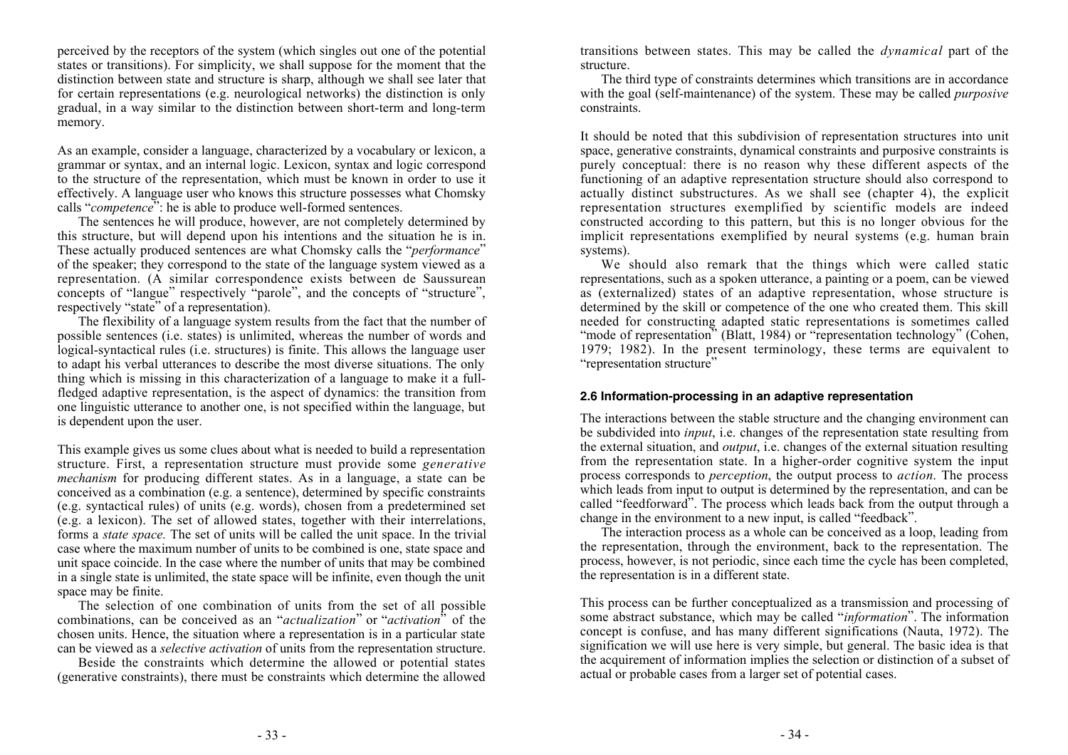perceived by the receptors of the system (which singles out one of the potential states or transitions). For simplicity, we shall suppose for the moment that the distinction between state and structure is sharp, although we shall see later that for certain representations (e.g. neurological networks) the distinction is only gradual, in a way similar to the distinction between short-term and long-term memory.

As an example, consider a language, characterized by a vocabulary or lexicon, a grammar or syntax, and an internal logic. Lexicon, syntax and logic correspond to the structure of the representation, which must be known in order to use it effectively. A language user who knows this structure possesses what Chomsky calls "*competence*": he is able to produce well-formed sentences.

The sentences he will produce, however, are not completely determined by this structure, but will depend upon his intentions and the situation he is in. These actually produced sentences are what Chomsky calls the "*performance*" of the speaker; they correspond to the state of the language system viewed as a representation. (A similar correspondence exists between de Saussurean concepts of "langue" respectively "parole", and the concepts of "structure", respectively "state" of a representation).

The flexibility of a language system results from the fact that the number of possible sentences (i.e. states) is unlimited, whereas the number of words and logical-syntactical rules (i.e. structures) is finite. This allows the language user to adapt his verbal utterances to describe the most diverse situations. The only thing which is missing in this characterization of a language to make it a full-fledged adaptive representation, is the aspect of dynamics: the transition from one linguistic utterance to another one, is not specified within the language, but is dependent upon the user.

This example gives us some clues about what is needed to build a representation structure. First, a representation structure must provide some *generative mechanism* for producing different states. As in a language, a state can be conceived as a combination (e.g. a sentence), determined by specific constraints (e.g. syntactical rules) of units (e.g. words), chosen from a predetermined set (e.g. a lexicon). The set of allowed states, together with their interrelations, forms a *state space.* The set of units will be called the unit space. In the trivial case where the maximum number of units to be combined is one, state space and unit space coincide. In the case where the number of units that may be combined in a single state is unlimited, the state space will be infinite, even though the unit space may be finite.

The selection of one combination of units from the set of all possible combinations, can be conceived as an "*actualization*" or "*activation*" of the chosen units. Hence, the situation where a representation is in a particular state can be viewed as a *selective activation* of units from the representation structure.

Beside the constraints which determine the allowed or potential states (generative constraints), there must be constraints which determine the allowed transitions between states. This may be called the *dynamical* part of the structure.

The third type of constraints determines which transitions are in accordance with the goal (self-maintenance) of the system. These may be called *purposive* constraints.

It should be noted that this subdivision of representation structures into unit space, generative constraints, dynamical constraints and purposive constraints is purely conceptual: there is no reason why these different aspects of the functioning of an adaptive representation structure should also correspond to actually distinct substructures. As we shall see (chapter 4), the explicit representation structures exemplified by scientific models are indeed constructed according to this pattern, but this is no longer obvious for the implicit representations exemplified by neural systems (e.g. human brain systems).

We should also remark that the things which were called static representations, such as a spoken utterance, a painting or a poem, can be viewed as (externalized) states of an adaptive representation, whose structure is determined by the skill or competence of the one who created them. This skill needed for constructing adapted static representations is sometimes called "mode of representation" (Blatt, 1984) or "representation technology" (Cohen, 1979; 1982). In the present terminology, these terms are equivalent to "representation structure"

### 2.6 Information-processing in an adaptive representation

The interactions between the stable structure and the changing environment can be subdivided into *input*, i.e. changes of the representation state resulting from the external situation, and *output*, i.e. changes of the external situation resulting from the representation state. In a higher-order cognitive system the input process corresponds to *perception*, the output process to *action*. The process which leads from input to output is determined by the representation, and can be called "feedforward". The process which leads back from the output through a change in the environment to a new input, is called "feedback".

The interaction process as a whole can be conceived as a loop, leading from the representation, through the environment, back to the representation. The process, however, is not periodic, since each time the cycle has been completed, the representation is in a different state.

This process can be further conceptualized as a transmission and processing of some abstract substance, which may be called "*information*". The information concept is confuse, and has many different significations (Nauta, 1972). The signification we will use here is very simple, but general. The basic idea is that the acquirement of information implies the selection or distinction of a subset of actual or probable cases from a larger set of potential cases.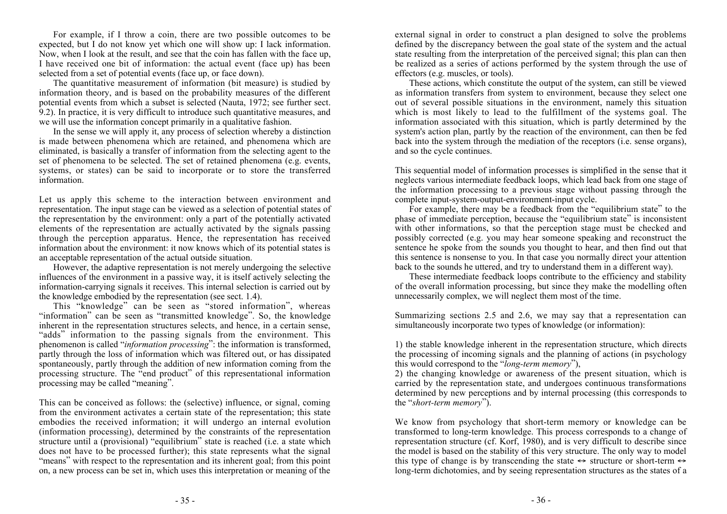For example, if I throw a coin, there are two possible outcomes to be expected, but I do not know yet which one will show up: I lack information. Now, when I look at the result, and see that the coin has fallen with the face up, I have received one bit of information: the actual event (face up) has been selected from a set of potential events (face up, or face down).

The quantitative measurement of information (bit measure) is studied by information theory, and is based on the probability measures of the different potential events from which a subset is selected (Nauta, 1972; see further sect. 9.2). In practice, it is very difficult to introduce such quantitative measures, and we will use the information concept primarily in a qualitative fashion.

In the sense we will apply it, any process of selection whereby a distinction is made between phenomena which are retained, and phenomena which are eliminated, is basically a transfer of information from the selecting agent to the set of phenomena to be selected. The set of retained phenomena (e.g. events, systems, or states) can be said to incorporate or to store the transferred information.

Let us apply this scheme to the interaction between environment and representation. The input stage can be viewed as a selection of potential states of the representation by the environment: only a part of the potentially activated elements of the representation are actually activated by the signals passing through the perception apparatus. Hence, the representation has received information about the environment: it now knows which of its potential states is an acceptable representation of the actual outside situation.

However, the adaptive representation is not merely undergoing the selective influences of the environment in a passive way, it is itself actively selecting the information-carrying signals it receives. This internal selection is carried out by the knowledge embodied by the representation (see sect. 1.4).

This "knowledge" can be seen as "stored information", whereas "information" can be seen as "transmitted knowledge". So, the knowledge inherent in the representation structures selects, and hence, in a certain sense, "adds" information to the passing signals from the environment. This phenomenon is called "*information processing*": the information is transformed, partly through the loss of information which was filtered out, or has dissipated spontaneously, partly through the addition of new information coming from the processing structure. The "end product" of this representational information processing may be called "meaning".

This can be conceived as follows: the (selective) influence, or signal, coming from the environment activates a certain state of the representation; this state embodies the received information; it will undergo an internal evolution (information processing), determined by the constraints of the representation structure until a (provisional) "equilibrium" state is reached (i.e. a state which does not have to be processed further); this state represents what the signal "means" with respect to the representation and its inherent goal; from this point on, a new process can be set in, which uses this interpretation or meaning of the external signal in order to construct a plan designed to solve the problems defined by the discrepancy between the goal state of the system and the actual state resulting from the interpretation of the perceived signal; this plan can then be realized as a series of actions performed by the system through the use of effectors (e.g. muscles, or tools).

These actions, which constitute the output of the system, can still be viewed as information transfers from system to environment, because they select one out of several possible situations in the environment, namely this situation which is most likely to lead to the fulfillment of the systems goal. The information associated with this situation, which is partly determined by the system's action plan, partly by the reaction of the environment, can then be fed back into the system through the mediation of the receptors (i.e. sense organs), and so the cycle continues.

This sequential model of information processes is simplified in the sense that it neglects various intermediate feedback loops, which lead back from one stage of the information processing to a previous stage without passing through the complete input-system-output-environment-input cycle.

For example, there may be a feedback from the "equilibrium state" to the phase of immediate perception, because the "equilibrium state" is inconsistent with other informations, so that the perception stage must be checked and possibly corrected (e.g. you may hear someone speaking and reconstruct the sentence he spoke from the sounds you thought to hear, and then find out that this sentence is nonsense to you. In that case you normally direct your attention back to the sounds he uttered, and try to understand them in a different way).

These intermediate feedback loops contribute to the efficiency and stability of the overall information processing, but since they make the modelling often unnecessarily complex, we will neglect them most of the time.

Summarizing sections 2.5 and 2.6, we may say that a representation can simultaneously incorporate two types of knowledge (or information):

1) the stable knowledge inherent in the representation structure, which directs the processing of incoming signals and the planning of actions (in psychology this would correspond to the "*long-term memory*"),
2) the changing knowledge or awareness of the present situation, which is carried by the representation state, and undergoes continuous transformations determined by new perceptions and by internal processing (this corresponds to the "*short-term memory*").

We know from psychology that short-term memory or knowledge can be transformed to long-term knowledge. This process corresponds to a change of representation structure (cf. Korf, 1980), and is very difficult to describe since the model is based on the stability of this very structure. The only way to model this type of change is by transcending the state ↔ structure or short-term ↔ long-term dichotomies, and by seeing representation structures as the states of a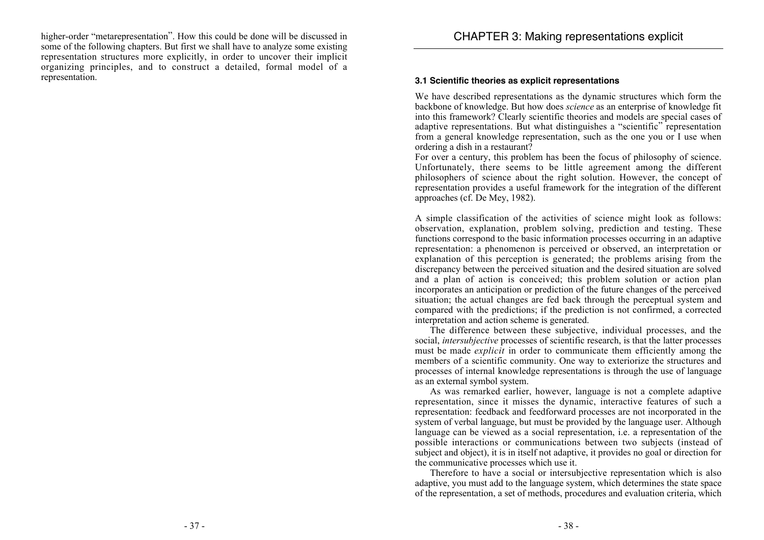higher-order “metarepresentation”. How this could be done will be discussed in some of the following chapters. But first we shall have to analyze some existing representation structures more explicitly, in order to uncover their implicit organizing principles, and to construct a detailed, formal model of a representation.

# CHAPTER 3: Making representations explicit

### 3.1 Scientific theories as explicit representations

We have described representations as the dynamic structures which form the backbone of knowledge. But how does *science* as an enterprise of knowledge fit into this framework? Clearly scientific theories and models are special cases of adaptive representations. But what distinguishes a “scientific” representation from a general knowledge representation, such as the one you or I use when ordering a dish in a restaurant?

For over a century, this problem has been the focus of philosophy of science. Unfortunately, there seems to be little agreement among the different philosophers of science about the right solution. However, the concept of representation provides a useful framework for the integration of the different approaches (cf. De Mey, 1982).

A simple classification of the activities of science might look as follows: observation, explanation, problem solving, prediction and testing. These functions correspond to the basic information processes occurring in an adaptive representation: a phenomenon is perceived or observed, an interpretation or explanation of this perception is generated; the problems arising from the discrepancy between the perceived situation and the desired situation are solved and a plan of action is conceived; this problem solution or action plan incorporates an anticipation or prediction of the future changes of the perceived situation; the actual changes are fed back through the perceptual system and compared with the predictions; if the prediction is not confirmed, a corrected interpretation and action scheme is generated.

The difference between these subjective, individual processes, and the social, *intersubjective* processes of scientific research, is that the latter processes must be made *explicit* in order to communicate them efficiently among the members of a scientific community. One way to exteriorize the structures and processes of internal knowledge representations is through the use of language as an external symbol system.

As was remarked earlier, however, language is not a complete adaptive representation, since it misses the dynamic, interactive features of such a representation: feedback and feedforward processes are not incorporated in the system of verbal language, but must be provided by the language user. Although language can be viewed as a social representation, i.e. a representation of the possible interactions or communications between two subjects (instead of subject and object), it is in itself not adaptive, it provides no goal or direction for the communicative processes which use it.

Therefore to have a social or intersubjective representation which is also adaptive, you must add to the language system, which determines the state space of the representation, a set of methods, procedures and evaluation criteria, which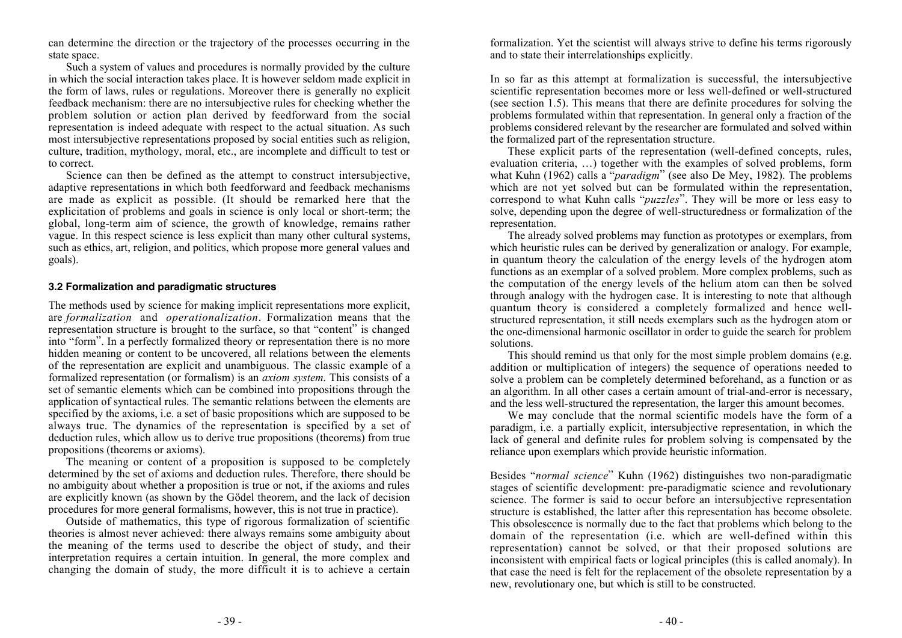can determine the direction or the trajectory of the processes occurring in the state space.

Such a system of values and procedures is normally provided by the culture in which the social interaction takes place. It is however seldom made explicit in the form of laws, rules or regulations. Moreover there is generally no explicit feedback mechanism: there are no intersubjective rules for checking whether the problem solution or action plan derived by feedforward from the social representation is indeed adequate with respect to the actual situation. As such most intersubjective representations proposed by social entities such as religion, culture, tradition, mythology, moral, etc., are incomplete and difficult to test or to correct.

Science can then be defined as the attempt to construct intersubjective, adaptive representations in which both feedforward and feedback mechanisms are made as explicit as possible. (It should be remarked here that the explicitation of problems and goals in science is only local or short-term; the global, long-term aim of science, the growth of knowledge, remains rather vague. In this respect science is less explicit than many other cultural systems, such as ethics, art, religion, and politics, which propose more general values and goals).

### 3.2 Formalization and paradigmatic structures

The methods used by science for making implicit representations more explicit, are *formalization* and *operationalization*. Formalization means that the representation structure is brought to the surface, so that "content" is changed into "form". In a perfectly formalized theory or representation there is no more hidden meaning or content to be uncovered, all relations between the elements of the representation are explicit and unambiguous. The classic example of a formalized representation (or formalism) is an *axiom system*. This consists of a set of semantic elements which can be combined into propositions through the application of syntactical rules. The semantic relations between the elements are specified by the axioms, i.e. a set of basic propositions which are supposed to be always true. The dynamics of the representation is specified by a set of deduction rules, which allow us to derive true propositions (theorems) from true propositions (theorems or axioms).

The meaning or content of a proposition is supposed to be completely determined by the set of axioms and deduction rules. Therefore, there should be no ambiguity about whether a proposition is true or not, if the axioms and rules are explicitly known (as shown by the Gödel theorem, and the lack of decision procedures for more general formalisms, however, this is not true in practice).

Outside of mathematics, this type of rigorous formalization of scientific theories is almost never achieved: there always remains some ambiguity about the meaning of the terms used to describe the object of study, and their interpretation requires a certain intuition. In general, the more complex and changing the domain of study, the more difficult it is to achieve a certain formalization. Yet the scientist will always strive to define his terms rigorously and to state their interrelationships explicitly.

In so far as this attempt at formalization is successful, the intersubjective scientific representation becomes more or less well-defined or well-structured (see section 1.5). This means that there are definite procedures for solving the problems formulated within that representation. In general only a fraction of the problems considered relevant by the researcher are formulated and solved within the formalized part of the representation structure.

These explicit parts of the representation (well-defined concepts, rules, evaluation criteria, …) together with the examples of solved problems, form what Kuhn (1962) calls a "*paradigm*" (see also De Mey, 1982). The problems which are not yet solved but can be formulated within the representation, correspond to what Kuhn calls "*puzzles*". They will be more or less easy to solve, depending upon the degree of well-structuredness or formalization of the representation.

The already solved problems may function as prototypes or exemplars, from which heuristic rules can be derived by generalization or analogy. For example, in quantum theory the calculation of the energy levels of the hydrogen atom functions as an exemplar of a solved problem. More complex problems, such as the computation of the energy levels of the helium atom can then be solved through analogy with the hydrogen case. It is interesting to note that although quantum theory is considered a completely formalized and hence well-structured representation, it still needs exemplars such as the hydrogen atom or the one-dimensional harmonic oscillator in order to guide the search for problem solutions.

This should remind us that only for the most simple problem domains (e.g. addition or multiplication of integers) the sequence of operations needed to solve a problem can be completely determined beforehand, as a function or as an algorithm. In all other cases a certain amount of trial-and-error is necessary, and the less well-structured the representation, the larger this amount becomes.

We may conclude that the normal scientific models have the form of a paradigm, i.e. a partially explicit, intersubjective representation, in which the lack of general and definite rules for problem solving is compensated by the reliance upon exemplars which provide heuristic information.

Besides "*normal science*" Kuhn (1962) distinguishes two non-paradigmatic stages of scientific development: pre-paradigmatic science and revolutionary science. The former is said to occur before an intersubjective representation structure is established, the latter after this representation has become obsolete. This obsolescence is normally due to the fact that problems which belong to the domain of the representation (i.e. which are well-defined within this representation) cannot be solved, or that their proposed solutions are inconsistent with empirical facts or logical principles (this is called anomaly). In that case the need is felt for the replacement of the obsolete representation by a new, revolutionary one, but which is still to be constructed.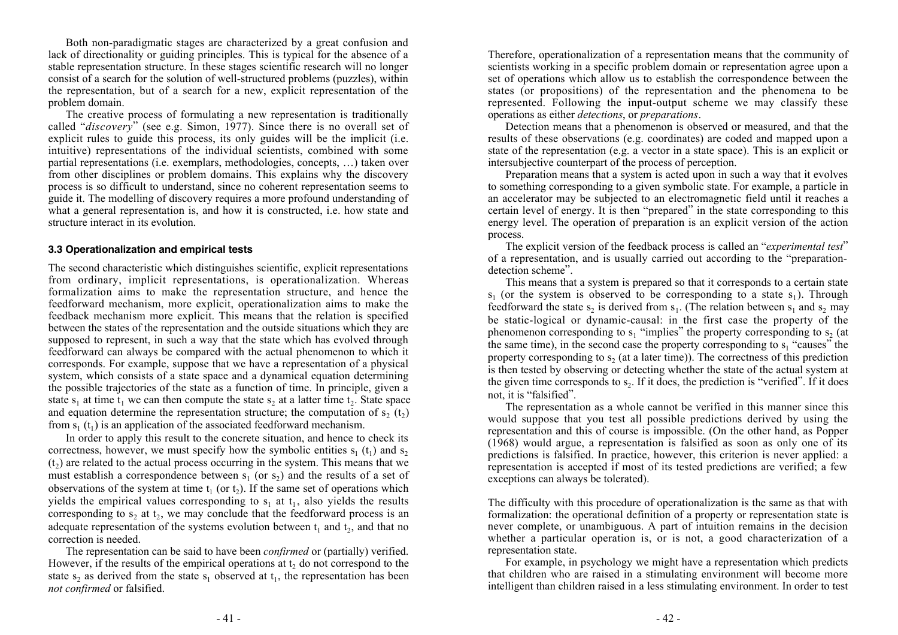Both non-paradigmatic stages are characterized by a great confusion and lack of directionality or guiding principles. This is typical for the absence of a stable representation structure. In these stages scientific research will no longer consist of a search for the solution of well-structured problems (puzzles), within the representation, but of a search for a new, explicit representation of the problem domain.

The creative process of formulating a new representation is traditionally called "*discovery*" (see e.g. Simon, 1977). Since there is no overall set of explicit rules to guide this process, its only guides will be the implicit (i.e. intuitive) representations of the individual scientists, combined with some partial representations (i.e. exemplars, methodologies, concepts, …) taken over from other disciplines or problem domains. This explains why the discovery process is so difficult to understand, since no coherent representation seems to guide it. The modelling of discovery requires a more profound understanding of what a general representation is, and how it is constructed, i.e. how state and structure interact in its evolution.

### 3.3 Operationalization and empirical tests

The second characteristic which distinguishes scientific, explicit representations from ordinary, implicit representations, is operationalization. Whereas formalization aims to make the representation structure, and hence the feedforward mechanism, more explicit, operationalization aims to make the feedback mechanism more explicit. This means that the relation is specified between the states of the representation and the outside situations which they are supposed to represent, in such a way that the state which has evolved through feedforward can always be compared with the actual phenomenon to which it corresponds. For example, suppose that we have a representation of a physical system, which consists of a state space and a dynamical equation determining the possible trajectories of the state as a function of time. In principle, given a state $s_1$ at time $t_1$ we can then compute the state $s_2$ at a latter time $t_2$. State space and equation determine the representation structure; the computation of $s_2$ ($t_2$) from $s_1$ ($t_1$) is an application of the associated feedforward mechanism.

In order to apply this result to the concrete situation, and hence to check its correctness, however, we must specify how the symbolic entities $s_1$ ($t_1$) and $s_2$ ($t_2$) are related to the actual process occurring in the system. This means that we must establish a correspondence between $s_1$ (or $s_2$) and the results of a set of observations of the system at time $t_1$ (or $t_2$). If the same set of operations which yields the empirical values corresponding to $s_1$ at $t_1$, also yields the results corresponding to $s_2$ at $t_2$, we may conclude that the feedforward process is an adequate representation of the systems evolution between $t_1$ and $t_2$, and that no correction is needed.

The representation can be said to have been *confirmed* or (partially) verified. However, if the results of the empirical operations at $t_2$ do not correspond to the state $s_2$ as derived from the state $s_1$ observed at $t_1$, the representation has been *not confirmed* or falsified.

Therefore, operationalization of a representation means that the community of scientists working in a specific problem domain or representation agree upon a set of operations which allow us to establish the correspondence between the states (or propositions) of the representation and the phenomena to be represented. Following the input-output scheme we may classify these operations as either *detections*, or *preparations*.

Detection means that a phenomenon is observed or measured, and that the results of these observations (e.g. coordinates) are coded and mapped upon a state of the representation (e.g. a vector in a state space). This is an explicit or intersubjective counterpart of the process of perception.

Preparation means that a system is acted upon in such a way that it evolves to something corresponding to a given symbolic state. For example, a particle in an accelerator may be subjected to an electromagnetic field until it reaches a certain level of energy. It is then "prepared" in the state corresponding to this energy level. The operation of preparation is an explicit version of the action process.

The explicit version of the feedback process is called an "*experimental test*" of a representation, and is usually carried out according to the "preparation-detection scheme".

This means that a system is prepared so that it corresponds to a certain state $s_1$ (or the system is observed to be corresponding to a state $s_1$). Through feedforward the state $s_2$ is derived from $s_1$. (The relation between $s_1$ and $s_2$ may be static-logical or dynamic-causal: in the first case the property of the phenomenon corresponding to $s_1$ "implies" the property corresponding to $s_2$ (at the same time), in the second case the property corresponding to $s_1$ "causes" the property corresponding to $s_2$ (at a later time)). The correctness of this prediction is then tested by observing or detecting whether the state of the actual system at the given time corresponds to $s_2$. If it does, the prediction is "verified". If it does not, it is "falsified".

The representation as a whole cannot be verified in this manner since this would suppose that you test all possible predictions derived by using the representation and this of course is impossible. (On the other hand, as Popper (1968) would argue, a representation is falsified as soon as only one of its predictions is falsified. In practice, however, this criterion is never applied: a representation is accepted if most of its tested predictions are verified; a few exceptions can always be tolerated).

The difficulty with this procedure of operationalization is the same as that with formalization: the operational definition of a property or representation state is never complete, or unambiguous. A part of intuition remains in the decision whether a particular operation is, or is not, a good characterization of a representation state.

For example, in psychology we might have a representation which predicts that children who are raised in a stimulating environment will become more intelligent than children raised in a less stimulating environment. In order to test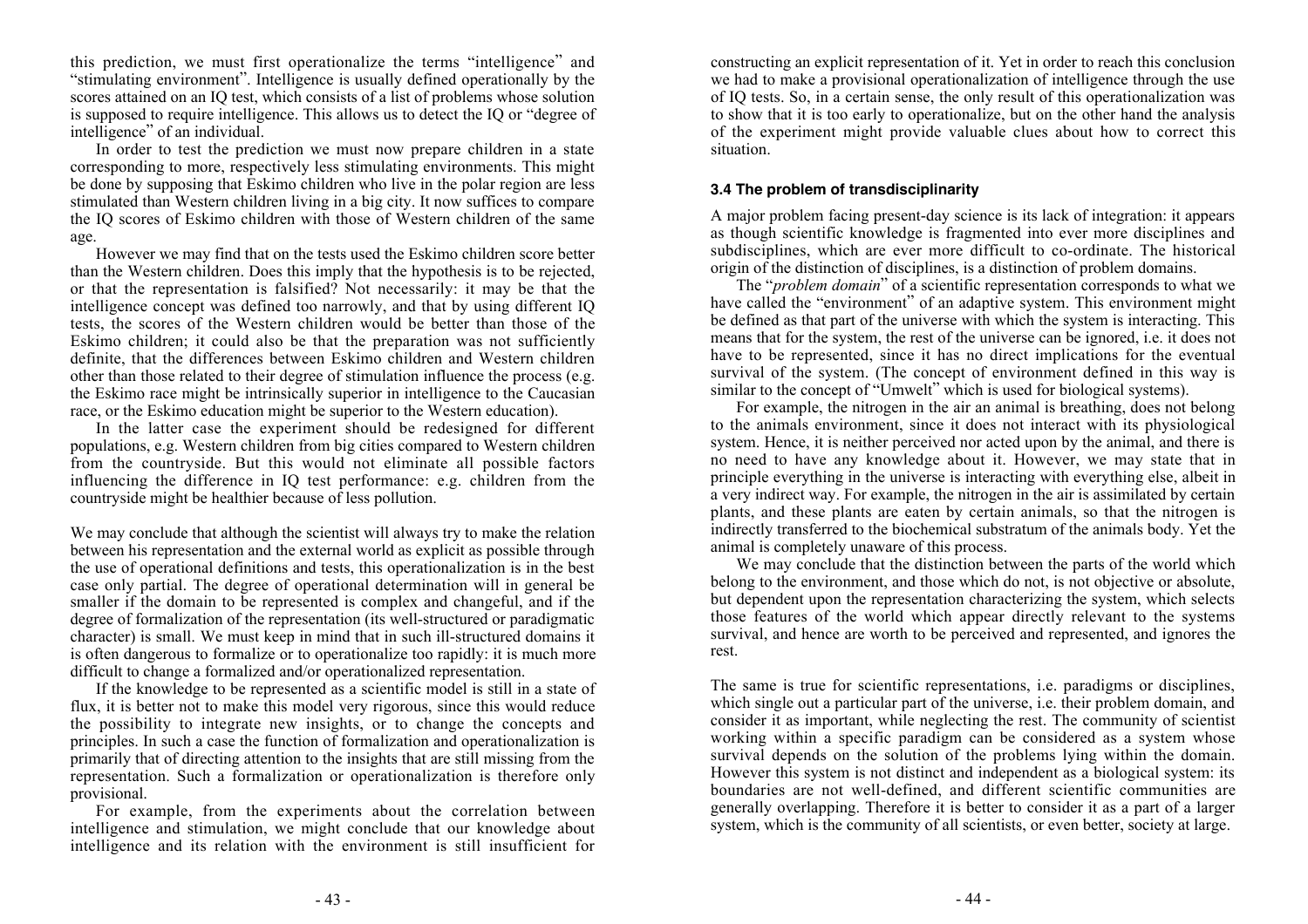this prediction, we must first operationalize the terms "intelligence" and "stimulating environment". Intelligence is usually defined operationally by the scores attained on an IQ test, which consists of a list of problems whose solution is supposed to require intelligence. This allows us to detect the IQ or "degree of intelligence" of an individual.

In order to test the prediction we must now prepare children in a state corresponding to more, respectively less stimulating environments. This might be done by supposing that Eskimo children who live in the polar region are less stimulated than Western children living in a big city. It now suffices to compare the IQ scores of Eskimo children with those of Western children of the same age.

However we may find that on the tests used the Eskimo children score better than the Western children. Does this imply that the hypothesis is to be rejected, or that the representation is falsified? Not necessarily: it may be that the intelligence concept was defined too narrowly, and that by using different IQ tests, the scores of the Western children would be better than those of the Eskimo children; it could also be that the preparation was not sufficiently definite, that the differences between Eskimo children and Western children other than those related to their degree of stimulation influence the process (e.g. the Eskimo race might be intrinsically superior in intelligence to the Caucasian race, or the Eskimo education might be superior to the Western education).

In the latter case the experiment should be redesigned for different populations, e.g. Western children from big cities compared to Western children from the countryside. But this would not eliminate all possible factors influencing the difference in IQ test performance: e.g. children from the countryside might be healthier because of less pollution.

We may conclude that although the scientist will always try to make the relation between his representation and the external world as explicit as possible through the use of operational definitions and tests, this operationalization is in the best case only partial. The degree of operational determination will in general be smaller if the domain to be represented is complex and changeful, and if the degree of formalization of the representation (its well-structured or paradigmatic character) is small. We must keep in mind that in such ill-structured domains it is often dangerous to formalize or to operationalize too rapidly: it is much more difficult to change a formalized and/or operationalized representation.

If the knowledge to be represented as a scientific model is still in a state of flux, it is better not to make this model very rigorous, since this would reduce the possibility to integrate new insights, or to change the concepts and principles. In such a case the function of formalization and operationalization is primarily that of directing attention to the insights that are still missing from the representation. Such a formalization or operationalization is therefore only provisional.

For example, from the experiments about the correlation between intelligence and stimulation, we might conclude that our knowledge about intelligence and its relation with the environment is still insufficient for constructing an explicit representation of it. Yet in order to reach this conclusion we had to make a provisional operationalization of intelligence through the use of IQ tests. So, in a certain sense, the only result of this operationalization was to show that it is too early to operationalize, but on the other hand the analysis of the experiment might provide valuable clues about how to correct this situation.

### 3.4 The problem of transdisciplinarity

A major problem facing present-day science is its lack of integration: it appears as though scientific knowledge is fragmented into ever more disciplines and subdisciplines, which are ever more difficult to co-ordinate. The historical origin of the distinction of disciplines, is a distinction of problem domains.

The "*problem domain*" of a scientific representation corresponds to what we have called the "environment" of an adaptive system. This environment might be defined as that part of the universe with which the system is interacting. This means that for the system, the rest of the universe can be ignored, i.e. it does not have to be represented, since it has no direct implications for the eventual survival of the system. (The concept of environment defined in this way is similar to the concept of "Umwelt" which is used for biological systems).

For example, the nitrogen in the air an animal is breathing, does not belong to the animals environment, since it does not interact with its physiological system. Hence, it is neither perceived nor acted upon by the animal, and there is no need to have any knowledge about it. However, we may state that in principle everything in the universe is interacting with everything else, albeit in a very indirect way. For example, the nitrogen in the air is assimilated by certain plants, and these plants are eaten by certain animals, so that the nitrogen is indirectly transferred to the biochemical substratum of the animals body. Yet the animal is completely unaware of this process.

We may conclude that the distinction between the parts of the world which belong to the environment, and those which do not, is not objective or absolute, but dependent upon the representation characterizing the system, which selects those features of the world which appear directly relevant to the systems survival, and hence are worth to be perceived and represented, and ignores the rest.

The same is true for scientific representations, i.e. paradigms or disciplines, which single out a particular part of the universe, i.e. their problem domain, and consider it as important, while neglecting the rest. The community of scientist working within a specific paradigm can be considered as a system whose survival depends on the solution of the problems lying within the domain. However this system is not distinct and independent as a biological system: its boundaries are not well-defined, and different scientific communities are generally overlapping. Therefore it is better to consider it as a part of a larger system, which is the community of all scientists, or even better, society at large.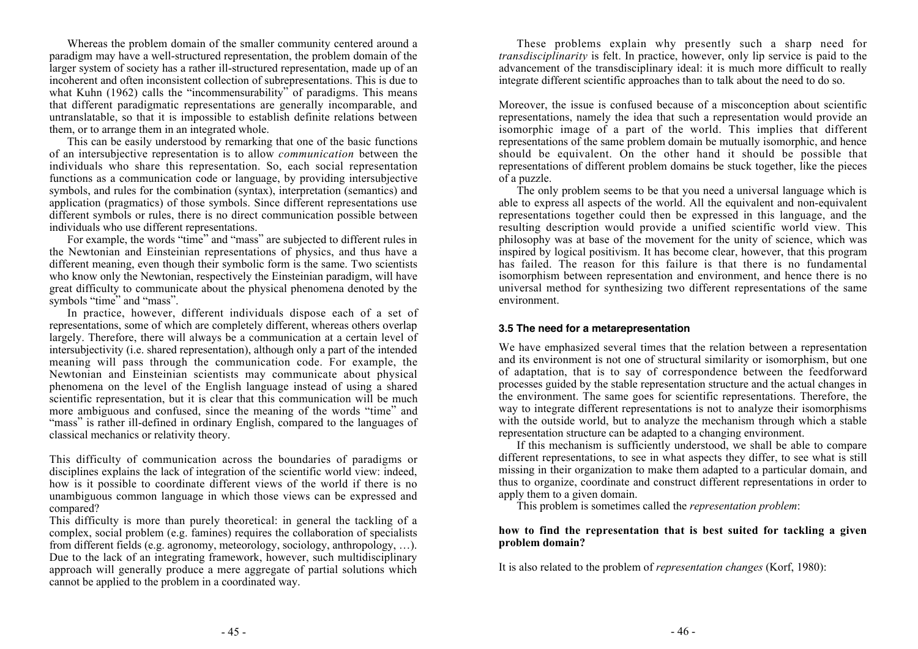Whereas the problem domain of the smaller community centered around a paradigm may have a well-structured representation, the problem domain of the larger system of society has a rather ill-structured representation, made up of an incoherent and often inconsistent collection of subrepresentations. This is due to what Kuhn (1962) calls the "incommensurability" of paradigms. This means that different paradigmatic representations are generally incomparable, and untranslatable, so that it is impossible to establish definite relations between them, or to arrange them in an integrated whole.

This can be easily understood by remarking that one of the basic functions of an intersubjective representation is to allow *communication* between the individuals who share this representation. So, each social representation functions as a communication code or language, by providing intersubjective symbols, and rules for the combination (syntax), interpretation (semantics) and application (pragmatics) of those symbols. Since different representations use different symbols or rules, there is no direct communication possible between individuals who use different representations.

For example, the words "time" and "mass" are subjected to different rules in the Newtonian and Einsteinian representations of physics, and thus have a different meaning, even though their symbolic form is the same. Two scientists who know only the Newtonian, respectively the Einsteinian paradigm, will have great difficulty to communicate about the physical phenomena denoted by the symbols "time" and "mass".

In practice, however, different individuals dispose each of a set of representations, some of which are completely different, whereas others overlap largely. Therefore, there will always be a communication at a certain level of intersubjectivity (i.e. shared representation), although only a part of the intended meaning will pass through the communication code. For example, the Newtonian and Einsteinian scientists may communicate about physical phenomena on the level of the English language instead of using a shared scientific representation, but it is clear that this communication will be much more ambiguous and confused, since the meaning of the words "time" and "mass" is rather ill-defined in ordinary English, compared to the languages of classical mechanics or relativity theory.

This difficulty of communication across the boundaries of paradigms or disciplines explains the lack of integration of the scientific world view: indeed, how is it possible to coordinate different views of the world if there is no unambiguous common language in which those views can be expressed and compared?

This difficulty is more than purely theoretical: in general the tackling of a complex, social problem (e.g. famines) requires the collaboration of specialists from different fields (e.g. agronomy, meteorology, sociology, anthropology, …). Due to the lack of an integrating framework, however, such multidisciplinary approach will generally produce a mere aggregate of partial solutions which cannot be applied to the problem in a coordinated way.

These problems explain why presently such a sharp need for *transdisciplinarity* is felt. In practice, however, only lip service is paid to the advancement of the transdisciplinary ideal: it is much more difficult to really integrate different scientific approaches than to talk about the need to do so.

Moreover, the issue is confused because of a misconception about scientific representations, namely the idea that such a representation would provide an isomorphic image of a part of the world. This implies that different representations of the same problem domain be mutually isomorphic, and hence should be equivalent. On the other hand it should be possible that representations of different problem domains be stuck together, like the pieces of a puzzle.

The only problem seems to be that you need a universal language which is able to express all aspects of the world. All the equivalent and non-equivalent representations together could then be expressed in this language, and the resulting description would provide a unified scientific world view. This philosophy was at base of the movement for the unity of science, which was inspired by logical positivism. It has become clear, however, that this program has failed. The reason for this failure is that there is no fundamental isomorphism between representation and environment, and hence there is no universal method for synthesizing two different representations of the same environment.

### 3.5 The need for a metarepresentation

We have emphasized several times that the relation between a representation and its environment is not one of structural similarity or isomorphism, but one of adaptation, that is to say of correspondence between the feedforward processes guided by the stable representation structure and the actual changes in the environment. The same goes for scientific representations. Therefore, the way to integrate different representations is not to analyze their isomorphisms with the outside world, but to analyze the mechanism through which a stable representation structure can be adapted to a changing environment.

If this mechanism is sufficiently understood, we shall be able to compare different representations, to see in what aspects they differ, to see what is still missing in their organization to make them adapted to a particular domain, and thus to organize, coordinate and construct different representations in order to apply them to a given domain.

This problem is sometimes called the *representation problem*:

**how to find the representation that is best suited for tackling a given problem domain?**

It is also related to the problem of *representation changes* (Korf, 1980):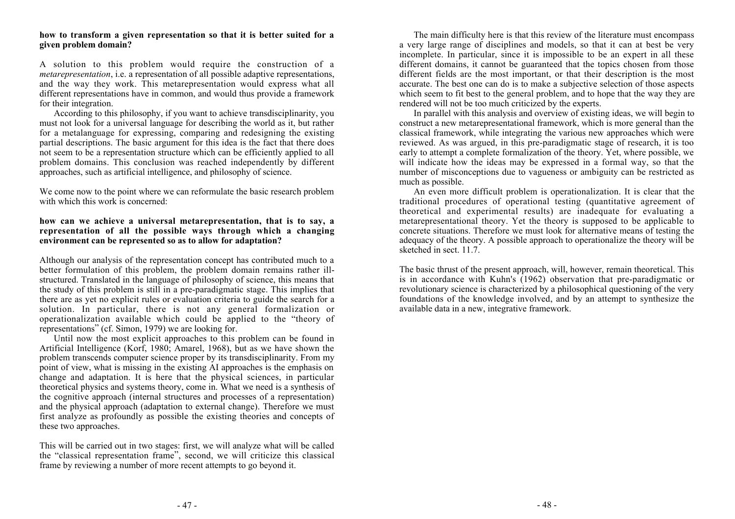**how to transform a given representation so that it is better suited for a given problem domain?**

A solution to this problem would require the construction of a *metarepresentation*, i.e. a representation of all possible adaptive representations, and the way they work. This metarepresentation would express what all different representations have in common, and would thus provide a framework for their integration.

According to this philosophy, if you want to achieve transdisciplinarity, you must not look for a universal language for describing the world as it, but rather for a metalanguage for expressing, comparing and redesigning the existing partial descriptions. The basic argument for this idea is the fact that there does not seem to be a representation structure which can be efficiently applied to all problem domains. This conclusion was reached independently by different approaches, such as artificial intelligence, and philosophy of science.

We come now to the point where we can reformulate the basic research problem with which this work is concerned:

**how can we achieve a universal metarepresentation, that is to say, a representation of all the possible ways through which a changing environment can be represented so as to allow for adaptation?**

Although our analysis of the representation concept has contributed much to a better formulation of this problem, the problem domain remains rather ill-structured. Translated in the language of philosophy of science, this means that the study of this problem is still in a pre-paradigmatic stage. This implies that there are as yet no explicit rules or evaluation criteria to guide the search for a solution. In particular, there is not any general formalization or operationalization available which could be applied to the "theory of representations" (cf. Simon, 1979) we are looking for.

Until now the most explicit approaches to this problem can be found in Artificial Intelligence (Korf, 1980; Amarel, 1968), but as we have shown the problem transcends computer science proper by its transdisciplinarity. From my point of view, what is missing in the existing AI approaches is the emphasis on change and adaptation. It is here that the physical sciences, in particular theoretical physics and systems theory, come in. What we need is a synthesis of the cognitive approach (internal structures and processes of a representation) and the physical approach (adaptation to external change). Therefore we must first analyze as profoundly as possible the existing theories and concepts of these two approaches.

This will be carried out in two stages: first, we will analyze what will be called the "classical representation frame", second, we will criticize this classical frame by reviewing a number of more recent attempts to go beyond it.

The main difficulty here is that this review of the literature must encompass a very large range of disciplines and models, so that it can at best be very incomplete. In particular, since it is impossible to be an expert in all these different domains, it cannot be guaranteed that the topics chosen from those different fields are the most important, or that their description is the most accurate. The best one can do is to make a subjective selection of those aspects which seem to fit best to the general problem, and to hope that the way they are rendered will not be too much criticized by the experts.

In parallel with this analysis and overview of existing ideas, we will begin to construct a new metarepresentational framework, which is more general than the classical framework, while integrating the various new approaches which were reviewed. As was argued, in this pre-paradigmatic stage of research, it is too early to attempt a complete formalization of the theory. Yet, where possible, we will indicate how the ideas may be expressed in a formal way, so that the number of misconceptions due to vagueness or ambiguity can be restricted as much as possible.

An even more difficult problem is operationalization. It is clear that the traditional procedures of operational testing (quantitative agreement of theoretical and experimental results) are inadequate for evaluating a metarepresentational theory. Yet the theory is supposed to be applicable to concrete situations. Therefore we must look for alternative means of testing the adequacy of the theory. A possible approach to operationalize the theory will be sketched in sect. 11.7.

The basic thrust of the present approach, will, however, remain theoretical. This is in accordance with Kuhn's (1962) observation that pre-paradigmatic or revolutionary science is characterized by a philosophical questioning of the very foundations of the knowledge involved, and by an attempt to synthesize the available data in a new, integrative framework.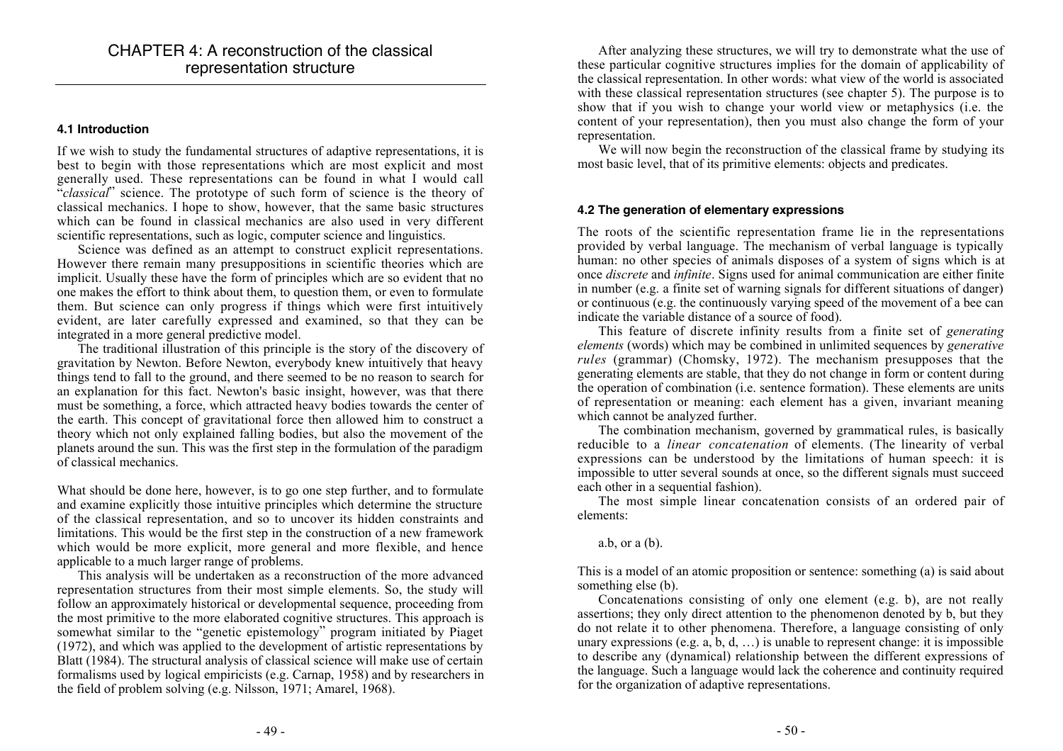# CHAPTER 4: A reconstruction of the classical representation structure

### 4.1 Introduction

If we wish to study the fundamental structures of adaptive representations, it is best to begin with those representations which are most explicit and most generally used. These representations can be found in what I would call "*classical*" science. The prototype of such form of science is the theory of classical mechanics. I hope to show, however, that the same basic structures which can be found in classical mechanics are also used in very different scientific representations, such as logic, computer science and linguistics.

Science was defined as an attempt to construct explicit representations. However there remain many presuppositions in scientific theories which are implicit. Usually these have the form of principles which are so evident that no one makes the effort to think about them, to question them, or even to formulate them. But science can only progress if things which were first intuitively evident, are later carefully expressed and examined, so that they can be integrated in a more general predictive model.

The traditional illustration of this principle is the story of the discovery of gravitation by Newton. Before Newton, everybody knew intuitively that heavy things tend to fall to the ground, and there seemed to be no reason to search for an explanation for this fact. Newton's basic insight, however, was that there must be something, a force, which attracted heavy bodies towards the center of the earth. This concept of gravitational force then allowed him to construct a theory which not only explained falling bodies, but also the movement of the planets around the sun. This was the first step in the formulation of the paradigm of classical mechanics.

What should be done here, however, is to go one step further, and to formulate and examine explicitly those intuitive principles which determine the structure of the classical representation, and so to uncover its hidden constraints and limitations. This would be the first step in the construction of a new framework which would be more explicit, more general and more flexible, and hence applicable to a much larger range of problems.

This analysis will be undertaken as a reconstruction of the more advanced representation structures from their most simple elements. So, the study will follow an approximately historical or developmental sequence, proceeding from the most primitive to the more elaborated cognitive structures. This approach is somewhat similar to the "genetic epistemology" program initiated by Piaget (1972), and which was applied to the development of artistic representations by Blatt (1984). The structural analysis of classical science will make use of certain formalisms used by logical empiricists (e.g. Carnap, 1958) and by researchers in the field of problem solving (e.g. Nilsson, 1971; Amarel, 1968).

After analyzing these structures, we will try to demonstrate what the use of these particular cognitive structures implies for the domain of applicability of the classical representation. In other words: what view of the world is associated with these classical representation structures (see chapter 5). The purpose is to show that if you wish to change your world view or metaphysics (i.e. the content of your representation), then you must also change the form of your representation.

We will now begin the reconstruction of the classical frame by studying its most basic level, that of its primitive elements: objects and predicates.

### 4.2 The generation of elementary expressions

The roots of the scientific representation frame lie in the representations provided by verbal language. The mechanism of verbal language is typically human: no other species of animals disposes of a system of signs which is at once *discrete* and *infinite*. Signs used for animal communication are either finite in number (e.g. a finite set of warning signals for different situations of danger) or continuous (e.g. the continuously varying speed of the movement of a bee can indicate the variable distance of a source of food).

This feature of discrete infinity results from a finite set of *generating elements* (words) which may be combined in unlimited sequences by *generative rules* (grammar) (Chomsky, 1972). The mechanism presupposes that the generating elements are stable, that they do not change in form or content during the operation of combination (i.e. sentence formation). These elements are units of representation or meaning: each element has a given, invariant meaning which cannot be analyzed further.

The combination mechanism, governed by grammatical rules, is basically reducible to a *linear concatenation* of elements. (The linearity of verbal expressions can be understood by the limitations of human speech: it is impossible to utter several sounds at once, so the different signals must succeed each other in a sequential fashion).

The most simple linear concatenation consists of an ordered pair of elements:

a.b, or a (b).

This is a model of an atomic proposition or sentence: something (a) is said about something else (b).

Concatenations consisting of only one element (e.g. b), are not really assertions; they only direct attention to the phenomenon denoted by b, but they do not relate it to other phenomena. Therefore, a language consisting of only unary expressions (e.g. a, b, d, …) is unable to represent change: it is impossible to describe any (dynamical) relationship between the different expressions of the language. Such a language would lack the coherence and continuity required for the organization of adaptive representations.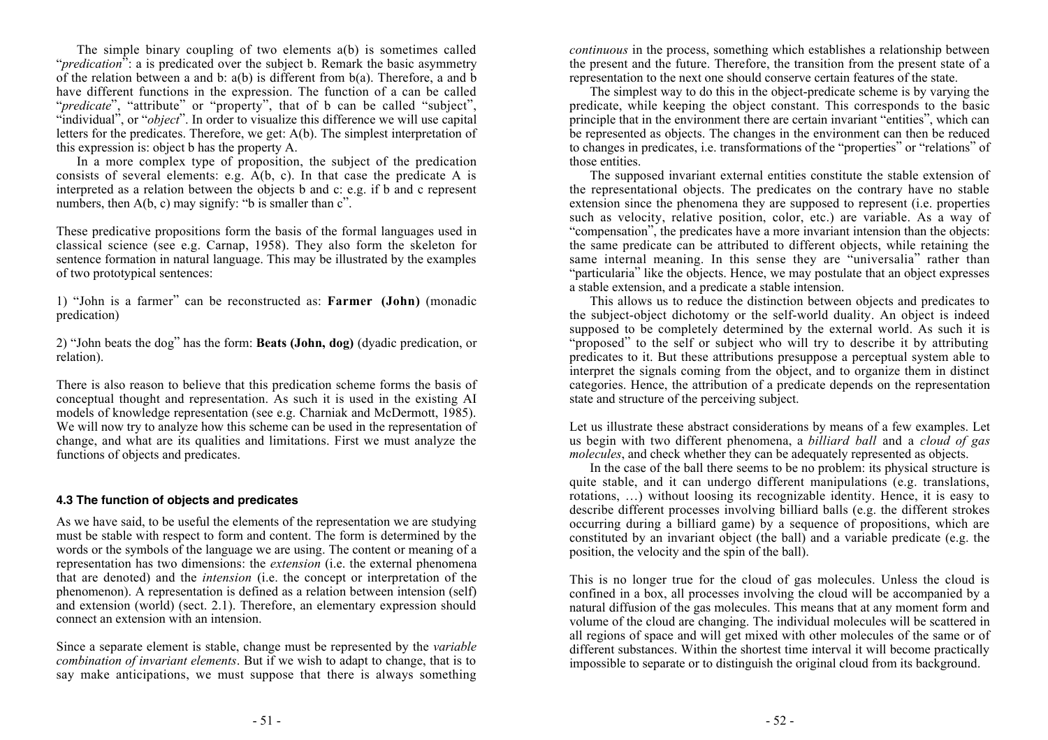The simple binary coupling of two elements a(b) is sometimes called "*predication*": a is predicated over the subject b. Remark the basic asymmetry of the relation between a and b: a(b) is different from b(a). Therefore, a and b have different functions in the expression. The function of a can be called "*predicate*", "attribute" or "property", that of b can be called "subject", "individual", or "*object*". In order to visualize this difference we will use capital letters for the predicates. Therefore, we get: A(b). The simplest interpretation of this expression is: object b has the property A.

In a more complex type of proposition, the subject of the predication consists of several elements: e.g. A(b, c). In that case the predicate A is interpreted as a relation between the objects b and c: e.g. if b and c represent numbers, then A(b, c) may signify: "b is smaller than c".

These predicative propositions form the basis of the formal languages used in classical science (see e.g. Carnap, 1958). They also form the skeleton for sentence formation in natural language. This may be illustrated by the examples of two prototypical sentences:

1) "John is a farmer" can be reconstructed as: **Farmer (John)** (monadic predication)

2) "John beats the dog" has the form: **Beats (John, dog)** (dyadic predication, or relation).

There is also reason to believe that this predication scheme forms the basis of conceptual thought and representation. As such it is used in the existing AI models of knowledge representation (see e.g. Charniak and McDermott, 1985). We will now try to analyze how this scheme can be used in the representation of change, and what are its qualities and limitations. First we must analyze the functions of objects and predicates.

#### 4.3 The function of objects and predicates

As we have said, to be useful the elements of the representation we are studying must be stable with respect to form and content. The form is determined by the words or the symbols of the language we are using. The content or meaning of a representation has two dimensions: the *extension* (i.e. the external phenomena that are denoted) and the *intension* (i.e. the concept or interpretation of the phenomenon). A representation is defined as a relation between intension (self) and extension (world) (sect. 2.1). Therefore, an elementary expression should connect an extension with an intension.

Since a separate element is stable, change must be represented by the *variable combination of invariant elements*. But if we wish to adapt to change, that is to say make anticipations, we must suppose that there is always something *continuous* in the process, something which establishes a relationship between the present and the future. Therefore, the transition from the present state of a representation to the next one should conserve certain features of the state.

The simplest way to do this in the object-predicate scheme is by varying the predicate, while keeping the object constant. This corresponds to the basic principle that in the environment there are certain invariant "entities", which can be represented as objects. The changes in the environment can then be reduced to changes in predicates, i.e. transformations of the "properties" or "relations" of those entities.

The supposed invariant external entities constitute the stable extension of the representational objects. The predicates on the contrary have no stable extension since the phenomena they are supposed to represent (i.e. properties such as velocity, relative position, color, etc.) are variable. As a way of "compensation", the predicates have a more invariant intension than the objects: the same predicate can be attributed to different objects, while retaining the same internal meaning. In this sense they are "universalia" rather than "particularia" like the objects. Hence, we may postulate that an object expresses a stable extension, and a predicate a stable intension.

This allows us to reduce the distinction between objects and predicates to the subject-object dichotomy or the self-world duality. An object is indeed supposed to be completely determined by the external world. As such it is "proposed" to the self or subject who will try to describe it by attributing predicates to it. But these attributions presuppose a perceptual system able to interpret the signals coming from the object, and to organize them in distinct categories. Hence, the attribution of a predicate depends on the representation state and structure of the perceiving subject.

Let us illustrate these abstract considerations by means of a few examples. Let us begin with two different phenomena, a *billiard ball* and a *cloud of gas molecules*, and check whether they can be adequately represented as objects.

In the case of the ball there seems to be no problem: its physical structure is quite stable, and it can undergo different manipulations (e.g. translations, rotations, …) without loosing its recognizable identity. Hence, it is easy to describe different processes involving billiard balls (e.g. the different strokes occurring during a billiard game) by a sequence of propositions, which are constituted by an invariant object (the ball) and a variable predicate (e.g. the position, the velocity and the spin of the ball).

This is no longer true for the cloud of gas molecules. Unless the cloud is confined in a box, all processes involving the cloud will be accompanied by a natural diffusion of the gas molecules. This means that at any moment form and volume of the cloud are changing. The individual molecules will be scattered in all regions of space and will get mixed with other molecules of the same or of different substances. Within the shortest time interval it will become practically impossible to separate or to distinguish the original cloud from its background.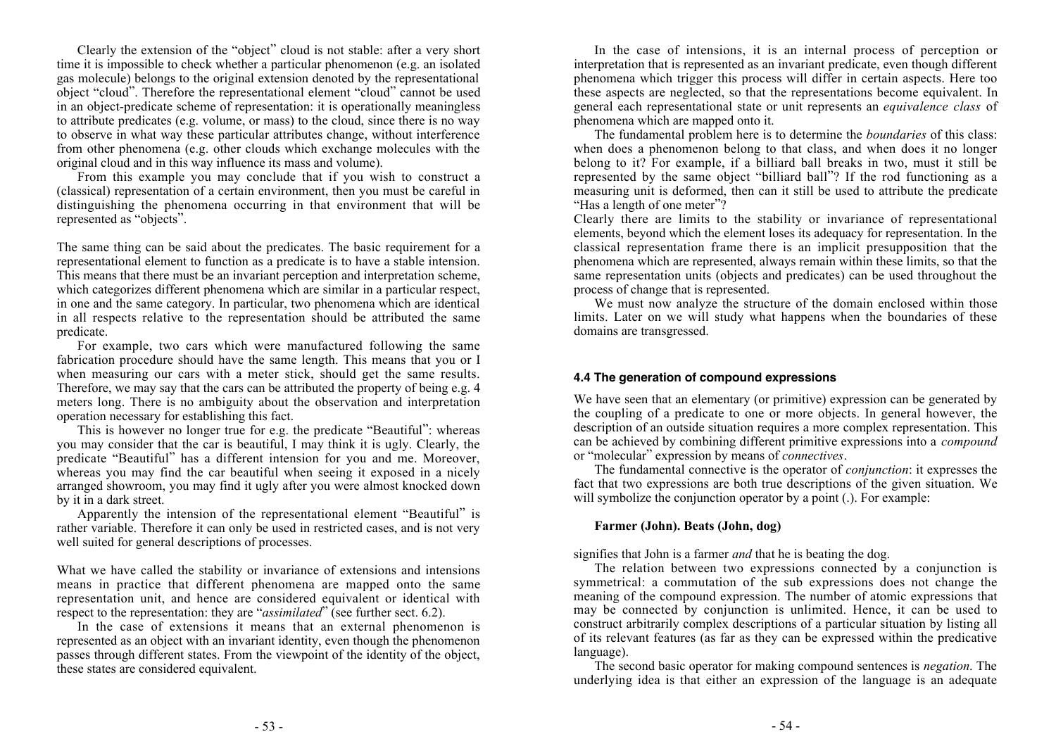Clearly the extension of the "object" cloud is not stable: after a very short time it is impossible to check whether a particular phenomenon (e.g. an isolated gas molecule) belongs to the original extension denoted by the representational object "cloud". Therefore the representational element "cloud" cannot be used in an object-predicate scheme of representation: it is operationally meaningless to attribute predicates (e.g. volume, or mass) to the cloud, since there is no way to observe in what way these particular attributes change, without interference from other phenomena (e.g. other clouds which exchange molecules with the original cloud and in this way influence its mass and volume).

From this example you may conclude that if you wish to construct a (classical) representation of a certain environment, then you must be careful in distinguishing the phenomena occurring in that environment that will be represented as "objects".

The same thing can be said about the predicates. The basic requirement for a representational element to function as a predicate is to have a stable intension. This means that there must be an invariant perception and interpretation scheme, which categorizes different phenomena which are similar in a particular respect, in one and the same category. In particular, two phenomena which are identical in all respects relative to the representation should be attributed the same predicate.

For example, two cars which were manufactured following the same fabrication procedure should have the same length. This means that you or I when measuring our cars with a meter stick, should get the same results. Therefore, we may say that the cars can be attributed the property of being e.g. 4 meters long. There is no ambiguity about the observation and interpretation operation necessary for establishing this fact.

This is however no longer true for e.g. the predicate "Beautiful": whereas you may consider that the car is beautiful, I may think it is ugly. Clearly, the predicate "Beautiful" has a different intension for you and me. Moreover, whereas you may find the car beautiful when seeing it exposed in a nicely arranged showroom, you may find it ugly after you were almost knocked down by it in a dark street.

Apparently the intension of the representational element "Beautiful" is rather variable. Therefore it can only be used in restricted cases, and is not very well suited for general descriptions of processes.

What we have called the stability or invariance of extensions and intensions means in practice that different phenomena are mapped onto the same representation unit, and hence are considered equivalent or identical with respect to the representation: they are "*assimilated*" (see further sect. 6.2).

In the case of extensions it means that an external phenomenon is represented as an object with an invariant identity, even though the phenomenon passes through different states. From the viewpoint of the identity of the object, these states are considered equivalent.

In the case of intensions, it is an internal process of perception or interpretation that is represented as an invariant predicate, even though different phenomena which trigger this process will differ in certain aspects. Here too these aspects are neglected, so that the representations become equivalent. In general each representational state or unit represents an *equivalence class* of phenomena which are mapped onto it.

The fundamental problem here is to determine the *boundaries* of this class: when does a phenomenon belong to that class, and when does it no longer belong to it? For example, if a billiard ball breaks in two, must it still be represented by the same object "billiard ball"? If the rod functioning as a measuring unit is deformed, then can it still be used to attribute the predicate "Has a length of one meter"?

Clearly there are limits to the stability or invariance of representational elements, beyond which the element loses its adequacy for representation. In the classical representation frame there is an implicit presupposition that the phenomena which are represented, always remain within these limits, so that the same representation units (objects and predicates) can be used throughout the process of change that is represented.

We must now analyze the structure of the domain enclosed within those limits. Later on we will study what happens when the boundaries of these domains are transgressed.

### 4.4 The generation of compound expressions

We have seen that an elementary (or primitive) expression can be generated by the coupling of a predicate to one or more objects. In general however, the description of an outside situation requires a more complex representation. This can be achieved by combining different primitive expressions into a *compound* or "molecular" expression by means of *connectives*.

The fundamental connective is the operator of *conjunction*: it expresses the fact that two expressions are both true descriptions of the given situation. We will symbolize the conjunction operator by a point (.). For example:

**Farmer (John). Beats (John, dog)**

signifies that John is a farmer *and* that he is beating the dog.

The relation between two expressions connected by a conjunction is symmetrical: a commutation of the sub expressions does not change the meaning of the compound expression. The number of atomic expressions that may be connected by conjunction is unlimited. Hence, it can be used to construct arbitrarily complex descriptions of a particular situation by listing all of its relevant features (as far as they can be expressed within the predicative language).

The second basic operator for making compound sentences is *negation*. The underlying idea is that either an expression of the language is an adequate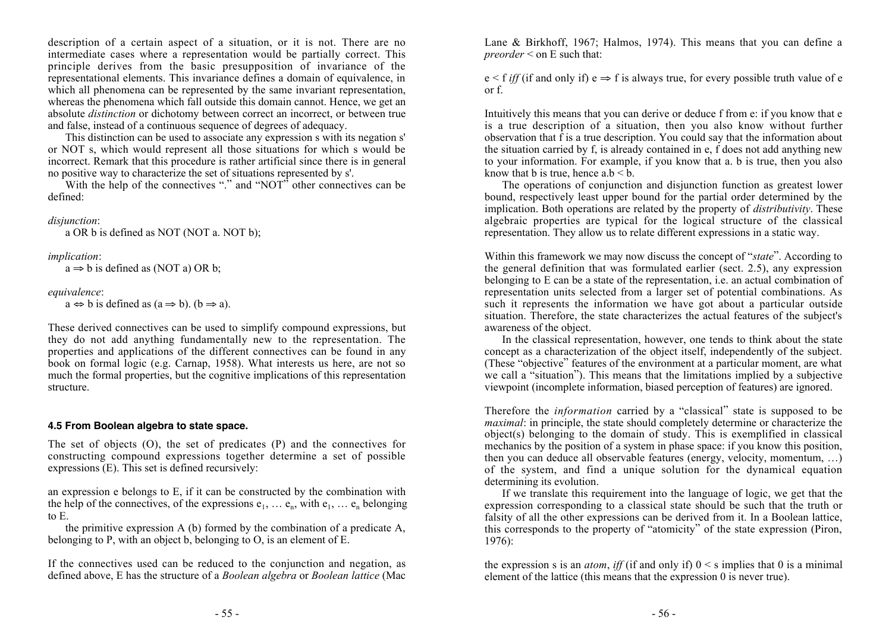description of a certain aspect of a situation, or it is not. There are no intermediate cases where a representation would be partially correct. This principle derives from the basic presupposition of invariance of the representational elements. This invariance defines a domain of equivalence, in which all phenomena can be represented by the same invariant representation, whereas the phenomena which fall outside this domain cannot. Hence, we get an absolute *distinction* or dichotomy between correct an incorrect, or between true and false, instead of a continuous sequence of degrees of adequacy.

This distinction can be used to associate any expression s with its negation s' or NOT s, which would represent all those situations for which s would be incorrect. Remark that this procedure is rather artificial since there is in general no positive way to characterize the set of situations represented by s'.

With the help of the connectives "." and "NOT" other connectives can be defined:

*disjunction*:
a OR b is defined as NOT (NOT a. NOT b);

*implication*:
$a \Rightarrow b$ is defined as (NOT a) OR b;

*equivalence*:
$a \Leftrightarrow b$ is defined as $(a \Rightarrow b). (b \Rightarrow a)$.

These derived connectives can be used to simplify compound expressions, but they do not add anything fundamentally new to the representation. The properties and applications of the different connectives can be found in any book on formal logic (e.g. Carnap, 1958). What interests us here, are not so much the formal properties, but the cognitive implications of this representation structure.

#### 4.5 From Boolean algebra to state space.

The set of objects (O), the set of predicates (P) and the connectives for constructing compound expressions together determine a set of possible expressions (E). This set is defined recursively:

an expression e belongs to E, if it can be constructed by the combination with the help of the connectives, of the expressions $e_1, \ldots e_n$, with $e_1, \ldots e_n$ belonging to E.

the primitive expression A (b) formed by the combination of a predicate A, belonging to P, with an object b, belonging to O, is an element of E.

If the connectives used can be reduced to the conjunction and negation, as defined above, E has the structure of a *Boolean algebra* or *Boolean lattice* (Mac Lane & Birkhoff, 1967; Halmos, 1974). This means that you can define a *preorder* < on E such that:

$e < f$ *iff* (if and only if) $e \Rightarrow f$ is always true, for every possible truth value of e or f.

Intuitively this means that you can derive or deduce f from e: if you know that e is a true description of a situation, then you also know without further observation that f is a true description. You could say that the information about the situation carried by f, is already contained in e, f does not add anything new to your information. For example, if you know that a. b is true, then you also know that b is true, hence $a.b < b$.

The operations of conjunction and disjunction function as greatest lower bound, respectively least upper bound for the partial order determined by the implication. Both operations are related by the property of *distributivity*. These algebraic properties are typical for the logical structure of the classical representation. They allow us to relate different expressions in a static way.

Within this framework we may now discuss the concept of "*state*". According to the general definition that was formulated earlier (sect. 2.5), any expression belonging to E can be a state of the representation, i.e. an actual combination of representation units selected from a larger set of potential combinations. As such it represents the information we have got about a particular outside situation. Therefore, the state characterizes the actual features of the subject's awareness of the object.

In the classical representation, however, one tends to think about the state concept as a characterization of the object itself, independently of the subject. (These "objective" features of the environment at a particular moment, are what we call a "situation"). This means that the limitations implied by a subjective viewpoint (incomplete information, biased perception of features) are ignored.

Therefore the *information* carried by a "classical" state is supposed to be *maximal*: in principle, the state should completely determine or characterize the object(s) belonging to the domain of study. This is exemplified in classical mechanics by the position of a system in phase space: if you know this position, then you can deduce all observable features (energy, velocity, momentum, …) of the system, and find a unique solution for the dynamical equation determining its evolution.

If we translate this requirement into the language of logic, we get that the expression corresponding to a classical state should be such that the truth or falsity of all the other expressions can be derived from it. In a Boolean lattice, this corresponds to the property of "atomicity" of the state expression (Piron, 1976):

the expression s is an *atom*, *iff* (if and only if) $0 < s$ implies that 0 is a minimal element of the lattice (this means that the expression 0 is never true).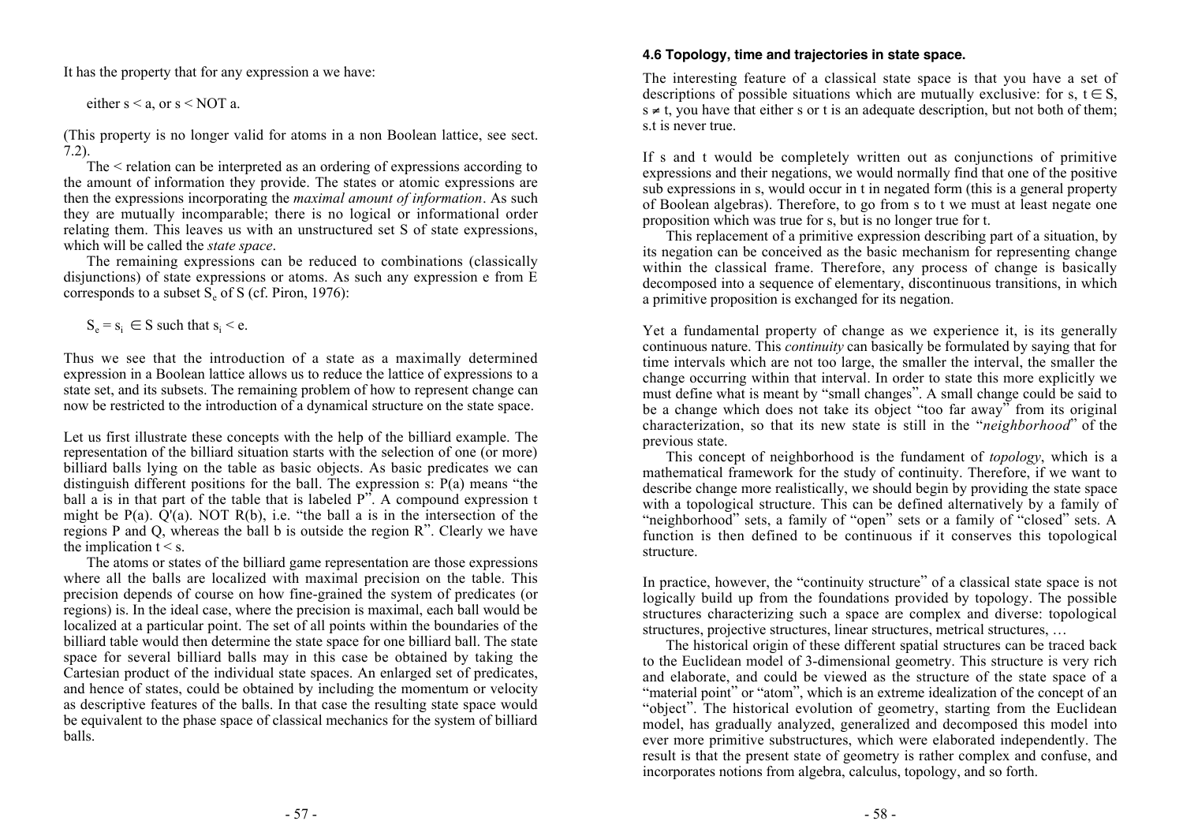It has the property that for any expression a we have:

either $s < a$, or $s <$ NOT a.

(This property is no longer valid for atoms in a non Boolean lattice, see sect. 7.2).

The < relation can be interpreted as an ordering of expressions according to the amount of information they provide. The states or atomic expressions are then the expressions incorporating the *maximal amount of information*. As such they are mutually incomparable; there is no logical or informational order relating them. This leaves us with an unstructured set S of state expressions, which will be called the *state space*.

The remaining expressions can be reduced to combinations (classically disjunctions) of state expressions or atoms. As such any expression e from E corresponds to a subset $S_e$ of S (cf. Piron, 1976):

$S_e = s_i \in S$ such that $s_i < e$.

Thus we see that the introduction of a state as a maximally determined expression in a Boolean lattice allows us to reduce the lattice of expressions to a state set, and its subsets. The remaining problem of how to represent change can now be restricted to the introduction of a dynamical structure on the state space.

Let us first illustrate these concepts with the help of the billiard example. The representation of the billiard situation starts with the selection of one (or more) billiard balls lying on the table as basic objects. As basic predicates we can distinguish different positions for the ball. The expression s: P(a) means "the ball a is in that part of the table that is labeled P". A compound expression t might be P(a). Q'(a). NOT R(b), i.e. "the ball a is in the intersection of the regions P and Q, whereas the ball b is outside the region R". Clearly we have the implication $t < s$.

The atoms or states of the billiard game representation are those expressions where all the balls are localized with maximal precision on the table. This precision depends of course on how fine-grained the system of predicates (or regions) is. In the ideal case, where the precision is maximal, each ball would be localized at a particular point. The set of all points within the boundaries of the billiard table would then determine the state space for one billiard ball. The state space for several billiard balls may in this case be obtained by taking the Cartesian product of the individual state spaces. An enlarged set of predicates, and hence of states, could be obtained by including the momentum or velocity as descriptive features of the balls. In that case the resulting state space would be equivalent to the phase space of classical mechanics for the system of billiard balls.

### 4.6 Topology, time and trajectories in state space.

The interesting feature of a classical state space is that you have a set of descriptions of possible situations which are mutually exclusive: for $s, t \in S$, $s \neq t$, you have that either s or t is an adequate description, but not both of them; s.t is never true.

If s and t would be completely written out as conjunctions of primitive expressions and their negations, we would normally find that one of the positive sub expressions in s, would occur in t in negated form (this is a general property of Boolean algebras). Therefore, to go from s to t we must at least negate one proposition which was true for s, but is no longer true for t.

This replacement of a primitive expression describing part of a situation, by its negation can be conceived as the basic mechanism for representing change within the classical frame. Therefore, any process of change is basically decomposed into a sequence of elementary, discontinuous transitions, in which a primitive proposition is exchanged for its negation.

Yet a fundamental property of change as we experience it, is its generally continuous nature. This *continuity* can basically be formulated by saying that for time intervals which are not too large, the smaller the interval, the smaller the change occurring within that interval. In order to state this more explicitly we must define what is meant by "small changes". A small change could be said to be a change which does not take its object "too far away" from its original characterization, so that its new state is still in the "*neighborhood*" of the previous state.

This concept of neighborhood is the fundament of *topology*, which is a mathematical framework for the study of continuity. Therefore, if we want to describe change more realistically, we should begin by providing the state space with a topological structure. This can be defined alternatively by a family of "neighborhood" sets, a family of "open" sets or a family of "closed" sets. A function is then defined to be continuous if it conserves this topological structure.

In practice, however, the "continuity structure" of a classical state space is not logically build up from the foundations provided by topology. The possible structures characterizing such a space are complex and diverse: topological structures, projective structures, linear structures, metrical structures, …

The historical origin of these different spatial structures can be traced back to the Euclidean model of 3-dimensional geometry. This structure is very rich and elaborate, and could be viewed as the structure of the state space of a "material point" or "atom", which is an extreme idealization of the concept of an "object". The historical evolution of geometry, starting from the Euclidean model, has gradually analyzed, generalized and decomposed this model into ever more primitive substructures, which were elaborated independently. The result is that the present state of geometry is rather complex and confuse, and incorporates notions from algebra, calculus, topology, and so forth.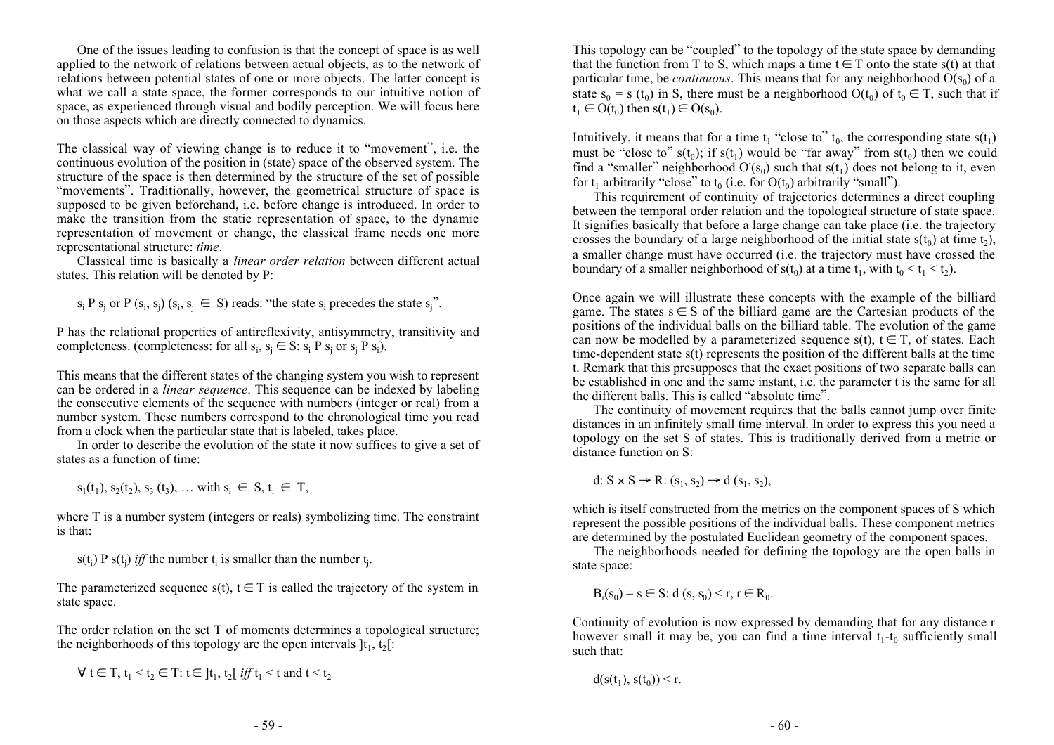One of the issues leading to confusion is that the concept of space is as well applied to the network of relations between actual objects, as to the network of relations between potential states of one or more objects. The latter concept is what we call a state space, the former corresponds to our intuitive notion of space, as experienced through visual and bodily perception. We will focus here on those aspects which are directly connected to dynamics.

The classical way of viewing change is to reduce it to "movement", i.e. the continuous evolution of the position in (state) space of the observed system. The structure of the space is then determined by the structure of the set of possible "movements". Traditionally, however, the geometrical structure of space is supposed to be given beforehand, i.e. before change is introduced. In order to make the transition from the static representation of space, to the dynamic representation of movement or change, the classical frame needs one more representational structure: *time*.

Classical time is basically a *linear order relation* between different actual states. This relation will be denoted by P:

$s_i$ P $s_j$ or P ($s_i$, $s_j$) ($s_i, s_j \in S$) reads: "the state $s_i$ precedes the state $s_j$".

P has the relational properties of antireflexivity, antisymmetry, transitivity and completeness. (completeness: for all $s_i, s_j \in S$: $s_i$ P $s_j$ or $s_j$ P $s_i$).

This means that the different states of the changing system you wish to represent can be ordered in a *linear sequence*. This sequence can be indexed by labeling the consecutive elements of the sequence with numbers (integer or real) from a number system. These numbers correspond to the chronological time you read from a clock when the particular state that is labeled, takes place.

In order to describe the evolution of the state it now suffices to give a set of states as a function of time:

$s_1(t_1), s_2(t_2), s_3(t_3), \ldots$ with $s_i \in S, t_i \in T$,

where T is a number system (integers or reals) symbolizing time. The constraint is that:

$s(t_i)$ P $s(t_j)$ *iff* the number $t_i$ is smaller than the number $t_j$.

The parameterized sequence $s(t)$, $t \in T$ is called the trajectory of the system in state space.

The order relation on the set T of moments determines a topological structure; the neighborhoods of this topology are the open intervals $]t_1, t_2[$:

$\forall\, t \in T, t_1 < t_2 \in T$: $t \in\, ]t_1, t_2[$ *iff* $t_1 < t$ and $t < t_2$

This topology can be "coupled" to the topology of the state space by demanding that the function from T to S, which maps a time $t \in T$ onto the state $s(t)$ at that particular time, be *continuous*. This means that for any neighborhood $O(s_0)$ of a state $s_0 = s(t_0)$ in S, there must be a neighborhood $O(t_0)$ of $t_0 \in T$, such that if $t_1 \in O(t_0)$ then $s(t_1) \in O(s_0)$.

Intuitively, it means that for a time $t_1$ "close to" $t_0$, the corresponding state $s(t_1)$ must be "close to" $s(t_0)$; if $s(t_1)$ would be "far away" from $s(t_0)$ then we could find a "smaller" neighborhood $O'(s_0)$ such that $s(t_1)$ does not belong to it, even for $t_1$ arbitrarily "close" to $t_0$ (i.e. for $O(t_0)$ arbitrarily "small").

This requirement of continuity of trajectories determines a direct coupling between the temporal order relation and the topological structure of state space. It signifies basically that before a large change can take place (i.e. the trajectory crosses the boundary of a large neighborhood of the initial state $s(t_0)$ at time $t_2$), a smaller change must have occurred (i.e. the trajectory must have crossed the boundary of a smaller neighborhood of $s(t_0)$ at a time $t_1$, with $t_0 < t_1 < t_2$).

Once again we will illustrate these concepts with the example of the billiard game. The states $s \in S$ of the billiard game are the Cartesian products of the positions of the individual balls on the billiard table. The evolution of the game can now be modelled by a parameterized sequence $s(t)$, $t \in T$, of states. Each time-dependent state $s(t)$ represents the position of the different balls at the time t. Remark that this presupposes that the exact positions of two separate balls can be established in one and the same instant, i.e. the parameter t is the same for all the different balls. This is called "absolute time".

The continuity of movement requires that the balls cannot jump over finite distances in an infinitely small time interval. In order to express this you need a topology on the set S of states. This is traditionally derived from a metric or distance function on S:

$d: S \times S \to R: (s_1, s_2) \to d(s_1, s_2)$,

which is itself constructed from the metrics on the component spaces of S which represent the possible positions of the individual balls. These component metrics are determined by the postulated Euclidean geometry of the component spaces.

The neighborhoods needed for defining the topology are the open balls in state space:

$B_r(s_0) = s \in S: d(s, s_0) < r, r \in R_0$.

Continuity of evolution is now expressed by demanding that for any distance r however small it may be, you can find a time interval $t_1$-$t_0$ sufficiently small such that:

$d(s(t_1), s(t_0)) < r$.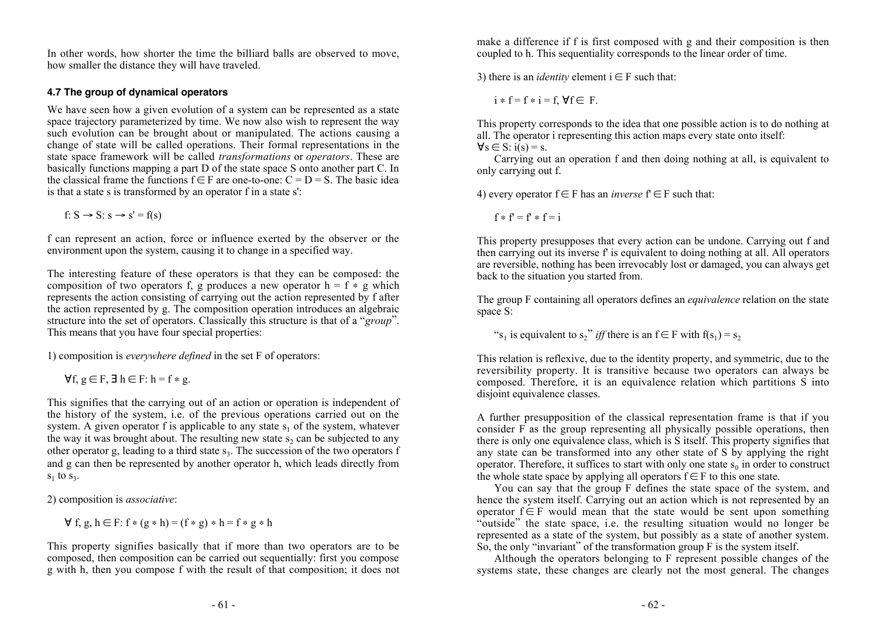In other words, how shorter the time the billiard balls are observed to move, how smaller the distance they will have traveled.

#### 4.7 The group of dynamical operators

We have seen how a given evolution of a system can be represented as a state space trajectory parameterized by time. We now also wish to represent the way such evolution can be brought about or manipulated. The actions causing a change of state will be called operations. Their formal representations in the state space framework will be called *transformations* or *operators*. These are basically functions mapping a part D of the state space S onto another part C. In the classical frame the functions $f \in F$ are one-to-one: $C = D = S$. The basic idea is that a state s is transformed by an operator f in a state s':

$$f: S \to S: s \to s' = f(s)$$

f can represent an action, force or influence exerted by the observer or the environment upon the system, causing it to change in a specified way.

The interesting feature of these operators is that they can be composed: the composition of two operators f, g produces a new operator $h = f * g$ which represents the action consisting of carrying out the action represented by f after the action represented by g. The composition operation introduces an algebraic structure into the set of operators. Classically this structure is that of a "*group*". This means that you have four special properties:

1) composition is *everywhere defined* in the set F of operators:

$$\forall f, g \in F, \exists\, h \in F: h = f * g.$$

This signifies that the carrying out of an action or operation is independent of the history of the system, i.e. of the previous operations carried out on the system. A given operator f is applicable to any state $s_1$ of the system, whatever the way it was brought about. The resulting new state $s_2$ can be subjected to any other operator g, leading to a third state $s_3$. The succession of the two operators f and g can then be represented by another operator h, which leads directly from $s_1$ to $s_3$.

2) composition is *associative*:

$$\forall\, f, g, h \in F: f * (g * h) = (f * g) * h = f * g * h$$

This property signifies basically that if more than two operators are to be composed, then composition can be carried out sequentially: first you compose g with h, then you compose f with the result of that composition; it does not make a difference if f is first composed with g and their composition is then coupled to h. This sequentiality corresponds to the linear order of time.

3) there is an *identity* element $i \in F$ such that:

$$i * f = f * i = f, \forall f \in F.$$

This property corresponds to the idea that one possible action is to do nothing at all. The operator i representing this action maps every state onto itself: $\forall s \in S: i(s) = s$.

Carrying out an operation f and then doing nothing at all, is equivalent to only carrying out f.

4) every operator $f \in F$ has an *inverse* $f' \in F$ such that:

$$f * f' = f' * f = i$$

This property presupposes that every action can be undone. Carrying out f and then carrying out its inverse f' is equivalent to doing nothing at all. All operators are reversible, nothing has been irrevocably lost or damaged, you can always get back to the situation you started from.

The group F containing all operators defines an *equivalence* relation on the state space S:

"$s_1$ is equivalent to $s_2$" *iff* there is an $f \in F$ with $f(s_1) = s_2$

This relation is reflexive, due to the identity property, and symmetric, due to the reversibility property. It is transitive because two operators can always be composed. Therefore, it is an equivalence relation which partitions S into disjoint equivalence classes.

A further presupposition of the classical representation frame is that if you consider F as the group representing all physically possible operations, then there is only one equivalence class, which is S itself. This property signifies that any state can be transformed into any other state of S by applying the right operator. Therefore, it suffices to start with only one state $s_0$ in order to construct the whole state space by applying all operators $f \in F$ to this one state.

You can say that the group F defines the state space of the system, and hence the system itself. Carrying out an action which is not represented by an operator $f \in F$ would mean that the state would be sent upon something "outside" the state space, i.e. the resulting situation would no longer be represented as a state of the system, but possibly as a state of another system. So, the only "invariant" of the transformation group F is the system itself.

Although the operators belonging to F represent possible changes of the systems state, these changes are clearly not the most general. The changes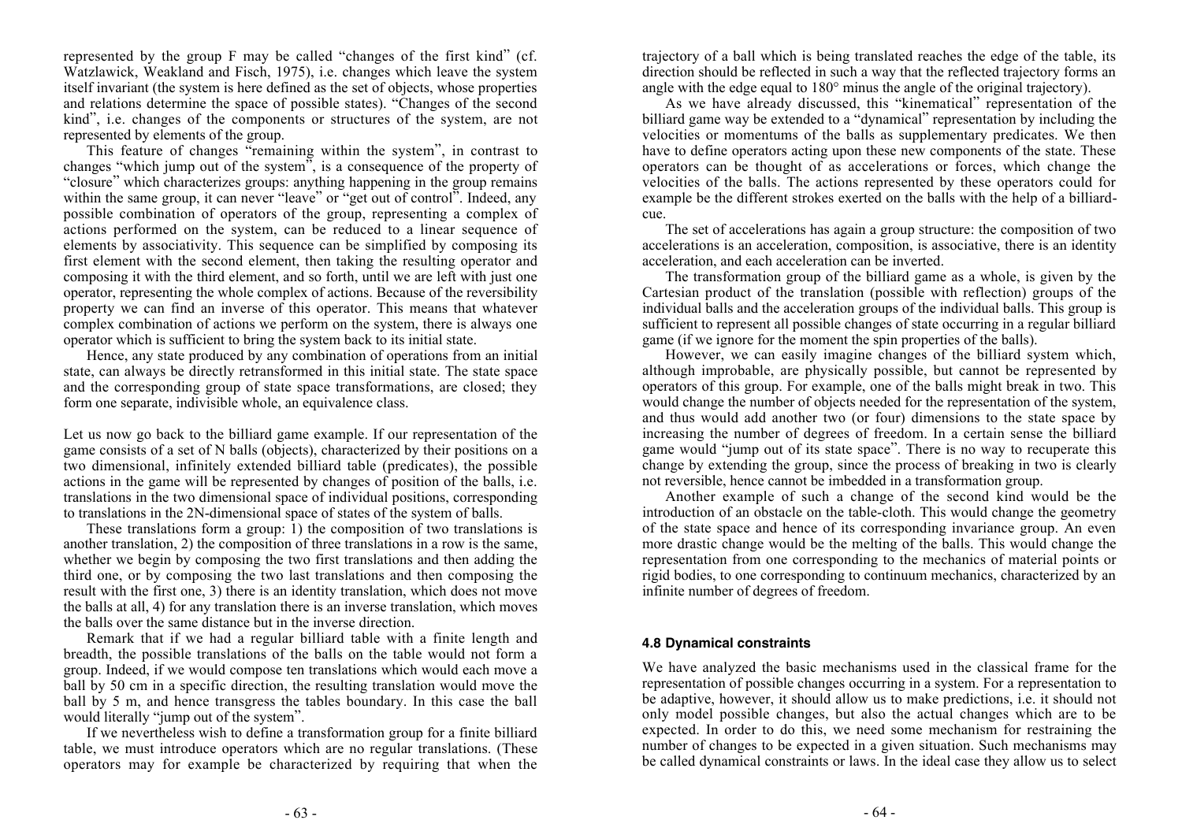represented by the group F may be called "changes of the first kind" (cf. Watzlawick, Weakland and Fisch, 1975), i.e. changes which leave the system itself invariant (the system is here defined as the set of objects, whose properties and relations determine the space of possible states). "Changes of the second kind", i.e. changes of the components or structures of the system, are not represented by elements of the group.

This feature of changes "remaining within the system", in contrast to changes "which jump out of the system", is a consequence of the property of "closure" which characterizes groups: anything happening in the group remains within the same group, it can never "leave" or "get out of control". Indeed, any possible combination of operators of the group, representing a complex of actions performed on the system, can be reduced to a linear sequence of elements by associativity. This sequence can be simplified by composing its first element with the second element, then taking the resulting operator and composing it with the third element, and so forth, until we are left with just one operator, representing the whole complex of actions. Because of the reversibility property we can find an inverse of this operator. This means that whatever complex combination of actions we perform on the system, there is always one operator which is sufficient to bring the system back to its initial state.

Hence, any state produced by any combination of operations from an initial state, can always be directly retransformed in this initial state. The state space and the corresponding group of state space transformations, are closed; they form one separate, indivisible whole, an equivalence class.

Let us now go back to the billiard game example. If our representation of the game consists of a set of N balls (objects), characterized by their positions on a two dimensional, infinitely extended billiard table (predicates), the possible actions in the game will be represented by changes of position of the balls, i.e. translations in the two dimensional space of individual positions, corresponding to translations in the 2N-dimensional space of states of the system of balls.

These translations form a group: 1) the composition of two translations is another translation, 2) the composition of three translations in a row is the same, whether we begin by composing the two first translations and then adding the third one, or by composing the two last translations and then composing the result with the first one, 3) there is an identity translation, which does not move the balls at all, 4) for any translation there is an inverse translation, which moves the balls over the same distance but in the inverse direction.

Remark that if we had a regular billiard table with a finite length and breadth, the possible translations of the balls on the table would not form a group. Indeed, if we would compose ten translations which would each move a ball by 50 cm in a specific direction, the resulting translation would move the ball by 5 m, and hence transgress the tables boundary. In this case the ball would literally "jump out of the system".

If we nevertheless wish to define a transformation group for a finite billiard table, we must introduce operators which are no regular translations. (These operators may for example be characterized by requiring that when the trajectory of a ball which is being translated reaches the edge of the table, its direction should be reflected in such a way that the reflected trajectory forms an angle with the edge equal to 180° minus the angle of the original trajectory).

As we have already discussed, this "kinematical" representation of the billiard game way be extended to a "dynamical" representation by including the velocities or momentums of the balls as supplementary predicates. We then have to define operators acting upon these new components of the state. These operators can be thought of as accelerations or forces, which change the velocities of the balls. The actions represented by these operators could for example be the different strokes exerted on the balls with the help of a billiard-cue.

The set of accelerations has again a group structure: the composition of two accelerations is an acceleration, composition, is associative, there is an identity acceleration, and each acceleration can be inverted.

The transformation group of the billiard game as a whole, is given by the Cartesian product of the translation (possible with reflection) groups of the individual balls and the acceleration groups of the individual balls. This group is sufficient to represent all possible changes of state occurring in a regular billiard game (if we ignore for the moment the spin properties of the balls).

However, we can easily imagine changes of the billiard system which, although improbable, are physically possible, but cannot be represented by operators of this group. For example, one of the balls might break in two. This would change the number of objects needed for the representation of the system, and thus would add another two (or four) dimensions to the state space by increasing the number of degrees of freedom. In a certain sense the billiard game would "jump out of its state space". There is no way to recuperate this change by extending the group, since the process of breaking in two is clearly not reversible, hence cannot be imbedded in a transformation group.

Another example of such a change of the second kind would be the introduction of an obstacle on the table-cloth. This would change the geometry of the state space and hence of its corresponding invariance group. An even more drastic change would be the melting of the balls. This would change the representation from one corresponding to the mechanics of material points or rigid bodies, to one corresponding to continuum mechanics, characterized by an infinite number of degrees of freedom.

### 4.8 Dynamical constraints

We have analyzed the basic mechanisms used in the classical frame for the representation of possible changes occurring in a system. For a representation to be adaptive, however, it should allow us to make predictions, i.e. it should not only model possible changes, but also the actual changes which are to be expected. In order to do this, we need some mechanism for restraining the number of changes to be expected in a given situation. Such mechanisms may be called dynamical constraints or laws. In the ideal case they allow us to select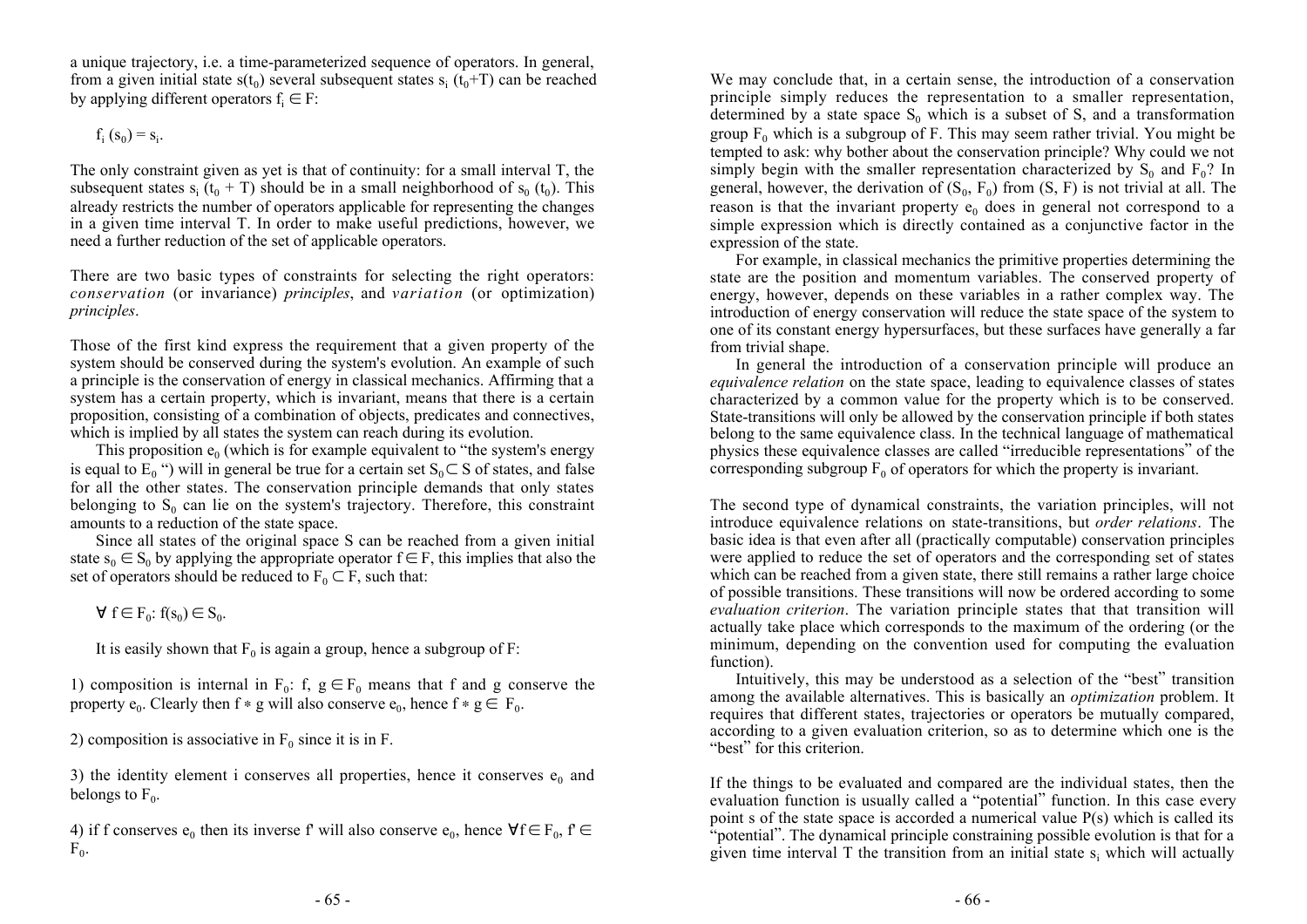a unique trajectory, i.e. a time-parameterized sequence of operators. In general, from a given initial state $s(t_0)$ several subsequent states $s_i\ (t_0+T)$ can be reached by applying different operators $f_i \in F$:

$$f_i\ (s_0) = s_i.$$

The only constraint given as yet is that of continuity: for a small interval T, the subsequent states $s_i\ (t_0 + T)$ should be in a small neighborhood of $s_0\ (t_0)$. This already restricts the number of operators applicable for representing the changes in a given time interval T. In order to make useful predictions, however, we need a further reduction of the set of applicable operators.

There are two basic types of constraints for selecting the right operators: *conservation* (or invariance) *principles*, and *variation* (or optimization) *principles*.

Those of the first kind express the requirement that a given property of the system should be conserved during the system's evolution. An example of such a principle is the conservation of energy in classical mechanics. Affirming that a system has a certain property, which is invariant, means that there is a certain proposition, consisting of a combination of objects, predicates and connectives, which is implied by all states the system can reach during its evolution.

This proposition $e_0$ (which is for example equivalent to "the system's energy is equal to $E_0$ ") will in general be true for a certain set $S_0 \subset S$ of states, and false for all the other states. The conservation principle demands that only states belonging to $S_0$ can lie on the system's trajectory. Therefore, this constraint amounts to a reduction of the state space.

Since all states of the original space S can be reached from a given initial state $s_0 \in S_0$ by applying the appropriate operator $f \in F$, this implies that also the set of operators should be reduced to $F_0 \subset F$, such that:

$$\forall\ f \in F_0:\ f(s_0) \in S_0.$$

It is easily shown that $F_0$ is again a group, hence a subgroup of F:

1) composition is internal in $F_0$: f, $g \in F_0$ means that f and g conserve the property $e_0$. Clearly then $f * g$ will also conserve $e_0$, hence $f * g \in F_0$.

2) composition is associative in $F_0$ since it is in F.

3) the identity element i conserves all properties, hence it conserves $e_0$ and belongs to $F_0$.

4) if f conserves $e_0$ then its inverse f' will also conserve $e_0$, hence $\forall f \in F_0,\ f' \in F_0$.

We may conclude that, in a certain sense, the introduction of a conservation principle simply reduces the representation to a smaller representation, determined by a state space $S_0$ which is a subset of S, and a transformation group $F_0$ which is a subgroup of F. This may seem rather trivial. You might be tempted to ask: why bother about the conservation principle? Why could we not simply begin with the smaller representation characterized by $S_0$ and $F_0$? In general, however, the derivation of $(S_0, F_0)$ from (S, F) is not trivial at all. The reason is that the invariant property $e_0$ does in general not correspond to a simple expression which is directly contained as a conjunctive factor in the expression of the state.

For example, in classical mechanics the primitive properties determining the state are the position and momentum variables. The conserved property of energy, however, depends on these variables in a rather complex way. The introduction of energy conservation will reduce the state space of the system to one of its constant energy hypersurfaces, but these surfaces have generally a far from trivial shape.

In general the introduction of a conservation principle will produce an *equivalence relation* on the state space, leading to equivalence classes of states characterized by a common value for the property which is to be conserved. State-transitions will only be allowed by the conservation principle if both states belong to the same equivalence class. In the technical language of mathematical physics these equivalence classes are called "irreducible representations" of the corresponding subgroup $F_0$ of operators for which the property is invariant.

The second type of dynamical constraints, the variation principles, will not introduce equivalence relations on state-transitions, but *order relations*. The basic idea is that even after all (practically computable) conservation principles were applied to reduce the set of operators and the corresponding set of states which can be reached from a given state, there still remains a rather large choice of possible transitions. These transitions will now be ordered according to some *evaluation criterion*. The variation principle states that that transition will actually take place which corresponds to the maximum of the ordering (or the minimum, depending on the convention used for computing the evaluation function).

Intuitively, this may be understood as a selection of the "best" transition among the available alternatives. This is basically an *optimization* problem. It requires that different states, trajectories or operators be mutually compared, according to a given evaluation criterion, so as to determine which one is the "best" for this criterion.

If the things to be evaluated and compared are the individual states, then the evaluation function is usually called a "potential" function. In this case every point s of the state space is accorded a numerical value P(s) which is called its "potential". The dynamical principle constraining possible evolution is that for a given time interval T the transition from an initial state $s_i$ which will actually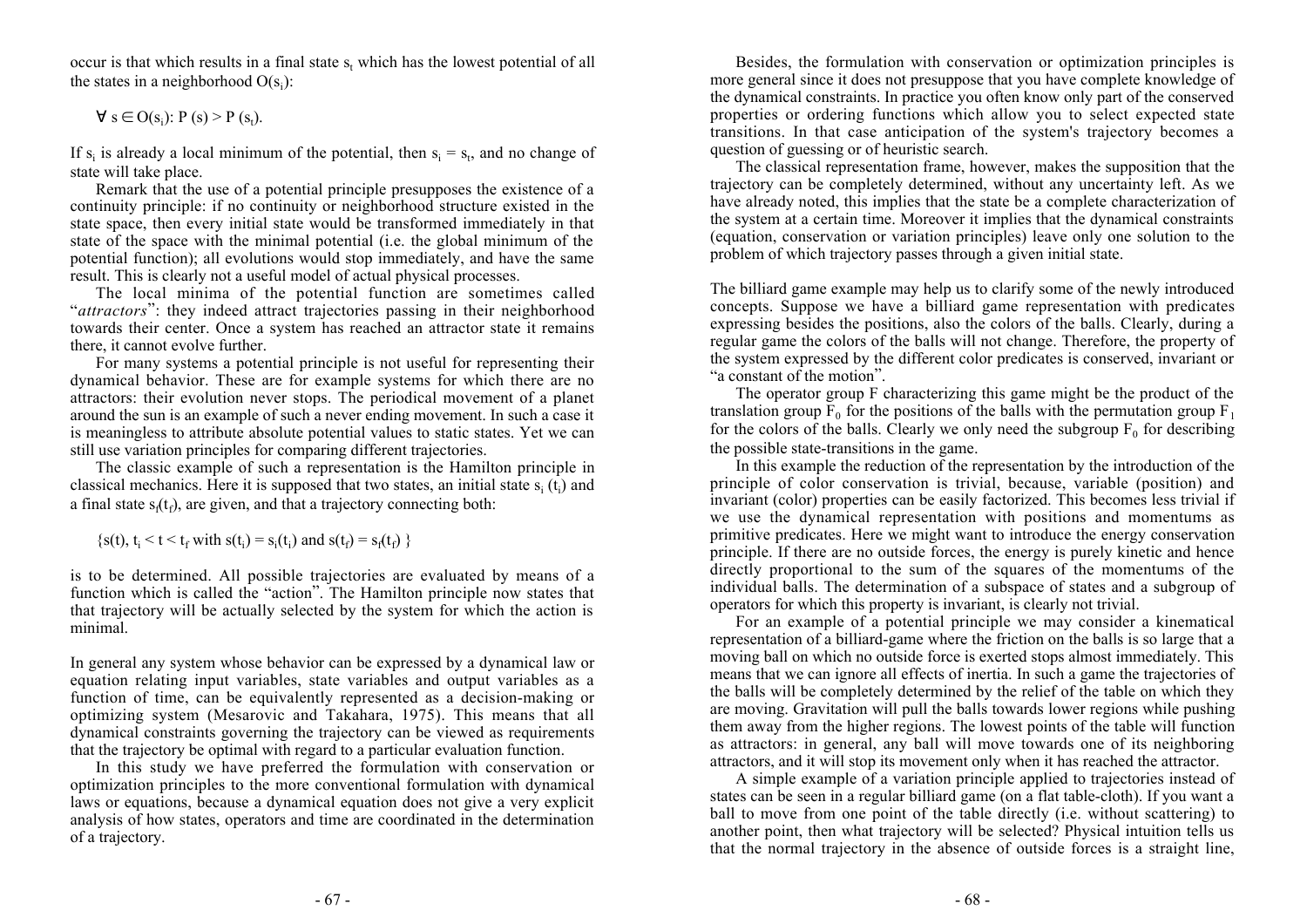occur is that which results in a final state $s_t$ which has the lowest potential of all the states in a neighborhood $O(s_i)$:

$$\forall\, s \in O(s_i)\colon P(s) > P(s_t).$$

If $s_i$ is already a local minimum of the potential, then $s_i = s_t$, and no change of state will take place.

Remark that the use of a potential principle presupposes the existence of a continuity principle: if no continuity or neighborhood structure existed in the state space, then every initial state would be transformed immediately in that state of the space with the minimal potential (i.e. the global minimum of the potential function); all evolutions would stop immediately, and have the same result. This is clearly not a useful model of actual physical processes.

The local minima of the potential function are sometimes called "*attractors*": they indeed attract trajectories passing in their neighborhood towards their center. Once a system has reached an attractor state it remains there, it cannot evolve further.

For many systems a potential principle is not useful for representing their dynamical behavior. These are for example systems for which there are no attractors: their evolution never stops. The periodical movement of a planet around the sun is an example of such a never ending movement. In such a case it is meaningless to attribute absolute potential values to static states. Yet we can still use variation principles for comparing different trajectories.

The classic example of such a representation is the Hamilton principle in classical mechanics. Here it is supposed that two states, an initial state $s_i(t_i)$ and a final state $s_f(t_f)$, are given, and that a trajectory connecting both:

$$\{s(t),\ t_i < t < t_f \text{ with } s(t_i) = s_i(t_i) \text{ and } s(t_f) = s_f(t_f)\}$$

is to be determined. All possible trajectories are evaluated by means of a function which is called the "action". The Hamilton principle now states that that trajectory will be actually selected by the system for which the action is minimal.

In general any system whose behavior can be expressed by a dynamical law or equation relating input variables, state variables and output variables as a function of time, can be equivalently represented as a decision-making or optimizing system (Mesarovic and Takahara, 1975). This means that all dynamical constraints governing the trajectory can be viewed as requirements that the trajectory be optimal with regard to a particular evaluation function.

In this study we have preferred the formulation with conservation or optimization principles to the more conventional formulation with dynamical laws or equations, because a dynamical equation does not give a very explicit analysis of how states, operators and time are coordinated in the determination of a trajectory.

Besides, the formulation with conservation or optimization principles is more general since it does not presuppose that you have complete knowledge of the dynamical constraints. In practice you often know only part of the conserved properties or ordering functions which allow you to select expected state transitions. In that case anticipation of the system's trajectory becomes a question of guessing or of heuristic search.

The classical representation frame, however, makes the supposition that the trajectory can be completely determined, without any uncertainty left. As we have already noted, this implies that the state be a complete characterization of the system at a certain time. Moreover it implies that the dynamical constraints (equation, conservation or variation principles) leave only one solution to the problem of which trajectory passes through a given initial state.

The billiard game example may help us to clarify some of the newly introduced concepts. Suppose we have a billiard game representation with predicates expressing besides the positions, also the colors of the balls. Clearly, during a regular game the colors of the balls will not change. Therefore, the property of the system expressed by the different color predicates is conserved, invariant or "a constant of the motion".

The operator group F characterizing this game might be the product of the translation group $F_0$ for the positions of the balls with the permutation group $F_1$ for the colors of the balls. Clearly we only need the subgroup $F_0$ for describing the possible state-transitions in the game.

In this example the reduction of the representation by the introduction of the principle of color conservation is trivial, because, variable (position) and invariant (color) properties can be easily factorized. This becomes less trivial if we use the dynamical representation with positions and momentums as primitive predicates. Here we might want to introduce the energy conservation principle. If there are no outside forces, the energy is purely kinetic and hence directly proportional to the sum of the squares of the momentums of the individual balls. The determination of a subspace of states and a subgroup of operators for which this property is invariant, is clearly not trivial.

For an example of a potential principle we may consider a kinematical representation of a billiard-game where the friction on the balls is so large that a moving ball on which no outside force is exerted stops almost immediately. This means that we can ignore all effects of inertia. In such a game the trajectories of the balls will be completely determined by the relief of the table on which they are moving. Gravitation will pull the balls towards lower regions while pushing them away from the higher regions. The lowest points of the table will function as attractors: in general, any ball will move towards one of its neighboring attractors, and it will stop its movement only when it has reached the attractor.

A simple example of a variation principle applied to trajectories instead of states can be seen in a regular billiard game (on a flat table-cloth). If you want a ball to move from one point of the table directly (i.e. without scattering) to another point, then what trajectory will be selected? Physical intuition tells us that the normal trajectory in the absence of outside forces is a straight line,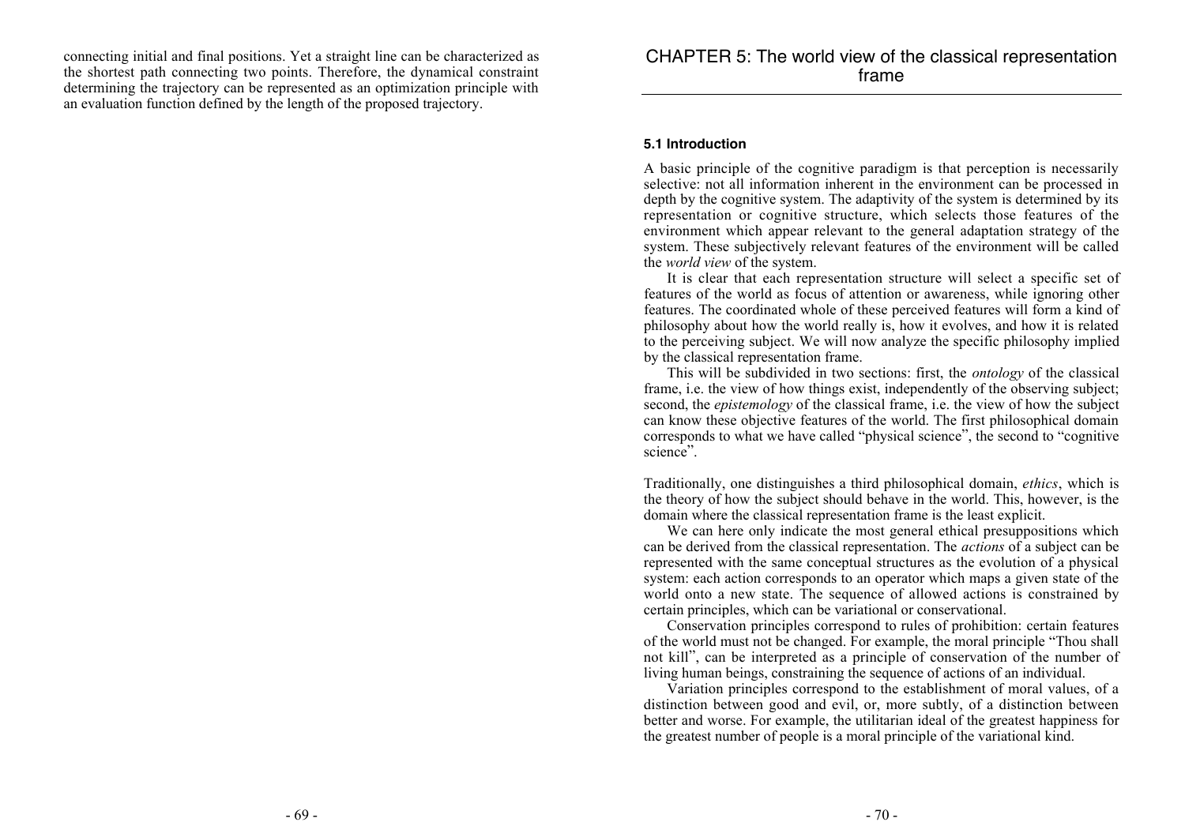connecting initial and final positions. Yet a straight line can be characterized as the shortest path connecting two points. Therefore, the dynamical constraint determining the trajectory can be represented as an optimization principle with an evaluation function defined by the length of the proposed trajectory.

# CHAPTER 5: The world view of the classical representation frame

### 5.1 Introduction

A basic principle of the cognitive paradigm is that perception is necessarily selective: not all information inherent in the environment can be processed in depth by the cognitive system. The adaptivity of the system is determined by its representation or cognitive structure, which selects those features of the environment which appear relevant to the general adaptation strategy of the system. These subjectively relevant features of the environment will be called the *world view* of the system.

It is clear that each representation structure will select a specific set of features of the world as focus of attention or awareness, while ignoring other features. The coordinated whole of these perceived features will form a kind of philosophy about how the world really is, how it evolves, and how it is related to the perceiving subject. We will now analyze the specific philosophy implied by the classical representation frame.

This will be subdivided in two sections: first, the *ontology* of the classical frame, i.e. the view of how things exist, independently of the observing subject; second, the *epistemology* of the classical frame, i.e. the view of how the subject can know these objective features of the world. The first philosophical domain corresponds to what we have called "physical science", the second to "cognitive science".

Traditionally, one distinguishes a third philosophical domain, *ethics*, which is the theory of how the subject should behave in the world. This, however, is the domain where the classical representation frame is the least explicit.

We can here only indicate the most general ethical presuppositions which can be derived from the classical representation. The *actions* of a subject can be represented with the same conceptual structures as the evolution of a physical system: each action corresponds to an operator which maps a given state of the world onto a new state. The sequence of allowed actions is constrained by certain principles, which can be variational or conservational.

Conservation principles correspond to rules of prohibition: certain features of the world must not be changed. For example, the moral principle "Thou shall not kill", can be interpreted as a principle of conservation of the number of living human beings, constraining the sequence of actions of an individual.

Variation principles correspond to the establishment of moral values, of a distinction between good and evil, or, more subtly, of a distinction between better and worse. For example, the utilitarian ideal of the greatest happiness for the greatest number of people is a moral principle of the variational kind.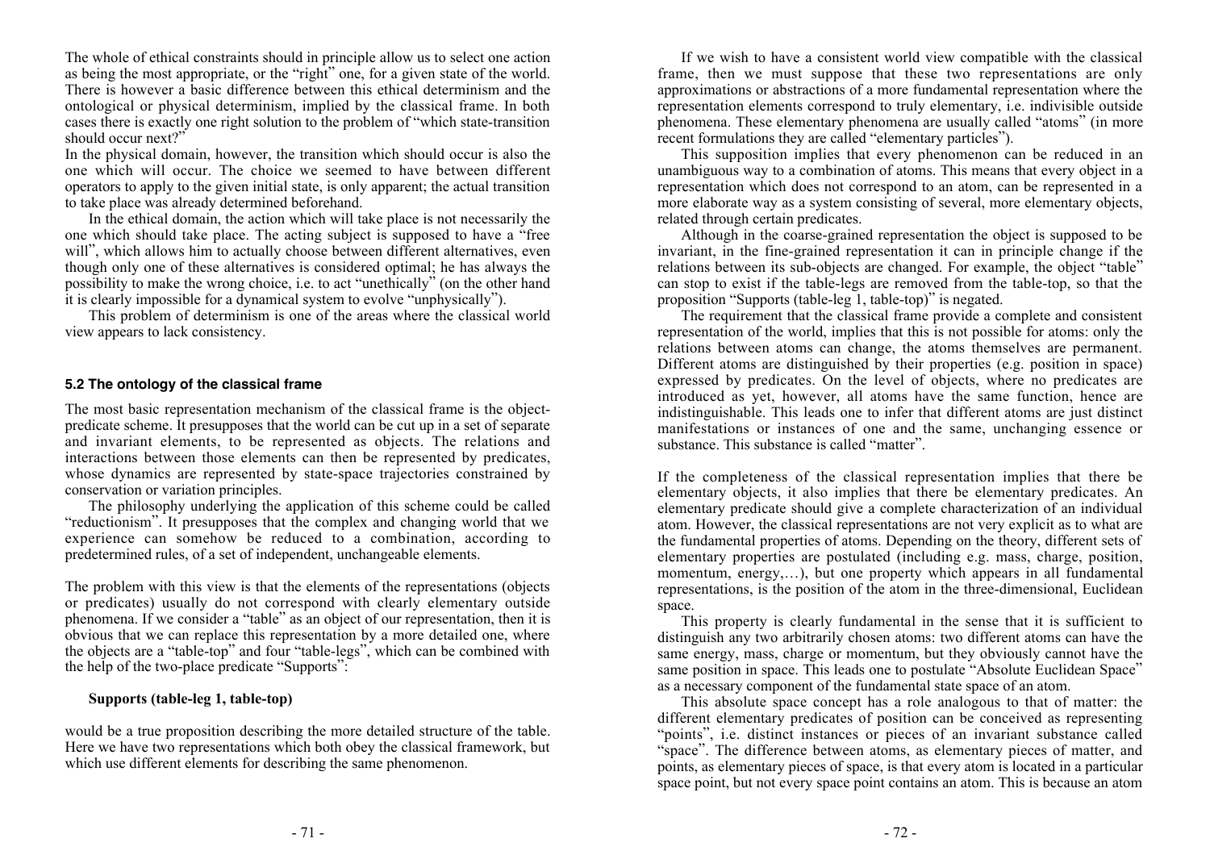The whole of ethical constraints should in principle allow us to select one action as being the most appropriate, or the "right" one, for a given state of the world. There is however a basic difference between this ethical determinism and the ontological or physical determinism, implied by the classical frame. In both cases there is exactly one right solution to the problem of "which state-transition should occur next?"

In the physical domain, however, the transition which should occur is also the one which will occur. The choice we seemed to have between different operators to apply to the given initial state, is only apparent; the actual transition to take place was already determined beforehand.

In the ethical domain, the action which will take place is not necessarily the one which should take place. The acting subject is supposed to have a "free will", which allows him to actually choose between different alternatives, even though only one of these alternatives is considered optimal; he has always the possibility to make the wrong choice, i.e. to act "unethically" (on the other hand it is clearly impossible for a dynamical system to evolve "unphysically").

This problem of determinism is one of the areas where the classical world view appears to lack consistency.

### 5.2 The ontology of the classical frame

The most basic representation mechanism of the classical frame is the object-predicate scheme. It presupposes that the world can be cut up in a set of separate and invariant elements, to be represented as objects. The relations and interactions between those elements can then be represented by predicates, whose dynamics are represented by state-space trajectories constrained by conservation or variation principles.

The philosophy underlying the application of this scheme could be called "reductionism". It presupposes that the complex and changing world that we experience can somehow be reduced to a combination, according to predetermined rules, of a set of independent, unchangeable elements.

The problem with this view is that the elements of the representations (objects or predicates) usually do not correspond with clearly elementary outside phenomena. If we consider a "table" as an object of our representation, then it is obvious that we can replace this representation by a more detailed one, where the objects are a "table-top" and four "table-legs", which can be combined with the help of the two-place predicate "Supports":

**Supports (table-leg 1, table-top)**

would be a true proposition describing the more detailed structure of the table. Here we have two representations which both obey the classical framework, but which use different elements for describing the same phenomenon.

If we wish to have a consistent world view compatible with the classical frame, then we must suppose that these two representations are only approximations or abstractions of a more fundamental representation where the representation elements correspond to truly elementary, i.e. indivisible outside phenomena. These elementary phenomena are usually called "atoms" (in more recent formulations they are called "elementary particles").

This supposition implies that every phenomenon can be reduced in an unambiguous way to a combination of atoms. This means that every object in a representation which does not correspond to an atom, can be represented in a more elaborate way as a system consisting of several, more elementary objects, related through certain predicates.

Although in the coarse-grained representation the object is supposed to be invariant, in the fine-grained representation it can in principle change if the relations between its sub-objects are changed. For example, the object "table" can stop to exist if the table-legs are removed from the table-top, so that the proposition "Supports (table-leg 1, table-top)" is negated.

The requirement that the classical frame provide a complete and consistent representation of the world, implies that this is not possible for atoms: only the relations between atoms can change, the atoms themselves are permanent. Different atoms are distinguished by their properties (e.g. position in space) expressed by predicates. On the level of objects, where no predicates are introduced as yet, however, all atoms have the same function, hence are indistinguishable. This leads one to infer that different atoms are just distinct manifestations or instances of one and the same, unchanging essence or substance. This substance is called "matter".

If the completeness of the classical representation implies that there be elementary objects, it also implies that there be elementary predicates. An elementary predicate should give a complete characterization of an individual atom. However, the classical representations are not very explicit as to what are the fundamental properties of atoms. Depending on the theory, different sets of elementary properties are postulated (including e.g. mass, charge, position, momentum, energy,…), but one property which appears in all fundamental representations, is the position of the atom in the three-dimensional, Euclidean space.

This property is clearly fundamental in the sense that it is sufficient to distinguish any two arbitrarily chosen atoms: two different atoms can have the same energy, mass, charge or momentum, but they obviously cannot have the same position in space. This leads one to postulate "Absolute Euclidean Space" as a necessary component of the fundamental state space of an atom.

This absolute space concept has a role analogous to that of matter: the different elementary predicates of position can be conceived as representing "points", i.e. distinct instances or pieces of an invariant substance called "space". The difference between atoms, as elementary pieces of matter, and points, as elementary pieces of space, is that every atom is located in a particular space point, but not every space point contains an atom. This is because an atom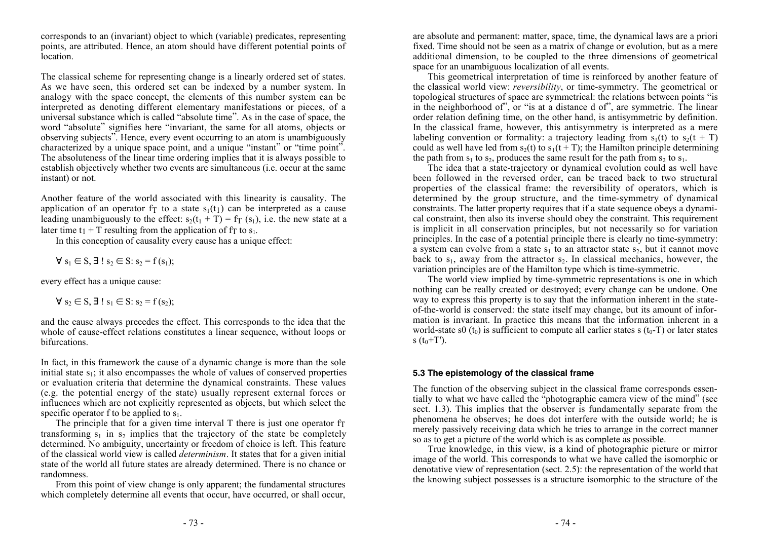corresponds to an (invariant) object to which (variable) predicates, representing points, are attributed. Hence, an atom should have different potential points of location.

The classical scheme for representing change is a linearly ordered set of states. As we have seen, this ordered set can be indexed by a number system. In analogy with the space concept, the elements of this number system can be interpreted as denoting different elementary manifestations or pieces, of a universal substance which is called "absolute time". As in the case of space, the word "absolute" signifies here "invariant, the same for all atoms, objects or observing subjects". Hence, every event occurring to an atom is unambiguously characterized by a unique space point, and a unique "instant" or "time point". The absoluteness of the linear time ordering implies that it is always possible to establish objectively whether two events are simultaneous (i.e. occur at the same instant) or not.

Another feature of the world associated with this linearity is causality. The application of an operator $f_T$ to a state $s_1(t_1)$ can be interpreted as a cause leading unambiguously to the effect: $s_2(t_1 + T) = f_T(s_1)$, i.e. the new state at a later time $t_1 + T$ resulting from the application of $f_T$ to $s_1$.

In this conception of causality every cause has a unique effect:

$\forall s_1 \in S, \exists ! s_2 \in S: s_2 = f(s_1);$

every effect has a unique cause:

$\forall s_2 \in S, \exists ! s_1 \in S: s_2 = f(s_2);$

and the cause always precedes the effect. This corresponds to the idea that the whole of cause-effect relations constitutes a linear sequence, without loops or bifurcations.

In fact, in this framework the cause of a dynamic change is more than the sole initial state $s_1$; it also encompasses the whole of values of conserved properties or evaluation criteria that determine the dynamical constraints. These values (e.g. the potential energy of the state) usually represent external forces or influences which are not explicitly represented as objects, but which select the specific operator f to be applied to $s_1$.

The principle that for a given time interval T there is just one operator $f_T$ transforming $s_1$ in $s_2$ implies that the trajectory of the state be completely determined. No ambiguity, uncertainty or freedom of choice is left. This feature of the classical world view is called *determinism*. It states that for a given initial state of the world all future states are already determined. There is no chance or randomness.

From this point of view change is only apparent; the fundamental structures which completely determine all events that occur, have occurred, or shall occur, are absolute and permanent: matter, space, time, the dynamical laws are a priori fixed. Time should not be seen as a matrix of change or evolution, but as a mere additional dimension, to be coupled to the three dimensions of geometrical space for an unambiguous localization of all events.

This geometrical interpretation of time is reinforced by another feature of the classical world view: *reversibility*, or time-symmetry. The geometrical or topological structures of space are symmetrical: the relations between points "is in the neighborhood of", or "is at a distance d of", are symmetric. The linear order relation defining time, on the other hand, is antisymmetric by definition. In the classical frame, however, this antisymmetry is interpreted as a mere labeling convention or formality: a trajectory leading from $s_1(t)$ to $s_2(t + T)$ could as well have led from $s_2(t)$ to $s_1(t + T)$; the Hamilton principle determining the path from $s_1$ to $s_2$, produces the same result for the path from $s_2$ to $s_1$.

The idea that a state-trajectory or dynamical evolution could as well have been followed in the reversed order, can be traced back to two structural properties of the classical frame: the reversibility of operators, which is determined by the group structure, and the time-symmetry of dynamical constraints. The latter property requires that if a state sequence obeys a dynamical constraint, then also its inverse should obey the constraint. This requirement is implicit in all conservation principles, but not necessarily so for variation principles. In the case of a potential principle there is clearly no time-symmetry: a system can evolve from a state $s_1$ to an attractor state $s_2$, but it cannot move back to $s_1$, away from the attractor $s_2$. In classical mechanics, however, the variation principles are of the Hamilton type which is time-symmetric.

The world view implied by time-symmetric representations is one in which nothing can be really created or destroyed; every change can be undone. One way to express this property is to say that the information inherent in the state-of-the-world is conserved: the state itself may change, but its amount of information is invariant. In practice this means that the information inherent in a world-state s0 $(t_0)$ is sufficient to compute all earlier states s $(t_0$-T) or later states s $(t_0$+T').

### 5.3 The epistemology of the classical frame

The function of the observing subject in the classical frame corresponds essentially to what we have called the "photographic camera view of the mind" (see sect. 1.3). This implies that the observer is fundamentally separate from the phenomena he observes; he does dot interfere with the outside world; he is merely passively receiving data which he tries to arrange in the correct manner so as to get a picture of the world which is as complete as possible.

True knowledge, in this view, is a kind of photographic picture or mirror image of the world. This corresponds to what we have called the isomorphic or denotative view of representation (sect. 2.5): the representation of the world that the knowing subject possesses is a structure isomorphic to the structure of the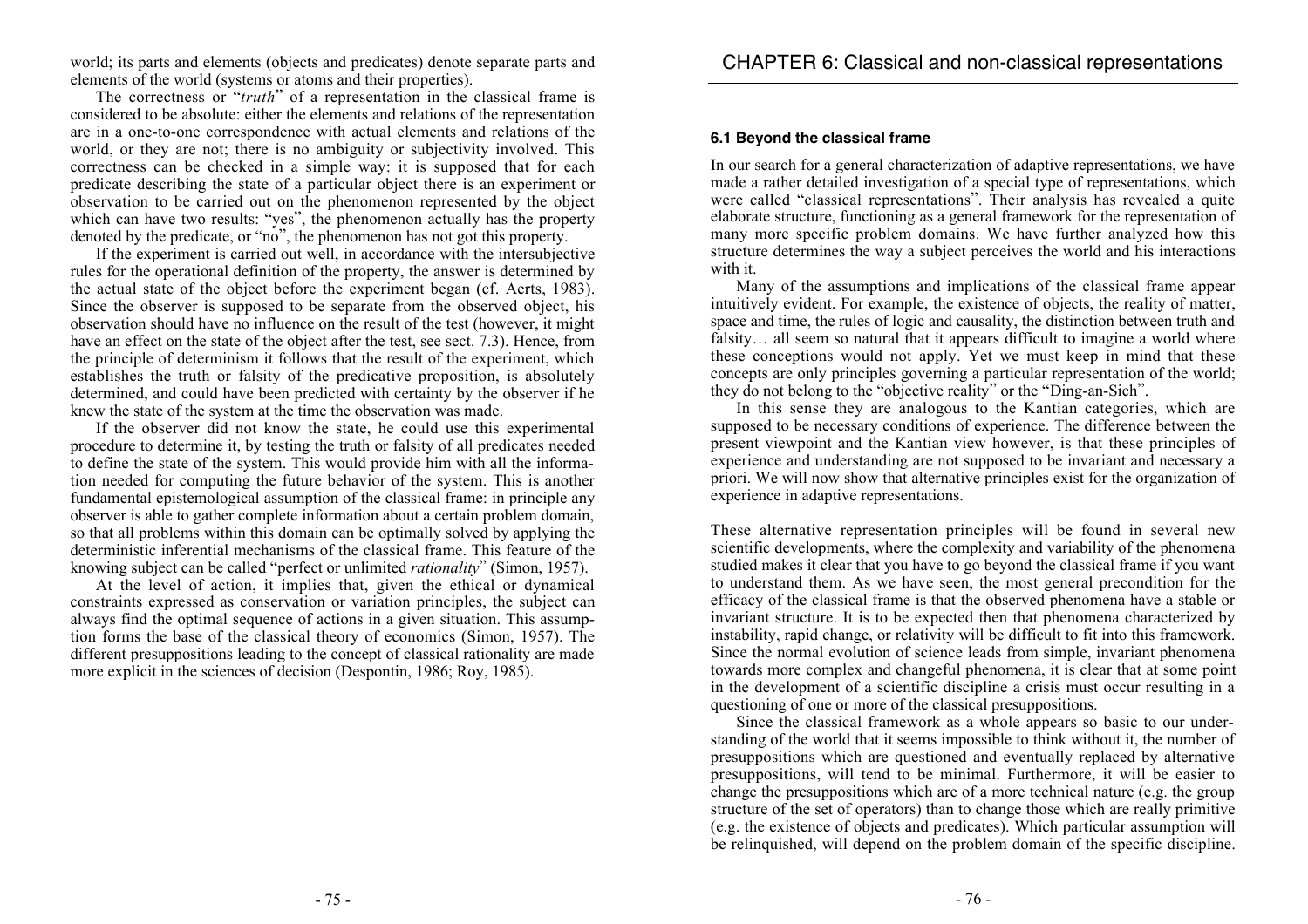world; its parts and elements (objects and predicates) denote separate parts and elements of the world (systems or atoms and their properties).

The correctness or "*truth*" of a representation in the classical frame is considered to be absolute: either the elements and relations of the representation are in a one-to-one correspondence with actual elements and relations of the world, or they are not; there is no ambiguity or subjectivity involved. This correctness can be checked in a simple way: it is supposed that for each predicate describing the state of a particular object there is an experiment or observation to be carried out on the phenomenon represented by the object which can have two results: "yes", the phenomenon actually has the property denoted by the predicate, or "no", the phenomenon has not got this property.

If the experiment is carried out well, in accordance with the intersubjective rules for the operational definition of the property, the answer is determined by the actual state of the object before the experiment began (cf. Aerts, 1983). Since the observer is supposed to be separate from the observed object, his observation should have no influence on the result of the test (however, it might have an effect on the state of the object after the test, see sect. 7.3). Hence, from the principle of determinism it follows that the result of the experiment, which establishes the truth or falsity of the predicative proposition, is absolutely determined, and could have been predicted with certainty by the observer if he knew the state of the system at the time the observation was made.

If the observer did not know the state, he could use this experimental procedure to determine it, by testing the truth or falsity of all predicates needed to define the state of the system. This would provide him with all the information needed for computing the future behavior of the system. This is another fundamental epistemological assumption of the classical frame: in principle any observer is able to gather complete information about a certain problem domain, so that all problems within this domain can be optimally solved by applying the deterministic inferential mechanisms of the classical frame. This feature of the knowing subject can be called "perfect or unlimited *rationality*" (Simon, 1957).

At the level of action, it implies that, given the ethical or dynamical constraints expressed as conservation or variation principles, the subject can always find the optimal sequence of actions in a given situation. This assumption forms the base of the classical theory of economics (Simon, 1957). The different presuppositions leading to the concept of classical rationality are made more explicit in the sciences of decision (Despontin, 1986; Roy, 1985).

# CHAPTER 6: Classical and non-classical representations

### 6.1 Beyond the classical frame

In our search for a general characterization of adaptive representations, we have made a rather detailed investigation of a special type of representations, which were called "classical representations". Their analysis has revealed a quite elaborate structure, functioning as a general framework for the representation of many more specific problem domains. We have further analyzed how this structure determines the way a subject perceives the world and his interactions with it.

Many of the assumptions and implications of the classical frame appear intuitively evident. For example, the existence of objects, the reality of matter, space and time, the rules of logic and causality, the distinction between truth and falsity… all seem so natural that it appears difficult to imagine a world where these conceptions would not apply. Yet we must keep in mind that these concepts are only principles governing a particular representation of the world; they do not belong to the "objective reality" or the "Ding-an-Sich".

In this sense they are analogous to the Kantian categories, which are supposed to be necessary conditions of experience. The difference between the present viewpoint and the Kantian view however, is that these principles of experience and understanding are not supposed to be invariant and necessary a priori. We will now show that alternative principles exist for the organization of experience in adaptive representations.

These alternative representation principles will be found in several new scientific developments, where the complexity and variability of the phenomena studied makes it clear that you have to go beyond the classical frame if you want to understand them. As we have seen, the most general precondition for the efficacy of the classical frame is that the observed phenomena have a stable or invariant structure. It is to be expected then that phenomena characterized by instability, rapid change, or relativity will be difficult to fit into this framework. Since the normal evolution of science leads from simple, invariant phenomena towards more complex and changeful phenomena, it is clear that at some point in the development of a scientific discipline a crisis must occur resulting in a questioning of one or more of the classical presuppositions.

Since the classical framework as a whole appears so basic to our understanding of the world that it seems impossible to think without it, the number of presuppositions which are questioned and eventually replaced by alternative presuppositions, will tend to be minimal. Furthermore, it will be easier to change the presuppositions which are of a more technical nature (e.g. the group structure of the set of operators) than to change those which are really primitive (e.g. the existence of objects and predicates). Which particular assumption will be relinquished, will depend on the problem domain of the specific discipline.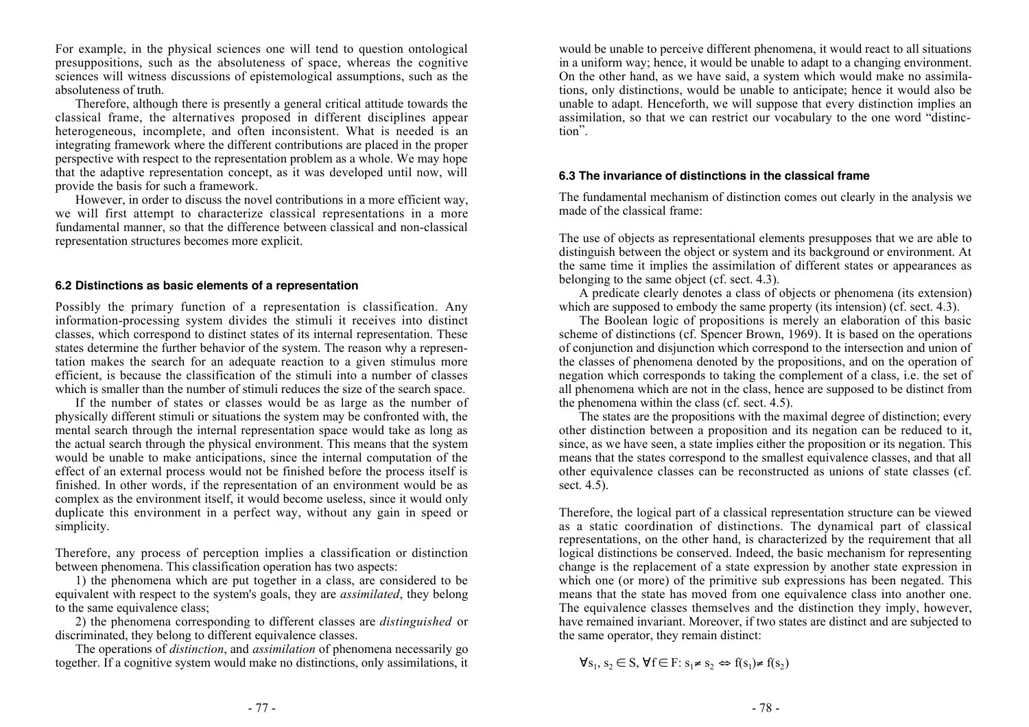For example, in the physical sciences one will tend to question ontological presuppositions, such as the absoluteness of space, whereas the cognitive sciences will witness discussions of epistemological assumptions, such as the absoluteness of truth.

Therefore, although there is presently a general critical attitude towards the classical frame, the alternatives proposed in different disciplines appear heterogeneous, incomplete, and often inconsistent. What is needed is an integrating framework where the different contributions are placed in the proper perspective with respect to the representation problem as a whole. We may hope that the adaptive representation concept, as it was developed until now, will provide the basis for such a framework.

However, in order to discuss the novel contributions in a more efficient way, we will first attempt to characterize classical representations in a more fundamental manner, so that the difference between classical and non-classical representation structures becomes more explicit.

### 6.2 Distinctions as basic elements of a representation

Possibly the primary function of a representation is classification. Any information-processing system divides the stimuli it receives into distinct classes, which correspond to distinct states of its internal representation. These states determine the further behavior of the system. The reason why a representation makes the search for an adequate reaction to a given stimulus more efficient, is because the classification of the stimuli into a number of classes which is smaller than the number of stimuli reduces the size of the search space.

If the number of states or classes would be as large as the number of physically different stimuli or situations the system may be confronted with, the mental search through the internal representation space would take as long as the actual search through the physical environment. This means that the system would be unable to make anticipations, since the internal computation of the effect of an external process would not be finished before the process itself is finished. In other words, if the representation of an environment would be as complex as the environment itself, it would become useless, since it would only duplicate this environment in a perfect way, without any gain in speed or simplicity.

Therefore, any process of perception implies a classification or distinction between phenomena. This classification operation has two aspects:

1) the phenomena which are put together in a class, are considered to be equivalent with respect to the system's goals, they are *assimilated*, they belong to the same equivalence class;

2) the phenomena corresponding to different classes are *distinguished* or discriminated, they belong to different equivalence classes.

The operations of *distinction*, and *assimilation* of phenomena necessarily go together. If a cognitive system would make no distinctions, only assimilations, it would be unable to perceive different phenomena, it would react to all situations in a uniform way; hence, it would be unable to adapt to a changing environment. On the other hand, as we have said, a system which would make no assimilations, only distinctions, would be unable to anticipate; hence it would also be unable to adapt. Henceforth, we will suppose that every distinction implies an assimilation, so that we can restrict our vocabulary to the one word "distinction".

### 6.3 The invariance of distinctions in the classical frame

The fundamental mechanism of distinction comes out clearly in the analysis we made of the classical frame:

The use of objects as representational elements presupposes that we are able to distinguish between the object or system and its background or environment. At the same time it implies the assimilation of different states or appearances as belonging to the same object (cf. sect. 4.3).

A predicate clearly denotes a class of objects or phenomena (its extension) which are supposed to embody the same property (its intension) (cf. sect. 4.3).

The Boolean logic of propositions is merely an elaboration of this basic scheme of distinctions (cf. Spencer Brown, 1969). It is based on the operations of conjunction and disjunction which correspond to the intersection and union of the classes of phenomena denoted by the propositions, and on the operation of negation which corresponds to taking the complement of a class, i.e. the set of all phenomena which are not in the class, hence are supposed to be distinct from the phenomena within the class (cf. sect. 4.5).

The states are the propositions with the maximal degree of distinction; every other distinction between a proposition and its negation can be reduced to it, since, as we have seen, a state implies either the proposition or its negation. This means that the states correspond to the smallest equivalence classes, and that all other equivalence classes can be reconstructed as unions of state classes (cf. sect. 4.5).

Therefore, the logical part of a classical representation structure can be viewed as a static coordination of distinctions. The dynamical part of classical representations, on the other hand, is characterized by the requirement that all logical distinctions be conserved. Indeed, the basic mechanism for representing change is the replacement of a state expression by another state expression in which one (or more) of the primitive sub expressions has been negated. This means that the state has moved from one equivalence class into another one. The equivalence classes themselves and the distinction they imply, however, have remained invariant. Moreover, if two states are distinct and are subjected to the same operator, they remain distinct:

$$\forall s_1, s_2 \in S, \forall f \in F: s_1 \neq s_2 \Leftrightarrow f(s_1) \neq f(s_2)$$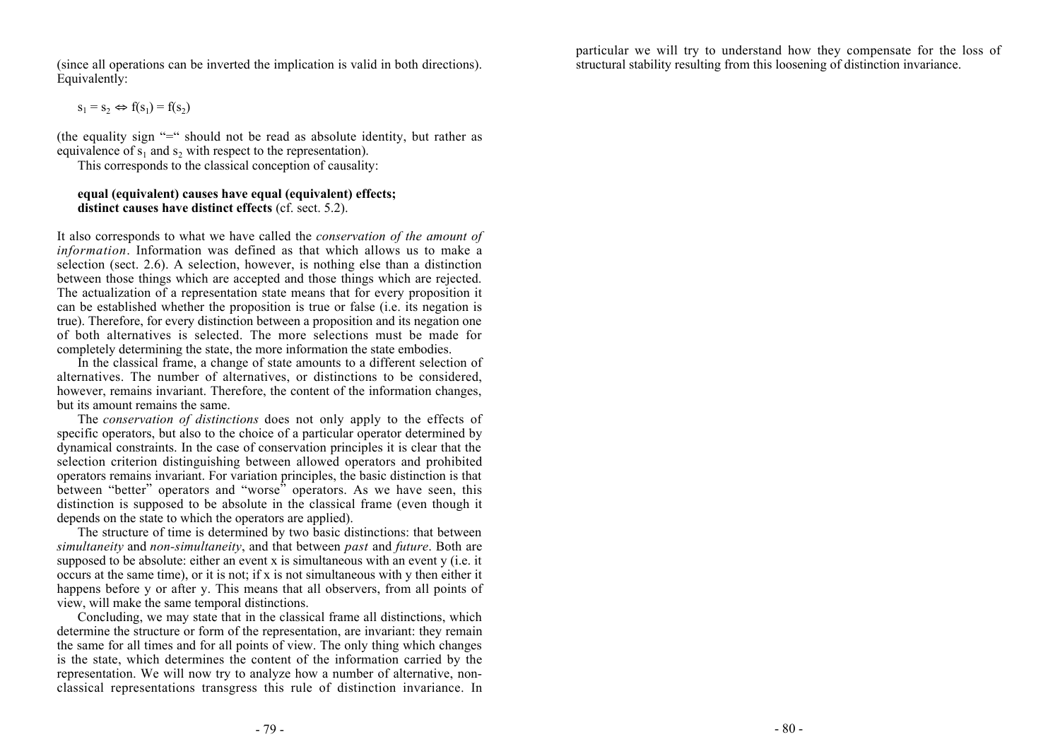(since all operations can be inverted the implication is valid in both directions). Equivalently:

$$s_1 = s_2 \Leftrightarrow f(s_1) = f(s_2)$$

(the equality sign "=" should not be read as absolute identity, but rather as equivalence of $s_1$ and $s_2$ with respect to the representation).

This corresponds to the classical conception of causality:

> **equal (equivalent) causes have equal (equivalent) effects;**
> **distinct causes have distinct effects** (cf. sect. 5.2).

It also corresponds to what we have called the *conservation of the amount of information*. Information was defined as that which allows us to make a selection (sect. 2.6). A selection, however, is nothing else than a distinction between those things which are accepted and those things which are rejected. The actualization of a representation state means that for every proposition it can be established whether the proposition is true or false (i.e. its negation is true). Therefore, for every distinction between a proposition and its negation one of both alternatives is selected. The more selections must be made for completely determining the state, the more information the state embodies.

In the classical frame, a change of state amounts to a different selection of alternatives. The number of alternatives, or distinctions to be considered, however, remains invariant. Therefore, the content of the information changes, but its amount remains the same.

The *conservation of distinctions* does not only apply to the effects of specific operators, but also to the choice of a particular operator determined by dynamical constraints. In the case of conservation principles it is clear that the selection criterion distinguishing between allowed operators and prohibited operators remains invariant. For variation principles, the basic distinction is that between "better" operators and "worse" operators. As we have seen, this distinction is supposed to be absolute in the classical frame (even though it depends on the state to which the operators are applied).

The structure of time is determined by two basic distinctions: that between *simultaneity* and *non-simultaneity*, and that between *past* and *future*. Both are supposed to be absolute: either an event x is simultaneous with an event y (i.e. it occurs at the same time), or it is not; if x is not simultaneous with y then either it happens before y or after y. This means that all observers, from all points of view, will make the same temporal distinctions.

Concluding, we may state that in the classical frame all distinctions, which determine the structure or form of the representation, are invariant: they remain the same for all times and for all points of view. The only thing which changes is the state, which determines the content of the information carried by the representation. We will now try to analyze how a number of alternative, non-classical representations transgress this rule of distinction invariance. In particular we will try to understand how they compensate for the loss of structural stability resulting from this loosening of distinction invariance.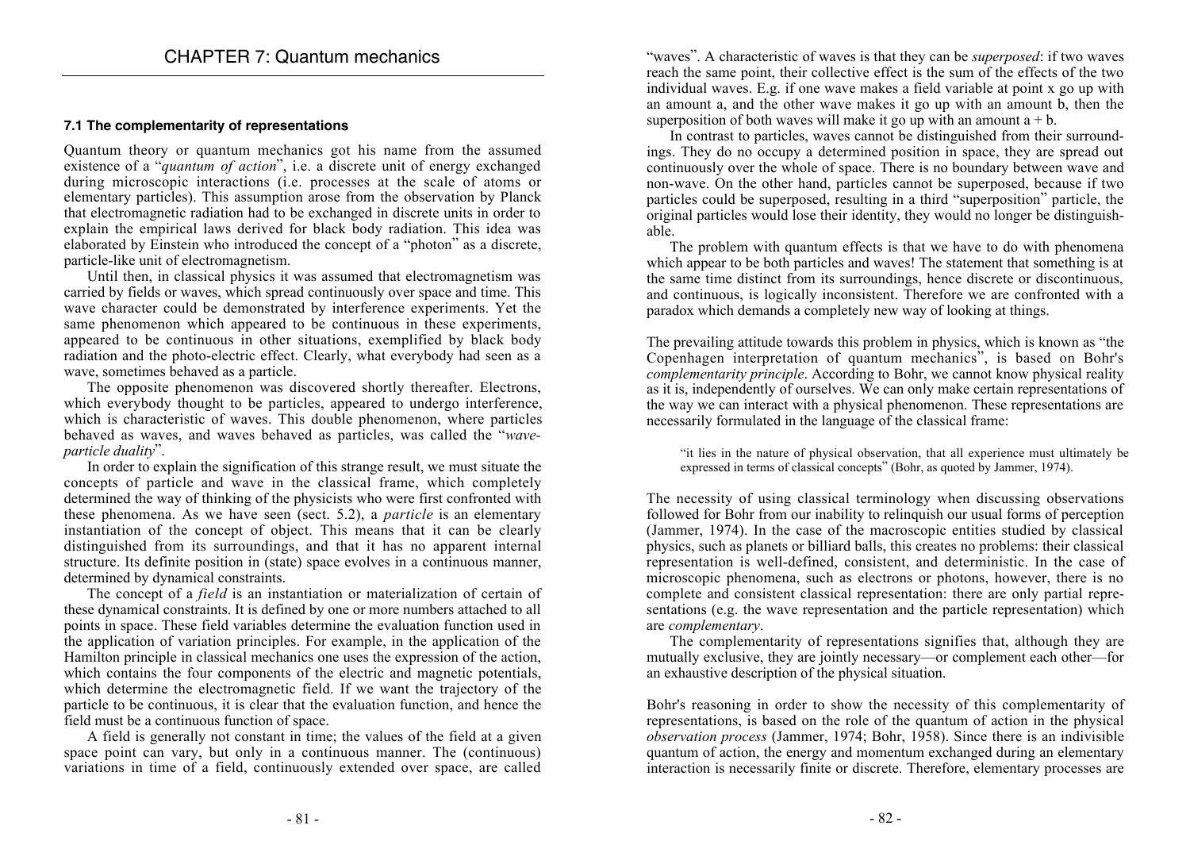# CHAPTER 7: Quantum mechanics

### 7.1 The complementarity of representations

Quantum theory or quantum mechanics got his name from the assumed existence of a "*quantum of action*", i.e. a discrete unit of energy exchanged during microscopic interactions (i.e. processes at the scale of atoms or elementary particles). This assumption arose from the observation by Planck that electromagnetic radiation had to be exchanged in discrete units in order to explain the empirical laws derived for black body radiation. This idea was elaborated by Einstein who introduced the concept of a "photon" as a discrete, particle-like unit of electromagnetism.

Until then, in classical physics it was assumed that electromagnetism was carried by fields or waves, which spread continuously over space and time. This wave character could be demonstrated by interference experiments. Yet the same phenomenon which appeared to be continuous in these experiments, appeared to be continuous in other situations, exemplified by black body radiation and the photo-electric effect. Clearly, what everybody had seen as a wave, sometimes behaved as a particle.

The opposite phenomenon was discovered shortly thereafter. Electrons, which everybody thought to be particles, appeared to undergo interference, which is characteristic of waves. This double phenomenon, where particles behaved as waves, and waves behaved as particles, was called the "*wave-particle duality*".

In order to explain the signification of this strange result, we must situate the concepts of particle and wave in the classical frame, which completely determined the way of thinking of the physicists who were first confronted with these phenomena. As we have seen (sect. 5.2), a *particle* is an elementary instantiation of the concept of object. This means that it can be clearly distinguished from its surroundings, and that it has no apparent internal structure. Its definite position in (state) space evolves in a continuous manner, determined by dynamical constraints.

The concept of a *field* is an instantiation or materialization of certain of these dynamical constraints. It is defined by one or more numbers attached to all points in space. These field variables determine the evaluation function used in the application of variation principles. For example, in the application of the Hamilton principle in classical mechanics one uses the expression of the action, which contains the four components of the electric and magnetic potentials, which determine the electromagnetic field. If we want the trajectory of the particle to be continuous, it is clear that the evaluation function, and hence the field must be a continuous function of space.

A field is generally not constant in time; the values of the field at a given space point can vary, but only in a continuous manner. The (continuous) variations in time of a field, continuously extended over space, are called "waves". A characteristic of waves is that they can be *superposed*: if two waves reach the same point, their collective effect is the sum of the effects of the two individual waves. E.g. if one wave makes a field variable at point x go up with an amount a, and the other wave makes it go up with an amount b, then the superposition of both waves will make it go up with an amount a + b.

In contrast to particles, waves cannot be distinguished from their surroundings. They do no occupy a determined position in space, they are spread out continuously over the whole of space. There is no boundary between wave and non-wave. On the other hand, particles cannot be superposed, because if two particles could be superposed, resulting in a third "superposition" particle, the original particles would lose their identity, they would no longer be distinguishable.

The problem with quantum effects is that we have to do with phenomena which appear to be both particles and waves! The statement that something is at the same time distinct from its surroundings, hence discrete or discontinuous, and continuous, is logically inconsistent. Therefore we are confronted with a paradox which demands a completely new way of looking at things.

The prevailing attitude towards this problem in physics, which is known as "the Copenhagen interpretation of quantum mechanics", is based on Bohr's *complementarity principle*. According to Bohr, we cannot know physical reality as it is, independently of ourselves. We can only make certain representations of the way we can interact with a physical phenomenon. These representations are necessarily formulated in the language of the classical frame:

> "it lies in the nature of physical observation, that all experience must ultimately be expressed in terms of classical concepts" (Bohr, as quoted by Jammer, 1974).

The necessity of using classical terminology when discussing observations followed for Bohr from our inability to relinquish our usual forms of perception (Jammer, 1974). In the case of the macroscopic entities studied by classical physics, such as planets or billiard balls, this creates no problems: their classical representation is well-defined, consistent, and deterministic. In the case of microscopic phenomena, such as electrons or photons, however, there is no complete and consistent classical representation: there are only partial representations (e.g. the wave representation and the particle representation) which are *complementary*.

The complementarity of representations signifies that, although they are mutually exclusive, they are jointly necessary—or complement each other—for an exhaustive description of the physical situation.

Bohr's reasoning in order to show the necessity of this complementarity of representations, is based on the role of the quantum of action in the physical *observation process* (Jammer, 1974; Bohr, 1958). Since there is an indivisible quantum of action, the energy and momentum exchanged during an elementary interaction is necessarily finite or discrete. Therefore, elementary processes are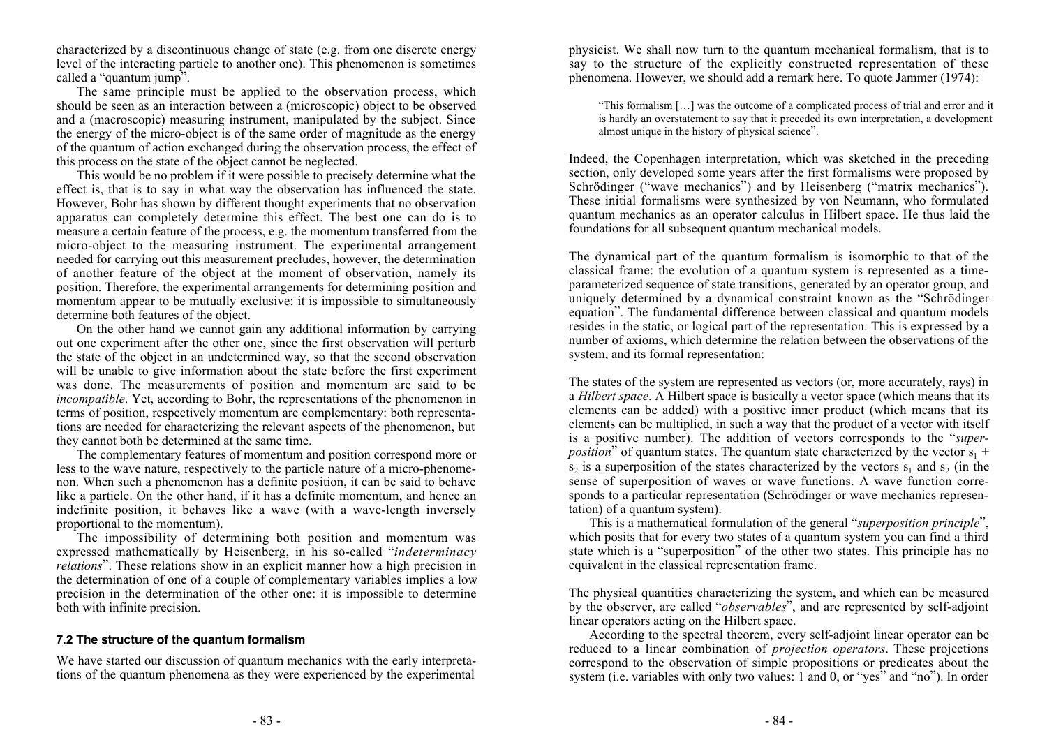characterized by a discontinuous change of state (e.g. from one discrete energy level of the interacting particle to another one). This phenomenon is sometimes called a "quantum jump".

The same principle must be applied to the observation process, which should be seen as an interaction between a (microscopic) object to be observed and a (macroscopic) measuring instrument, manipulated by the subject. Since the energy of the micro-object is of the same order of magnitude as the energy of the quantum of action exchanged during the observation process, the effect of this process on the state of the object cannot be neglected.

This would be no problem if it were possible to precisely determine what the effect is, that is to say in what way the observation has influenced the state. However, Bohr has shown by different thought experiments that no observation apparatus can completely determine this effect. The best one can do is to measure a certain feature of the process, e.g. the momentum transferred from the micro-object to the measuring instrument. The experimental arrangement needed for carrying out this measurement precludes, however, the determination of another feature of the object at the moment of observation, namely its position. Therefore, the experimental arrangements for determining position and momentum appear to be mutually exclusive: it is impossible to simultaneously determine both features of the object.

On the other hand we cannot gain any additional information by carrying out one experiment after the other one, since the first observation will perturb the state of the object in an undetermined way, so that the second observation will be unable to give information about the state before the first experiment was done. The measurements of position and momentum are said to be *incompatible*. Yet, according to Bohr, the representations of the phenomenon in terms of position, respectively momentum are complementary: both representations are needed for characterizing the relevant aspects of the phenomenon, but they cannot both be determined at the same time.

The complementary features of momentum and position correspond more or less to the wave nature, respectively to the particle nature of a micro-phenomenon. When such a phenomenon has a definite position, it can be said to behave like a particle. On the other hand, if it has a definite momentum, and hence an indefinite position, it behaves like a wave (with a wave-length inversely proportional to the momentum).

The impossibility of determining both position and momentum was expressed mathematically by Heisenberg, in his so-called "*indeterminacy relations*". These relations show in an explicit manner how a high precision in the determination of one of a couple of complementary variables implies a low precision in the determination of the other one: it is impossible to determine both with infinite precision.

### 7.2 The structure of the quantum formalism

We have started our discussion of quantum mechanics with the early interpretations of the quantum phenomena as they were experienced by the experimental physicist. We shall now turn to the quantum mechanical formalism, that is to say to the structure of the explicitly constructed representation of these phenomena. However, we should add a remark here. To quote Jammer (1974):

> "This formalism […] was the outcome of a complicated process of trial and error and it is hardly an overstatement to say that it preceded its own interpretation, a development almost unique in the history of physical science".

Indeed, the Copenhagen interpretation, which was sketched in the preceding section, only developed some years after the first formalisms were proposed by Schrödinger ("wave mechanics") and by Heisenberg ("matrix mechanics"). These initial formalisms were synthesized by von Neumann, who formulated quantum mechanics as an operator calculus in Hilbert space. He thus laid the foundations for all subsequent quantum mechanical models.

The dynamical part of the quantum formalism is isomorphic to that of the classical frame: the evolution of a quantum system is represented as a time-parameterized sequence of state transitions, generated by an operator group, and uniquely determined by a dynamical constraint known as the "Schrödinger equation". The fundamental difference between classical and quantum models resides in the static, or logical part of the representation. This is expressed by a number of axioms, which determine the relation between the observations of the system, and its formal representation:

The states of the system are represented as vectors (or, more accurately, rays) in a *Hilbert space*. A Hilbert space is basically a vector space (which means that its elements can be added) with a positive inner product (which means that its elements can be multiplied, in such a way that the product of a vector with itself is a positive number). The addition of vectors corresponds to the "*superposition*" of quantum states. The quantum state characterized by the vector $s_1 + s_2$ is a superposition of the states characterized by the vectors $s_1$ and $s_2$ (in the sense of superposition of waves or wave functions. A wave function corresponds to a particular representation (Schrödinger or wave mechanics representation) of a quantum system).

This is a mathematical formulation of the general "*superposition principle*", which posits that for every two states of a quantum system you can find a third state which is a "superposition" of the other two states. This principle has no equivalent in the classical representation frame.

The physical quantities characterizing the system, and which can be measured by the observer, are called "*observables*", and are represented by self-adjoint linear operators acting on the Hilbert space.

According to the spectral theorem, every self-adjoint linear operator can be reduced to a linear combination of *projection operators*. These projections correspond to the observation of simple propositions or predicates about the system (i.e. variables with only two values: 1 and 0, or "yes" and "no"). In order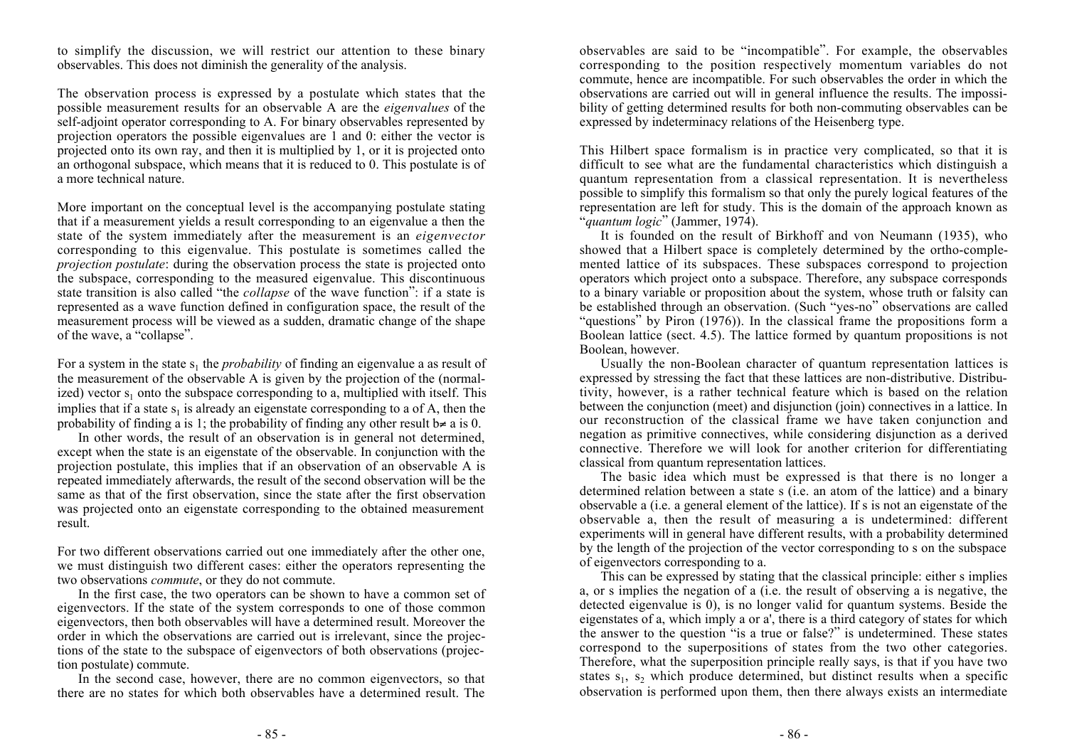to simplify the discussion, we will restrict our attention to these binary observables. This does not diminish the generality of the analysis.

The observation process is expressed by a postulate which states that the possible measurement results for an observable A are the *eigenvalues* of the self-adjoint operator corresponding to A. For binary observables represented by projection operators the possible eigenvalues are 1 and 0: either the vector is projected onto its own ray, and then it is multiplied by 1, or it is projected onto an orthogonal subspace, which means that it is reduced to 0. This postulate is of a more technical nature.

More important on the conceptual level is the accompanying postulate stating that if a measurement yields a result corresponding to an eigenvalue a then the state of the system immediately after the measurement is an *eigenvector* corresponding to this eigenvalue. This postulate is sometimes called the *projection postulate*: during the observation process the state is projected onto the subspace, corresponding to the measured eigenvalue. This discontinuous state transition is also called "the *collapse* of the wave function": if a state is represented as a wave function defined in configuration space, the result of the measurement process will be viewed as a sudden, dramatic change of the shape of the wave, a "collapse".

For a system in the state $s_1$ the *probability* of finding an eigenvalue a as result of the measurement of the observable A is given by the projection of the (normalized) vector $s_1$ onto the subspace corresponding to a, multiplied with itself. This implies that if a state $s_1$ is already an eigenstate corresponding to a of A, then the probability of finding a is 1; the probability of finding any other result $b \neq a$ is 0.

In other words, the result of an observation is in general not determined, except when the state is an eigenstate of the observable. In conjunction with the projection postulate, this implies that if an observation of an observable A is repeated immediately afterwards, the result of the second observation will be the same as that of the first observation, since the state after the first observation was projected onto an eigenstate corresponding to the obtained measurement result.

For two different observations carried out one immediately after the other one, we must distinguish two different cases: either the operators representing the two observations *commute*, or they do not commute.

In the first case, the two operators can be shown to have a common set of eigenvectors. If the state of the system corresponds to one of those common eigenvectors, then both observables will have a determined result. Moreover the order in which the observations are carried out is irrelevant, since the projections of the state to the subspace of eigenvectors of both observations (projection postulate) commute.

In the second case, however, there are no common eigenvectors, so that there are no states for which both observables have a determined result. The observables are said to be "incompatible". For example, the observables corresponding to the position respectively momentum variables do not commute, hence are incompatible. For such observables the order in which the observations are carried out will in general influence the results. The impossibility of getting determined results for both non-commuting observables can be expressed by indeterminacy relations of the Heisenberg type.

This Hilbert space formalism is in practice very complicated, so that it is difficult to see what are the fundamental characteristics which distinguish a quantum representation from a classical representation. It is nevertheless possible to simplify this formalism so that only the purely logical features of the representation are left for study. This is the domain of the approach known as "*quantum logic*" (Jammer, 1974).

It is founded on the result of Birkhoff and von Neumann (1935), who showed that a Hilbert space is completely determined by the ortho-complemented lattice of its subspaces. These subspaces correspond to projection operators which project onto a subspace. Therefore, any subspace corresponds to a binary variable or proposition about the system, whose truth or falsity can be established through an observation. (Such "yes-no" observations are called "questions" by Piron (1976)). In the classical frame the propositions form a Boolean lattice (sect. 4.5). The lattice formed by quantum propositions is not Boolean, however.

Usually the non-Boolean character of quantum representation lattices is expressed by stressing the fact that these lattices are non-distributive. Distributivity, however, is a rather technical feature which is based on the relation between the conjunction (meet) and disjunction (join) connectives in a lattice. In our reconstruction of the classical frame we have taken conjunction and negation as primitive connectives, while considering disjunction as a derived connective. Therefore we will look for another criterion for differentiating classical from quantum representation lattices.

The basic idea which must be expressed is that there is no longer a determined relation between a state s (i.e. an atom of the lattice) and a binary observable a (i.e. a general element of the lattice). If s is not an eigenstate of the observable a, then the result of measuring a is undetermined: different experiments will in general have different results, with a probability determined by the length of the projection of the vector corresponding to s on the subspace of eigenvectors corresponding to a.

This can be expressed by stating that the classical principle: either s implies a, or s implies the negation of a (i.e. the result of observing a is negative, the detected eigenvalue is 0), is no longer valid for quantum systems. Beside the eigenstates of a, which imply a or a', there is a third category of states for which the answer to the question "is a true or false?" is undetermined. These states correspond to the superpositions of states from the two other categories. Therefore, what the superposition principle really says, is that if you have two states $s_1$, $s_2$ which produce determined, but distinct results when a specific observation is performed upon them, then there always exists an intermediate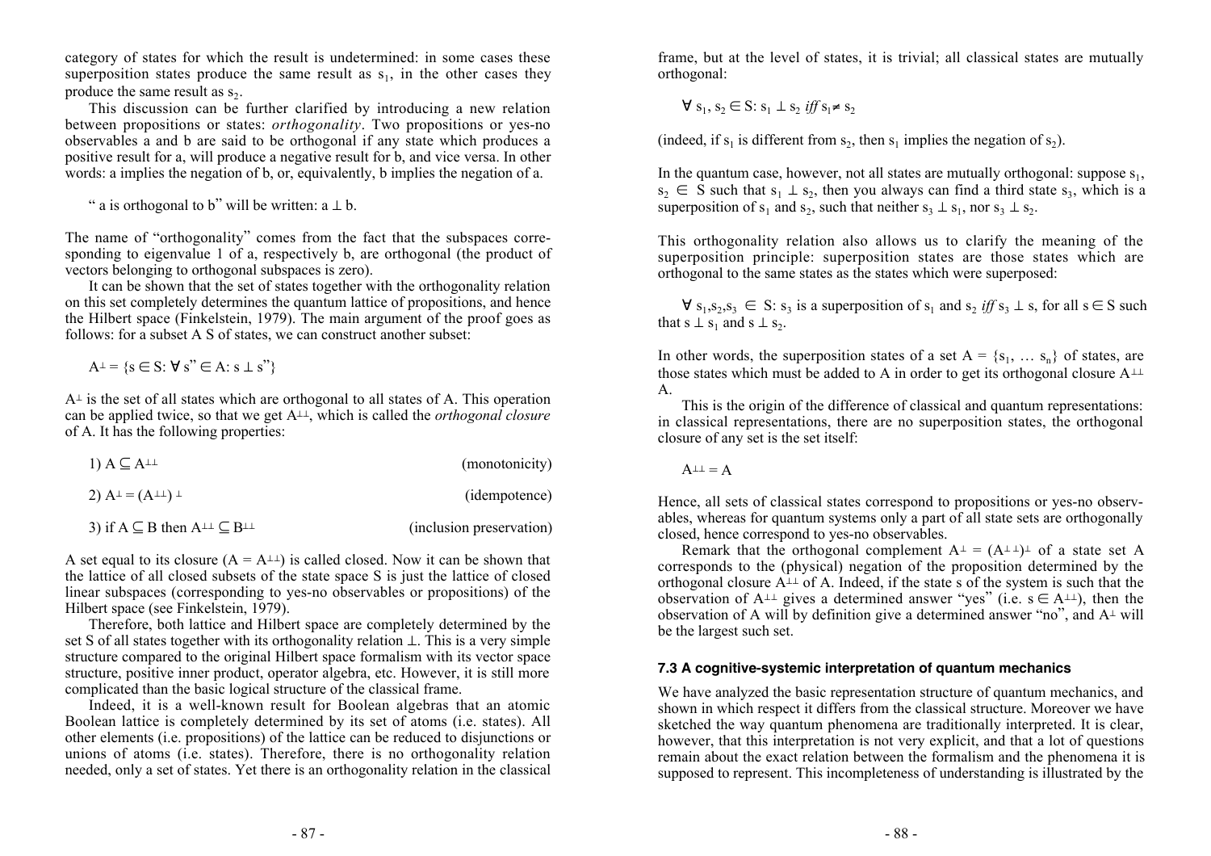category of states for which the result is undetermined: in some cases these superposition states produce the same result as $s_1$, in the other cases they produce the same result as $s_2$.

This discussion can be further clarified by introducing a new relation between propositions or states: *orthogonality*. Two propositions or yes-no observables a and b are said to be orthogonal if any state which produces a positive result for a, will produce a negative result for b, and vice versa. In other words: a implies the negation of b, or, equivalently, b implies the negation of a.

" a is orthogonal to b" will be written: $a \perp b$.

The name of "orthogonality" comes from the fact that the subspaces corresponding to eigenvalue 1 of a, respectively b, are orthogonal (the product of vectors belonging to orthogonal subspaces is zero).

It can be shown that the set of states together with the orthogonality relation on this set completely determines the quantum lattice of propositions, and hence the Hilbert space (Finkelstein, 1979). The main argument of the proof goes as follows: for a subset A S of states, we can construct another subset:

$$A^{\perp} = \{s \in S: \forall s" \in A: s \perp s"\}$$

$A^{\perp}$ is the set of all states which are orthogonal to all states of A. This operation can be applied twice, so that we get $A^{\perp\perp}$, which is called the *orthogonal closure* of A. It has the following properties:

1) $A \subseteq A^{\perp\perp}$ (monotonicity)

2) $A^{\perp} = (A^{\perp\perp})^{\perp}$ (idempotence)

3) if $A \subseteq B$ then $A^{\perp\perp} \subseteq B^{\perp\perp}$ (inclusion preservation)

A set equal to its closure ($A = A^{\perp\perp}$) is called closed. Now it can be shown that the lattice of all closed subsets of the state space S is just the lattice of closed linear subspaces (corresponding to yes-no observables or propositions) of the Hilbert space (see Finkelstein, 1979).

Therefore, both lattice and Hilbert space are completely determined by the set S of all states together with its orthogonality relation $\perp$. This is a very simple structure compared to the original Hilbert space formalism with its vector space structure, positive inner product, operator algebra, etc. However, it is still more complicated than the basic logical structure of the classical frame.

Indeed, it is a well-known result for Boolean algebras that an atomic Boolean lattice is completely determined by its set of atoms (i.e. states). All other elements (i.e. propositions) of the lattice can be reduced to disjunctions or unions of atoms (i.e. states). Therefore, there is no orthogonality relation needed, only a set of states. Yet there is an orthogonality relation in the classical frame, but at the level of states, it is trivial; all classical states are mutually orthogonal:

$$\forall s_1, s_2 \in S: s_1 \perp s_2 \text{ iff } s_1 \neq s_2$$

(indeed, if $s_1$ is different from $s_2$, then $s_1$ implies the negation of $s_2$).

In the quantum case, however, not all states are mutually orthogonal: suppose $s_1$, $s_2 \in S$ such that $s_1 \perp s_2$, then you always can find a third state $s_3$, which is a superposition of $s_1$ and $s_2$, such that neither $s_3 \perp s_1$, nor $s_3 \perp s_2$.

This orthogonality relation also allows us to clarify the meaning of the superposition principle: superposition states are those states which are orthogonal to the same states as the states which were superposed:

$\forall s_1, s_2, s_3 \in S$: $s_3$ is a superposition of $s_1$ and $s_2$ *iff* $s_3 \perp s$, for all $s \in S$ such that $s \perp s_1$ and $s \perp s_2$.

In other words, the superposition states of a set $A = \{s_1, \dots s_n\}$ of states, are those states which must be added to A in order to get its orthogonal closure $A^{\perp\perp}$ A.

This is the origin of the difference of classical and quantum representations: in classical representations, there are no superposition states, the orthogonal closure of any set is the set itself:

$$A^{\perp\perp} = A$$

Hence, all sets of classical states correspond to propositions or yes-no observables, whereas for quantum systems only a part of all state sets are orthogonally closed, hence correspond to yes-no observables.

Remark that the orthogonal complement $A^{\perp} = (A^{\perp\perp})^{\perp}$ of a state set A corresponds to the (physical) negation of the proposition determined by the orthogonal closure $A^{\perp\perp}$ of A. Indeed, if the state s of the system is such that the observation of $A^{\perp\perp}$ gives a determined answer "yes" (i.e. $s \in A^{\perp\perp}$), then the observation of A will by definition give a determined answer "no", and $A^{\perp}$ will be the largest such set.

### 7.3 A cognitive-systemic interpretation of quantum mechanics

We have analyzed the basic representation structure of quantum mechanics, and shown in which respect it differs from the classical structure. Moreover we have sketched the way quantum phenomena are traditionally interpreted. It is clear, however, that this interpretation is not very explicit, and that a lot of questions remain about the exact relation between the formalism and the phenomena it is supposed to represent. This incompleteness of understanding is illustrated by the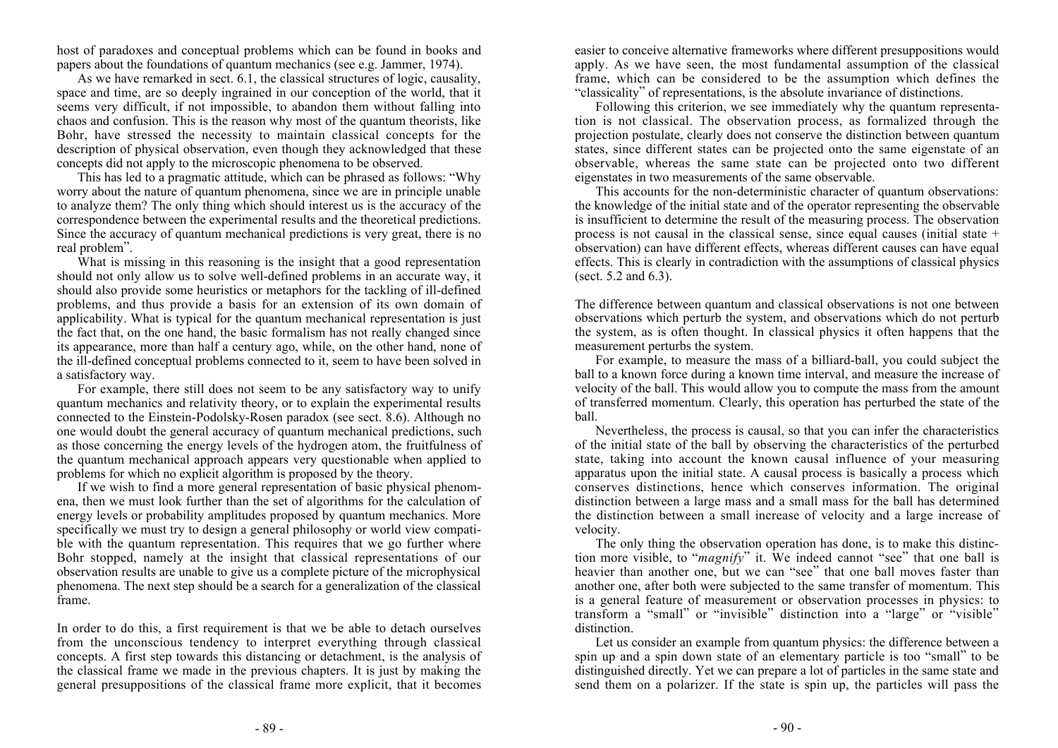host of paradoxes and conceptual problems which can be found in books and papers about the foundations of quantum mechanics (see e.g. Jammer, 1974).

As we have remarked in sect. 6.1, the classical structures of logic, causality, space and time, are so deeply ingrained in our conception of the world, that it seems very difficult, if not impossible, to abandon them without falling into chaos and confusion. This is the reason why most of the quantum theorists, like Bohr, have stressed the necessity to maintain classical concepts for the description of physical observation, even though they acknowledged that these concepts did not apply to the microscopic phenomena to be observed.

This has led to a pragmatic attitude, which can be phrased as follows: "Why worry about the nature of quantum phenomena, since we are in principle unable to analyze them? The only thing which should interest us is the accuracy of the correspondence between the experimental results and the theoretical predictions. Since the accuracy of quantum mechanical predictions is very great, there is no real problem".

What is missing in this reasoning is the insight that a good representation should not only allow us to solve well-defined problems in an accurate way, it should also provide some heuristics or metaphors for the tackling of ill-defined problems, and thus provide a basis for an extension of its own domain of applicability. What is typical for the quantum mechanical representation is just the fact that, on the one hand, the basic formalism has not really changed since its appearance, more than half a century ago, while, on the other hand, none of the ill-defined conceptual problems connected to it, seem to have been solved in a satisfactory way.

For example, there still does not seem to be any satisfactory way to unify quantum mechanics and relativity theory, or to explain the experimental results connected to the Einstein-Podolsky-Rosen paradox (see sect. 8.6). Although no one would doubt the general accuracy of quantum mechanical predictions, such as those concerning the energy levels of the hydrogen atom, the fruitfulness of the quantum mechanical approach appears very questionable when applied to problems for which no explicit algorithm is proposed by the theory.

If we wish to find a more general representation of basic physical phenomena, then we must look further than the set of algorithms for the calculation of energy levels or probability amplitudes proposed by quantum mechanics. More specifically we must try to design a general philosophy or world view compatible with the quantum representation. This requires that we go further where Bohr stopped, namely at the insight that classical representations of our observation results are unable to give us a complete picture of the microphysical phenomena. The next step should be a search for a generalization of the classical frame.

In order to do this, a first requirement is that we be able to detach ourselves from the unconscious tendency to interpret everything through classical concepts. A first step towards this distancing or detachment, is the analysis of the classical frame we made in the previous chapters. It is just by making the general presuppositions of the classical frame more explicit, that it becomes easier to conceive alternative frameworks where different presuppositions would apply. As we have seen, the most fundamental assumption of the classical frame, which can be considered to be the assumption which defines the "classicality" of representations, is the absolute invariance of distinctions.

Following this criterion, we see immediately why the quantum representation is not classical. The observation process, as formalized through the projection postulate, clearly does not conserve the distinction between quantum states, since different states can be projected onto the same eigenstate of an observable, whereas the same state can be projected onto two different eigenstates in two measurements of the same observable.

This accounts for the non-deterministic character of quantum observations: the knowledge of the initial state and of the operator representing the observable is insufficient to determine the result of the measuring process. The observation process is not causal in the classical sense, since equal causes (initial state + observation) can have different effects, whereas different causes can have equal effects. This is clearly in contradiction with the assumptions of classical physics (sect. 5.2 and 6.3).

The difference between quantum and classical observations is not one between observations which perturb the system, and observations which do not perturb the system, as is often thought. In classical physics it often happens that the measurement perturbs the system.

For example, to measure the mass of a billiard-ball, you could subject the ball to a known force during a known time interval, and measure the increase of velocity of the ball. This would allow you to compute the mass from the amount of transferred momentum. Clearly, this operation has perturbed the state of the ball.

Nevertheless, the process is causal, so that you can infer the characteristics of the initial state of the ball by observing the characteristics of the perturbed state, taking into account the known causal influence of your measuring apparatus upon the initial state. A causal process is basically a process which conserves distinctions, hence which conserves information. The original distinction between a large mass and a small mass for the ball has determined the distinction between a small increase of velocity and a large increase of velocity.

The only thing the observation operation has done, is to make this distinction more visible, to "*magnify*" it. We indeed cannot "see" that one ball is heavier than another one, but we can "see" that one ball moves faster than another one, after both were subjected to the same transfer of momentum. This is a general feature of measurement or observation processes in physics: to transform a "small" or "invisible" distinction into a "large" or "visible" distinction.

Let us consider an example from quantum physics: the difference between a spin up and a spin down state of an elementary particle is too "small" to be distinguished directly. Yet we can prepare a lot of particles in the same state and send them on a polarizer. If the state is spin up, the particles will pass the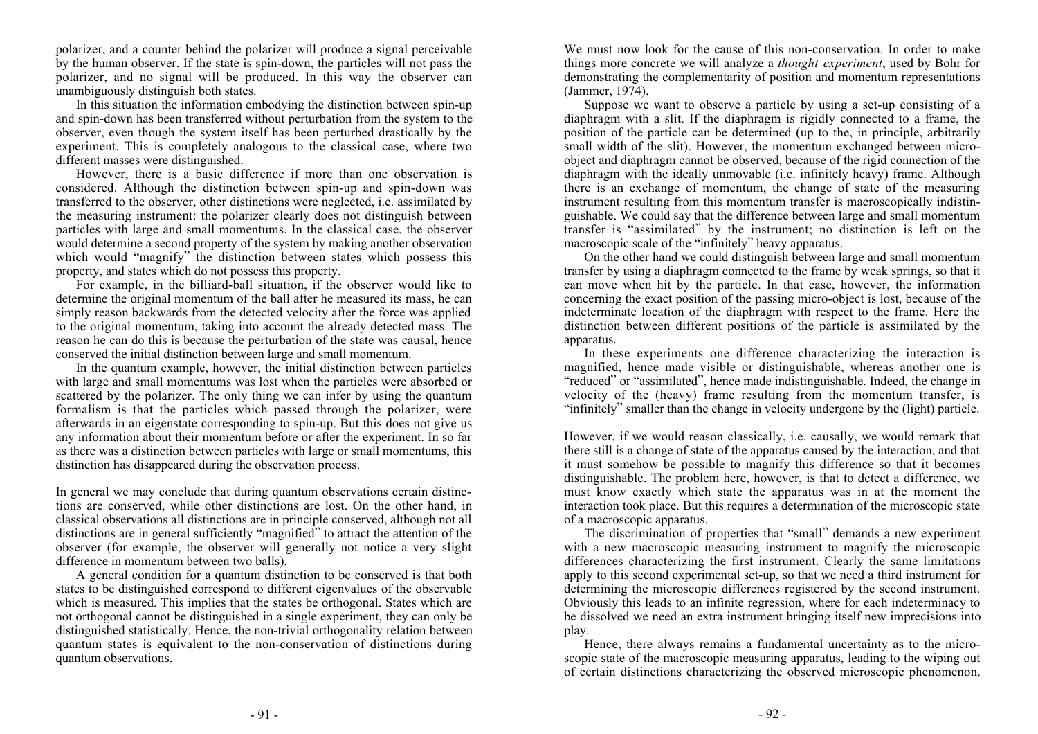polarizer, and a counter behind the polarizer will produce a signal perceivable by the human observer. If the state is spin-down, the particles will not pass the polarizer, and no signal will be produced. In this way the observer can unambiguously distinguish both states.

In this situation the information embodying the distinction between spin-up and spin-down has been transferred without perturbation from the system to the observer, even though the system itself has been perturbed drastically by the experiment. This is completely analogous to the classical case, where two different masses were distinguished.

However, there is a basic difference if more than one observation is considered. Although the distinction between spin-up and spin-down was transferred to the observer, other distinctions were neglected, i.e. assimilated by the measuring instrument: the polarizer clearly does not distinguish between particles with large and small momentums. In the classical case, the observer would determine a second property of the system by making another observation which would "magnify" the distinction between states which possess this property, and states which do not possess this property.

For example, in the billiard-ball situation, if the observer would like to determine the original momentum of the ball after he measured its mass, he can simply reason backwards from the detected velocity after the force was applied to the original momentum, taking into account the already detected mass. The reason he can do this is because the perturbation of the state was causal, hence conserved the initial distinction between large and small momentum.

In the quantum example, however, the initial distinction between particles with large and small momentums was lost when the particles were absorbed or scattered by the polarizer. The only thing we can infer by using the quantum formalism is that the particles which passed through the polarizer, were afterwards in an eigenstate corresponding to spin-up. But this does not give us any information about their momentum before or after the experiment. In so far as there was a distinction between particles with large or small momentums, this distinction has disappeared during the observation process.

In general we may conclude that during quantum observations certain distinctions are conserved, while other distinctions are lost. On the other hand, in classical observations all distinctions are in principle conserved, although not all distinctions are in general sufficiently "magnified" to attract the attention of the observer (for example, the observer will generally not notice a very slight difference in momentum between two balls).

A general condition for a quantum distinction to be conserved is that both states to be distinguished correspond to different eigenvalues of the observable which is measured. This implies that the states be orthogonal. States which are not orthogonal cannot be distinguished in a single experiment, they can only be distinguished statistically. Hence, the non-trivial orthogonality relation between quantum states is equivalent to the non-conservation of distinctions during quantum observations.

We must now look for the cause of this non-conservation. In order to make things more concrete we will analyze a *thought experiment*, used by Bohr for demonstrating the complementarity of position and momentum representations (Jammer, 1974).

Suppose we want to observe a particle by using a set-up consisting of a diaphragm with a slit. If the diaphragm is rigidly connected to a frame, the position of the particle can be determined (up to the, in principle, arbitrarily small width of the slit). However, the momentum exchanged between micro-object and diaphragm cannot be observed, because of the rigid connection of the diaphragm with the ideally unmovable (i.e. infinitely heavy) frame. Although there is an exchange of momentum, the change of state of the measuring instrument resulting from this momentum transfer is macroscopically indistinguishable. We could say that the difference between large and small momentum transfer is "assimilated" by the instrument; no distinction is left on the macroscopic scale of the "infinitely" heavy apparatus.

On the other hand we could distinguish between large and small momentum transfer by using a diaphragm connected to the frame by weak springs, so that it can move when hit by the particle. In that case, however, the information concerning the exact position of the passing micro-object is lost, because of the indeterminate location of the diaphragm with respect to the frame. Here the distinction between different positions of the particle is assimilated by the apparatus.

In these experiments one difference characterizing the interaction is magnified, hence made visible or distinguishable, whereas another one is "reduced" or "assimilated", hence made indistinguishable. Indeed, the change in velocity of the (heavy) frame resulting from the momentum transfer, is "infinitely" smaller than the change in velocity undergone by the (light) particle.

However, if we would reason classically, i.e. causally, we would remark that there still is a change of state of the apparatus caused by the interaction, and that it must somehow be possible to magnify this difference so that it becomes distinguishable. The problem here, however, is that to detect a difference, we must know exactly which state the apparatus was in at the moment the interaction took place. But this requires a determination of the microscopic state of a macroscopic apparatus.

The discrimination of properties that "small" demands a new experiment with a new macroscopic measuring instrument to magnify the microscopic differences characterizing the first instrument. Clearly the same limitations apply to this second experimental set-up, so that we need a third instrument for determining the microscopic differences registered by the second instrument. Obviously this leads to an infinite regression, where for each indeterminacy to be dissolved we need an extra instrument bringing itself new imprecisions into play.

Hence, there always remains a fundamental uncertainty as to the microscopic state of the macroscopic measuring apparatus, leading to the wiping out of certain distinctions characterizing the observed microscopic phenomenon.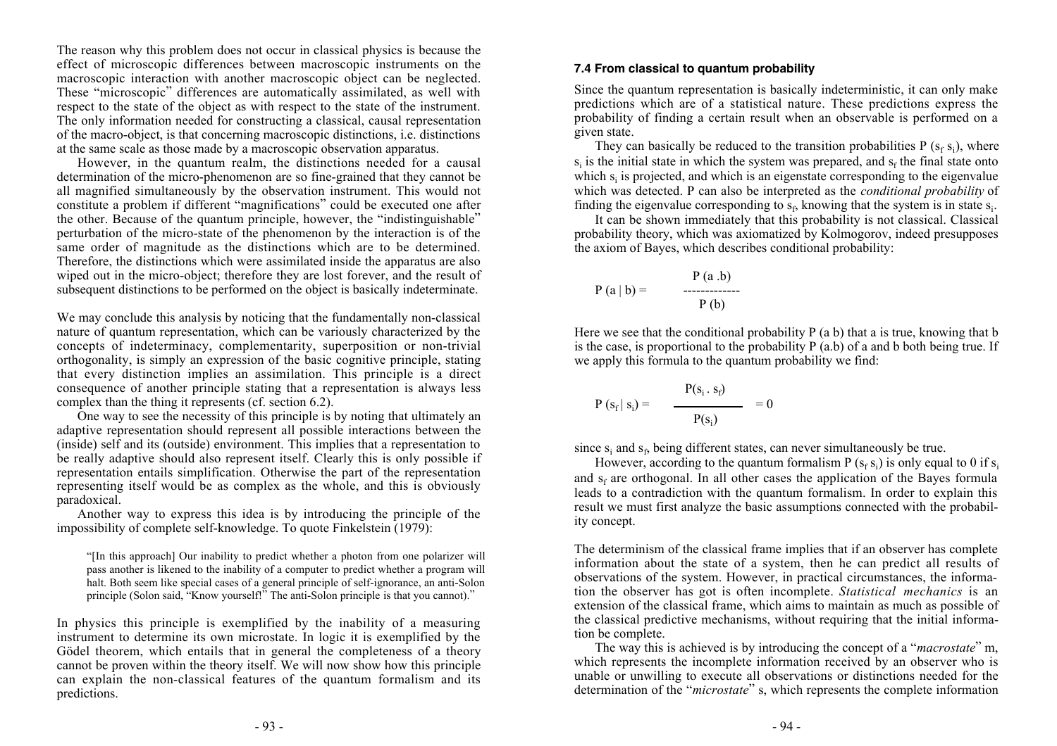The reason why this problem does not occur in classical physics is because the effect of microscopic differences between macroscopic instruments on the macroscopic interaction with another macroscopic object can be neglected. These "microscopic" differences are automatically assimilated, as well with respect to the state of the object as with respect to the state of the instrument. The only information needed for constructing a classical, causal representation of the macro-object, is that concerning macroscopic distinctions, i.e. distinctions at the same scale as those made by a macroscopic observation apparatus.

However, in the quantum realm, the distinctions needed for a causal determination of the micro-phenomenon are so fine-grained that they cannot be all magnified simultaneously by the observation instrument. This would not constitute a problem if different "magnifications" could be executed one after the other. Because of the quantum principle, however, the "indistinguishable" perturbation of the micro-state of the phenomenon by the interaction is of the same order of magnitude as the distinctions which are to be determined. Therefore, the distinctions which were assimilated inside the apparatus are also wiped out in the micro-object; therefore they are lost forever, and the result of subsequent distinctions to be performed on the object is basically indeterminate.

We may conclude this analysis by noticing that the fundamentally non-classical nature of quantum representation, which can be variously characterized by the concepts of indeterminacy, complementarity, superposition or non-trivial orthogonality, is simply an expression of the basic cognitive principle, stating that every distinction implies an assimilation. This principle is a direct consequence of another principle stating that a representation is always less complex than the thing it represents (cf. section 6.2).

One way to see the necessity of this principle is by noting that ultimately an adaptive representation should represent all possible interactions between the (inside) self and its (outside) environment. This implies that a representation to be really adaptive should also represent itself. Clearly this is only possible if representation entails simplification. Otherwise the part of the representation representing itself would be as complex as the whole, and this is obviously paradoxical.

Another way to express this idea is by introducing the principle of the impossibility of complete self-knowledge. To quote Finkelstein (1979):

> "[In this approach] Our inability to predict whether a photon from one polarizer will pass another is likened to the inability of a computer to predict whether a program will halt. Both seem like special cases of a general principle of self-ignorance, an anti-Solon principle (Solon said, "Know yourself!" The anti-Solon principle is that you cannot)."

In physics this principle is exemplified by the inability of a measuring instrument to determine its own microstate. In logic it is exemplified by the Gödel theorem, which entails that in general the completeness of a theory cannot be proven within the theory itself. We will now show how this principle can explain the non-classical features of the quantum formalism and its predictions.

#### 7.4 From classical to quantum probability

Since the quantum representation is basically indeterministic, it can only make predictions which are of a statistical nature. These predictions express the probability of finding a certain result when an observable is performed on a given state.

They can basically be reduced to the transition probabilities $P(s_f\, s_i)$, where $s_i$ is the initial state in which the system was prepared, and $s_f$ the final state onto which $s_i$ is projected, and which is an eigenstate corresponding to the eigenvalue which was detected. P can also be interpreted as the *conditional probability* of finding the eigenvalue corresponding to $s_f$, knowing that the system is in state $s_i$.

It can be shown immediately that this probability is not classical. Classical probability theory, which was axiomatized by Kolmogorov, indeed presupposes the axiom of Bayes, which describes conditional probability:

$$P(a \mid b) = \frac{P(a\,.b)}{P(b)}$$

Here we see that the conditional probability $P(a\, b)$ that a is true, knowing that b is the case, is proportional to the probability $P(a.b)$ of a and b both being true. If we apply this formula to the quantum probability we find:

$$P(s_f \mid s_i) = \frac{P(s_i\, .\, s_f)}{P(s_i)} = 0$$

since $s_i$ and $s_f$, being different states, can never simultaneously be true.

However, according to the quantum formalism $P(s_f\, s_i)$ is only equal to 0 if $s_i$ and $s_f$ are orthogonal. In all other cases the application of the Bayes formula leads to a contradiction with the quantum formalism. In order to explain this result we must first analyze the basic assumptions connected with the probability concept.

The determinism of the classical frame implies that if an observer has complete information about the state of a system, then he can predict all results of observations of the system. However, in practical circumstances, the information the observer has got is often incomplete. *Statistical mechanics* is an extension of the classical frame, which aims to maintain as much as possible of the classical predictive mechanisms, without requiring that the initial information be complete.

The way this is achieved is by introducing the concept of a "*macrostate*" m, which represents the incomplete information received by an observer who is unable or unwilling to execute all observations or distinctions needed for the determination of the "*microstate*" s, which represents the complete information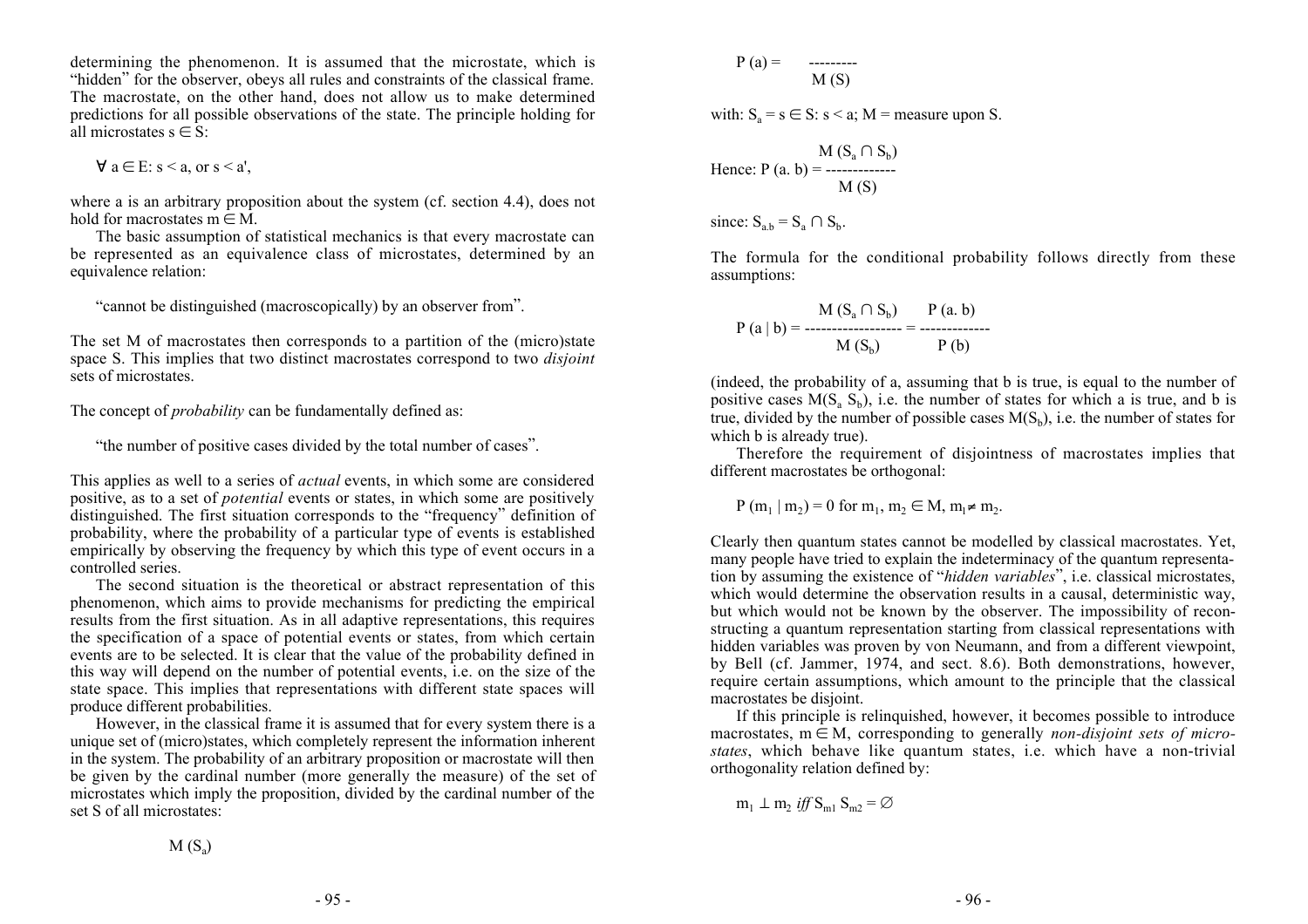determining the phenomenon. It is assumed that the microstate, which is "hidden" for the observer, obeys all rules and constraints of the classical frame. The macrostate, on the other hand, does not allow us to make determined predictions for all possible observations of the state. The principle holding for all microstates $s \in S$:

$$\forall\, a \in E: s < a, \text{ or } s < a',$$

where a is an arbitrary proposition about the system (cf. section 4.4), does not hold for macrostates $m \in M$.

The basic assumption of statistical mechanics is that every macrostate can be represented as an equivalence class of microstates, determined by an equivalence relation:

"cannot be distinguished (macroscopically) by an observer from".

The set M of macrostates then corresponds to a partition of the (micro)state space S. This implies that two distinct macrostates correspond to two *disjoint* sets of microstates.

The concept of *probability* can be fundamentally defined as:

"the number of positive cases divided by the total number of cases".

This applies as well to a series of *actual* events, in which some are considered positive, as to a set of *potential* events or states, in which some are positively distinguished. The first situation corresponds to the "frequency" definition of probability, where the probability of a particular type of events is established empirically by observing the frequency by which this type of event occurs in a controlled series.

The second situation is the theoretical or abstract representation of this phenomenon, which aims to provide mechanisms for predicting the empirical results from the first situation. As in all adaptive representations, this requires the specification of a space of potential events or states, from which certain events are to be selected. It is clear that the value of the probability defined in this way will depend on the number of potential events, i.e. on the size of the state space. This implies that representations with different state spaces will produce different probabilities.

However, in the classical frame it is assumed that for every system there is a unique set of (micro)states, which completely represent the information inherent in the system. The probability of an arbitrary proposition or macrostate will then be given by the cardinal number (more generally the measure) of the set of microstates which imply the proposition, divided by the cardinal number of the set S of all microstates:

$$P(a) = \frac{M(S_a)}{M(S)}$$

with: $S_a = s \in S: s < a$; M = measure upon S.

Hence: $$P(a.\, b) = \frac{M(S_a \cap S_b)}{M(S)}$$

since: $S_{a.b} = S_a \cap S_b$.

The formula for the conditional probability follows directly from these assumptions:

$$P(a \mid b) = \frac{M(S_a \cap S_b)}{M(S_b)} = \frac{P(a.\, b)}{P(b)}$$

(indeed, the probability of a, assuming that b is true, is equal to the number of positive cases $M(S_a\, S_b)$, i.e. the number of states for which a is true, and b is true, divided by the number of possible cases $M(S_b)$, i.e. the number of states for which b is already true).

Therefore the requirement of disjointness of macrostates implies that different macrostates be orthogonal:

$$P(m_1 \mid m_2) = 0 \text{ for } m_1, m_2 \in M, m_1 \neq m_2.$$

Clearly then quantum states cannot be modelled by classical macrostates. Yet, many people have tried to explain the indeterminacy of the quantum representation by assuming the existence of "*hidden variables*", i.e. classical microstates, which would determine the observation results in a causal, deterministic way, but which would not be known by the observer. The impossibility of reconstructing a quantum representation starting from classical representations with hidden variables was proven by von Neumann, and from a different viewpoint, by Bell (cf. Jammer, 1974, and sect. 8.6). Both demonstrations, however, require certain assumptions, which amount to the principle that the classical macrostates be disjoint.

If this principle is relinquished, however, it becomes possible to introduce macrostates, $m \in M$, corresponding to generally *non-disjoint sets of microstates*, which behave like quantum states, i.e. which have a non-trivial orthogonality relation defined by:

$$m_1 \perp m_2 \textit{ iff } S_{m1}\, S_{m2} = \varnothing$$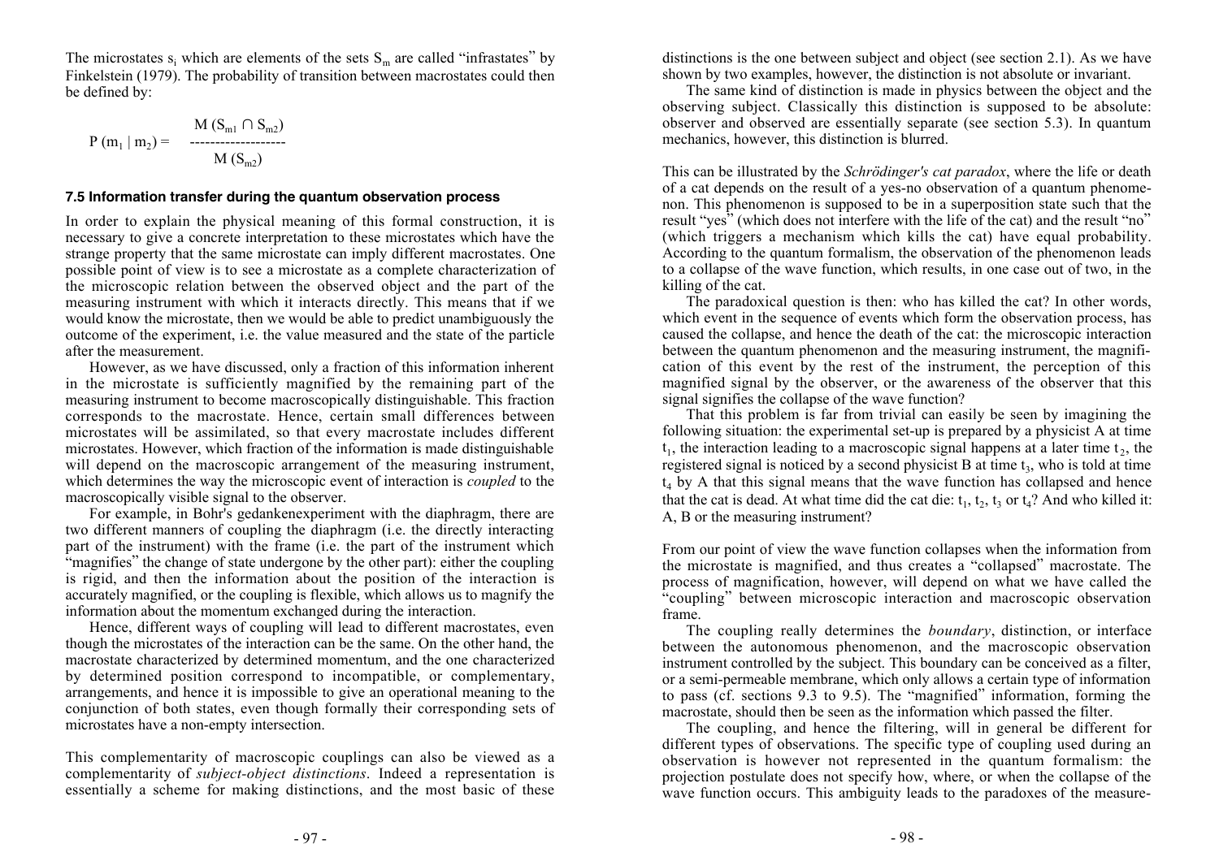The microstates $s_i$ which are elements of the sets $S_m$ are called "infrastates" by Finkelstein (1979). The probability of transition between macrostates could then be defined by:

$$P(m_1 \mid m_2) = \frac{M(S_{m1} \cap S_{m2})}{M(S_{m2})}$$

### 7.5 Information transfer during the quantum observation process

In order to explain the physical meaning of this formal construction, it is necessary to give a concrete interpretation to these microstates which have the strange property that the same microstate can imply different macrostates. One possible point of view is to see a microstate as a complete characterization of the microscopic relation between the observed object and the part of the measuring instrument with which it interacts directly. This means that if we would know the microstate, then we would be able to predict unambiguously the outcome of the experiment, i.e. the value measured and the state of the particle after the measurement.

However, as we have discussed, only a fraction of this information inherent in the microstate is sufficiently magnified by the remaining part of the measuring instrument to become macroscopically distinguishable. This fraction corresponds to the macrostate. Hence, certain small differences between microstates will be assimilated, so that every macrostate includes different microstates. However, which fraction of the information is made distinguishable will depend on the macroscopic arrangement of the measuring instrument, which determines the way the microscopic event of interaction is *coupled* to the macroscopically visible signal to the observer.

For example, in Bohr's gedankenexperiment with the diaphragm, there are two different manners of coupling the diaphragm (i.e. the directly interacting part of the instrument) with the frame (i.e. the part of the instrument which "magnifies" the change of state undergone by the other part): either the coupling is rigid, and then the information about the position of the interaction is accurately magnified, or the coupling is flexible, which allows us to magnify the information about the momentum exchanged during the interaction.

Hence, different ways of coupling will lead to different macrostates, even though the microstates of the interaction can be the same. On the other hand, the macrostate characterized by determined momentum, and the one characterized by determined position correspond to incompatible, or complementary, arrangements, and hence it is impossible to give an operational meaning to the conjunction of both states, even though formally their corresponding sets of microstates have a non-empty intersection.

This complementarity of macroscopic couplings can also be viewed as a complementarity of *subject-object distinctions*. Indeed a representation is essentially a scheme for making distinctions, and the most basic of these distinctions is the one between subject and object (see section 2.1). As we have shown by two examples, however, the distinction is not absolute or invariant.

The same kind of distinction is made in physics between the object and the observing subject. Classically this distinction is supposed to be absolute: observer and observed are essentially separate (see section 5.3). In quantum mechanics, however, this distinction is blurred.

This can be illustrated by the *Schrödinger's cat paradox*, where the life or death of a cat depends on the result of a yes-no observation of a quantum phenomenon. This phenomenon is supposed to be in a superposition state such that the result "yes" (which does not interfere with the life of the cat) and the result "no" (which triggers a mechanism which kills the cat) have equal probability. According to the quantum formalism, the observation of the phenomenon leads to a collapse of the wave function, which results, in one case out of two, in the killing of the cat.

The paradoxical question is then: who has killed the cat? In other words, which event in the sequence of events which form the observation process, has caused the collapse, and hence the death of the cat: the microscopic interaction between the quantum phenomenon and the measuring instrument, the magnification of this event by the rest of the instrument, the perception of this magnified signal by the observer, or the awareness of the observer that this signal signifies the collapse of the wave function?

That this problem is far from trivial can easily be seen by imagining the following situation: the experimental set-up is prepared by a physicist A at time $t_1$, the interaction leading to a macroscopic signal happens at a later time $t_2$, the registered signal is noticed by a second physicist B at time $t_3$, who is told at time $t_4$ by A that this signal means that the wave function has collapsed and hence that the cat is dead. At what time did the cat die: $t_1$, $t_2$, $t_3$ or $t_4$? And who killed it: A, B or the measuring instrument?

From our point of view the wave function collapses when the information from the microstate is magnified, and thus creates a "collapsed" macrostate. The process of magnification, however, will depend on what we have called the "coupling" between microscopic interaction and macroscopic observation frame.

The coupling really determines the *boundary*, distinction, or interface between the autonomous phenomenon, and the macroscopic observation instrument controlled by the subject. This boundary can be conceived as a filter, or a semi-permeable membrane, which only allows a certain type of information to pass (cf. sections 9.3 to 9.5). The "magnified" information, forming the macrostate, should then be seen as the information which passed the filter.

The coupling, and hence the filtering, will in general be different for different types of observations. The specific type of coupling used during an observation is however not represented in the quantum formalism: the projection postulate does not specify how, where, or when the collapse of the wave function occurs. This ambiguity leads to the paradoxes of the measure-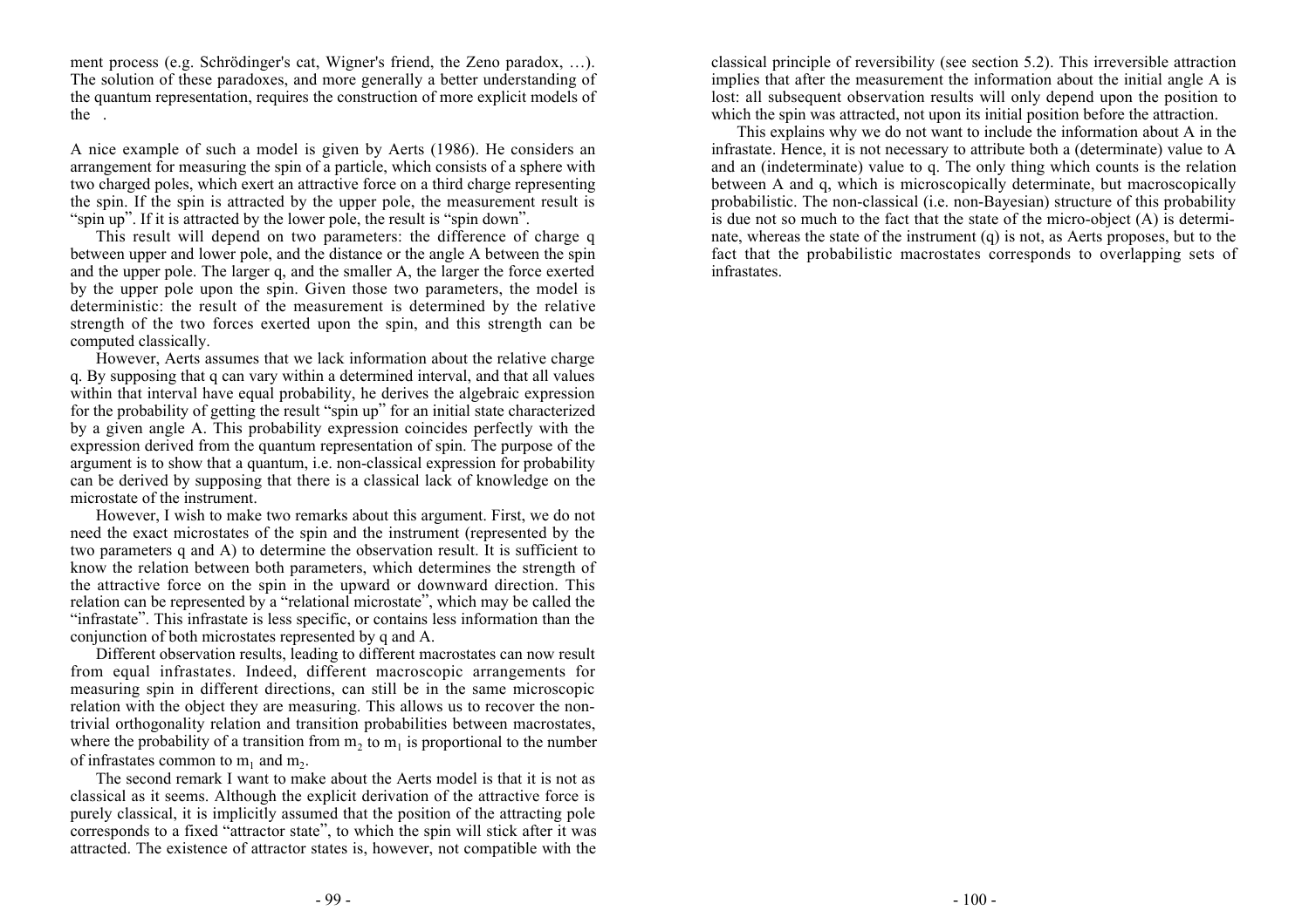ment process (e.g. Schrödinger's cat, Wigner's friend, the Zeno paradox, …). The solution of these paradoxes, and more generally a better understanding of the quantum representation, requires the construction of more explicit models of the .

A nice example of such a model is given by Aerts (1986). He considers an arrangement for measuring the spin of a particle, which consists of a sphere with two charged poles, which exert an attractive force on a third charge representing the spin. If the spin is attracted by the upper pole, the measurement result is "spin up". If it is attracted by the lower pole, the result is "spin down".

This result will depend on two parameters: the difference of charge q between upper and lower pole, and the distance or the angle A between the spin and the upper pole. The larger q, and the smaller A, the larger the force exerted by the upper pole upon the spin. Given those two parameters, the model is deterministic: the result of the measurement is determined by the relative strength of the two forces exerted upon the spin, and this strength can be computed classically.

However, Aerts assumes that we lack information about the relative charge q. By supposing that q can vary within a determined interval, and that all values within that interval have equal probability, he derives the algebraic expression for the probability of getting the result "spin up" for an initial state characterized by a given angle A. This probability expression coincides perfectly with the expression derived from the quantum representation of spin. The purpose of the argument is to show that a quantum, i.e. non-classical expression for probability can be derived by supposing that there is a classical lack of knowledge on the microstate of the instrument.

However, I wish to make two remarks about this argument. First, we do not need the exact microstates of the spin and the instrument (represented by the two parameters q and A) to determine the observation result. It is sufficient to know the relation between both parameters, which determines the strength of the attractive force on the spin in the upward or downward direction. This relation can be represented by a "relational microstate", which may be called the "infrastate". This infrastate is less specific, or contains less information than the conjunction of both microstates represented by q and A.

Different observation results, leading to different macrostates can now result from equal infrastates. Indeed, different macroscopic arrangements for measuring spin in different directions, can still be in the same microscopic relation with the object they are measuring. This allows us to recover the non-trivial orthogonality relation and transition probabilities between macrostates, where the probability of a transition from $m_2$ to $m_1$ is proportional to the number of infrastates common to $m_1$ and $m_2$.

The second remark I want to make about the Aerts model is that it is not as classical as it seems. Although the explicit derivation of the attractive force is purely classical, it is implicitly assumed that the position of the attracting pole corresponds to a fixed "attractor state", to which the spin will stick after it was attracted. The existence of attractor states is, however, not compatible with the classical principle of reversibility (see section 5.2). This irreversible attraction implies that after the measurement the information about the initial angle A is lost: all subsequent observation results will only depend upon the position to which the spin was attracted, not upon its initial position before the attraction.

This explains why we do not want to include the information about A in the infrastate. Hence, it is not necessary to attribute both a (determinate) value to A and an (indeterminate) value to q. The only thing which counts is the relation between A and q, which is microscopically determinate, but macroscopically probabilistic. The non-classical (i.e. non-Bayesian) structure of this probability is due not so much to the fact that the state of the micro-object (A) is determinate, whereas the state of the instrument (q) is not, as Aerts proposes, but to the fact that the probabilistic macrostates corresponds to overlapping sets of infrastates.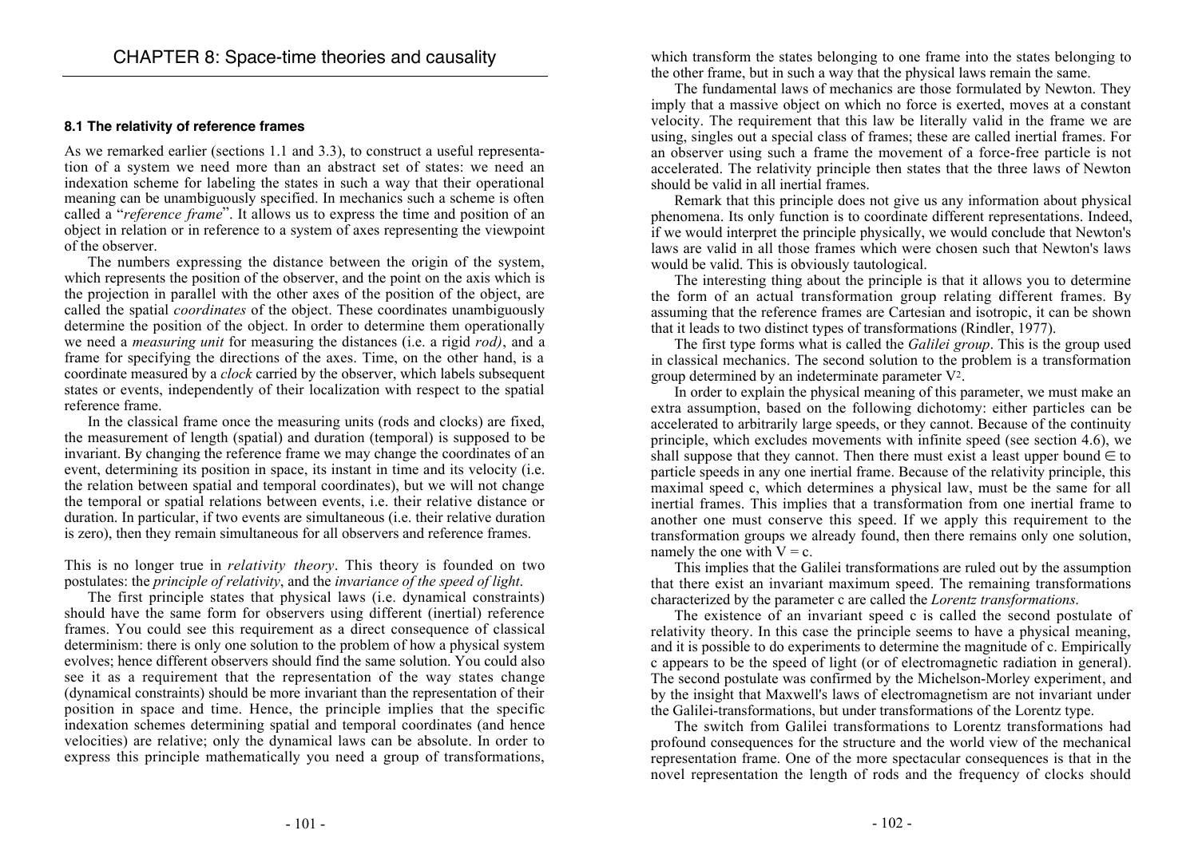# CHAPTER 8: Space-time theories and causality

### 8.1 The relativity of reference frames

As we remarked earlier (sections 1.1 and 3.3), to construct a useful representation of a system we need more than an abstract set of states: we need an indexation scheme for labeling the states in such a way that their operational meaning can be unambiguously specified. In mechanics such a scheme is often called a "*reference frame*". It allows us to express the time and position of an object in relation or in reference to a system of axes representing the viewpoint of the observer.

The numbers expressing the distance between the origin of the system, which represents the position of the observer, and the point on the axis which is the projection in parallel with the other axes of the position of the object, are called the spatial *coordinates* of the object. These coordinates unambiguously determine the position of the object. In order to determine them operationally we need a *measuring unit* for measuring the distances (i.e. a rigid *rod)*, and a frame for specifying the directions of the axes. Time, on the other hand, is a coordinate measured by a *clock* carried by the observer, which labels subsequent states or events, independently of their localization with respect to the spatial reference frame.

In the classical frame once the measuring units (rods and clocks) are fixed, the measurement of length (spatial) and duration (temporal) is supposed to be invariant. By changing the reference frame we may change the coordinates of an event, determining its position in space, its instant in time and its velocity (i.e. the relation between spatial and temporal coordinates), but we will not change the temporal or spatial relations between events, i.e. their relative distance or duration. In particular, if two events are simultaneous (i.e. their relative duration is zero), then they remain simultaneous for all observers and reference frames.

This is no longer true in *relativity theory*. This theory is founded on two postulates: the *principle of relativity*, and the *invariance of the speed of light*.

The first principle states that physical laws (i.e. dynamical constraints) should have the same form for observers using different (inertial) reference frames. You could see this requirement as a direct consequence of classical determinism: there is only one solution to the problem of how a physical system evolves; hence different observers should find the same solution. You could also see it as a requirement that the representation of the way states change (dynamical constraints) should be more invariant than the representation of their position in space and time. Hence, the principle implies that the specific indexation schemes determining spatial and temporal coordinates (and hence velocities) are relative; only the dynamical laws can be absolute. In order to express this principle mathematically you need a group of transformations, which transform the states belonging to one frame into the states belonging to the other frame, but in such a way that the physical laws remain the same.

The fundamental laws of mechanics are those formulated by Newton. They imply that a massive object on which no force is exerted, moves at a constant velocity. The requirement that this law be literally valid in the frame we are using, singles out a special class of frames; these are called inertial frames. For an observer using such a frame the movement of a force-free particle is not accelerated. The relativity principle then states that the three laws of Newton should be valid in all inertial frames.

Remark that this principle does not give us any information about physical phenomena. Its only function is to coordinate different representations. Indeed, if we would interpret the principle physically, we would conclude that Newton's laws are valid in all those frames which were chosen such that Newton's laws would be valid. This is obviously tautological.

The interesting thing about the principle is that it allows you to determine the form of an actual transformation group relating different frames. By assuming that the reference frames are Cartesian and isotropic, it can be shown that it leads to two distinct types of transformations (Rindler, 1977).

The first type forms what is called the *Galilei group*. This is the group used in classical mechanics. The second solution to the problem is a transformation group determined by an indeterminate parameter $V^2$.

In order to explain the physical meaning of this parameter, we must make an extra assumption, based on the following dichotomy: either particles can be accelerated to arbitrarily large speeds, or they cannot. Because of the continuity principle, which excludes movements with infinite speed (see section 4.6), we shall suppose that they cannot. Then there must exist a least upper bound $\in$ to particle speeds in any one inertial frame. Because of the relativity principle, this maximal speed c, which determines a physical law, must be the same for all inertial frames. This implies that a transformation from one inertial frame to another one must conserve this speed. If we apply this requirement to the transformation groups we already found, then there remains only one solution, namely the one with $V = c$.

This implies that the Galilei transformations are ruled out by the assumption that there exist an invariant maximum speed. The remaining transformations characterized by the parameter c are called the *Lorentz transformations*.

The existence of an invariant speed c is called the second postulate of relativity theory. In this case the principle seems to have a physical meaning, and it is possible to do experiments to determine the magnitude of c. Empirically c appears to be the speed of light (or of electromagnetic radiation in general). The second postulate was confirmed by the Michelson-Morley experiment, and by the insight that Maxwell's laws of electromagnetism are not invariant under the Galilei-transformations, but under transformations of the Lorentz type.

The switch from Galilei transformations to Lorentz transformations had profound consequences for the structure and the world view of the mechanical representation frame. One of the more spectacular consequences is that in the novel representation the length of rods and the frequency of clocks should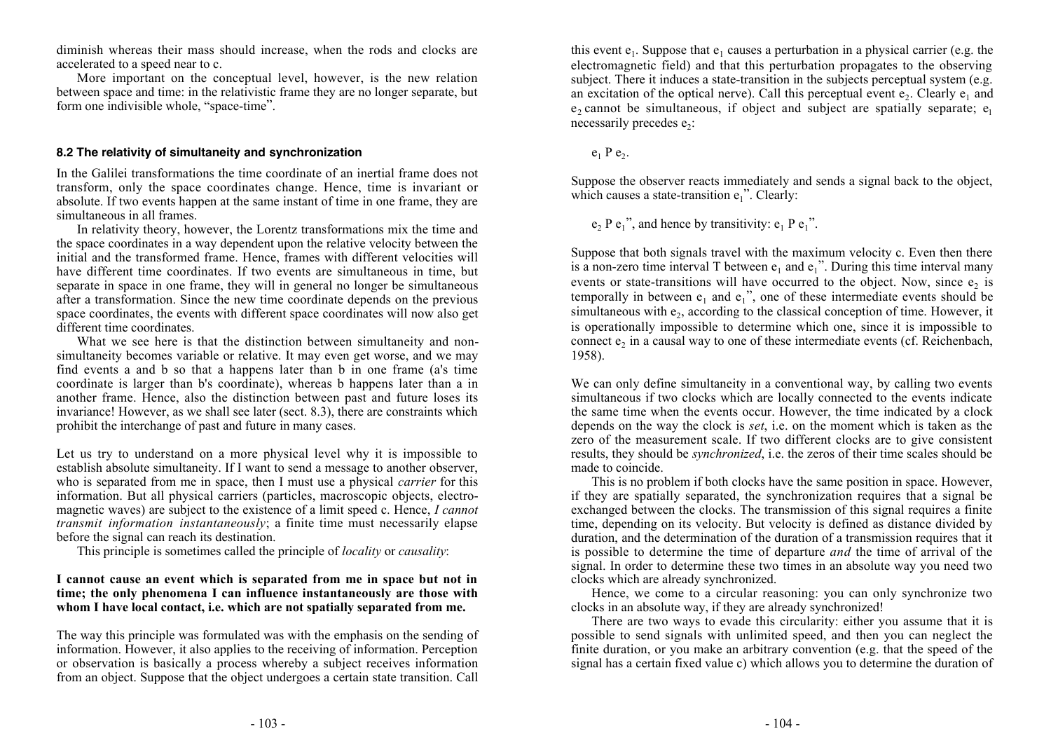diminish whereas their mass should increase, when the rods and clocks are accelerated to a speed near to c.

More important on the conceptual level, however, is the new relation between space and time: in the relativistic frame they are no longer separate, but form one indivisible whole, "space-time".

#### 8.2 The relativity of simultaneity and synchronization

In the Galilei transformations the time coordinate of an inertial frame does not transform, only the space coordinates change. Hence, time is invariant or absolute. If two events happen at the same instant of time in one frame, they are simultaneous in all frames.

In relativity theory, however, the Lorentz transformations mix the time and the space coordinates in a way dependent upon the relative velocity between the initial and the transformed frame. Hence, frames with different velocities will have different time coordinates. If two events are simultaneous in time, but separate in space in one frame, they will in general no longer be simultaneous after a transformation. Since the new time coordinate depends on the previous space coordinates, the events with different space coordinates will now also get different time coordinates.

What we see here is that the distinction between simultaneity and non-simultaneity becomes variable or relative. It may even get worse, and we may find events a and b so that a happens later than b in one frame (a's time coordinate is larger than b's coordinate), whereas b happens later than a in another frame. Hence, also the distinction between past and future loses its invariance! However, as we shall see later (sect. 8.3), there are constraints which prohibit the interchange of past and future in many cases.

Let us try to understand on a more physical level why it is impossible to establish absolute simultaneity. If I want to send a message to another observer, who is separated from me in space, then I must use a physical *carrier* for this information. But all physical carriers (particles, macroscopic objects, electromagnetic waves) are subject to the existence of a limit speed c. Hence, *I cannot transmit information instantaneously*; a finite time must necessarily elapse before the signal can reach its destination.

This principle is sometimes called the principle of *locality* or *causality*:

**I cannot cause an event which is separated from me in space but not in time; the only phenomena I can influence instantaneously are those with whom I have local contact, i.e. which are not spatially separated from me.**

The way this principle was formulated was with the emphasis on the sending of information. However, it also applies to the receiving of information. Perception or observation is basically a process whereby a subject receives information from an object. Suppose that the object undergoes a certain state transition. Call this event $e_1$. Suppose that $e_1$ causes a perturbation in a physical carrier (e.g. the electromagnetic field) and that this perturbation propagates to the observing subject. There it induces a state-transition in the subjects perceptual system (e.g. an excitation of the optical nerve). Call this perceptual event $e_2$. Clearly $e_1$ and $e_2$ cannot be simultaneous, if object and subject are spatially separate; $e_1$ necessarily precedes $e_2$:

$e_1 \text{ P } e_2$.

Suppose the observer reacts immediately and sends a signal back to the object, which causes a state-transition $e_1$". Clearly:

$e_2 \text{ P } e_1$", and hence by transitivity: $e_1 \text{ P } e_1$".

Suppose that both signals travel with the maximum velocity c. Even then there is a non-zero time interval T between $e_1$ and $e_1$". During this time interval many events or state-transitions will have occurred to the object. Now, since $e_2$ is temporally in between $e_1$ and $e_1$", one of these intermediate events should be simultaneous with $e_2$, according to the classical conception of time. However, it is operationally impossible to determine which one, since it is impossible to connect $e_2$ in a causal way to one of these intermediate events (cf. Reichenbach, 1958).

We can only define simultaneity in a conventional way, by calling two events simultaneous if two clocks which are locally connected to the events indicate the same time when the events occur. However, the time indicated by a clock depends on the way the clock is *set*, i.e. on the moment which is taken as the zero of the measurement scale. If two different clocks are to give consistent results, they should be *synchronized*, i.e. the zeros of their time scales should be made to coincide.

This is no problem if both clocks have the same position in space. However, if they are spatially separated, the synchronization requires that a signal be exchanged between the clocks. The transmission of this signal requires a finite time, depending on its velocity. But velocity is defined as distance divided by duration, and the determination of the duration of a transmission requires that it is possible to determine the time of departure *and* the time of arrival of the signal. In order to determine these two times in an absolute way you need two clocks which are already synchronized.

Hence, we come to a circular reasoning: you can only synchronize two clocks in an absolute way, if they are already synchronized!

There are two ways to evade this circularity: either you assume that it is possible to send signals with unlimited speed, and then you can neglect the finite duration, or you make an arbitrary convention (e.g. that the speed of the signal has a certain fixed value c) which allows you to determine the duration of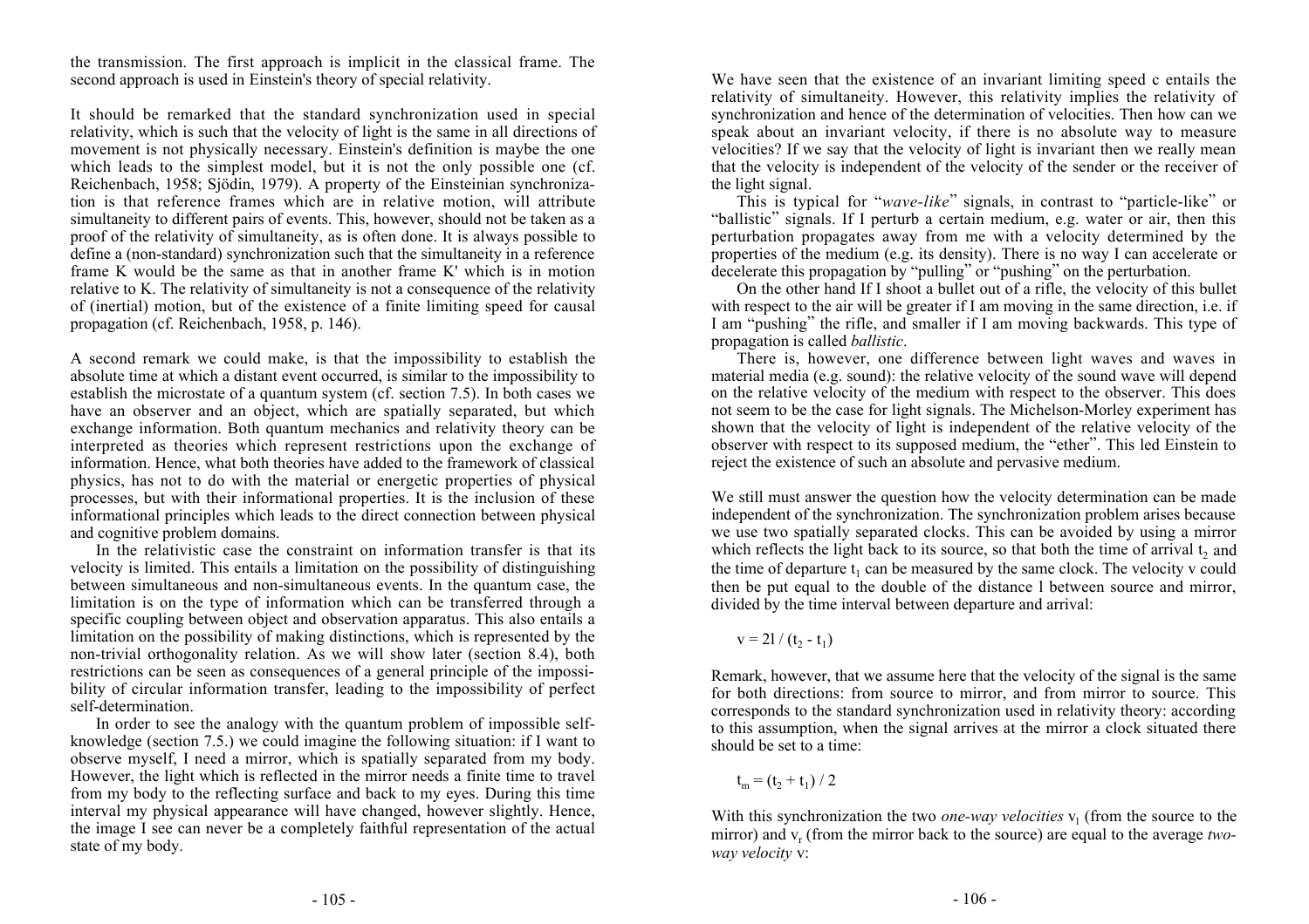the transmission. The first approach is implicit in the classical frame. The second approach is used in Einstein's theory of special relativity.

It should be remarked that the standard synchronization used in special relativity, which is such that the velocity of light is the same in all directions of movement is not physically necessary. Einstein's definition is maybe the one which leads to the simplest model, but it is not the only possible one (cf. Reichenbach, 1958; Sjödin, 1979). A property of the Einsteinian synchronization is that reference frames which are in relative motion, will attribute simultaneity to different pairs of events. This, however, should not be taken as a proof of the relativity of simultaneity, as is often done. It is always possible to define a (non-standard) synchronization such that the simultaneity in a reference frame K would be the same as that in another frame K' which is in motion relative to K. The relativity of simultaneity is not a consequence of the relativity of (inertial) motion, but of the existence of a finite limiting speed for causal propagation (cf. Reichenbach, 1958, p. 146).

A second remark we could make, is that the impossibility to establish the absolute time at which a distant event occurred, is similar to the impossibility to establish the microstate of a quantum system (cf. section 7.5). In both cases we have an observer and an object, which are spatially separated, but which exchange information. Both quantum mechanics and relativity theory can be interpreted as theories which represent restrictions upon the exchange of information. Hence, what both theories have added to the framework of classical physics, has not to do with the material or energetic properties of physical processes, but with their informational properties. It is the inclusion of these informational principles which leads to the direct connection between physical and cognitive problem domains.

In the relativistic case the constraint on information transfer is that its velocity is limited. This entails a limitation on the possibility of distinguishing between simultaneous and non-simultaneous events. In the quantum case, the limitation is on the type of information which can be transferred through a specific coupling between object and observation apparatus. This also entails a limitation on the possibility of making distinctions, which is represented by the non-trivial orthogonality relation. As we will show later (section 8.4), both restrictions can be seen as consequences of a general principle of the impossibility of circular information transfer, leading to the impossibility of perfect self-determination.

In order to see the analogy with the quantum problem of impossible self-knowledge (section 7.5.) we could imagine the following situation: if I want to observe myself, I need a mirror, which is spatially separated from my body. However, the light which is reflected in the mirror needs a finite time to travel from my body to the reflecting surface and back to my eyes. During this time interval my physical appearance will have changed, however slightly. Hence, the image I see can never be a completely faithful representation of the actual state of my body.

We have seen that the existence of an invariant limiting speed c entails the relativity of simultaneity. However, this relativity implies the relativity of synchronization and hence of the determination of velocities. Then how can we speak about an invariant velocity, if there is no absolute way to measure velocities? If we say that the velocity of light is invariant then we really mean that the velocity is independent of the velocity of the sender or the receiver of the light signal.

This is typical for "*wave-like*" signals, in contrast to "particle-like" or "ballistic" signals. If I perturb a certain medium, e.g. water or air, then this perturbation propagates away from me with a velocity determined by the properties of the medium (e.g. its density). There is no way I can accelerate or decelerate this propagation by "pulling" or "pushing" on the perturbation.

On the other hand If I shoot a bullet out of a rifle, the velocity of this bullet with respect to the air will be greater if I am moving in the same direction, i.e. if I am "pushing" the rifle, and smaller if I am moving backwards. This type of propagation is called *ballistic*.

There is, however, one difference between light waves and waves in material media (e.g. sound): the relative velocity of the sound wave will depend on the relative velocity of the medium with respect to the observer. This does not seem to be the case for light signals. The Michelson-Morley experiment has shown that the velocity of light is independent of the relative velocity of the observer with respect to its supposed medium, the "ether". This led Einstein to reject the existence of such an absolute and pervasive medium.

We still must answer the question how the velocity determination can be made independent of the synchronization. The synchronization problem arises because we use two spatially separated clocks. This can be avoided by using a mirror which reflects the light back to its source, so that both the time of arrival $t_2$ and the time of departure $t_1$ can be measured by the same clock. The velocity v could then be put equal to the double of the distance l between source and mirror, divided by the time interval between departure and arrival:

$$v = 2l / (t_2 - t_1)$$

Remark, however, that we assume here that the velocity of the signal is the same for both directions: from source to mirror, and from mirror to source. This corresponds to the standard synchronization used in relativity theory: according to this assumption, when the signal arrives at the mirror a clock situated there should be set to a time:

$$t_m = (t_2 + t_1) / 2$$

With this synchronization the two *one-way velocities* $v_l$ (from the source to the mirror) and $v_r$ (from the mirror back to the source) are equal to the average *two-way velocity* v: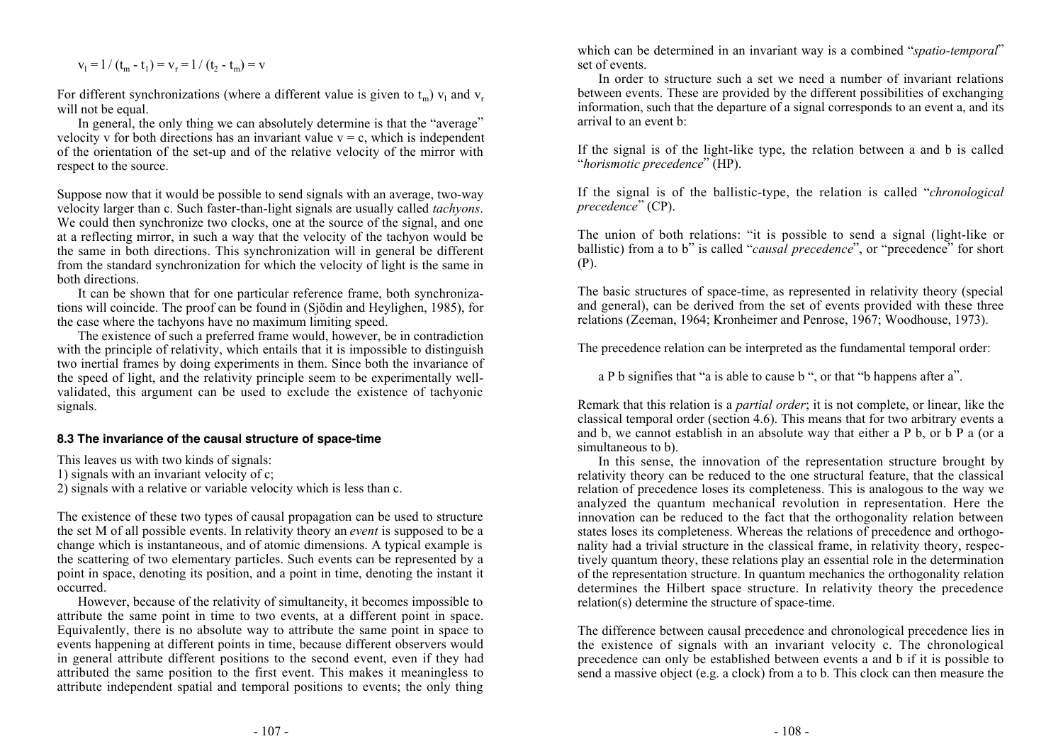$$v_l = l / (t_m - t_1) = v_r = l / (t_2 - t_m) = v$$

For different synchronizations (where a different value is given to $t_m$) $v_l$ and $v_r$ will not be equal.

In general, the only thing we can absolutely determine is that the "average" velocity v for both directions has an invariant value $v = c$, which is independent of the orientation of the set-up and of the relative velocity of the mirror with respect to the source.

Suppose now that it would be possible to send signals with an average, two-way velocity larger than c. Such faster-than-light signals are usually called *tachyons*. We could then synchronize two clocks, one at the source of the signal, and one at a reflecting mirror, in such a way that the velocity of the tachyon would be the same in both directions. This synchronization will in general be different from the standard synchronization for which the velocity of light is the same in both directions.

It can be shown that for one particular reference frame, both synchronizations will coincide. The proof can be found in (Sjödin and Heylighen, 1985), for the case where the tachyons have no maximum limiting speed.

The existence of such a preferred frame would, however, be in contradiction with the principle of relativity, which entails that it is impossible to distinguish two inertial frames by doing experiments in them. Since both the invariance of the speed of light, and the relativity principle seem to be experimentally well-validated, this argument can be used to exclude the existence of tachyonic signals.

### 8.3 The invariance of the causal structure of space-time

This leaves us with two kinds of signals:
1) signals with an invariant velocity of c;
2) signals with a relative or variable velocity which is less than c.

The existence of these two types of causal propagation can be used to structure the set M of all possible events. In relativity theory an *event* is supposed to be a change which is instantaneous, and of atomic dimensions. A typical example is the scattering of two elementary particles. Such events can be represented by a point in space, denoting its position, and a point in time, denoting the instant it occurred.

However, because of the relativity of simultaneity, it becomes impossible to attribute the same point in time to two events, at a different point in space. Equivalently, there is no absolute way to attribute the same point in space to events happening at different points in time, because different observers would in general attribute different positions to the second event, even if they had attributed the same position to the first event. This makes it meaningless to attribute independent spatial and temporal positions to events; the only thing which can be determined in an invariant way is a combined "*spatio-temporal*" set of events.

In order to structure such a set we need a number of invariant relations between events. These are provided by the different possibilities of exchanging information, such that the departure of a signal corresponds to an event a, and its arrival to an event b:

If the signal is of the light-like type, the relation between a and b is called "*horismotic precedence*" (HP).

If the signal is of the ballistic-type, the relation is called "*chronological precedence*" (CP).

The union of both relations: "it is possible to send a signal (light-like or ballistic) from a to b" is called "*causal precedence*", or "precedence" for short (P).

The basic structures of space-time, as represented in relativity theory (special and general), can be derived from the set of events provided with these three relations (Zeeman, 1964; Kronheimer and Penrose, 1967; Woodhouse, 1973).

The precedence relation can be interpreted as the fundamental temporal order:

a P b signifies that "a is able to cause b ", or that "b happens after a".

Remark that this relation is a *partial order*; it is not complete, or linear, like the classical temporal order (section 4.6). This means that for two arbitrary events a and b, we cannot establish in an absolute way that either a P b, or b P a (or a simultaneous to b).

In this sense, the innovation of the representation structure brought by relativity theory can be reduced to the one structural feature, that the classical relation of precedence loses its completeness. This is analogous to the way we analyzed the quantum mechanical revolution in representation. Here the innovation can be reduced to the fact that the orthogonality relation between states loses its completeness. Whereas the relations of precedence and orthogonality had a trivial structure in the classical frame, in relativity theory, respectively quantum theory, these relations play an essential role in the determination of the representation structure. In quantum mechanics the orthogonality relation determines the Hilbert space structure. In relativity theory the precedence relation(s) determine the structure of space-time.

The difference between causal precedence and chronological precedence lies in the existence of signals with an invariant velocity c. The chronological precedence can only be established between events a and b if it is possible to send a massive object (e.g. a clock) from a to b. This clock can then measure the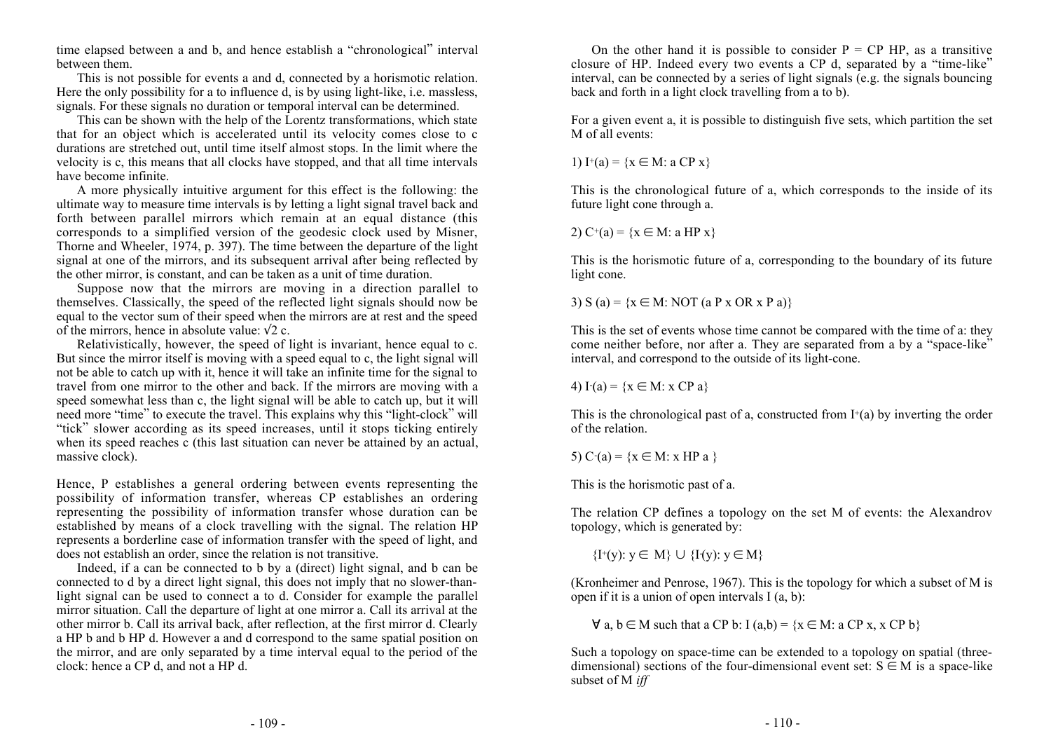time elapsed between a and b, and hence establish a "chronological" interval between them.

This is not possible for events a and d, connected by a horismotic relation. Here the only possibility for a to influence d, is by using light-like, i.e. massless, signals. For these signals no duration or temporal interval can be determined.

This can be shown with the help of the Lorentz transformations, which state that for an object which is accelerated until its velocity comes close to c durations are stretched out, until time itself almost stops. In the limit where the velocity is c, this means that all clocks have stopped, and that all time intervals have become infinite.

A more physically intuitive argument for this effect is the following: the ultimate way to measure time intervals is by letting a light signal travel back and forth between parallel mirrors which remain at an equal distance (this corresponds to a simplified version of the geodesic clock used by Misner, Thorne and Wheeler, 1974, p. 397). The time between the departure of the light signal at one of the mirrors, and its subsequent arrival after being reflected by the other mirror, is constant, and can be taken as a unit of time duration.

Suppose now that the mirrors are moving in a direction parallel to themselves. Classically, the speed of the reflected light signals should now be equal to the vector sum of their speed when the mirrors are at rest and the speed of the mirrors, hence in absolute value: $\sqrt{2}$ c.

Relativistically, however, the speed of light is invariant, hence equal to c. But since the mirror itself is moving with a speed equal to c, the light signal will not be able to catch up with it, hence it will take an infinite time for the signal to travel from one mirror to the other and back. If the mirrors are moving with a speed somewhat less than c, the light signal will be able to catch up, but it will need more "time" to execute the travel. This explains why this "light-clock" will "tick" slower according as its speed increases, until it stops ticking entirely when its speed reaches c (this last situation can never be attained by an actual, massive clock).

Hence, P establishes a general ordering between events representing the possibility of information transfer, whereas CP establishes an ordering representing the possibility of information transfer whose duration can be established by means of a clock travelling with the signal. The relation HP represents a borderline case of information transfer with the speed of light, and does not establish an order, since the relation is not transitive.

Indeed, if a can be connected to b by a (direct) light signal, and b can be connected to d by a direct light signal, this does not imply that no slower-than-light signal can be used to connect a to d. Consider for example the parallel mirror situation. Call the departure of light at one mirror a. Call its arrival at the other mirror b. Call its arrival back, after reflection, at the first mirror d. Clearly a HP b and b HP d. However a and d correspond to the same spatial position on the mirror, and are only separated by a time interval equal to the period of the clock: hence a CP d, and not a HP d.

On the other hand it is possible to consider P = CP HP, as a transitive closure of HP. Indeed every two events a CP d, separated by a "time-like" interval, can be connected by a series of light signals (e.g. the signals bouncing back and forth in a light clock travelling from a to b).

For a given event a, it is possible to distinguish five sets, which partition the set M of all events:

1) $I^+(a) = \{x \in M: a \text{ CP } x\}$

This is the chronological future of a, which corresponds to the inside of its future light cone through a.

2) $C^+(a) = \{x \in M: a \text{ HP } x\}$

This is the horismotic future of a, corresponding to the boundary of its future light cone.

3) $S(a) = \{x \in M: \text{NOT } (a \text{ P } x \text{ OR } x \text{ P } a)\}$

This is the set of events whose time cannot be compared with the time of a: they come neither before, nor after a. They are separated from a by a "space-like" interval, and correspond to the outside of its light-cone.

4) $I^-(a) = \{x \in M: x \text{ CP } a\}$

This is the chronological past of a, constructed from $I^+(a)$ by inverting the order of the relation.

5) $C^-(a) = \{x \in M: x \text{ HP } a\}$

This is the horismotic past of a.

The relation CP defines a topology on the set M of events: the Alexandrov topology, which is generated by:

$$\{I^+(y): y \in M\} \cup \{I^-(y): y \in M\}$$

(Kronheimer and Penrose, 1967). This is the topology for which a subset of M is open if it is a union of open intervals I (a, b):

$$\forall\, a, b \in M \text{ such that } a \text{ CP } b: I(a,b) = \{x \in M: a \text{ CP } x, x \text{ CP } b\}$$

Such a topology on space-time can be extended to a topology on spatial (three-dimensional) sections of the four-dimensional event set: $S \in M$ is a space-like subset of M *iff*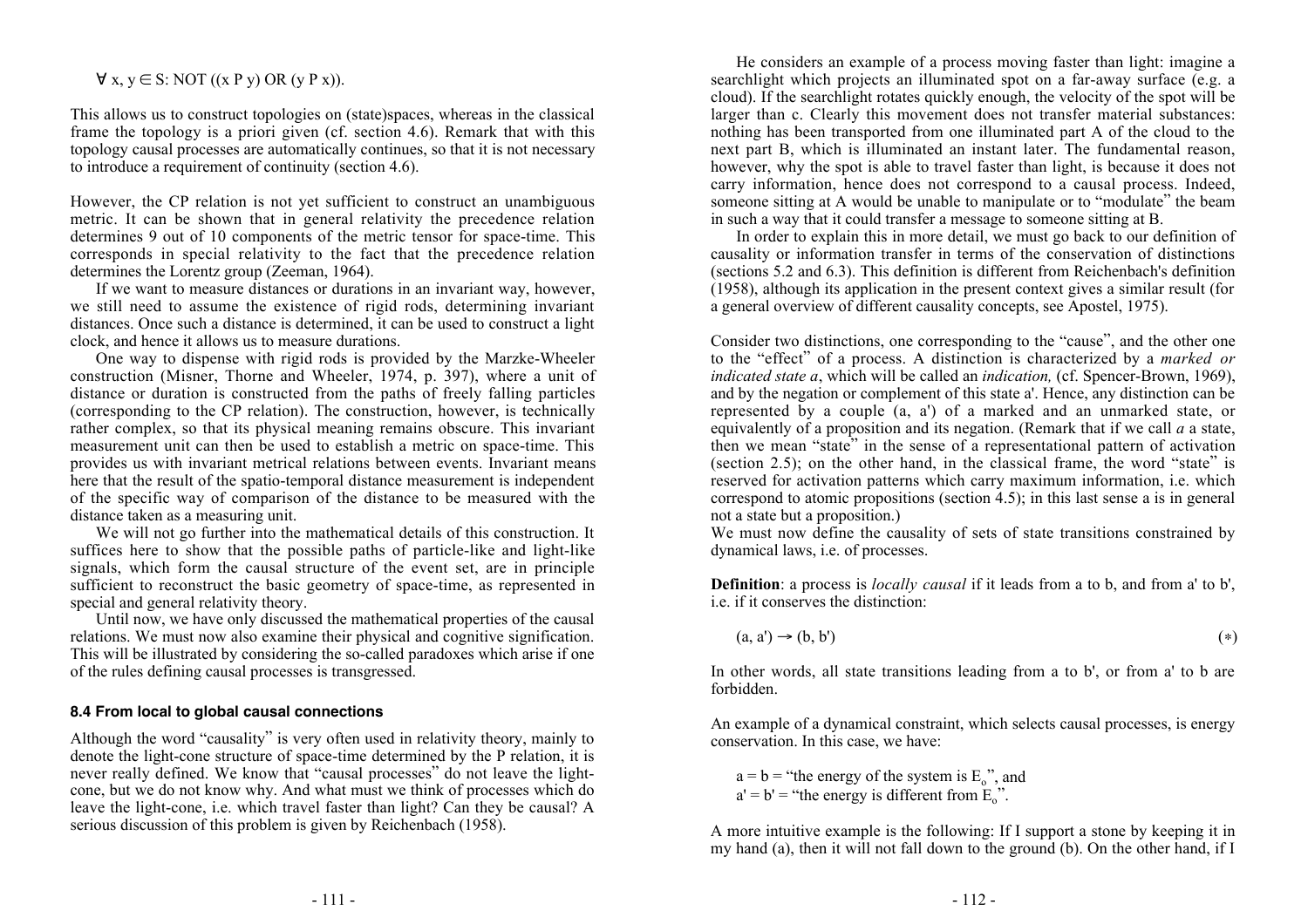$\forall$ x, y $\in$ S: NOT ((x P y) OR (y P x)).

This allows us to construct topologies on (state)spaces, whereas in the classical frame the topology is a priori given (cf. section 4.6). Remark that with this topology causal processes are automatically continues, so that it is not necessary to introduce a requirement of continuity (section 4.6).

However, the CP relation is not yet sufficient to construct an unambiguous metric. It can be shown that in general relativity the precedence relation determines 9 out of 10 components of the metric tensor for space-time. This corresponds in special relativity to the fact that the precedence relation determines the Lorentz group (Zeeman, 1964).

If we want to measure distances or durations in an invariant way, however, we still need to assume the existence of rigid rods, determining invariant distances. Once such a distance is determined, it can be used to construct a light clock, and hence it allows us to measure durations.

One way to dispense with rigid rods is provided by the Marzke-Wheeler construction (Misner, Thorne and Wheeler, 1974, p. 397), where a unit of distance or duration is constructed from the paths of freely falling particles (corresponding to the CP relation). The construction, however, is technically rather complex, so that its physical meaning remains obscure. This invariant measurement unit can then be used to establish a metric on space-time. This provides us with invariant metrical relations between events. Invariant means here that the result of the spatio-temporal distance measurement is independent of the specific way of comparison of the distance to be measured with the distance taken as a measuring unit.

We will not go further into the mathematical details of this construction. It suffices here to show that the possible paths of particle-like and light-like signals, which form the causal structure of the event set, are in principle sufficient to reconstruct the basic geometry of space-time, as represented in special and general relativity theory.

Until now, we have only discussed the mathematical properties of the causal relations. We must now also examine their physical and cognitive signification. This will be illustrated by considering the so-called paradoxes which arise if one of the rules defining causal processes is transgressed.

#### 8.4 From local to global causal connections

Although the word "causality" is very often used in relativity theory, mainly to denote the light-cone structure of space-time determined by the P relation, it is never really defined. We know that "causal processes" do not leave the light-cone, but we do not know why. And what must we think of processes which do leave the light-cone, i.e. which travel faster than light? Can they be causal? A serious discussion of this problem is given by Reichenbach (1958).

He considers an example of a process moving faster than light: imagine a searchlight which projects an illuminated spot on a far-away surface (e.g. a cloud). If the searchlight rotates quickly enough, the velocity of the spot will be larger than c. Clearly this movement does not transfer material substances: nothing has been transported from one illuminated part A of the cloud to the next part B, which is illuminated an instant later. The fundamental reason, however, why the spot is able to travel faster than light, is because it does not carry information, hence does not correspond to a causal process. Indeed, someone sitting at A would be unable to manipulate or to "modulate" the beam in such a way that it could transfer a message to someone sitting at B.

In order to explain this in more detail, we must go back to our definition of causality or information transfer in terms of the conservation of distinctions (sections 5.2 and 6.3). This definition is different from Reichenbach's definition (1958), although its application in the present context gives a similar result (for a general overview of different causality concepts, see Apostel, 1975).

Consider two distinctions, one corresponding to the "cause", and the other one to the "effect" of a process. A distinction is characterized by a *marked or indicated state a*, which will be called an *indication,* (cf. Spencer-Brown, 1969), and by the negation or complement of this state a'. Hence, any distinction can be represented by a couple (a, a') of a marked and an unmarked state, or equivalently of a proposition and its negation. (Remark that if we call *a* a state, then we mean "state" in the sense of a representational pattern of activation (section 2.5); on the other hand, in the classical frame, the word "state" is reserved for activation patterns which carry maximum information, i.e. which correspond to atomic propositions (section 4.5); in this last sense a is in general not a state but a proposition.)

We must now define the causality of sets of state transitions constrained by dynamical laws, i.e. of processes.

**Definition**: a process is *locally causal* if it leads from a to b, and from a' to b', i.e. if it conserves the distinction:

$$(a, a') \rightarrow (b, b') \qquad (*)$$

In other words, all state transitions leading from a to b', or from a' to b are forbidden.

An example of a dynamical constraint, which selects causal processes, is energy conservation. In this case, we have:

a = b = "the energy of the system is $E_o$", and
a' = b' = "the energy is different from $E_o$".

A more intuitive example is the following: If I support a stone by keeping it in my hand (a), then it will not fall down to the ground (b). On the other hand, if I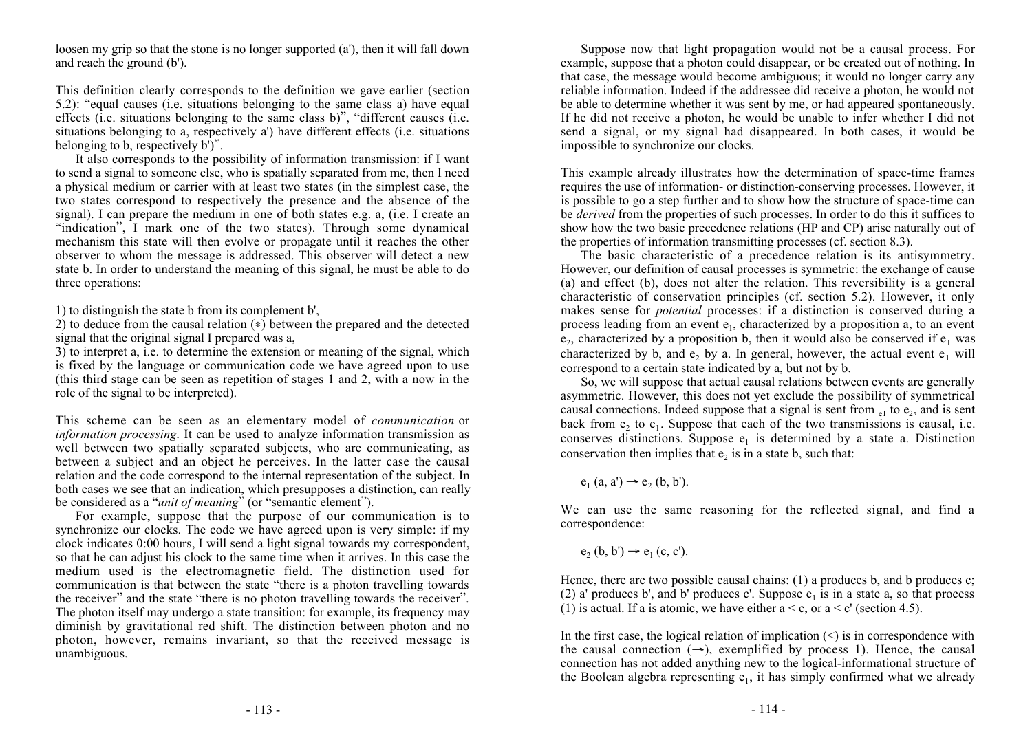loosen my grip so that the stone is no longer supported (a'), then it will fall down and reach the ground (b').

This definition clearly corresponds to the definition we gave earlier (section 5.2): "equal causes (i.e. situations belonging to the same class a) have equal effects (i.e. situations belonging to the same class b)", "different causes (i.e. situations belonging to a, respectively a') have different effects (i.e. situations belonging to b, respectively b')".

It also corresponds to the possibility of information transmission: if I want to send a signal to someone else, who is spatially separated from me, then I need a physical medium or carrier with at least two states (in the simplest case, the two states correspond to respectively the presence and the absence of the signal). I can prepare the medium in one of both states e.g. a, (i.e. I create an "indication", I mark one of the two states). Through some dynamical mechanism this state will then evolve or propagate until it reaches the other observer to whom the message is addressed. This observer will detect a new state b. In order to understand the meaning of this signal, he must be able to do three operations:

1) to distinguish the state b from its complement b',
2) to deduce from the causal relation (*) between the prepared and the detected signal that the original signal I prepared was a,
3) to interpret a, i.e. to determine the extension or meaning of the signal, which is fixed by the language or communication code we have agreed upon to use (this third stage can be seen as repetition of stages 1 and 2, with a now in the role of the signal to be interpreted).

This scheme can be seen as an elementary model of *communication* or *information processing*. It can be used to analyze information transmission as well between two spatially separated subjects, who are communicating, as between a subject and an object he perceives. In the latter case the causal relation and the code correspond to the internal representation of the subject. In both cases we see that an indication, which presupposes a distinction, can really be considered as a "*unit of meaning*" (or "semantic element").

For example, suppose that the purpose of our communication is to synchronize our clocks. The code we have agreed upon is very simple: if my clock indicates 0:00 hours, I will send a light signal towards my correspondent, so that he can adjust his clock to the same time when it arrives. In this case the medium used is the electromagnetic field. The distinction used for communication is that between the state "there is a photon travelling towards the receiver" and the state "there is no photon travelling towards the receiver". The photon itself may undergo a state transition: for example, its frequency may diminish by gravitational red shift. The distinction between photon and no photon, however, remains invariant, so that the received message is unambiguous.

Suppose now that light propagation would not be a causal process. For example, suppose that a photon could disappear, or be created out of nothing. In that case, the message would become ambiguous; it would no longer carry any reliable information. Indeed if the addressee did receive a photon, he would not be able to determine whether it was sent by me, or had appeared spontaneously. If he did not receive a photon, he would be unable to infer whether I did not send a signal, or my signal had disappeared. In both cases, it would be impossible to synchronize our clocks.

This example already illustrates how the determination of space-time frames requires the use of information- or distinction-conserving processes. However, it is possible to go a step further and to show how the structure of space-time can be *derived* from the properties of such processes. In order to do this it suffices to show how the two basic precedence relations (HP and CP) arise naturally out of the properties of information transmitting processes (cf. section 8.3).

The basic characteristic of a precedence relation is its antisymmetry. However, our definition of causal processes is symmetric: the exchange of cause (a) and effect (b), does not alter the relation. This reversibility is a general characteristic of conservation principles (cf. section 5.2). However, it only makes sense for *potential* processes: if a distinction is conserved during a process leading from an event $e_1$, characterized by a proposition a, to an event $e_2$, characterized by a proposition b, then it would also be conserved if $e_1$ was characterized by b, and $e_2$ by a. In general, however, the actual event $e_1$ will correspond to a certain state indicated by a, but not by b.

So, we will suppose that actual causal relations between events are generally asymmetric. However, this does not yet exclude the possibility of symmetrical causal connections. Indeed suppose that a signal is sent from $_{e1}$ to $e_2$, and is sent back from $e_2$ to $e_1$. Suppose that each of the two transmissions is causal, i.e. conserves distinctions. Suppose $e_1$ is determined by a state a. Distinction conservation then implies that $e_2$ is in a state b, such that:

$$e_1\,(a, a') \rightarrow e_2\,(b, b').$$

We can use the same reasoning for the reflected signal, and find a correspondence:

$$e_2\,(b, b') \rightarrow e_1\,(c, c').$$

Hence, there are two possible causal chains: (1) a produces b, and b produces c; (2) a' produces b', and b' produces c'. Suppose $e_1$ is in a state a, so that process (1) is actual. If a is atomic, we have either $a < c$, or $a < c'$ (section 4.5).

In the first case, the logical relation of implication ($<$) is in correspondence with the causal connection ($\rightarrow$), exemplified by process 1). Hence, the causal connection has not added anything new to the logical-informational structure of the Boolean algebra representing $e_1$, it has simply confirmed what we already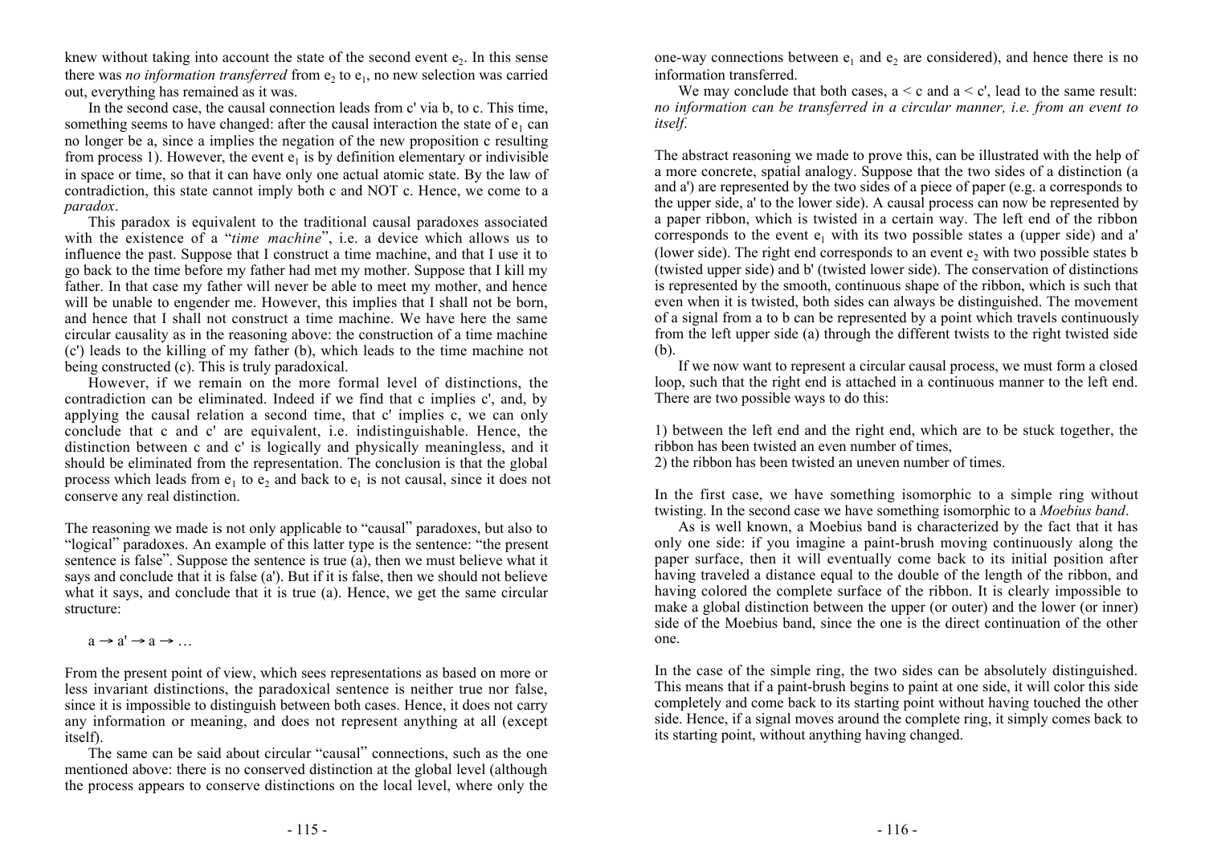knew without taking into account the state of the second event $e_2$. In this sense there was *no information transferred* from $e_2$ to $e_1$, no new selection was carried out, everything has remained as it was.

In the second case, the causal connection leads from c' via b, to c. This time, something seems to have changed: after the causal interaction the state of $e_1$ can no longer be a, since a implies the negation of the new proposition c resulting from process 1). However, the event $e_1$ is by definition elementary or indivisible in space or time, so that it can have only one actual atomic state. By the law of contradiction, this state cannot imply both c and NOT c. Hence, we come to a *paradox*.

This paradox is equivalent to the traditional causal paradoxes associated with the existence of a "*time machine*", i.e. a device which allows us to influence the past. Suppose that I construct a time machine, and that I use it to go back to the time before my father had met my mother. Suppose that I kill my father. In that case my father will never be able to meet my mother, and hence will be unable to engender me. However, this implies that I shall not be born, and hence that I shall not construct a time machine. We have here the same circular causality as in the reasoning above: the construction of a time machine (c') leads to the killing of my father (b), which leads to the time machine not being constructed (c). This is truly paradoxical.

However, if we remain on the more formal level of distinctions, the contradiction can be eliminated. Indeed if we find that c implies c', and, by applying the causal relation a second time, that c' implies c, we can only conclude that c and c' are equivalent, i.e. indistinguishable. Hence, the distinction between c and c' is logically and physically meaningless, and it should be eliminated from the representation. The conclusion is that the global process which leads from $e_1$ to $e_2$ and back to $e_1$ is not causal, since it does not conserve any real distinction.

The reasoning we made is not only applicable to "causal" paradoxes, but also to "logical" paradoxes. An example of this latter type is the sentence: "the present sentence is false". Suppose the sentence is true (a), then we must believe what it says and conclude that it is false (a'). But if it is false, then we should not believe what it says, and conclude that it is true (a). Hence, we get the same circular structure:

$$a \rightarrow a' \rightarrow a \rightarrow \ldots$$

From the present point of view, which sees representations as based on more or less invariant distinctions, the paradoxical sentence is neither true nor false, since it is impossible to distinguish between both cases. Hence, it does not carry any information or meaning, and does not represent anything at all (except itself).

The same can be said about circular "causal" connections, such as the one mentioned above: there is no conserved distinction at the global level (although the process appears to conserve distinctions on the local level, where only the one-way connections between $e_1$ and $e_2$ are considered), and hence there is no information transferred.

We may conclude that both cases, $a < c$ and $a < c'$, lead to the same result: *no information can be transferred in a circular manner, i.e. from an event to itself*.

The abstract reasoning we made to prove this, can be illustrated with the help of a more concrete, spatial analogy. Suppose that the two sides of a distinction (a and a') are represented by the two sides of a piece of paper (e.g. a corresponds to the upper side, a' to the lower side). A causal process can now be represented by a paper ribbon, which is twisted in a certain way. The left end of the ribbon corresponds to the event $e_1$ with its two possible states a (upper side) and a' (lower side). The right end corresponds to an event $e_2$ with two possible states b (twisted upper side) and b' (twisted lower side). The conservation of distinctions is represented by the smooth, continuous shape of the ribbon, which is such that even when it is twisted, both sides can always be distinguished. The movement of a signal from a to b can be represented by a point which travels continuously from the left upper side (a) through the different twists to the right twisted side (b).

If we now want to represent a circular causal process, we must form a closed loop, such that the right end is attached in a continuous manner to the left end. There are two possible ways to do this:

1) between the left end and the right end, which are to be stuck together, the ribbon has been twisted an even number of times,
2) the ribbon has been twisted an uneven number of times.

In the first case, we have something isomorphic to a simple ring without twisting. In the second case we have something isomorphic to a *Moebius band*.

As is well known, a Moebius band is characterized by the fact that it has only one side: if you imagine a paint-brush moving continuously along the paper surface, then it will eventually come back to its initial position after having traveled a distance equal to the double of the length of the ribbon, and having colored the complete surface of the ribbon. It is clearly impossible to make a global distinction between the upper (or outer) and the lower (or inner) side of the Moebius band, since the one is the direct continuation of the other one.

In the case of the simple ring, the two sides can be absolutely distinguished. This means that if a paint-brush begins to paint at one side, it will color this side completely and come back to its starting point without having touched the other side. Hence, if a signal moves around the complete ring, it simply comes back to its starting point, without anything having changed.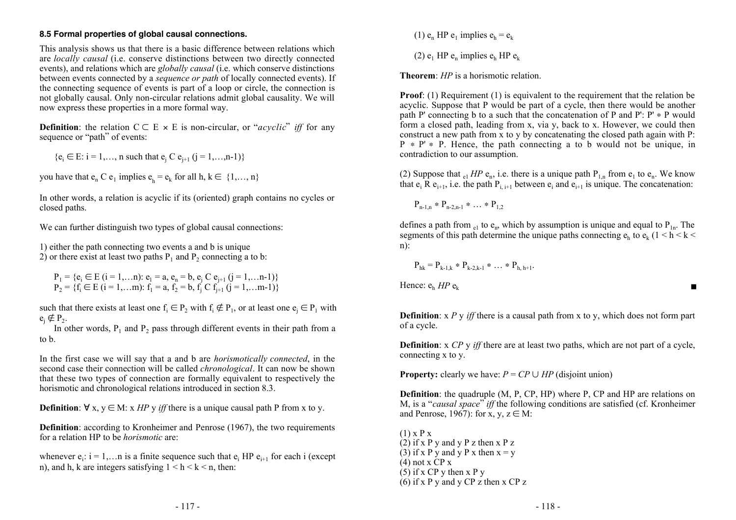### 8.5 Formal properties of global causal connections.

This analysis shows us that there is a basic difference between relations which are *locally causal* (i.e. conserve distinctions between two directly connected events), and relations which are *globally causal* (i.e. which conserve distinctions between events connected by a *sequence or path* of locally connected events). If the connecting sequence of events is part of a loop or circle, the connection is not globally causal. Only non-circular relations admit global causality. We will now express these properties in a more formal way.

**Definition**: the relation $C \subset E \times E$ is non-circular, or "*acyclic*" *iff* for any sequence or "path" of events:

$\{e_i \in E: i = 1,\ldots, n \text{ such that } e_j\ C\ e_{j+1}\ (j = 1,\ldots,n-1)\}$

you have that $e_n\ C\ e_1$ implies $e_h = e_k$ for all $h, k \in \{1,\ldots, n\}$

In other words, a relation is acyclic if its (oriented) graph contains no cycles or closed paths.

We can further distinguish two types of global causal connections:

1) either the path connecting two events a and b is unique
2) or there exist at least two paths $P_1$ and $P_2$ connecting a to b:

$P_1 = \{e_i \in E\ (i = 1,\ldots n): e_1 = a, e_n = b, e_j\ C\ e_{j+1}\ (j = 1,\ldots n-1)\}$
$P_2 = \{f_i \in E\ (i = 1,\ldots m): f_1 = a, f_2 = b, f_j\ C\ f_{j+1}\ (j = 1,\ldots m-1)\}$

such that there exists at least one $f_i \in P_2$ with $f_i \notin P_1$, or at least one $e_j \in P_1$ with $e_j \notin P_2$.

In other words, $P_1$ and $P_2$ pass through different events in their path from a to b.

In the first case we will say that a and b are *horismotically connected*, in the second case their connection will be called *chronological*. It can now be shown that these two types of connection are formally equivalent to respectively the horismotic and chronological relations introduced in section 8.3.

**Definition**: $\forall\ x, y \in M$: x *HP* y *iff* there is a unique causal path P from x to y.

**Definition**: according to Kronheimer and Penrose (1967), the two requirements for a relation HP to be *horismotic* are:

whenever $e_i$: $i = 1,\ldots n$ is a finite sequence such that $e_i$ HP $e_{i+1}$ for each i (except n), and h, k are integers satisfying $1 < h < k < n$, then:

(1) $e_n$ HP $e_1$ implies $e_h = e_k$

(2) $e_1$ HP $e_n$ implies $e_h$ HP $e_k$

**Theorem**: *HP* is a horismotic relation.

**Proof**: (1) Requirement (1) is equivalent to the requirement that the relation be acyclic. Suppose that P would be part of a cycle, then there would be another path P' connecting b to a such that the concatenation of P and P': $P' * P$ would form a closed path, leading from x, via y, back to x. However, we could then construct a new path from x to y by concatenating the closed path again with P: $P * P' * P$. Hence, the path connecting a to b would not be unique, in contradiction to our assumption.

(2) Suppose that $_{e1}$ *HP* $e_n$, i.e. there is a unique path $P_{1,n}$ from $e_1$ to $e_n$. We know that $e_i$ R $e_{i+1}$, i.e. the path $P_{i,\,i+1}$ between $e_i$ and $e_{i+1}$ is unique. The concatenation:

$P_{n-1,n} * P_{n-2,n-1} * \ldots * P_{1,2}$

defines a path from $_{e1}$ to $e_n$, which by assumption is unique and equal to $P_{1n}$. The segments of this path determine the unique paths connecting $e_h$ to $e_k$ ($1 < h < k < n$):

$P_{hk} = P_{k-1,k} * P_{k-2,k-1} * \ldots * P_{h,\,h+1}$.

Hence: $e_h$ *HP* $e_k$ ■

**Definition**: x *P* y *iff* there is a causal path from x to y, which does not form part of a cycle.

**Definition**: x *CP* y *iff* there are at least two paths, which are not part of a cycle, connecting x to y.

**Property:** clearly we have: $P = CP \cup HP$ (disjoint union)

**Definition**: the quadruple (M, P, CP, HP) where P, CP and HP are relations on M, is a "*causal space*" *iff* the following conditions are satisfied (cf. Kronheimer and Penrose, 1967): for $x, y, z \in M$:

(1) x P x
(2) if x P y and y P z then x P z
(3) if x P y and y P x then x = y
(4) not x CP x
(5) if x CP y then x P y
(6) if x P y and y CP z then x CP z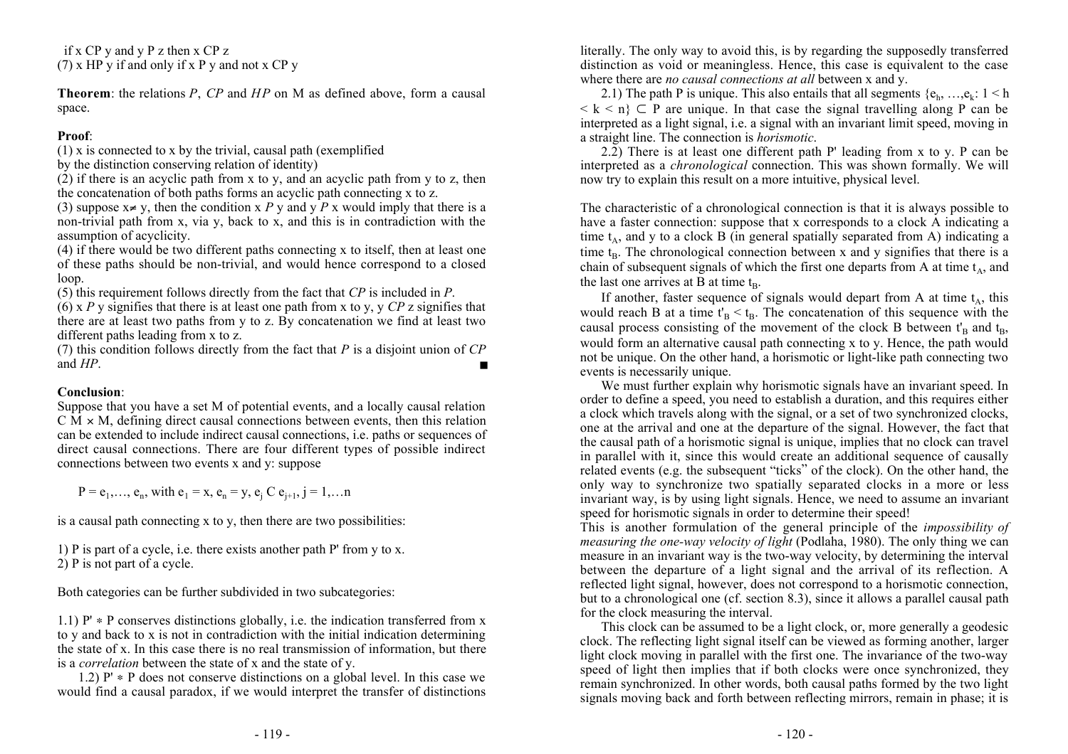if x CP y and y P z then x CP z
(7) x HP y if and only if x P y and not x CP y

**Theorem**: the relations *P*, *CP* and *HP* on M as defined above, form a causal space.

**Proof**:
(1) x is connected to x by the trivial, causal path (exemplified by the distinction conserving relation of identity)
(2) if there is an acyclic path from x to y, and an acyclic path from y to z, then the concatenation of both paths forms an acyclic path connecting x to z.
(3) suppose $x \neq y$, then the condition x *P* y and y *P* x would imply that there is a non-trivial path from x, via y, back to x, and this is in contradiction with the assumption of acyclicity.
(4) if there would be two different paths connecting x to itself, then at least one of these paths should be non-trivial, and would hence correspond to a closed loop.
(5) this requirement follows directly from the fact that *CP* is included in *P*.
(6) x *P* y signifies that there is at least one path from x to y, y *CP* z signifies that there are at least two paths from y to z. By concatenation we find at least two different paths leading from x to z.
(7) this condition follows directly from the fact that *P* is a disjoint union of *CP* and *HP*. ∎

**Conclusion**:
Suppose that you have a set M of potential events, and a locally causal relation $C \subset M \times M$, defining direct causal connections between events, then this relation can be extended to include indirect causal connections, i.e. paths or sequences of direct causal connections. There are four different types of possible indirect connections between two events x and y: suppose

$P = e_1, \ldots, e_n$, with $e_1 = x$, $e_n = y$, $e_j \; C \; e_{j+1}$, $j = 1, \ldots n$

is a causal path connecting x to y, then there are two possibilities:

1) P is part of a cycle, i.e. there exists another path P' from y to x.
2) P is not part of a cycle.

Both categories can be further subdivided in two subcategories:

1.1) $P' * P$ conserves distinctions globally, i.e. the indication transferred from x to y and back to x is not in contradiction with the initial indication determining the state of x. In this case there is no real transmission of information, but there is a *correlation* between the state of x and the state of y.

1.2) $P' * P$ does not conserve distinctions on a global level. In this case we would find a causal paradox, if we would interpret the transfer of distinctions literally. The only way to avoid this, is by regarding the supposedly transferred distinction as void or meaningless. Hence, this case is equivalent to the case where there are *no causal connections at all* between x and y.

2.1) The path P is unique. This also entails that all segments $\{e_h, \ldots, e_k: 1 < h < k < n\} \subset P$ are unique. In that case the signal travelling along P can be interpreted as a light signal, i.e. a signal with an invariant limit speed, moving in a straight line. The connection is *horismotic*.

2.2) There is at least one different path P' leading from x to y. P can be interpreted as a *chronological* connection. This was shown formally. We will now try to explain this result on a more intuitive, physical level.

The characteristic of a chronological connection is that it is always possible to have a faster connection: suppose that x corresponds to a clock A indicating a time $t_A$, and y to a clock B (in general spatially separated from A) indicating a time $t_B$. The chronological connection between x and y signifies that there is a chain of subsequent signals of which the first one departs from A at time $t_A$, and the last one arrives at B at time $t_B$.

If another, faster sequence of signals would depart from A at time $t_A$, this would reach B at a time $t'_B < t_B$. The concatenation of this sequence with the causal process consisting of the movement of the clock B between $t'_B$ and $t_B$, would form an alternative causal path connecting x to y. Hence, the path would not be unique. On the other hand, a horismotic or light-like path connecting two events is necessarily unique.

We must further explain why horismotic signals have an invariant speed. In order to define a speed, you need to establish a duration, and this requires either a clock which travels along with the signal, or a set of two synchronized clocks, one at the arrival and one at the departure of the signal. However, the fact that the causal path of a horismotic signal is unique, implies that no clock can travel in parallel with it, since this would create an additional sequence of causally related events (e.g. the subsequent "ticks" of the clock). On the other hand, the only way to synchronize two spatially separated clocks in a more or less invariant way, is by using light signals. Hence, we need to assume an invariant speed for horismotic signals in order to determine their speed!

This is another formulation of the general principle of the *impossibility of measuring the one-way velocity of light* (Podlaha, 1980). The only thing we can measure in an invariant way is the two-way velocity, by determining the interval between the departure of a light signal and the arrival of its reflection. A reflected light signal, however, does not correspond to a horismotic connection, but to a chronological one (cf. section 8.3), since it allows a parallel causal path for the clock measuring the interval.

This clock can be assumed to be a light clock, or, more generally a geodesic clock. The reflecting light signal itself can be viewed as forming another, larger light clock moving in parallel with the first one. The invariance of the two-way speed of light then implies that if both clocks were once synchronized, they remain synchronized. In other words, both causal paths formed by the two light signals moving back and forth between reflecting mirrors, remain in phase; it is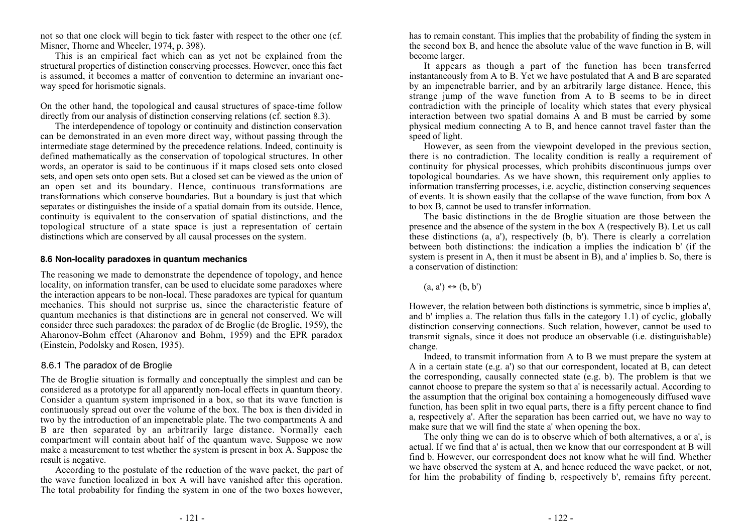not so that one clock will begin to tick faster with respect to the other one (cf. Misner, Thorne and Wheeler, 1974, p. 398).

This is an empirical fact which can as yet not be explained from the structural properties of distinction conserving processes. However, once this fact is assumed, it becomes a matter of convention to determine an invariant one-way speed for horismotic signals.

On the other hand, the topological and causal structures of space-time follow directly from our analysis of distinction conserving relations (cf. section 8.3).

The interdependence of topology or continuity and distinction conservation can be demonstrated in an even more direct way, without passing through the intermediate stage determined by the precedence relations. Indeed, continuity is defined mathematically as the conservation of topological structures. In other words, an operator is said to be continuous if it maps closed sets onto closed sets, and open sets onto open sets. But a closed set can be viewed as the union of an open set and its boundary. Hence, continuous transformations are transformations which conserve boundaries. But a boundary is just that which separates or distinguishes the inside of a spatial domain from its outside. Hence, continuity is equivalent to the conservation of spatial distinctions, and the topological structure of a state space is just a representation of certain distinctions which are conserved by all causal processes on the system.

### 8.6 Non-locality paradoxes in quantum mechanics

The reasoning we made to demonstrate the dependence of topology, and hence locality, on information transfer, can be used to elucidate some paradoxes where the interaction appears to be non-local. These paradoxes are typical for quantum mechanics. This should not surprise us, since the characteristic feature of quantum mechanics is that distinctions are in general not conserved. We will consider three such paradoxes: the paradox of de Broglie (de Broglie, 1959), the Aharonov-Bohm effect (Aharonov and Bohm, 1959) and the EPR paradox (Einstein, Podolsky and Rosen, 1935).

#### 8.6.1 The paradox of de Broglie

The de Broglie situation is formally and conceptually the simplest and can be considered as a prototype for all apparently non-local effects in quantum theory. Consider a quantum system imprisoned in a box, so that its wave function is continuously spread out over the volume of the box. The box is then divided in two by the introduction of an impenetrable plate. The two compartments A and B are then separated by an arbitrarily large distance. Normally each compartment will contain about half of the quantum wave. Suppose we now make a measurement to test whether the system is present in box A. Suppose the result is negative.

According to the postulate of the reduction of the wave packet, the part of the wave function localized in box A will have vanished after this operation. The total probability for finding the system in one of the two boxes however, has to remain constant. This implies that the probability of finding the system in the second box B, and hence the absolute value of the wave function in B, will become larger.

It appears as though a part of the function has been transferred instantaneously from A to B. Yet we have postulated that A and B are separated by an impenetrable barrier, and by an arbitrarily large distance. Hence, this strange jump of the wave function from A to B seems to be in direct contradiction with the principle of locality which states that every physical interaction between two spatial domains A and B must be carried by some physical medium connecting A to B, and hence cannot travel faster than the speed of light.

However, as seen from the viewpoint developed in the previous section, there is no contradiction. The locality condition is really a requirement of continuity for physical processes, which prohibits discontinuous jumps over topological boundaries. As we have shown, this requirement only applies to information transferring processes, i.e. acyclic, distinction conserving sequences of events. It is shown easily that the collapse of the wave function, from box A to box B, cannot be used to transfer information.

The basic distinctions in the de Broglie situation are those between the presence and the absence of the system in the box A (respectively B). Let us call these distinctions (a, a'), respectively (b, b'). There is clearly a correlation between both distinctions: the indication a implies the indication b' (if the system is present in A, then it must be absent in B), and a' implies b. So, there is a conservation of distinction:

$$(a, a') \leftrightarrow (b, b')$$

However, the relation between both distinctions is symmetric, since b implies a', and b' implies a. The relation thus falls in the category 1.1) of cyclic, globally distinction conserving connections. Such relation, however, cannot be used to transmit signals, since it does not produce an observable (i.e. distinguishable) change.

Indeed, to transmit information from A to B we must prepare the system at A in a certain state (e.g. a') so that our correspondent, located at B, can detect the corresponding, causally connected state (e.g. b). The problem is that we cannot choose to prepare the system so that a' is necessarily actual. According to the assumption that the original box containing a homogeneously diffused wave function, has been split in two equal parts, there is a fifty percent chance to find a, respectively a'. After the separation has been carried out, we have no way to make sure that we will find the state a' when opening the box.

The only thing we can do is to observe which of both alternatives, a or a', is actual. If we find that a' is actual, then we know that our correspondent at B will find b. However, our correspondent does not know what he will find. Whether we have observed the system at A, and hence reduced the wave packet, or not, for him the probability of finding b, respectively b', remains fifty percent.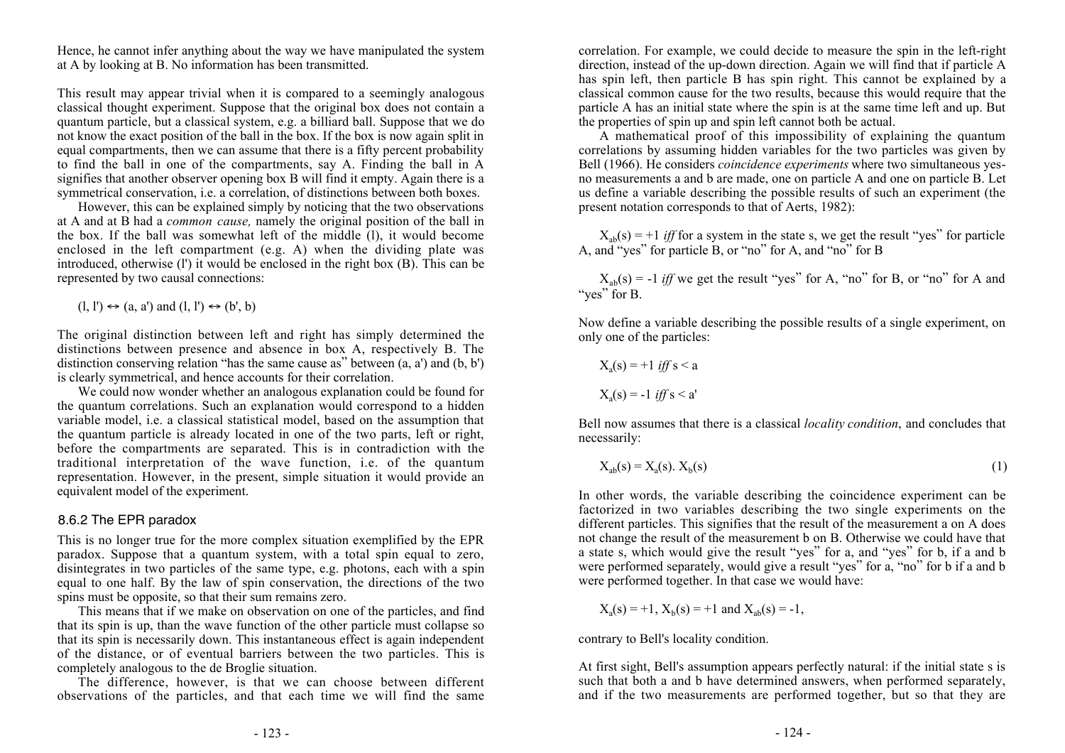Hence, he cannot infer anything about the way we have manipulated the system at A by looking at B. No information has been transmitted.

This result may appear trivial when it is compared to a seemingly analogous classical thought experiment. Suppose that the original box does not contain a quantum particle, but a classical system, e.g. a billiard ball. Suppose that we do not know the exact position of the ball in the box. If the box is now again split in equal compartments, then we can assume that there is a fifty percent probability to find the ball in one of the compartments, say A. Finding the ball in A signifies that another observer opening box B will find it empty. Again there is a symmetrical conservation, i.e. a correlation, of distinctions between both boxes.

However, this can be explained simply by noticing that the two observations at A and at B had a *common cause,* namely the original position of the ball in the box. If the ball was somewhat left of the middle (l), it would become enclosed in the left compartment (e.g. A) when the dividing plate was introduced, otherwise (l') it would be enclosed in the right box (B). This can be represented by two causal connections:

$(l, l') \leftrightarrow (a, a')$ and $(l, l') \leftrightarrow (b', b)$

The original distinction between left and right has simply determined the distinctions between presence and absence in box A, respectively B. The distinction conserving relation "has the same cause as" between (a, a') and (b, b') is clearly symmetrical, and hence accounts for their correlation.

We could now wonder whether an analogous explanation could be found for the quantum correlations. Such an explanation would correspond to a hidden variable model, i.e. a classical statistical model, based on the assumption that the quantum particle is already located in one of the two parts, left or right, before the compartments are separated. This is in contradiction with the traditional interpretation of the wave function, i.e. of the quantum representation. However, in the present, simple situation it would provide an equivalent model of the experiment.

### 8.6.2 The EPR paradox

This is no longer true for the more complex situation exemplified by the EPR paradox. Suppose that a quantum system, with a total spin equal to zero, disintegrates in two particles of the same type, e.g. photons, each with a spin equal to one half. By the law of spin conservation, the directions of the two spins must be opposite, so that their sum remains zero.

This means that if we make on observation on one of the particles, and find that its spin is up, than the wave function of the other particle must collapse so that its spin is necessarily down. This instantaneous effect is again independent of the distance, or of eventual barriers between the two particles. This is completely analogous to the de Broglie situation.

The difference, however, is that we can choose between different observations of the particles, and that each time we will find the same correlation. For example, we could decide to measure the spin in the left-right direction, instead of the up-down direction. Again we will find that if particle A has spin left, then particle B has spin right. This cannot be explained by a classical common cause for the two results, because this would require that the particle A has an initial state where the spin is at the same time left and up. But the properties of spin up and spin left cannot both be actual.

A mathematical proof of this impossibility of explaining the quantum correlations by assuming hidden variables for the two particles was given by Bell (1966). He considers *coincidence experiments* where two simultaneous yes-no measurements a and b are made, one on particle A and one on particle B. Let us define a variable describing the possible results of such an experiment (the present notation corresponds to that of Aerts, 1982):

$X_{ab}(s) = +1$ *iff* for a system in the state s, we get the result "yes" for particle A, and "yes" for particle B, or "no" for A, and "no" for B

$X_{ab}(s) = -1$ *iff* we get the result "yes" for A, "no" for B, or "no" for A and "yes" for B.

Now define a variable describing the possible results of a single experiment, on only one of the particles:

$X_a(s) = +1$ *iff* $s < a$

$X_a(s) = -1$ *iff* $s < a'$

Bell now assumes that there is a classical *locality condition*, and concludes that necessarily:

$$X_{ab}(s) = X_a(s).\, X_b(s) \qquad (1)$$

In other words, the variable describing the coincidence experiment can be factorized in two variables describing the two single experiments on the different particles. This signifies that the result of the measurement a on A does not change the result of the measurement b on B. Otherwise we could have that a state s, which would give the result "yes" for a, and "yes" for b, if a and b were performed separately, would give a result "yes" for a, "no" for b if a and b were performed together. In that case we would have:

$X_a(s) = +1$, $X_b(s) = +1$ and $X_{ab}(s) = -1$,

contrary to Bell's locality condition.

At first sight, Bell's assumption appears perfectly natural: if the initial state s is such that both a and b have determined answers, when performed separately, and if the two measurements are performed together, but so that they are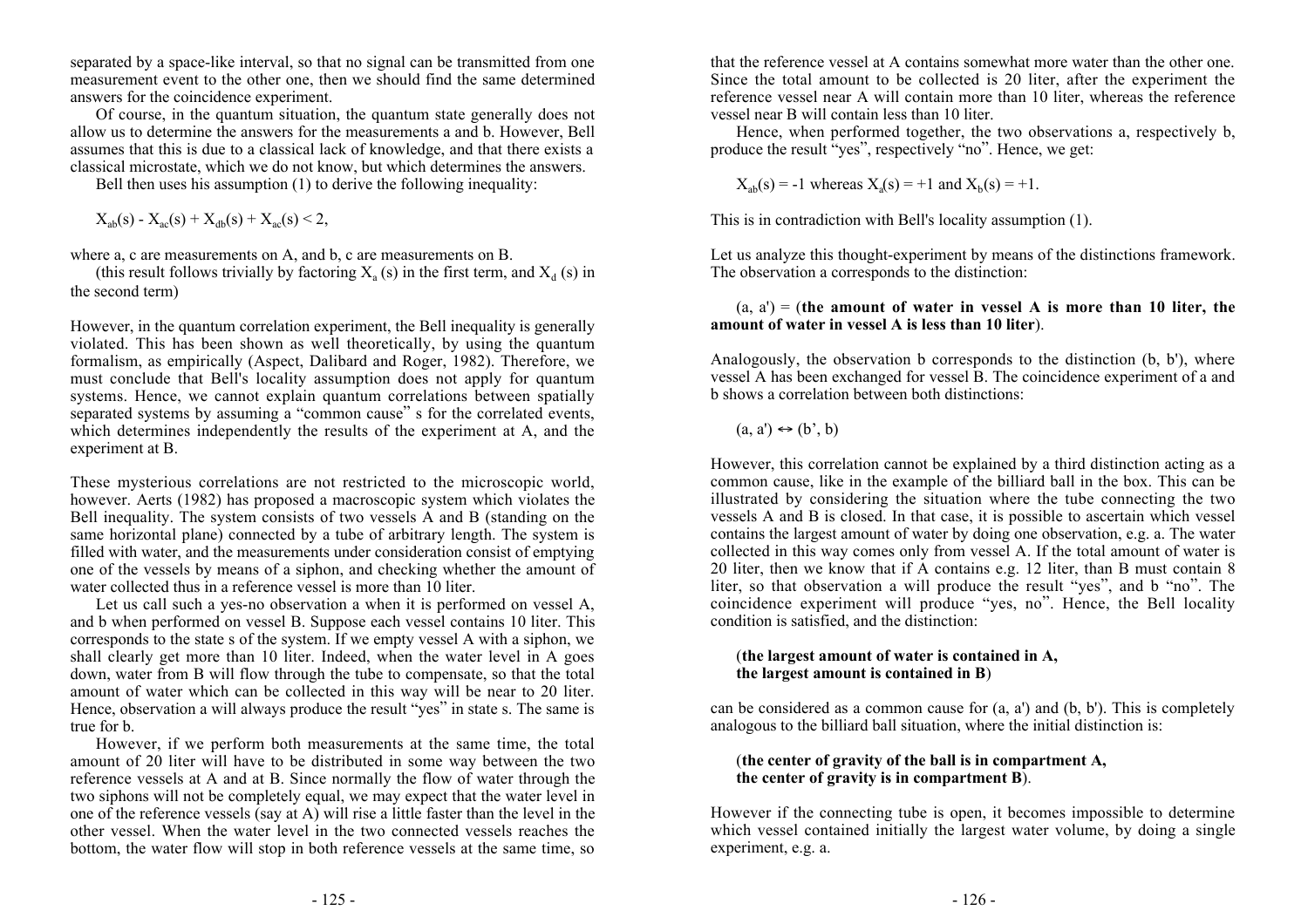separated by a space-like interval, so that no signal can be transmitted from one measurement event to the other one, then we should find the same determined answers for the coincidence experiment.

Of course, in the quantum situation, the quantum state generally does not allow us to determine the answers for the measurements a and b. However, Bell assumes that this is due to a classical lack of knowledge, and that there exists a classical microstate, which we do not know, but which determines the answers.

Bell then uses his assumption (1) to derive the following inequality:

$X_{ab}(s) - X_{ac}(s) + X_{db}(s) + X_{ac}(s) < 2,$

where a, c are measurements on A, and b, c are measurements on B.

(this result follows trivially by factoring $X_a(s)$ in the first term, and $X_d(s)$ in the second term)

However, in the quantum correlation experiment, the Bell inequality is generally violated. This has been shown as well theoretically, by using the quantum formalism, as empirically (Aspect, Dalibard and Roger, 1982). Therefore, we must conclude that Bell's locality assumption does not apply for quantum systems. Hence, we cannot explain quantum correlations between spatially separated systems by assuming a "common cause" s for the correlated events, which determines independently the results of the experiment at A, and the experiment at B.

These mysterious correlations are not restricted to the microscopic world, however. Aerts (1982) has proposed a macroscopic system which violates the Bell inequality. The system consists of two vessels A and B (standing on the same horizontal plane) connected by a tube of arbitrary length. The system is filled with water, and the measurements under consideration consist of emptying one of the vessels by means of a siphon, and checking whether the amount of water collected thus in a reference vessel is more than 10 liter.

Let us call such a yes-no observation a when it is performed on vessel A, and b when performed on vessel B. Suppose each vessel contains 10 liter. This corresponds to the state s of the system. If we empty vessel A with a siphon, we shall clearly get more than 10 liter. Indeed, when the water level in A goes down, water from B will flow through the tube to compensate, so that the total amount of water which can be collected in this way will be near to 20 liter. Hence, observation a will always produce the result "yes" in state s. The same is true for b.

However, if we perform both measurements at the same time, the total amount of 20 liter will have to be distributed in some way between the two reference vessels at A and at B. Since normally the flow of water through the two siphons will not be completely equal, we may expect that the water level in one of the reference vessels (say at A) will rise a little faster than the level in the other vessel. When the water level in the two connected vessels reaches the bottom, the water flow will stop in both reference vessels at the same time, so that the reference vessel at A contains somewhat more water than the other one. Since the total amount to be collected is 20 liter, after the experiment the reference vessel near A will contain more than 10 liter, whereas the reference vessel near B will contain less than 10 liter.

Hence, when performed together, the two observations a, respectively b, produce the result "yes", respectively "no". Hence, we get:

$X_{ab}(s) = -1$ whereas $X_a(s) = +1$ and $X_b(s) = +1$.

This is in contradiction with Bell's locality assumption (1).

Let us analyze this thought-experiment by means of the distinctions framework. The observation a corresponds to the distinction:

(a, a') = (**the amount of water in vessel A is more than 10 liter, the amount of water in vessel A is less than 10 liter**).

Analogously, the observation b corresponds to the distinction (b, b'), where vessel A has been exchanged for vessel B. The coincidence experiment of a and b shows a correlation between both distinctions:

(a, a') ↔ (b', b)

However, this correlation cannot be explained by a third distinction acting as a common cause, like in the example of the billiard ball in the box. This can be illustrated by considering the situation where the tube connecting the two vessels A and B is closed. In that case, it is possible to ascertain which vessel contains the largest amount of water by doing one observation, e.g. a. The water collected in this way comes only from vessel A. If the total amount of water is 20 liter, then we know that if A contains e.g. 12 liter, than B must contain 8 liter, so that observation a will produce the result "yes", and b "no". The coincidence experiment will produce "yes, no". Hence, the Bell locality condition is satisfied, and the distinction:

(**the largest amount of water is contained in A,
the largest amount is contained in B**)

can be considered as a common cause for (a, a') and (b, b'). This is completely analogous to the billiard ball situation, where the initial distinction is:

(**the center of gravity of the ball is in compartment A,
the center of gravity is in compartment B**).

However if the connecting tube is open, it becomes impossible to determine which vessel contained initially the largest water volume, by doing a single experiment, e.g. a.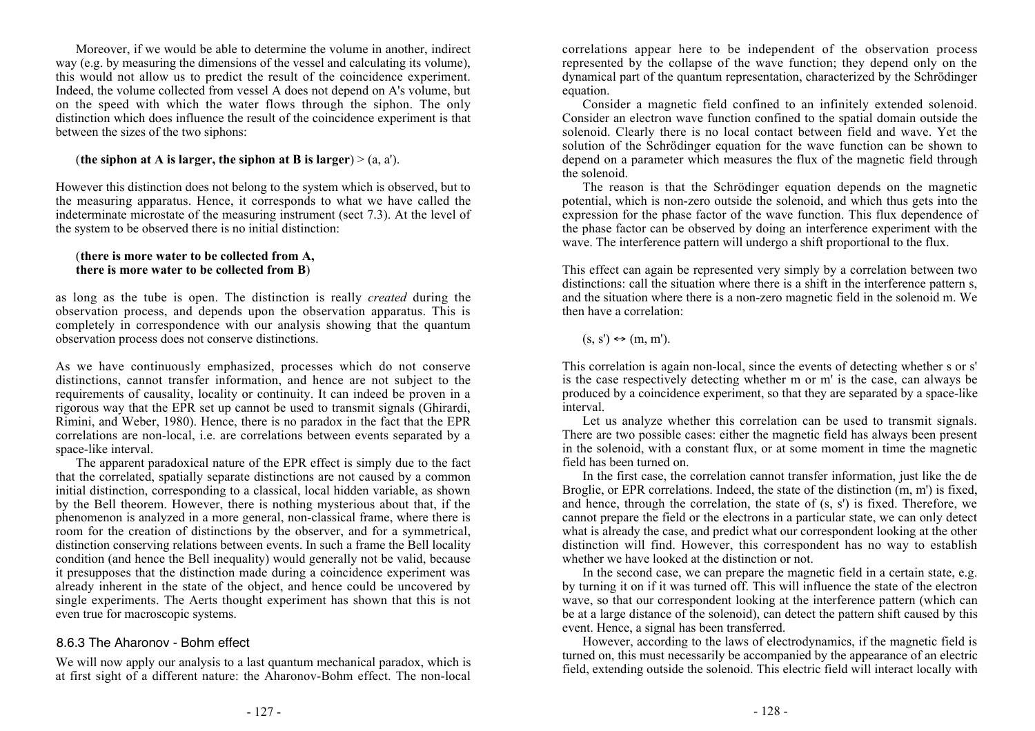Moreover, if we would be able to determine the volume in another, indirect way (e.g. by measuring the dimensions of the vessel and calculating its volume), this would not allow us to predict the result of the coincidence experiment. Indeed, the volume collected from vessel A does not depend on A's volume, but on the speed with which the water flows through the siphon. The only distinction which does influence the result of the coincidence experiment is that between the sizes of the two siphons:

(**the siphon at A is larger, the siphon at B is larger**) > (a, a').

However this distinction does not belong to the system which is observed, but to the measuring apparatus. Hence, it corresponds to what we have called the indeterminate microstate of the measuring instrument (sect 7.3). At the level of the system to be observed there is no initial distinction:

(**there is more water to be collected from A,**
**there is more water to be collected from B**)

as long as the tube is open. The distinction is really *created* during the observation process, and depends upon the observation apparatus. This is completely in correspondence with our analysis showing that the quantum observation process does not conserve distinctions.

As we have continuously emphasized, processes which do not conserve distinctions, cannot transfer information, and hence are not subject to the requirements of causality, locality or continuity. It can indeed be proven in a rigorous way that the EPR set up cannot be used to transmit signals (Ghirardi, Rimini, and Weber, 1980). Hence, there is no paradox in the fact that the EPR correlations are non-local, i.e. are correlations between events separated by a space-like interval.

The apparent paradoxical nature of the EPR effect is simply due to the fact that the correlated, spatially separate distinctions are not caused by a common initial distinction, corresponding to a classical, local hidden variable, as shown by the Bell theorem. However, there is nothing mysterious about that, if the phenomenon is analyzed in a more general, non-classical frame, where there is room for the creation of distinctions by the observer, and for a symmetrical, distinction conserving relations between events. In such a frame the Bell locality condition (and hence the Bell inequality) would generally not be valid, because it presupposes that the distinction made during a coincidence experiment was already inherent in the state of the object, and hence could be uncovered by single experiments. The Aerts thought experiment has shown that this is not even true for macroscopic systems.

### 8.6.3 The Aharonov - Bohm effect

We will now apply our analysis to a last quantum mechanical paradox, which is at first sight of a different nature: the Aharonov-Bohm effect. The non-local correlations appear here to be independent of the observation process represented by the collapse of the wave function; they depend only on the dynamical part of the quantum representation, characterized by the Schrödinger equation.

Consider a magnetic field confined to an infinitely extended solenoid. Consider an electron wave function confined to the spatial domain outside the solenoid. Clearly there is no local contact between field and wave. Yet the solution of the Schrödinger equation for the wave function can be shown to depend on a parameter which measures the flux of the magnetic field through the solenoid.

The reason is that the Schrödinger equation depends on the magnetic potential, which is non-zero outside the solenoid, and which thus gets into the expression for the phase factor of the wave function. This flux dependence of the phase factor can be observed by doing an interference experiment with the wave. The interference pattern will undergo a shift proportional to the flux.

This effect can again be represented very simply by a correlation between two distinctions: call the situation where there is a shift in the interference pattern s, and the situation where there is a non-zero magnetic field in the solenoid m. We then have a correlation:

(s, s') ↔ (m, m').

This correlation is again non-local, since the events of detecting whether s or s' is the case respectively detecting whether m or m' is the case, can always be produced by a coincidence experiment, so that they are separated by a space-like interval.

Let us analyze whether this correlation can be used to transmit signals. There are two possible cases: either the magnetic field has always been present in the solenoid, with a constant flux, or at some moment in time the magnetic field has been turned on.

In the first case, the correlation cannot transfer information, just like the de Broglie, or EPR correlations. Indeed, the state of the distinction (m, m') is fixed, and hence, through the correlation, the state of (s, s') is fixed. Therefore, we cannot prepare the field or the electrons in a particular state, we can only detect what is already the case, and predict what our correspondent looking at the other distinction will find. However, this correspondent has no way to establish whether we have looked at the distinction or not.

In the second case, we can prepare the magnetic field in a certain state, e.g. by turning it on if it was turned off. This will influence the state of the electron wave, so that our correspondent looking at the interference pattern (which can be at a large distance of the solenoid), can detect the pattern shift caused by this event. Hence, a signal has been transferred.

However, according to the laws of electrodynamics, if the magnetic field is turned on, this must necessarily be accompanied by the appearance of an electric field, extending outside the solenoid. This electric field will interact locally with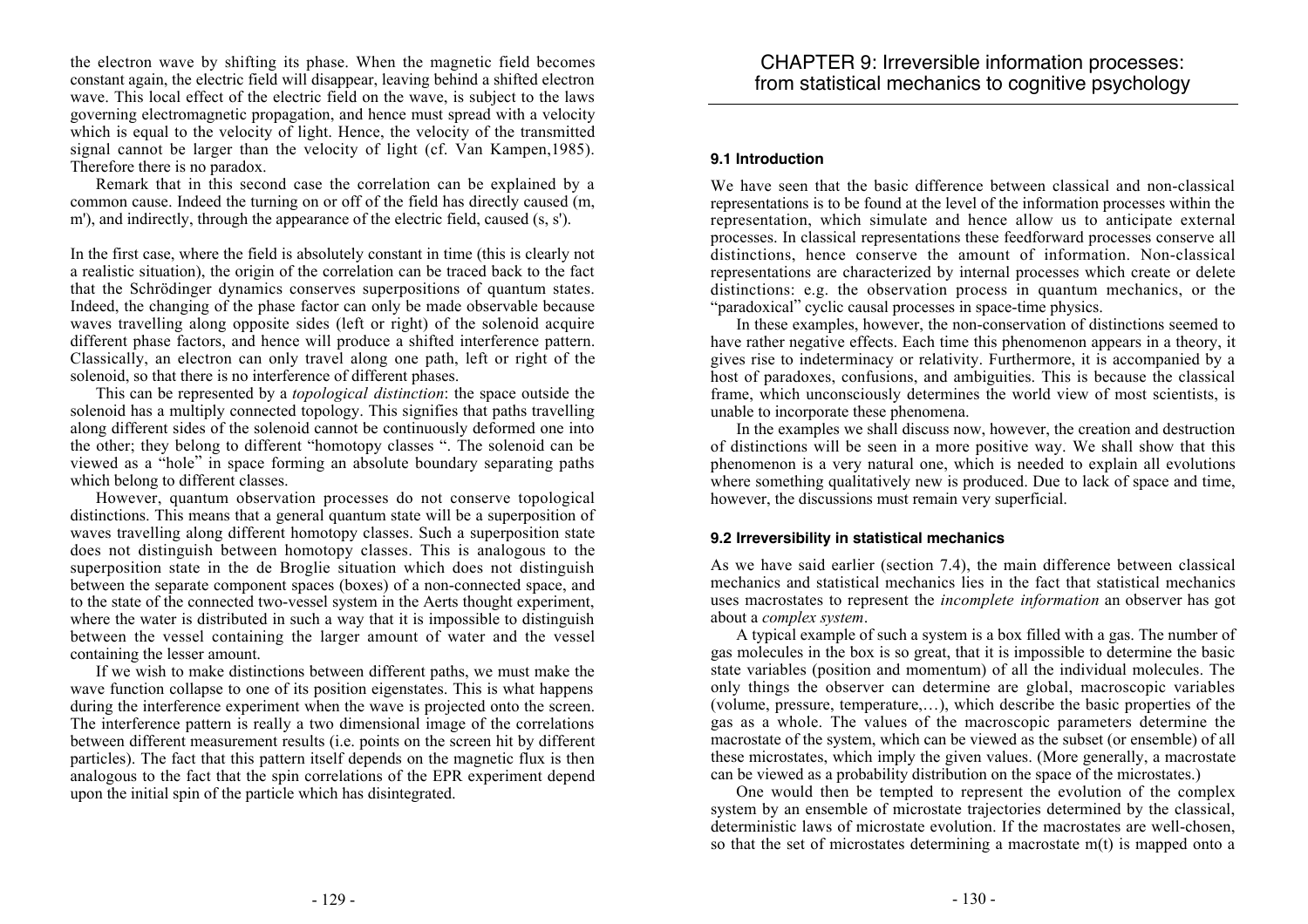the electron wave by shifting its phase. When the magnetic field becomes constant again, the electric field will disappear, leaving behind a shifted electron wave. This local effect of the electric field on the wave, is subject to the laws governing electromagnetic propagation, and hence must spread with a velocity which is equal to the velocity of light. Hence, the velocity of the transmitted signal cannot be larger than the velocity of light (cf. Van Kampen,1985). Therefore there is no paradox.

Remark that in this second case the correlation can be explained by a common cause. Indeed the turning on or off of the field has directly caused (m, m'), and indirectly, through the appearance of the electric field, caused (s, s').

In the first case, where the field is absolutely constant in time (this is clearly not a realistic situation), the origin of the correlation can be traced back to the fact that the Schrödinger dynamics conserves superpositions of quantum states. Indeed, the changing of the phase factor can only be made observable because waves travelling along opposite sides (left or right) of the solenoid acquire different phase factors, and hence will produce a shifted interference pattern. Classically, an electron can only travel along one path, left or right of the solenoid, so that there is no interference of different phases.

This can be represented by a *topological distinction*: the space outside the solenoid has a multiply connected topology. This signifies that paths travelling along different sides of the solenoid cannot be continuously deformed one into the other; they belong to different "homotopy classes ". The solenoid can be viewed as a "hole" in space forming an absolute boundary separating paths which belong to different classes.

However, quantum observation processes do not conserve topological distinctions. This means that a general quantum state will be a superposition of waves travelling along different homotopy classes. Such a superposition state does not distinguish between homotopy classes. This is analogous to the superposition state in the de Broglie situation which does not distinguish between the separate component spaces (boxes) of a non-connected space, and to the state of the connected two-vessel system in the Aerts thought experiment, where the water is distributed in such a way that it is impossible to distinguish between the vessel containing the larger amount of water and the vessel containing the lesser amount.

If we wish to make distinctions between different paths, we must make the wave function collapse to one of its position eigenstates. This is what happens during the interference experiment when the wave is projected onto the screen. The interference pattern is really a two dimensional image of the correlations between different measurement results (i.e. points on the screen hit by different particles). The fact that this pattern itself depends on the magnetic flux is then analogous to the fact that the spin correlations of the EPR experiment depend upon the initial spin of the particle which has disintegrated.

# CHAPTER 9: Irreversible information processes: from statistical mechanics to cognitive psychology

## 9.1 Introduction

We have seen that the basic difference between classical and non-classical representations is to be found at the level of the information processes within the representation, which simulate and hence allow us to anticipate external processes. In classical representations these feedforward processes conserve all distinctions, hence conserve the amount of information. Non-classical representations are characterized by internal processes which create or delete distinctions: e.g. the observation process in quantum mechanics, or the "paradoxical" cyclic causal processes in space-time physics.

In these examples, however, the non-conservation of distinctions seemed to have rather negative effects. Each time this phenomenon appears in a theory, it gives rise to indeterminacy or relativity. Furthermore, it is accompanied by a host of paradoxes, confusions, and ambiguities. This is because the classical frame, which unconsciously determines the world view of most scientists, is unable to incorporate these phenomena.

In the examples we shall discuss now, however, the creation and destruction of distinctions will be seen in a more positive way. We shall show that this phenomenon is a very natural one, which is needed to explain all evolutions where something qualitatively new is produced. Due to lack of space and time, however, the discussions must remain very superficial.

## 9.2 Irreversibility in statistical mechanics

As we have said earlier (section 7.4), the main difference between classical mechanics and statistical mechanics lies in the fact that statistical mechanics uses macrostates to represent the *incomplete information* an observer has got about a *complex system*.

A typical example of such a system is a box filled with a gas. The number of gas molecules in the box is so great, that it is impossible to determine the basic state variables (position and momentum) of all the individual molecules. The only things the observer can determine are global, macroscopic variables (volume, pressure, temperature,…), which describe the basic properties of the gas as a whole. The values of the macroscopic parameters determine the macrostate of the system, which can be viewed as the subset (or ensemble) of all these microstates, which imply the given values. (More generally, a macrostate can be viewed as a probability distribution on the space of the microstates.)

One would then be tempted to represent the evolution of the complex system by an ensemble of microstate trajectories determined by the classical, deterministic laws of microstate evolution. If the macrostates are well-chosen, so that the set of microstates determining a macrostate m(t) is mapped onto a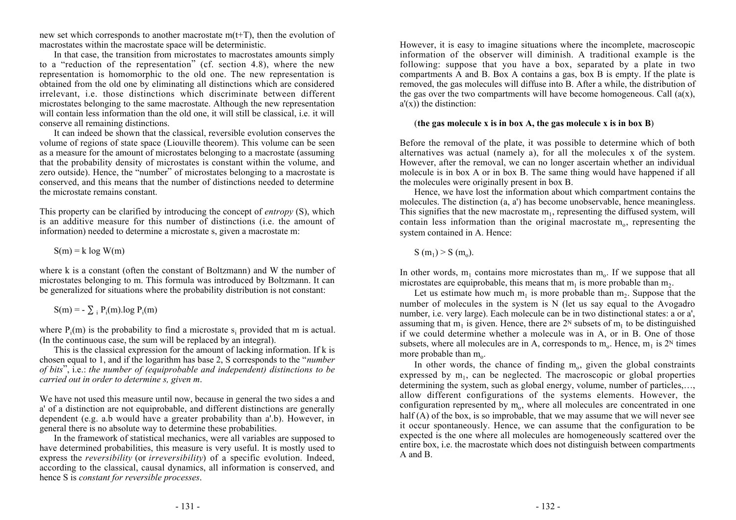new set which corresponds to another macrostate m(t+T), then the evolution of macrostates within the macrostate space will be deterministic.

In that case, the transition from microstates to macrostates amounts simply to a "reduction of the representation" (cf. section 4.8), where the new representation is homomorphic to the old one. The new representation is obtained from the old one by eliminating all distinctions which are considered irrelevant, i.e. those distinctions which discriminate between different microstates belonging to the same macrostate. Although the new representation will contain less information than the old one, it will still be classical, i.e. it will conserve all remaining distinctions.

It can indeed be shown that the classical, reversible evolution conserves the volume of regions of state space (Liouville theorem). This volume can be seen as a measure for the amount of microstates belonging to a macrostate (assuming that the probability density of microstates is constant within the volume, and zero outside). Hence, the "number" of microstates belonging to a macrostate is conserved, and this means that the number of distinctions needed to determine the microstate remains constant.

This property can be clarified by introducing the concept of *entropy* (S), which is an additive measure for this number of distinctions (i.e. the amount of information) needed to determine a microstate s, given a macrostate m:

$$S(m) = k \log W(m)$$

where k is a constant (often the constant of Boltzmann) and W the number of microstates belonging to m. This formula was introduced by Boltzmann. It can be generalized for situations where the probability distribution is not constant:

$$S(m) = - \sum_i P_i(m).\log P_i(m)$$

where $P_i(m)$ is the probability to find a microstate $s_i$ provided that m is actual. (In the continuous case, the sum will be replaced by an integral).

This is the classical expression for the amount of lacking information. If k is chosen equal to 1, and if the logarithm has base 2, S corresponds to the "*number of bits*", i.e.: *the number of (equiprobable and independent) distinctions to be carried out in order to determine s, given m*.

We have not used this measure until now, because in general the two sides a and a' of a distinction are not equiprobable, and different distinctions are generally dependent (e.g. a.b would have a greater probability than a'.b). However, in general there is no absolute way to determine these probabilities.

In the framework of statistical mechanics, were all variables are supposed to have determined probabilities, this measure is very useful. It is mostly used to express the *reversibility* (or *irreversibility*) of a specific evolution. Indeed, according to the classical, causal dynamics, all information is conserved, and hence S is *constant for reversible processes*.

However, it is easy to imagine situations where the incomplete, macroscopic information of the observer will diminish. A traditional example is the following: suppose that you have a box, separated by a plate in two compartments A and B. Box A contains a gas, box B is empty. If the plate is removed, the gas molecules will diffuse into B. After a while, the distribution of the gas over the two compartments will have become homogeneous. Call (a(x), a'(x)) the distinction:

(**the gas molecule x is in box A, the gas molecule x is in box B**)

Before the removal of the plate, it was possible to determine which of both alternatives was actual (namely a), for all the molecules x of the system. However, after the removal, we can no longer ascertain whether an individual molecule is in box A or in box B. The same thing would have happened if all the molecules were originally present in box B.

Hence, we have lost the information about which compartment contains the molecules. The distinction (a, a') has become unobservable, hence meaningless. This signifies that the new macrostate $m_1$, representing the diffused system, will contain less information than the original macrostate $m_o$, representing the system contained in A. Hence:

$$S(m_1) > S(m_o).$$

In other words, $m_1$ contains more microstates than $m_o$. If we suppose that all microstates are equiprobable, this means that $m_1$ is more probable than $m_2$.

Let us estimate how much $m_1$ is more probable than $m_2$. Suppose that the number of molecules in the system is N (let us say equal to the Avogadro number, i.e. very large). Each molecule can be in two distinctional states: a or a', assuming that $m_1$ is given. Hence, there are $2^N$ subsets of $m_1$ to be distinguished if we could determine whether a molecule was in A, or in B. One of those subsets, where all molecules are in A, corresponds to $m_o$. Hence, $m_1$ is $2^N$ times more probable than $m_o$.

In other words, the chance of finding $m_o$, given the global constraints expressed by $m_1$, can be neglected. The macroscopic or global properties determining the system, such as global energy, volume, number of particles,…, allow different configurations of the systems elements. However, the configuration represented by $m_o$, where all molecules are concentrated in one half (A) of the box, is so improbable, that we may assume that we will never see it occur spontaneously. Hence, we can assume that the configuration to be expected is the one where all molecules are homogeneously scattered over the entire box, i.e. the macrostate which does not distinguish between compartments A and B.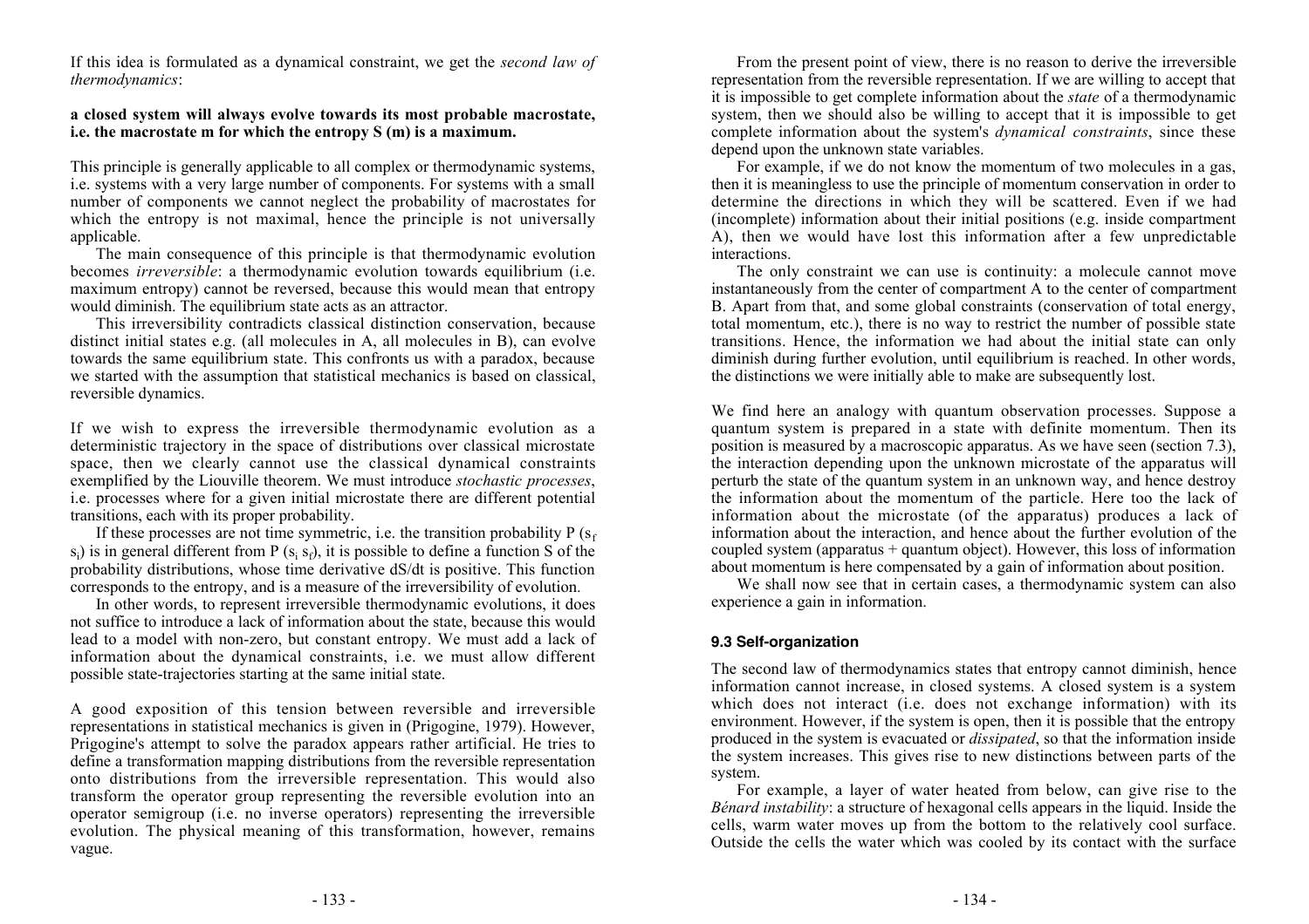If this idea is formulated as a dynamical constraint, we get the *second law of thermodynamics*:

**a closed system will always evolve towards its most probable macrostate, i.e. the macrostate m for which the entropy S (m) is a maximum.**

This principle is generally applicable to all complex or thermodynamic systems, i.e. systems with a very large number of components. For systems with a small number of components we cannot neglect the probability of macrostates for which the entropy is not maximal, hence the principle is not universally applicable.

The main consequence of this principle is that thermodynamic evolution becomes *irreversible*: a thermodynamic evolution towards equilibrium (i.e. maximum entropy) cannot be reversed, because this would mean that entropy would diminish. The equilibrium state acts as an attractor.

This irreversibility contradicts classical distinction conservation, because distinct initial states e.g. (all molecules in A, all molecules in B), can evolve towards the same equilibrium state. This confronts us with a paradox, because we started with the assumption that statistical mechanics is based on classical, reversible dynamics.

If we wish to express the irreversible thermodynamic evolution as a deterministic trajectory in the space of distributions over classical microstate space, then we clearly cannot use the classical dynamical constraints exemplified by the Liouville theorem. We must introduce *stochastic processes*, i.e. processes where for a given initial microstate there are different potential transitions, each with its proper probability.

If these processes are not time symmetric, i.e. the transition probability $P(s_f\, s_i)$ is in general different from $P(s_i\, s_f)$, it is possible to define a function S of the probability distributions, whose time derivative dS/dt is positive. This function corresponds to the entropy, and is a measure of the irreversibility of evolution.

In other words, to represent irreversible thermodynamic evolutions, it does not suffice to introduce a lack of information about the state, because this would lead to a model with non-zero, but constant entropy. We must add a lack of information about the dynamical constraints, i.e. we must allow different possible state-trajectories starting at the same initial state.

A good exposition of this tension between reversible and irreversible representations in statistical mechanics is given in (Prigogine, 1979). However, Prigogine's attempt to solve the paradox appears rather artificial. He tries to define a transformation mapping distributions from the reversible representation onto distributions from the irreversible representation. This would also transform the operator group representing the reversible evolution into an operator semigroup (i.e. no inverse operators) representing the irreversible evolution. The physical meaning of this transformation, however, remains vague.

From the present point of view, there is no reason to derive the irreversible representation from the reversible representation. If we are willing to accept that it is impossible to get complete information about the *state* of a thermodynamic system, then we should also be willing to accept that it is impossible to get complete information about the system's *dynamical constraints*, since these depend upon the unknown state variables.

For example, if we do not know the momentum of two molecules in a gas, then it is meaningless to use the principle of momentum conservation in order to determine the directions in which they will be scattered. Even if we had (incomplete) information about their initial positions (e.g. inside compartment A), then we would have lost this information after a few unpredictable interactions.

The only constraint we can use is continuity: a molecule cannot move instantaneously from the center of compartment A to the center of compartment B. Apart from that, and some global constraints (conservation of total energy, total momentum, etc.), there is no way to restrict the number of possible state transitions. Hence, the information we had about the initial state can only diminish during further evolution, until equilibrium is reached. In other words, the distinctions we were initially able to make are subsequently lost.

We find here an analogy with quantum observation processes. Suppose a quantum system is prepared in a state with definite momentum. Then its position is measured by a macroscopic apparatus. As we have seen (section 7.3), the interaction depending upon the unknown microstate of the apparatus will perturb the state of the quantum system in an unknown way, and hence destroy the information about the momentum of the particle. Here too the lack of information about the microstate (of the apparatus) produces a lack of information about the interaction, and hence about the further evolution of the coupled system (apparatus + quantum object). However, this loss of information about momentum is here compensated by a gain of information about position.

We shall now see that in certain cases, a thermodynamic system can also experience a gain in information.

### 9.3 Self-organization

The second law of thermodynamics states that entropy cannot diminish, hence information cannot increase, in closed systems. A closed system is a system which does not interact (i.e. does not exchange information) with its environment. However, if the system is open, then it is possible that the entropy produced in the system is evacuated or *dissipated*, so that the information inside the system increases. This gives rise to new distinctions between parts of the system.

For example, a layer of water heated from below, can give rise to the *Bénard instability*: a structure of hexagonal cells appears in the liquid. Inside the cells, warm water moves up from the bottom to the relatively cool surface. Outside the cells the water which was cooled by its contact with the surface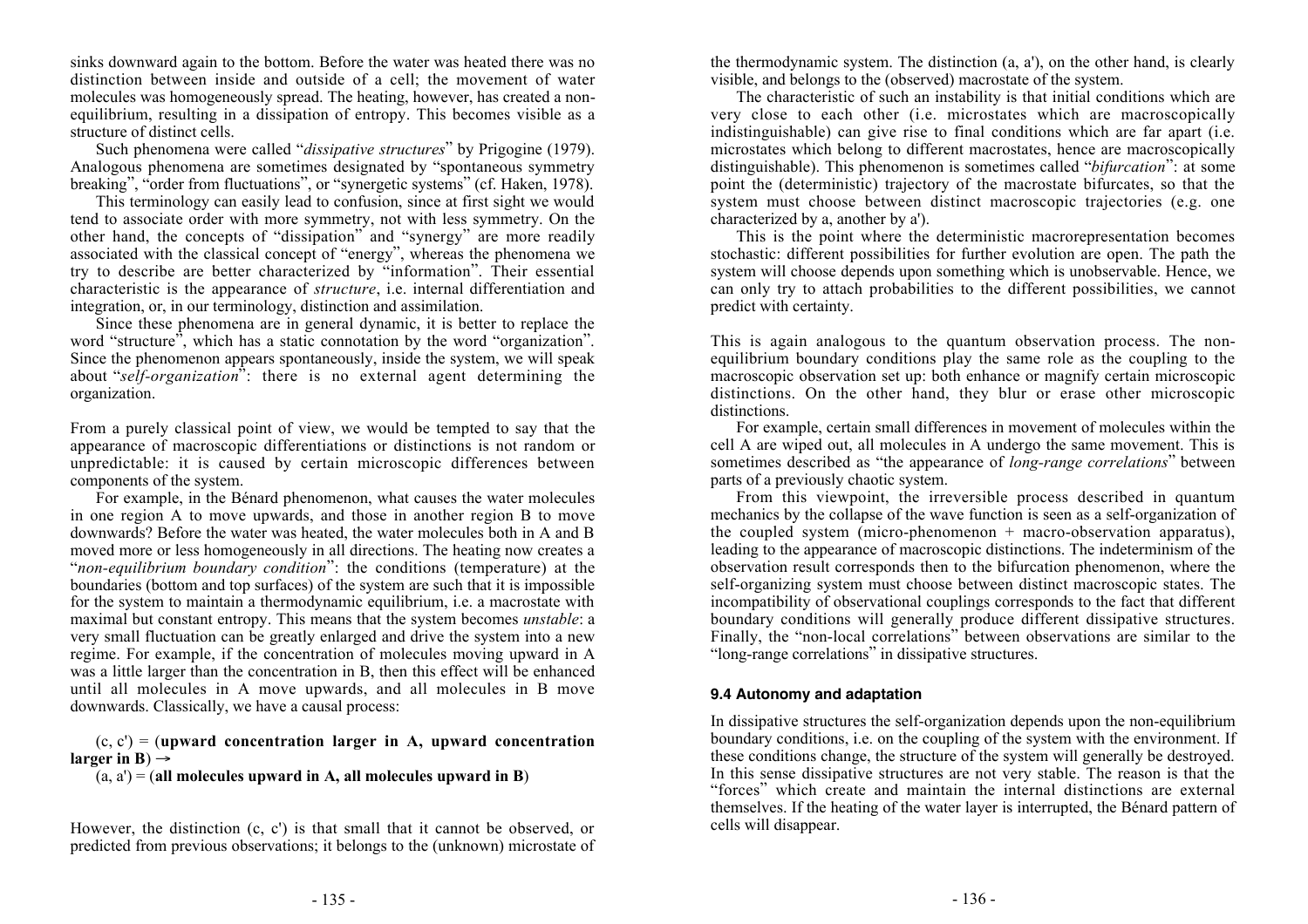sinks downward again to the bottom. Before the water was heated there was no distinction between inside and outside of a cell; the movement of water molecules was homogeneously spread. The heating, however, has created a non-equilibrium, resulting in a dissipation of entropy. This becomes visible as a structure of distinct cells.

Such phenomena were called "*dissipative structures*" by Prigogine (1979). Analogous phenomena are sometimes designated by "spontaneous symmetry breaking", "order from fluctuations", or "synergetic systems" (cf. Haken, 1978).

This terminology can easily lead to confusion, since at first sight we would tend to associate order with more symmetry, not with less symmetry. On the other hand, the concepts of "dissipation" and "synergy" are more readily associated with the classical concept of "energy", whereas the phenomena we try to describe are better characterized by "information". Their essential characteristic is the appearance of *structure*, i.e. internal differentiation and integration, or, in our terminology, distinction and assimilation.

Since these phenomena are in general dynamic, it is better to replace the word "structure", which has a static connotation by the word "organization". Since the phenomenon appears spontaneously, inside the system, we will speak about "*self-organization*": there is no external agent determining the organization.

From a purely classical point of view, we would be tempted to say that the appearance of macroscopic differentiations or distinctions is not random or unpredictable: it is caused by certain microscopic differences between components of the system.

For example, in the Bénard phenomenon, what causes the water molecules in one region A to move upwards, and those in another region B to move downwards? Before the water was heated, the water molecules both in A and B moved more or less homogeneously in all directions. The heating now creates a "*non-equilibrium boundary condition*": the conditions (temperature) at the boundaries (bottom and top surfaces) of the system are such that it is impossible for the system to maintain a thermodynamic equilibrium, i.e. a macrostate with maximal but constant entropy. This means that the system becomes *unstable*: a very small fluctuation can be greatly enlarged and drive the system into a new regime. For example, if the concentration of molecules moving upward in A was a little larger than the concentration in B, then this effect will be enhanced until all molecules in A move upwards, and all molecules in B move downwards. Classically, we have a causal process:

(c, c') = (**upward concentration larger in A, upward concentration larger in B**) →
(a, a') = (**all molecules upward in A, all molecules upward in B**)

However, the distinction (c, c') is that small that it cannot be observed, or predicted from previous observations; it belongs to the (unknown) microstate of the thermodynamic system. The distinction (a, a'), on the other hand, is clearly visible, and belongs to the (observed) macrostate of the system.

The characteristic of such an instability is that initial conditions which are very close to each other (i.e. microstates which are macroscopically indistinguishable) can give rise to final conditions which are far apart (i.e. microstates which belong to different macrostates, hence are macroscopically distinguishable). This phenomenon is sometimes called "*bifurcation*": at some point the (deterministic) trajectory of the macrostate bifurcates, so that the system must choose between distinct macroscopic trajectories (e.g. one characterized by a, another by a').

This is the point where the deterministic macrorepresentation becomes stochastic: different possibilities for further evolution are open. The path the system will choose depends upon something which is unobservable. Hence, we can only try to attach probabilities to the different possibilities, we cannot predict with certainty.

This is again analogous to the quantum observation process. The non-equilibrium boundary conditions play the same role as the coupling to the macroscopic observation set up: both enhance or magnify certain microscopic distinctions. On the other hand, they blur or erase other microscopic distinctions.

For example, certain small differences in movement of molecules within the cell A are wiped out, all molecules in A undergo the same movement. This is sometimes described as "the appearance of *long-range correlations*" between parts of a previously chaotic system.

From this viewpoint, the irreversible process described in quantum mechanics by the collapse of the wave function is seen as a self-organization of the coupled system (micro-phenomenon + macro-observation apparatus), leading to the appearance of macroscopic distinctions. The indeterminism of the observation result corresponds then to the bifurcation phenomenon, where the self-organizing system must choose between distinct macroscopic states. The incompatibility of observational couplings corresponds to the fact that different boundary conditions will generally produce different dissipative structures. Finally, the "non-local correlations" between observations are similar to the "long-range correlations" in dissipative structures.

### 9.4 Autonomy and adaptation

In dissipative structures the self-organization depends upon the non-equilibrium boundary conditions, i.e. on the coupling of the system with the environment. If these conditions change, the structure of the system will generally be destroyed. In this sense dissipative structures are not very stable. The reason is that the "forces" which create and maintain the internal distinctions are external themselves. If the heating of the water layer is interrupted, the Bénard pattern of cells will disappear.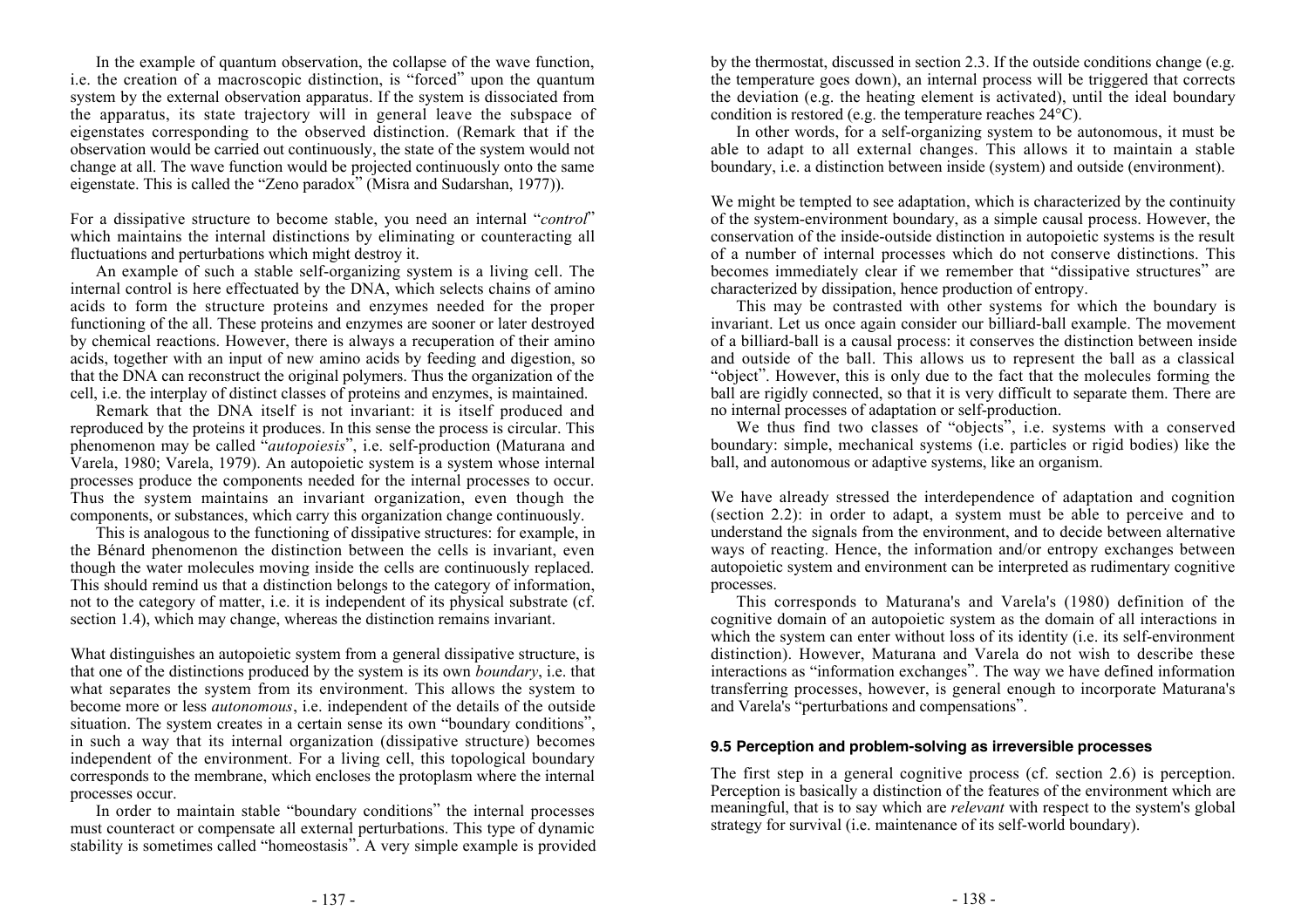In the example of quantum observation, the collapse of the wave function, i.e. the creation of a macroscopic distinction, is "forced" upon the quantum system by the external observation apparatus. If the system is dissociated from the apparatus, its state trajectory will in general leave the subspace of eigenstates corresponding to the observed distinction. (Remark that if the observation would be carried out continuously, the state of the system would not change at all. The wave function would be projected continuously onto the same eigenstate. This is called the "Zeno paradox" (Misra and Sudarshan, 1977)).

For a dissipative structure to become stable, you need an internal "*control*" which maintains the internal distinctions by eliminating or counteracting all fluctuations and perturbations which might destroy it.

An example of such a stable self-organizing system is a living cell. The internal control is here effectuated by the DNA, which selects chains of amino acids to form the structure proteins and enzymes needed for the proper functioning of the all. These proteins and enzymes are sooner or later destroyed by chemical reactions. However, there is always a recuperation of their amino acids, together with an input of new amino acids by feeding and digestion, so that the DNA can reconstruct the original polymers. Thus the organization of the cell, i.e. the interplay of distinct classes of proteins and enzymes, is maintained.

Remark that the DNA itself is not invariant: it is itself produced and reproduced by the proteins it produces. In this sense the process is circular. This phenomenon may be called "*autopoiesis*", i.e. self-production (Maturana and Varela, 1980; Varela, 1979). An autopoietic system is a system whose internal processes produce the components needed for the internal processes to occur. Thus the system maintains an invariant organization, even though the components, or substances, which carry this organization change continuously.

This is analogous to the functioning of dissipative structures: for example, in the Bénard phenomenon the distinction between the cells is invariant, even though the water molecules moving inside the cells are continuously replaced. This should remind us that a distinction belongs to the category of information, not to the category of matter, i.e. it is independent of its physical substrate (cf. section 1.4), which may change, whereas the distinction remains invariant.

What distinguishes an autopoietic system from a general dissipative structure, is that one of the distinctions produced by the system is its own *boundary*, i.e. that what separates the system from its environment. This allows the system to become more or less *autonomous*, i.e. independent of the details of the outside situation. The system creates in a certain sense its own "boundary conditions", in such a way that its internal organization (dissipative structure) becomes independent of the environment. For a living cell, this topological boundary corresponds to the membrane, which encloses the protoplasm where the internal processes occur.

In order to maintain stable "boundary conditions" the internal processes must counteract or compensate all external perturbations. This type of dynamic stability is sometimes called "homeostasis". A very simple example is provided by the thermostat, discussed in section 2.3. If the outside conditions change (e.g. the temperature goes down), an internal process will be triggered that corrects the deviation (e.g. the heating element is activated), until the ideal boundary condition is restored (e.g. the temperature reaches 24°C).

In other words, for a self-organizing system to be autonomous, it must be able to adapt to all external changes. This allows it to maintain a stable boundary, i.e. a distinction between inside (system) and outside (environment).

We might be tempted to see adaptation, which is characterized by the continuity of the system-environment boundary, as a simple causal process. However, the conservation of the inside-outside distinction in autopoietic systems is the result of a number of internal processes which do not conserve distinctions. This becomes immediately clear if we remember that "dissipative structures" are characterized by dissipation, hence production of entropy.

This may be contrasted with other systems for which the boundary is invariant. Let us once again consider our billiard-ball example. The movement of a billiard-ball is a causal process: it conserves the distinction between inside and outside of the ball. This allows us to represent the ball as a classical "object". However, this is only due to the fact that the molecules forming the ball are rigidly connected, so that it is very difficult to separate them. There are no internal processes of adaptation or self-production.

We thus find two classes of "objects", i.e. systems with a conserved boundary: simple, mechanical systems (i.e. particles or rigid bodies) like the ball, and autonomous or adaptive systems, like an organism.

We have already stressed the interdependence of adaptation and cognition (section 2.2): in order to adapt, a system must be able to perceive and to understand the signals from the environment, and to decide between alternative ways of reacting. Hence, the information and/or entropy exchanges between autopoietic system and environment can be interpreted as rudimentary cognitive processes.

This corresponds to Maturana's and Varela's (1980) definition of the cognitive domain of an autopoietic system as the domain of all interactions in which the system can enter without loss of its identity (i.e. its self-environment distinction). However, Maturana and Varela do not wish to describe these interactions as "information exchanges". The way we have defined information transferring processes, however, is general enough to incorporate Maturana's and Varela's "perturbations and compensations".

### 9.5 Perception and problem-solving as irreversible processes

The first step in a general cognitive process (cf. section 2.6) is perception. Perception is basically a distinction of the features of the environment which are meaningful, that is to say which are *relevant* with respect to the system's global strategy for survival (i.e. maintenance of its self-world boundary).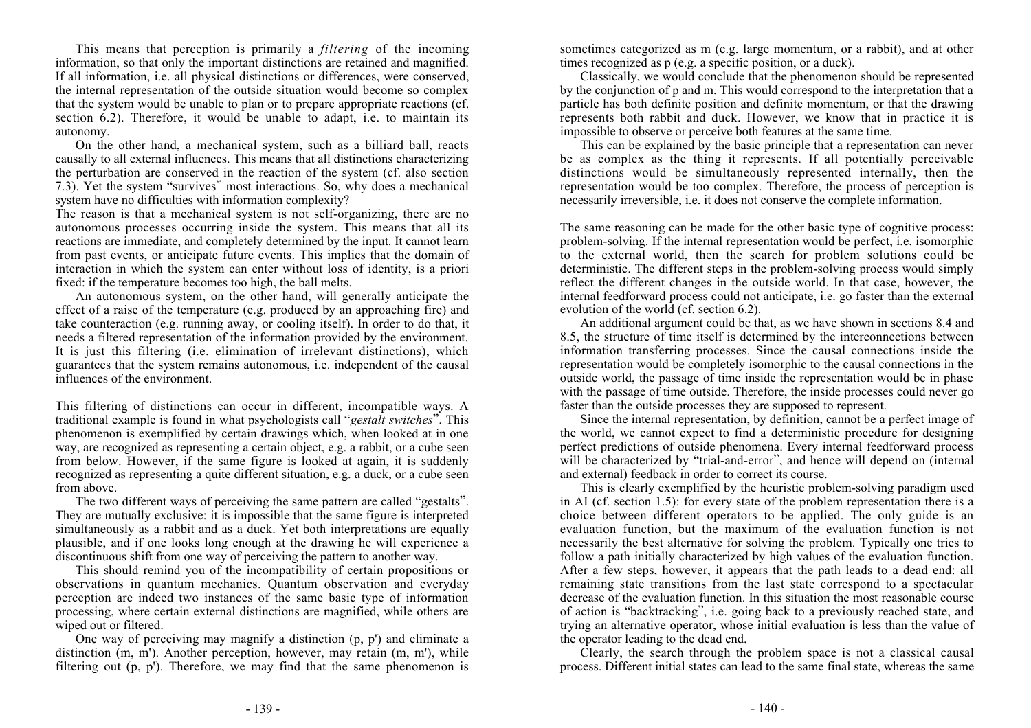This means that perception is primarily a *filtering* of the incoming information, so that only the important distinctions are retained and magnified. If all information, i.e. all physical distinctions or differences, were conserved, the internal representation of the outside situation would become so complex that the system would be unable to plan or to prepare appropriate reactions (cf. section 6.2). Therefore, it would be unable to adapt, i.e. to maintain its autonomy.

On the other hand, a mechanical system, such as a billiard ball, reacts causally to all external influences. This means that all distinctions characterizing the perturbation are conserved in the reaction of the system (cf. also section 7.3). Yet the system "survives" most interactions. So, why does a mechanical system have no difficulties with information complexity?

The reason is that a mechanical system is not self-organizing, there are no autonomous processes occurring inside the system. This means that all its reactions are immediate, and completely determined by the input. It cannot learn from past events, or anticipate future events. This implies that the domain of interaction in which the system can enter without loss of identity, is a priori fixed: if the temperature becomes too high, the ball melts.

An autonomous system, on the other hand, will generally anticipate the effect of a raise of the temperature (e.g. produced by an approaching fire) and take counteraction (e.g. running away, or cooling itself). In order to do that, it needs a filtered representation of the information provided by the environment. It is just this filtering (i.e. elimination of irrelevant distinctions), which guarantees that the system remains autonomous, i.e. independent of the causal influences of the environment.

This filtering of distinctions can occur in different, incompatible ways. A traditional example is found in what psychologists call "*gestalt switches*". This phenomenon is exemplified by certain drawings which, when looked at in one way, are recognized as representing a certain object, e.g. a rabbit, or a cube seen from below. However, if the same figure is looked at again, it is suddenly recognized as representing a quite different situation, e.g. a duck, or a cube seen from above.

The two different ways of perceiving the same pattern are called "gestalts". They are mutually exclusive: it is impossible that the same figure is interpreted simultaneously as a rabbit and as a duck. Yet both interpretations are equally plausible, and if one looks long enough at the drawing he will experience a discontinuous shift from one way of perceiving the pattern to another way.

This should remind you of the incompatibility of certain propositions or observations in quantum mechanics. Quantum observation and everyday perception are indeed two instances of the same basic type of information processing, where certain external distinctions are magnified, while others are wiped out or filtered.

One way of perceiving may magnify a distinction (p, p') and eliminate a distinction (m, m'). Another perception, however, may retain (m, m'), while filtering out (p, p'). Therefore, we may find that the same phenomenon is sometimes categorized as m (e.g. large momentum, or a rabbit), and at other times recognized as p (e.g. a specific position, or a duck).

Classically, we would conclude that the phenomenon should be represented by the conjunction of p and m. This would correspond to the interpretation that a particle has both definite position and definite momentum, or that the drawing represents both rabbit and duck. However, we know that in practice it is impossible to observe or perceive both features at the same time.

This can be explained by the basic principle that a representation can never be as complex as the thing it represents. If all potentially perceivable distinctions would be simultaneously represented internally, then the representation would be too complex. Therefore, the process of perception is necessarily irreversible, i.e. it does not conserve the complete information.

The same reasoning can be made for the other basic type of cognitive process: problem-solving. If the internal representation would be perfect, i.e. isomorphic to the external world, then the search for problem solutions could be deterministic. The different steps in the problem-solving process would simply reflect the different changes in the outside world. In that case, however, the internal feedforward process could not anticipate, i.e. go faster than the external evolution of the world (cf. section 6.2).

An additional argument could be that, as we have shown in sections 8.4 and 8.5, the structure of time itself is determined by the interconnections between information transferring processes. Since the causal connections inside the representation would be completely isomorphic to the causal connections in the outside world, the passage of time inside the representation would be in phase with the passage of time outside. Therefore, the inside processes could never go faster than the outside processes they are supposed to represent.

Since the internal representation, by definition, cannot be a perfect image of the world, we cannot expect to find a deterministic procedure for designing perfect predictions of outside phenomena. Every internal feedforward process will be characterized by "trial-and-error", and hence will depend on (internal and external) feedback in order to correct its course.

This is clearly exemplified by the heuristic problem-solving paradigm used in AI (cf. section 1.5): for every state of the problem representation there is a choice between different operators to be applied. The only guide is an evaluation function, but the maximum of the evaluation function is not necessarily the best alternative for solving the problem. Typically one tries to follow a path initially characterized by high values of the evaluation function. After a few steps, however, it appears that the path leads to a dead end: all remaining state transitions from the last state correspond to a spectacular decrease of the evaluation function. In this situation the most reasonable course of action is "backtracking", i.e. going back to a previously reached state, and trying an alternative operator, whose initial evaluation is less than the value of the operator leading to the dead end.

Clearly, the search through the problem space is not a classical causal process. Different initial states can lead to the same final state, whereas the same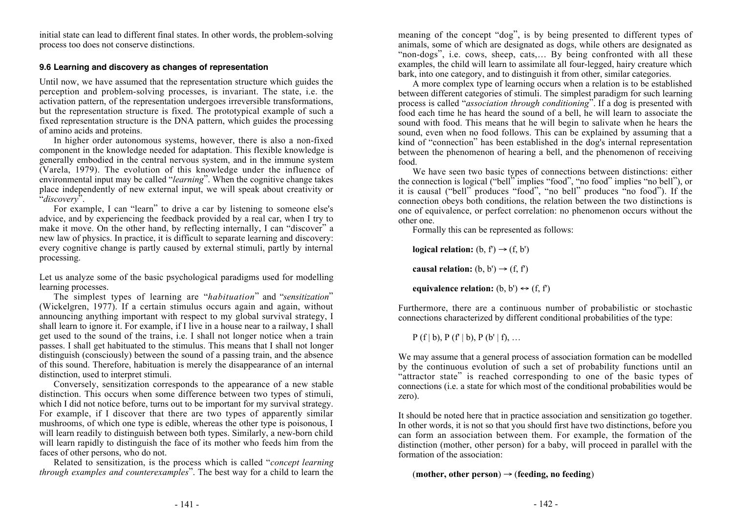initial state can lead to different final states. In other words, the problem-solving process too does not conserve distinctions.

### 9.6 Learning and discovery as changes of representation

Until now, we have assumed that the representation structure which guides the perception and problem-solving processes, is invariant. The state, i.e. the activation pattern, of the representation undergoes irreversible transformations, but the representation structure is fixed. The prototypical example of such a fixed representation structure is the DNA pattern, which guides the processing of amino acids and proteins.

In higher order autonomous systems, however, there is also a non-fixed component in the knowledge needed for adaptation. This flexible knowledge is generally embodied in the central nervous system, and in the immune system (Varela, 1979). The evolution of this knowledge under the influence of environmental input may be called "*learning*". When the cognitive change takes place independently of new external input, we will speak about creativity or "*discovery*".

For example, I can "learn" to drive a car by listening to someone else's advice, and by experiencing the feedback provided by a real car, when I try to make it move. On the other hand, by reflecting internally, I can "discover" a new law of physics. In practice, it is difficult to separate learning and discovery: every cognitive change is partly caused by external stimuli, partly by internal processing.

Let us analyze some of the basic psychological paradigms used for modelling learning processes.

The simplest types of learning are "*habituation*" and "*sensitization*" (Wickelgren, 1977). If a certain stimulus occurs again and again, without announcing anything important with respect to my global survival strategy, I shall learn to ignore it. For example, if I live in a house near to a railway, I shall get used to the sound of the trains, i.e. I shall not longer notice when a train passes. I shall get habituated to the stimulus. This means that I shall not longer distinguish (consciously) between the sound of a passing train, and the absence of this sound. Therefore, habituation is merely the disappearance of an internal distinction, used to interpret stimuli.

Conversely, sensitization corresponds to the appearance of a new stable distinction. This occurs when some difference between two types of stimuli, which I did not notice before, turns out to be important for my survival strategy. For example, if I discover that there are two types of apparently similar mushrooms, of which one type is edible, whereas the other type is poisonous, I will learn readily to distinguish between both types. Similarly, a new-born child will learn rapidly to distinguish the face of its mother who feeds him from the faces of other persons, who do not.

Related to sensitization, is the process which is called "*concept learning through examples and counterexamples*". The best way for a child to learn the meaning of the concept "dog", is by being presented to different types of animals, some of which are designated as dogs, while others are designated as "non-dogs", i.e. cows, sheep, cats,… By being confronted with all these examples, the child will learn to assimilate all four-legged, hairy creature which bark, into one category, and to distinguish it from other, similar categories.

A more complex type of learning occurs when a relation is to be established between different categories of stimuli. The simplest paradigm for such learning process is called "*association through conditioning*". If a dog is presented with food each time he has heard the sound of a bell, he will learn to associate the sound with food. This means that he will begin to salivate when he hears the sound, even when no food follows. This can be explained by assuming that a kind of "connection" has been established in the dog's internal representation between the phenomenon of hearing a bell, and the phenomenon of receiving food.

We have seen two basic types of connections between distinctions: either the connection is logical ("bell" implies "food", "no food" implies "no bell"), or it is causal ("bell" produces "food", "no bell" produces "no food"). If the connection obeys both conditions, the relation between the two distinctions is one of equivalence, or perfect correlation: no phenomenon occurs without the other one.

Formally this can be represented as follows:

**logical relation:** $(b, f') \rightarrow (f, b')$

**causal relation:** $(b, b') \rightarrow (f, f')$

**equivalence relation:** $(b, b') \leftrightarrow (f, f')$

Furthermore, there are a continuous number of probabilistic or stochastic connections characterized by different conditional probabilities of the type:

$P(f \mid b), P(f' \mid b), P(b' \mid f), \ldots$

We may assume that a general process of association formation can be modelled by the continuous evolution of such a set of probability functions until an "attractor state" is reached corresponding to one of the basic types of connections (i.e. a state for which most of the conditional probabilities would be zero).

It should be noted here that in practice association and sensitization go together. In other words, it is not so that you should first have two distinctions, before you can form an association between them. For example, the formation of the distinction (mother, other person) for a baby, will proceed in parallel with the formation of the association:

**(mother, other person) → (feeding, no feeding)**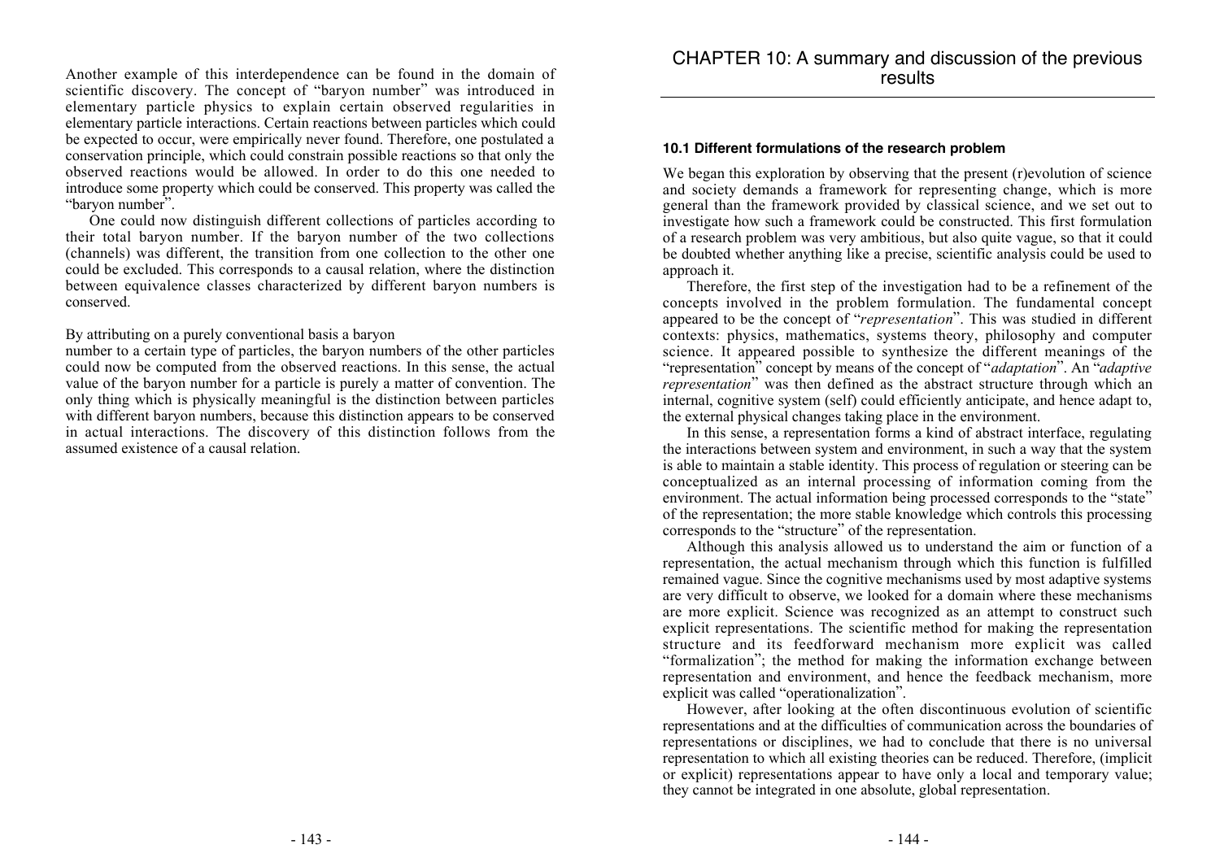Another example of this interdependence can be found in the domain of scientific discovery. The concept of "baryon number" was introduced in elementary particle physics to explain certain observed regularities in elementary particle interactions. Certain reactions between particles which could be expected to occur, were empirically never found. Therefore, one postulated a conservation principle, which could constrain possible reactions so that only the observed reactions would be allowed. In order to do this one needed to introduce some property which could be conserved. This property was called the "baryon number".

One could now distinguish different collections of particles according to their total baryon number. If the baryon number of the two collections (channels) was different, the transition from one collection to the other one could be excluded. This corresponds to a causal relation, where the distinction between equivalence classes characterized by different baryon numbers is conserved.

By attributing on a purely conventional basis a baryon number to a certain type of particles, the baryon numbers of the other particles could now be computed from the observed reactions. In this sense, the actual value of the baryon number for a particle is purely a matter of convention. The only thing which is physically meaningful is the distinction between particles with different baryon numbers, because this distinction appears to be conserved in actual interactions. The discovery of this distinction follows from the assumed existence of a causal relation.

# CHAPTER 10: A summary and discussion of the previous results

### 10.1 Different formulations of the research problem

We began this exploration by observing that the present (r)evolution of science and society demands a framework for representing change, which is more general than the framework provided by classical science, and we set out to investigate how such a framework could be constructed. This first formulation of a research problem was very ambitious, but also quite vague, so that it could be doubted whether anything like a precise, scientific analysis could be used to approach it.

Therefore, the first step of the investigation had to be a refinement of the concepts involved in the problem formulation. The fundamental concept appeared to be the concept of "*representation*". This was studied in different contexts: physics, mathematics, systems theory, philosophy and computer science. It appeared possible to synthesize the different meanings of the "representation" concept by means of the concept of "*adaptation*". An "*adaptive representation*" was then defined as the abstract structure through which an internal, cognitive system (self) could efficiently anticipate, and hence adapt to, the external physical changes taking place in the environment.

In this sense, a representation forms a kind of abstract interface, regulating the interactions between system and environment, in such a way that the system is able to maintain a stable identity. This process of regulation or steering can be conceptualized as an internal processing of information coming from the environment. The actual information being processed corresponds to the "state" of the representation; the more stable knowledge which controls this processing corresponds to the "structure" of the representation.

Although this analysis allowed us to understand the aim or function of a representation, the actual mechanism through which this function is fulfilled remained vague. Since the cognitive mechanisms used by most adaptive systems are very difficult to observe, we looked for a domain where these mechanisms are more explicit. Science was recognized as an attempt to construct such explicit representations. The scientific method for making the representation structure and its feedforward mechanism more explicit was called "formalization"; the method for making the information exchange between representation and environment, and hence the feedback mechanism, more explicit was called "operationalization".

However, after looking at the often discontinuous evolution of scientific representations and at the difficulties of communication across the boundaries of representations or disciplines, we had to conclude that there is no universal representation to which all existing theories can be reduced. Therefore, (implicit or explicit) representations appear to have only a local and temporary value; they cannot be integrated in one absolute, global representation.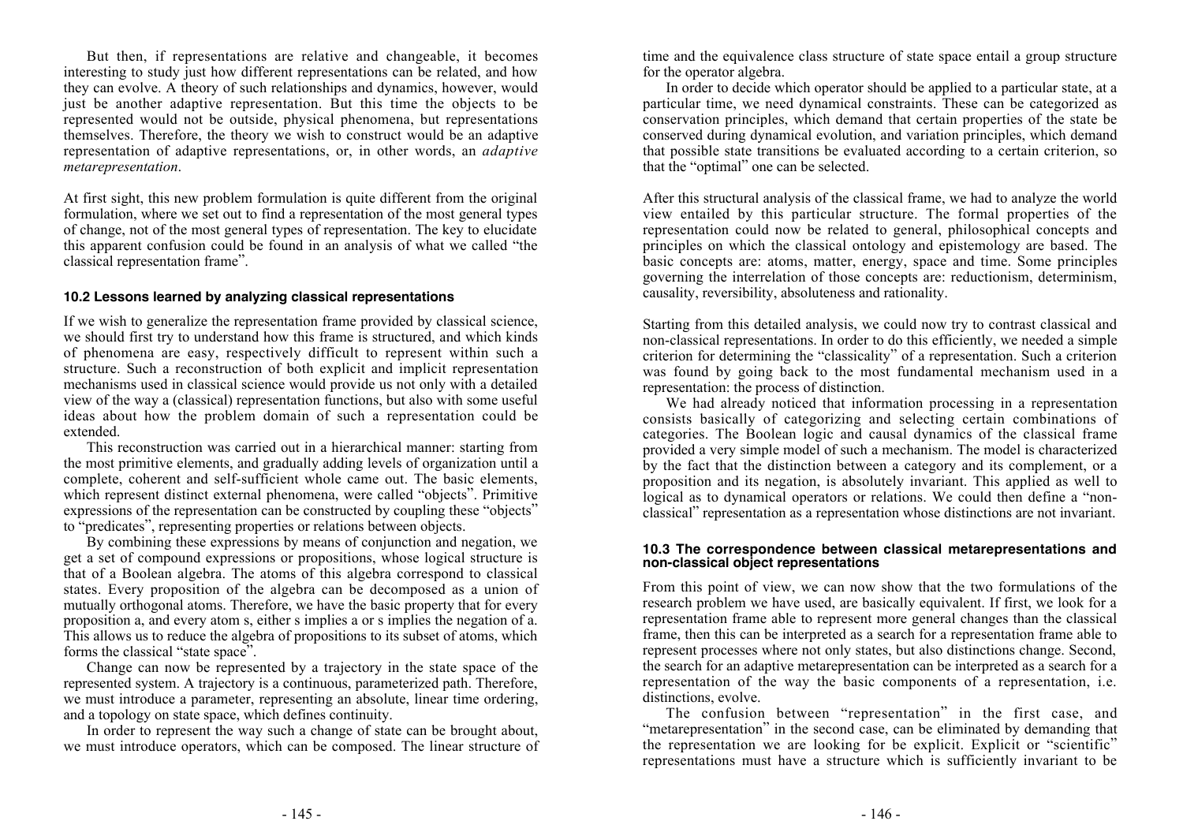But then, if representations are relative and changeable, it becomes interesting to study just how different representations can be related, and how they can evolve. A theory of such relationships and dynamics, however, would just be another adaptive representation. But this time the objects to be represented would not be outside, physical phenomena, but representations themselves. Therefore, the theory we wish to construct would be an adaptive representation of adaptive representations, or, in other words, an *adaptive metarepresentation*.

At first sight, this new problem formulation is quite different from the original formulation, where we set out to find a representation of the most general types of change, not of the most general types of representation. The key to elucidate this apparent confusion could be found in an analysis of what we called "the classical representation frame".

### 10.2 Lessons learned by analyzing classical representations

If we wish to generalize the representation frame provided by classical science, we should first try to understand how this frame is structured, and which kinds of phenomena are easy, respectively difficult to represent within such a structure. Such a reconstruction of both explicit and implicit representation mechanisms used in classical science would provide us not only with a detailed view of the way a (classical) representation functions, but also with some useful ideas about how the problem domain of such a representation could be extended.

This reconstruction was carried out in a hierarchical manner: starting from the most primitive elements, and gradually adding levels of organization until a complete, coherent and self-sufficient whole came out. The basic elements, which represent distinct external phenomena, were called "objects". Primitive expressions of the representation can be constructed by coupling these "objects" to "predicates", representing properties or relations between objects.

By combining these expressions by means of conjunction and negation, we get a set of compound expressions or propositions, whose logical structure is that of a Boolean algebra. The atoms of this algebra correspond to classical states. Every proposition of the algebra can be decomposed as a union of mutually orthogonal atoms. Therefore, we have the basic property that for every proposition a, and every atom s, either s implies a or s implies the negation of a. This allows us to reduce the algebra of propositions to its subset of atoms, which forms the classical "state space".

Change can now be represented by a trajectory in the state space of the represented system. A trajectory is a continuous, parameterized path. Therefore, we must introduce a parameter, representing an absolute, linear time ordering, and a topology on state space, which defines continuity.

In order to represent the way such a change of state can be brought about, we must introduce operators, which can be composed. The linear structure of time and the equivalence class structure of state space entail a group structure for the operator algebra.

In order to decide which operator should be applied to a particular state, at a particular time, we need dynamical constraints. These can be categorized as conservation principles, which demand that certain properties of the state be conserved during dynamical evolution, and variation principles, which demand that possible state transitions be evaluated according to a certain criterion, so that the "optimal" one can be selected.

After this structural analysis of the classical frame, we had to analyze the world view entailed by this particular structure. The formal properties of the representation could now be related to general, philosophical concepts and principles on which the classical ontology and epistemology are based. The basic concepts are: atoms, matter, energy, space and time. Some principles governing the interrelation of those concepts are: reductionism, determinism, causality, reversibility, absoluteness and rationality.

Starting from this detailed analysis, we could now try to contrast classical and non-classical representations. In order to do this efficiently, we needed a simple criterion for determining the "classicality" of a representation. Such a criterion was found by going back to the most fundamental mechanism used in a representation: the process of distinction.

We had already noticed that information processing in a representation consists basically of categorizing and selecting certain combinations of categories. The Boolean logic and causal dynamics of the classical frame provided a very simple model of such a mechanism. The model is characterized by the fact that the distinction between a category and its complement, or a proposition and its negation, is absolutely invariant. This applied as well to logical as to dynamical operators or relations. We could then define a "non-classical" representation as a representation whose distinctions are not invariant.

### 10.3 The correspondence between classical metarepresentations and non-classical object representations

From this point of view, we can now show that the two formulations of the research problem we have used, are basically equivalent. If first, we look for a representation frame able to represent more general changes than the classical frame, then this can be interpreted as a search for a representation frame able to represent processes where not only states, but also distinctions change. Second, the search for an adaptive metarepresentation can be interpreted as a search for a representation of the way the basic components of a representation, i.e. distinctions, evolve.

The confusion between "representation" in the first case, and "metarepresentation" in the second case, can be eliminated by demanding that the representation we are looking for be explicit. Explicit or "scientific" representations must have a structure which is sufficiently invariant to be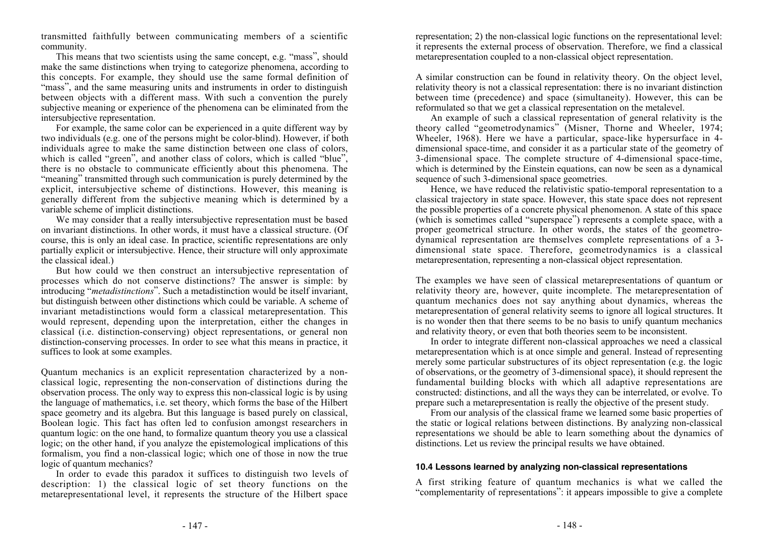transmitted faithfully between communicating members of a scientific community.

This means that two scientists using the same concept, e.g. "mass", should make the same distinctions when trying to categorize phenomena, according to this concepts. For example, they should use the same formal definition of "mass", and the same measuring units and instruments in order to distinguish between objects with a different mass. With such a convention the purely subjective meaning or experience of the phenomena can be eliminated from the intersubjective representation.

For example, the same color can be experienced in a quite different way by two individuals (e.g. one of the persons might be color-blind). However, if both individuals agree to make the same distinction between one class of colors, which is called "green", and another class of colors, which is called "blue", there is no obstacle to communicate efficiently about this phenomena. The "meaning" transmitted through such communication is purely determined by the explicit, intersubjective scheme of distinctions. However, this meaning is generally different from the subjective meaning which is determined by a variable scheme of implicit distinctions.

We may consider that a really intersubjective representation must be based on invariant distinctions. In other words, it must have a classical structure. (Of course, this is only an ideal case. In practice, scientific representations are only partially explicit or intersubjective. Hence, their structure will only approximate the classical ideal.)

But how could we then construct an intersubjective representation of processes which do not conserve distinctions? The answer is simple: by introducing "*metadistinctions*". Such a metadistinction would be itself invariant, but distinguish between other distinctions which could be variable. A scheme of invariant metadistinctions would form a classical metarepresentation. This would represent, depending upon the interpretation, either the changes in classical (i.e. distinction-conserving) object representations, or general non distinction-conserving processes. In order to see what this means in practice, it suffices to look at some examples.

Quantum mechanics is an explicit representation characterized by a non-classical logic, representing the non-conservation of distinctions during the observation process. The only way to express this non-classical logic is by using the language of mathematics, i.e. set theory, which forms the base of the Hilbert space geometry and its algebra. But this language is based purely on classical, Boolean logic. This fact has often led to confusion amongst researchers in quantum logic: on the one hand, to formalize quantum theory you use a classical logic; on the other hand, if you analyze the epistemological implications of this formalism, you find a non-classical logic; which one of those in now the true logic of quantum mechanics?

In order to evade this paradox it suffices to distinguish two levels of description: 1) the classical logic of set theory functions on the metarepresentational level, it represents the structure of the Hilbert space representation; 2) the non-classical logic functions on the representational level: it represents the external process of observation. Therefore, we find a classical metarepresentation coupled to a non-classical object representation.

A similar construction can be found in relativity theory. On the object level, relativity theory is not a classical representation: there is no invariant distinction between time (precedence) and space (simultaneity). However, this can be reformulated so that we get a classical representation on the metalevel.

An example of such a classical representation of general relativity is the theory called "geometrodynamics" (Misner, Thorne and Wheeler, 1974; Wheeler, 1968). Here we have a particular, space-like hypersurface in 4-dimensional space-time, and consider it as a particular state of the geometry of 3-dimensional space. The complete structure of 4-dimensional space-time, which is determined by the Einstein equations, can now be seen as a dynamical sequence of such 3-dimensional space geometries.

Hence, we have reduced the relativistic spatio-temporal representation to a classical trajectory in state space. However, this state space does not represent the possible properties of a concrete physical phenomenon. A state of this space (which is sometimes called "superspace") represents a complete space, with a proper geometrical structure. In other words, the states of the geometro-dynamical representation are themselves complete representations of a 3-dimensional state space. Therefore, geometrodynamics is a classical metarepresentation, representing a non-classical object representation.

The examples we have seen of classical metarepresentations of quantum or relativity theory are, however, quite incomplete. The metarepresentation of quantum mechanics does not say anything about dynamics, whereas the metarepresentation of general relativity seems to ignore all logical structures. It is no wonder then that there seems to be no basis to unify quantum mechanics and relativity theory, or even that both theories seem to be inconsistent.

In order to integrate different non-classical approaches we need a classical metarepresentation which is at once simple and general. Instead of representing merely some particular substructures of its object representation (e.g. the logic of observations, or the geometry of 3-dimensional space), it should represent the fundamental building blocks with which all adaptive representations are constructed: distinctions, and all the ways they can be interrelated, or evolve. To prepare such a metarepresentation is really the objective of the present study.

From our analysis of the classical frame we learned some basic properties of the static or logical relations between distinctions. By analyzing non-classical representations we should be able to learn something about the dynamics of distinctions. Let us review the principal results we have obtained.

### 10.4 Lessons learned by analyzing non-classical representations

A first striking feature of quantum mechanics is what we called the "complementarity of representations": it appears impossible to give a complete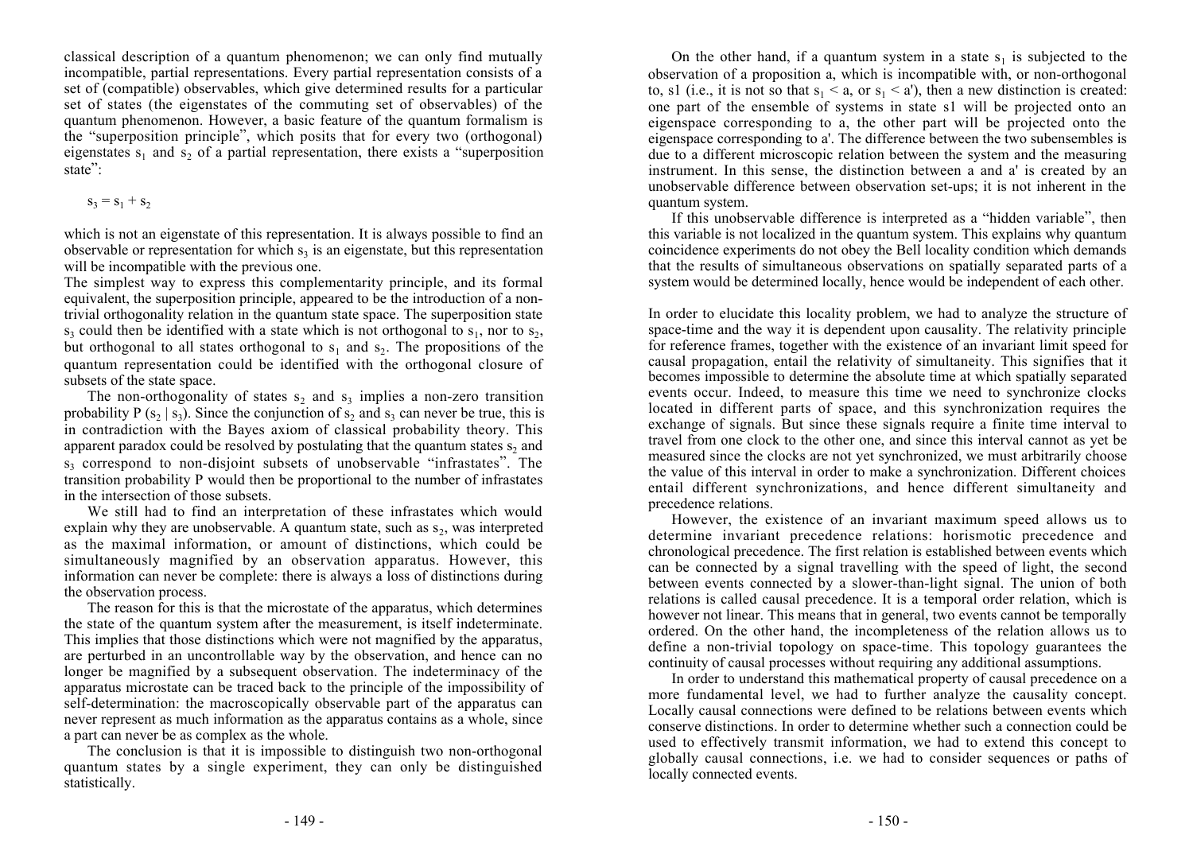classical description of a quantum phenomenon; we can only find mutually incompatible, partial representations. Every partial representation consists of a set of (compatible) observables, which give determined results for a particular set of states (the eigenstates of the commuting set of observables) of the quantum phenomenon. However, a basic feature of the quantum formalism is the "superposition principle", which posits that for every two (orthogonal) eigenstates $s_1$ and $s_2$ of a partial representation, there exists a "superposition state":

$$s_3 = s_1 + s_2$$

which is not an eigenstate of this representation. It is always possible to find an observable or representation for which $s_3$ is an eigenstate, but this representation will be incompatible with the previous one.

The simplest way to express this complementarity principle, and its formal equivalent, the superposition principle, appeared to be the introduction of a non-trivial orthogonality relation in the quantum state space. The superposition state $s_3$ could then be identified with a state which is not orthogonal to $s_1$, nor to $s_2$, but orthogonal to all states orthogonal to $s_1$ and $s_2$. The propositions of the quantum representation could be identified with the orthogonal closure of subsets of the state space.

The non-orthogonality of states $s_2$ and $s_3$ implies a non-zero transition probability $P(s_2 \mid s_3)$. Since the conjunction of $s_2$ and $s_3$ can never be true, this is in contradiction with the Bayes axiom of classical probability theory. This apparent paradox could be resolved by postulating that the quantum states $s_2$ and $s_3$ correspond to non-disjoint subsets of unobservable "infrastates". The transition probability P would then be proportional to the number of infrastates in the intersection of those subsets.

We still had to find an interpretation of these infrastates which would explain why they are unobservable. A quantum state, such as $s_2$, was interpreted as the maximal information, or amount of distinctions, which could be simultaneously magnified by an observation apparatus. However, this information can never be complete: there is always a loss of distinctions during the observation process.

The reason for this is that the microstate of the apparatus, which determines the state of the quantum system after the measurement, is itself indeterminate. This implies that those distinctions which were not magnified by the apparatus, are perturbed in an uncontrollable way by the observation, and hence can no longer be magnified by a subsequent observation. The indeterminacy of the apparatus microstate can be traced back to the principle of the impossibility of self-determination: the macroscopically observable part of the apparatus can never represent as much information as the apparatus contains as a whole, since a part can never be as complex as the whole.

The conclusion is that it is impossible to distinguish two non-orthogonal quantum states by a single experiment, they can only be distinguished statistically.

On the other hand, if a quantum system in a state $s_1$ is subjected to the observation of a proposition a, which is incompatible with, or non-orthogonal to, s1 (i.e., it is not so that $s_1 < a$, or $s_1 < a'$), then a new distinction is created: one part of the ensemble of systems in state s1 will be projected onto an eigenspace corresponding to a, the other part will be projected onto the eigenspace corresponding to a'. The difference between the two subensembles is due to a different microscopic relation between the system and the measuring instrument. In this sense, the distinction between a and a' is created by an unobservable difference between observation set-ups; it is not inherent in the quantum system.

If this unobservable difference is interpreted as a "hidden variable", then this variable is not localized in the quantum system. This explains why quantum coincidence experiments do not obey the Bell locality condition which demands that the results of simultaneous observations on spatially separated parts of a system would be determined locally, hence would be independent of each other.

In order to elucidate this locality problem, we had to analyze the structure of space-time and the way it is dependent upon causality. The relativity principle for reference frames, together with the existence of an invariant limit speed for causal propagation, entail the relativity of simultaneity. This signifies that it becomes impossible to determine the absolute time at which spatially separated events occur. Indeed, to measure this time we need to synchronize clocks located in different parts of space, and this synchronization requires the exchange of signals. But since these signals require a finite time interval to travel from one clock to the other one, and since this interval cannot as yet be measured since the clocks are not yet synchronized, we must arbitrarily choose the value of this interval in order to make a synchronization. Different choices entail different synchronizations, and hence different simultaneity and precedence relations.

However, the existence of an invariant maximum speed allows us to determine invariant precedence relations: horismotic precedence and chronological precedence. The first relation is established between events which can be connected by a signal travelling with the speed of light, the second between events connected by a slower-than-light signal. The union of both relations is called causal precedence. It is a temporal order relation, which is however not linear. This means that in general, two events cannot be temporally ordered. On the other hand, the incompleteness of the relation allows us to define a non-trivial topology on space-time. This topology guarantees the continuity of causal processes without requiring any additional assumptions.

In order to understand this mathematical property of causal precedence on a more fundamental level, we had to further analyze the causality concept. Locally causal connections were defined to be relations between events which conserve distinctions. In order to determine whether such a connection could be used to effectively transmit information, we had to extend this concept to globally causal connections, i.e. we had to consider sequences or paths of locally connected events.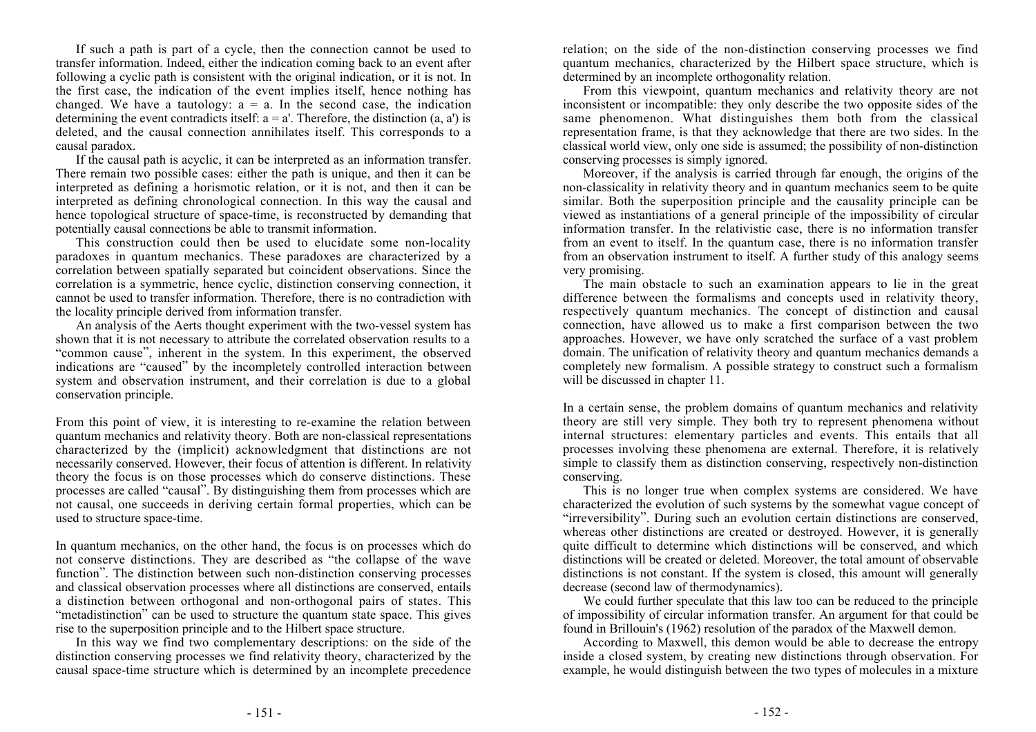If such a path is part of a cycle, then the connection cannot be used to transfer information. Indeed, either the indication coming back to an event after following a cyclic path is consistent with the original indication, or it is not. In the first case, the indication of the event implies itself, hence nothing has changed. We have a tautology: $a = a$. In the second case, the indication determining the event contradicts itself: $a = a'$. Therefore, the distinction $(a, a')$ is deleted, and the causal connection annihilates itself. This corresponds to a causal paradox.

If the causal path is acyclic, it can be interpreted as an information transfer. There remain two possible cases: either the path is unique, and then it can be interpreted as defining a horismotic relation, or it is not, and then it can be interpreted as defining chronological connection. In this way the causal and hence topological structure of space-time, is reconstructed by demanding that potentially causal connections be able to transmit information.

This construction could then be used to elucidate some non-locality paradoxes in quantum mechanics. These paradoxes are characterized by a correlation between spatially separated but coincident observations. Since the correlation is a symmetric, hence cyclic, distinction conserving connection, it cannot be used to transfer information. Therefore, there is no contradiction with the locality principle derived from information transfer.

An analysis of the Aerts thought experiment with the two-vessel system has shown that it is not necessary to attribute the correlated observation results to a "common cause", inherent in the system. In this experiment, the observed indications are "caused" by the incompletely controlled interaction between system and observation instrument, and their correlation is due to a global conservation principle.

From this point of view, it is interesting to re-examine the relation between quantum mechanics and relativity theory. Both are non-classical representations characterized by the (implicit) acknowledgment that distinctions are not necessarily conserved. However, their focus of attention is different. In relativity theory the focus is on those processes which do conserve distinctions. These processes are called "causal". By distinguishing them from processes which are not causal, one succeeds in deriving certain formal properties, which can be used to structure space-time.

In quantum mechanics, on the other hand, the focus is on processes which do not conserve distinctions. They are described as "the collapse of the wave function". The distinction between such non-distinction conserving processes and classical observation processes where all distinctions are conserved, entails a distinction between orthogonal and non-orthogonal pairs of states. This "metadistinction" can be used to structure the quantum state space. This gives rise to the superposition principle and to the Hilbert space structure.

In this way we find two complementary descriptions: on the side of the distinction conserving processes we find relativity theory, characterized by the causal space-time structure which is determined by an incomplete precedence relation; on the side of the non-distinction conserving processes we find quantum mechanics, characterized by the Hilbert space structure, which is determined by an incomplete orthogonality relation.

From this viewpoint, quantum mechanics and relativity theory are not inconsistent or incompatible: they only describe the two opposite sides of the same phenomenon. What distinguishes them both from the classical representation frame, is that they acknowledge that there are two sides. In the classical world view, only one side is assumed; the possibility of non-distinction conserving processes is simply ignored.

Moreover, if the analysis is carried through far enough, the origins of the non-classicality in relativity theory and in quantum mechanics seem to be quite similar. Both the superposition principle and the causality principle can be viewed as instantiations of a general principle of the impossibility of circular information transfer. In the relativistic case, there is no information transfer from an event to itself. In the quantum case, there is no information transfer from an observation instrument to itself. A further study of this analogy seems very promising.

The main obstacle to such an examination appears to lie in the great difference between the formalisms and concepts used in relativity theory, respectively quantum mechanics. The concept of distinction and causal connection, have allowed us to make a first comparison between the two approaches. However, we have only scratched the surface of a vast problem domain. The unification of relativity theory and quantum mechanics demands a completely new formalism. A possible strategy to construct such a formalism will be discussed in chapter 11.

In a certain sense, the problem domains of quantum mechanics and relativity theory are still very simple. They both try to represent phenomena without internal structures: elementary particles and events. This entails that all processes involving these phenomena are external. Therefore, it is relatively simple to classify them as distinction conserving, respectively non-distinction conserving.

This is no longer true when complex systems are considered. We have characterized the evolution of such systems by the somewhat vague concept of "irreversibility". During such an evolution certain distinctions are conserved, whereas other distinctions are created or destroyed. However, it is generally quite difficult to determine which distinctions will be conserved, and which distinctions will be created or deleted. Moreover, the total amount of observable distinctions is not constant. If the system is closed, this amount will generally decrease (second law of thermodynamics).

We could further speculate that this law too can be reduced to the principle of impossibility of circular information transfer. An argument for that could be found in Brillouin's (1962) resolution of the paradox of the Maxwell demon.

According to Maxwell, this demon would be able to decrease the entropy inside a closed system, by creating new distinctions through observation. For example, he would distinguish between the two types of molecules in a mixture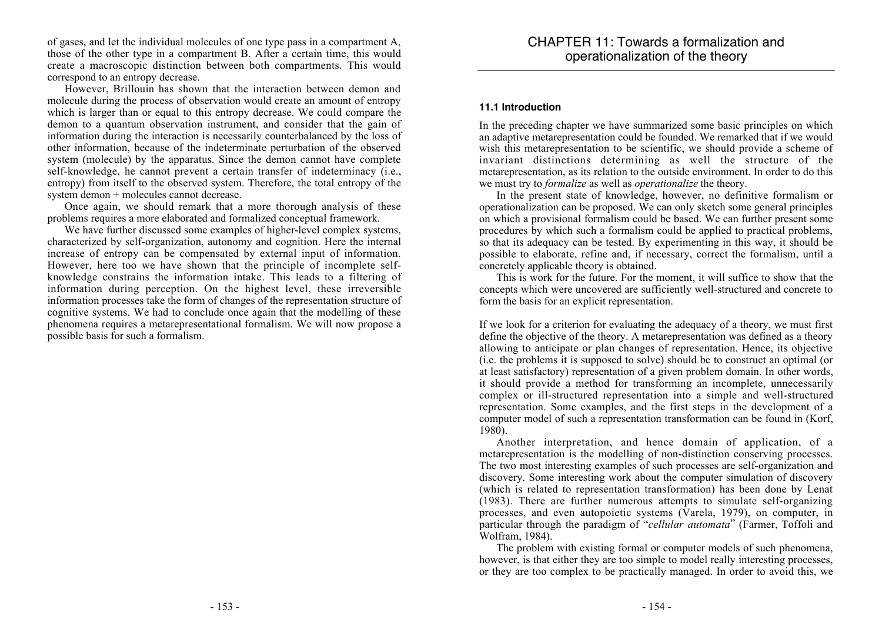of gases, and let the individual molecules of one type pass in a compartment A, those of the other type in a compartment B. After a certain time, this would create a macroscopic distinction between both compartments. This would correspond to an entropy decrease.

However, Brillouin has shown that the interaction between demon and molecule during the process of observation would create an amount of entropy which is larger than or equal to this entropy decrease. We could compare the demon to a quantum observation instrument, and consider that the gain of information during the interaction is necessarily counterbalanced by the loss of other information, because of the indeterminate perturbation of the observed system (molecule) by the apparatus. Since the demon cannot have complete self-knowledge, he cannot prevent a certain transfer of indeterminacy (i.e., entropy) from itself to the observed system. Therefore, the total entropy of the system demon + molecules cannot decrease.

Once again, we should remark that a more thorough analysis of these problems requires a more elaborated and formalized conceptual framework.

We have further discussed some examples of higher-level complex systems, characterized by self-organization, autonomy and cognition. Here the internal increase of entropy can be compensated by external input of information. However, here too we have shown that the principle of incomplete self-knowledge constrains the information intake. This leads to a filtering of information during perception. On the highest level, these irreversible information processes take the form of changes of the representation structure of cognitive systems. We had to conclude once again that the modelling of these phenomena requires a metarepresentational formalism. We will now propose a possible basis for such a formalism.

# CHAPTER 11: Towards a formalization and operationalization of the theory

### 11.1 Introduction

In the preceding chapter we have summarized some basic principles on which an adaptive metarepresentation could be founded. We remarked that if we would wish this metarepresentation to be scientific, we should provide a scheme of invariant distinctions determining as well the structure of the metarepresentation, as its relation to the outside environment. In order to do this we must try to *formalize* as well as *operationalize* the theory.

In the present state of knowledge, however, no definitive formalism or operationalization can be proposed. We can only sketch some general principles on which a provisional formalism could be based. We can further present some procedures by which such a formalism could be applied to practical problems, so that its adequacy can be tested. By experimenting in this way, it should be possible to elaborate, refine and, if necessary, correct the formalism, until a concretely applicable theory is obtained.

This is work for the future. For the moment, it will suffice to show that the concepts which were uncovered are sufficiently well-structured and concrete to form the basis for an explicit representation.

If we look for a criterion for evaluating the adequacy of a theory, we must first define the objective of the theory. A metarepresentation was defined as a theory allowing to anticipate or plan changes of representation. Hence, its objective (i.e. the problems it is supposed to solve) should be to construct an optimal (or at least satisfactory) representation of a given problem domain. In other words, it should provide a method for transforming an incomplete, unnecessarily complex or ill-structured representation into a simple and well-structured representation. Some examples, and the first steps in the development of a computer model of such a representation transformation can be found in (Korf, 1980).

Another interpretation, and hence domain of application, of a metarepresentation is the modelling of non-distinction conserving processes. The two most interesting examples of such processes are self-organization and discovery. Some interesting work about the computer simulation of discovery (which is related to representation transformation) has been done by Lenat (1983). There are further numerous attempts to simulate self-organizing processes, and even autopoietic systems (Varela, 1979), on computer, in particular through the paradigm of "*cellular automata*" (Farmer, Toffoli and Wolfram, 1984).

The problem with existing formal or computer models of such phenomena, however, is that either they are too simple to model really interesting processes, or they are too complex to be practically managed. In order to avoid this, we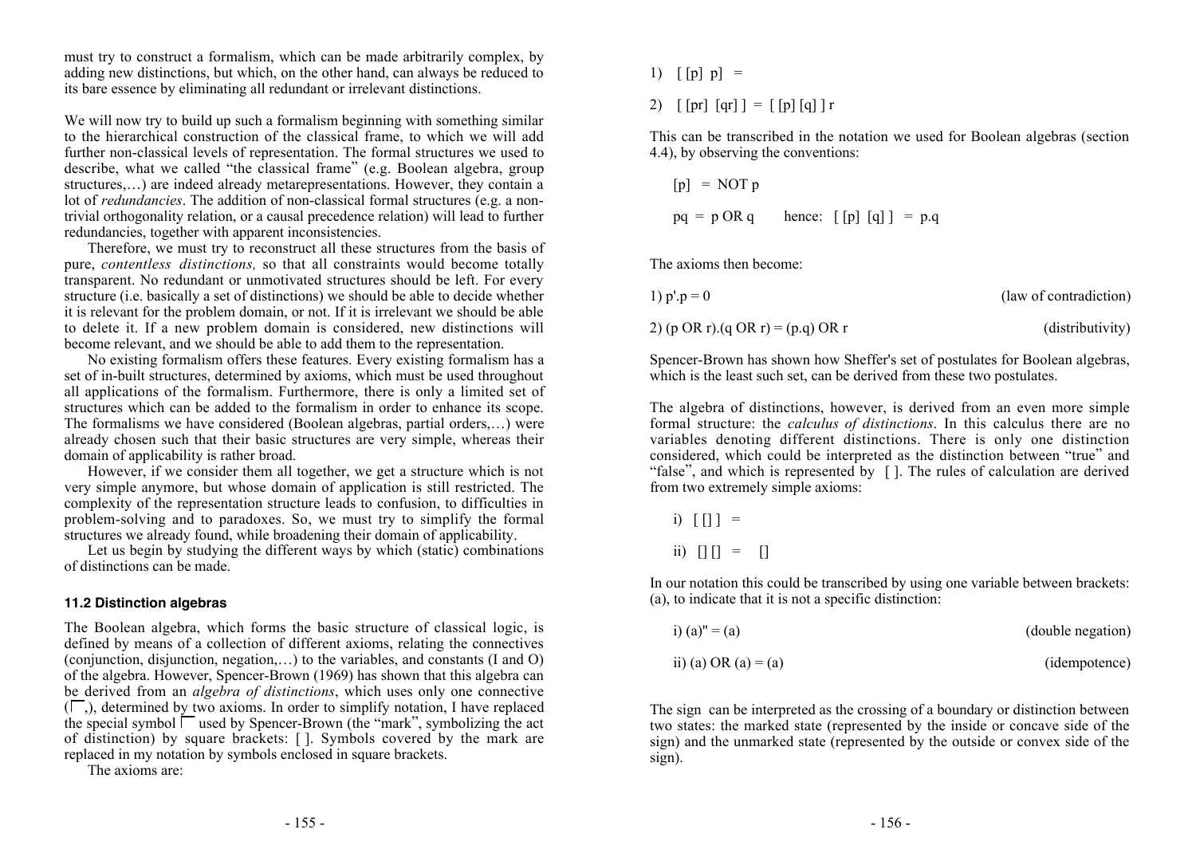must try to construct a formalism, which can be made arbitrarily complex, by adding new distinctions, but which, on the other hand, can always be reduced to its bare essence by eliminating all redundant or irrelevant distinctions.

We will now try to build up such a formalism beginning with something similar to the hierarchical construction of the classical frame, to which we will add further non-classical levels of representation. The formal structures we used to describe, what we called "the classical frame" (e.g. Boolean algebra, group structures,…) are indeed already metarepresentations. However, they contain a lot of *redundancies*. The addition of non-classical formal structures (e.g. a non-trivial orthogonality relation, or a causal precedence relation) will lead to further redundancies, together with apparent inconsistencies.

Therefore, we must try to reconstruct all these structures from the basis of pure, *contentless distinctions,* so that all constraints would become totally transparent. No redundant or unmotivated structures should be left. For every structure (i.e. basically a set of distinctions) we should be able to decide whether it is relevant for the problem domain, or not. If it is irrelevant we should be able to delete it. If a new problem domain is considered, new distinctions will become relevant, and we should be able to add them to the representation.

No existing formalism offers these features. Every existing formalism has a set of in-built structures, determined by axioms, which must be used throughout all applications of the formalism. Furthermore, there is only a limited set of structures which can be added to the formalism in order to enhance its scope. The formalisms we have considered (Boolean algebras, partial orders,…) were already chosen such that their basic structures are very simple, whereas their domain of applicability is rather broad.

However, if we consider them all together, we get a structure which is not very simple anymore, but whose domain of application is still restricted. The complexity of the representation structure leads to confusion, to difficulties in problem-solving and to paradoxes. So, we must try to simplify the formal structures we already found, while broadening their domain of applicability.

Let us begin by studying the different ways by which (static) combinations of distinctions can be made.

### 11.2 Distinction algebras

The Boolean algebra, which forms the basic structure of classical logic, is defined by means of a collection of different axioms, relating the connectives (conjunction, disjunction, negation,…) to the variables, and constants (I and O) of the algebra. However, Spencer-Brown (1969) has shown that this algebra can be derived from an *algebra of distinctions*, which uses only one connective ($\overline{\phantom{x}}|$,), determined by two axioms. In order to simplify notation, I have replaced the special symbol $\overline{\phantom{x}}|$ used by Spencer-Brown (the "mark", symbolizing the act of distinction) by square brackets: [ ]. Symbols covered by the mark are replaced in my notation by symbols enclosed in square brackets.

The axioms are:

1) [ [p] p] =

2) [ [pr] [qr] ] = [ [p] [q] ] r

This can be transcribed in the notation we used for Boolean algebras (section 4.4), by observing the conventions:

[p] = NOT p

pq = p OR q hence: [ [p] [q] ] = p.q

The axioms then become:

1) $p'.p = 0$ (law of contradiction)

2) (p OR r).(q OR r) = (p.q) OR r (distributivity)

Spencer-Brown has shown how Sheffer's set of postulates for Boolean algebras, which is the least such set, can be derived from these two postulates.

The algebra of distinctions, however, is derived from an even more simple formal structure: the *calculus of distinctions*. In this calculus there are no variables denoting different distinctions. There is only one distinction considered, which could be interpreted as the distinction between "true" and "false", and which is represented by [ ]. The rules of calculation are derived from two extremely simple axioms:

i) [ [] ] =

ii) [] [] = []

In our notation this could be transcribed by using one variable between brackets: (a), to indicate that it is not a specific distinction:

i) $(a)'' = (a)$ (double negation)

ii) (a) OR (a) = (a) (idempotence)

The sign can be interpreted as the crossing of a boundary or distinction between two states: the marked state (represented by the inside or concave side of the sign) and the unmarked state (represented by the outside or convex side of the sign).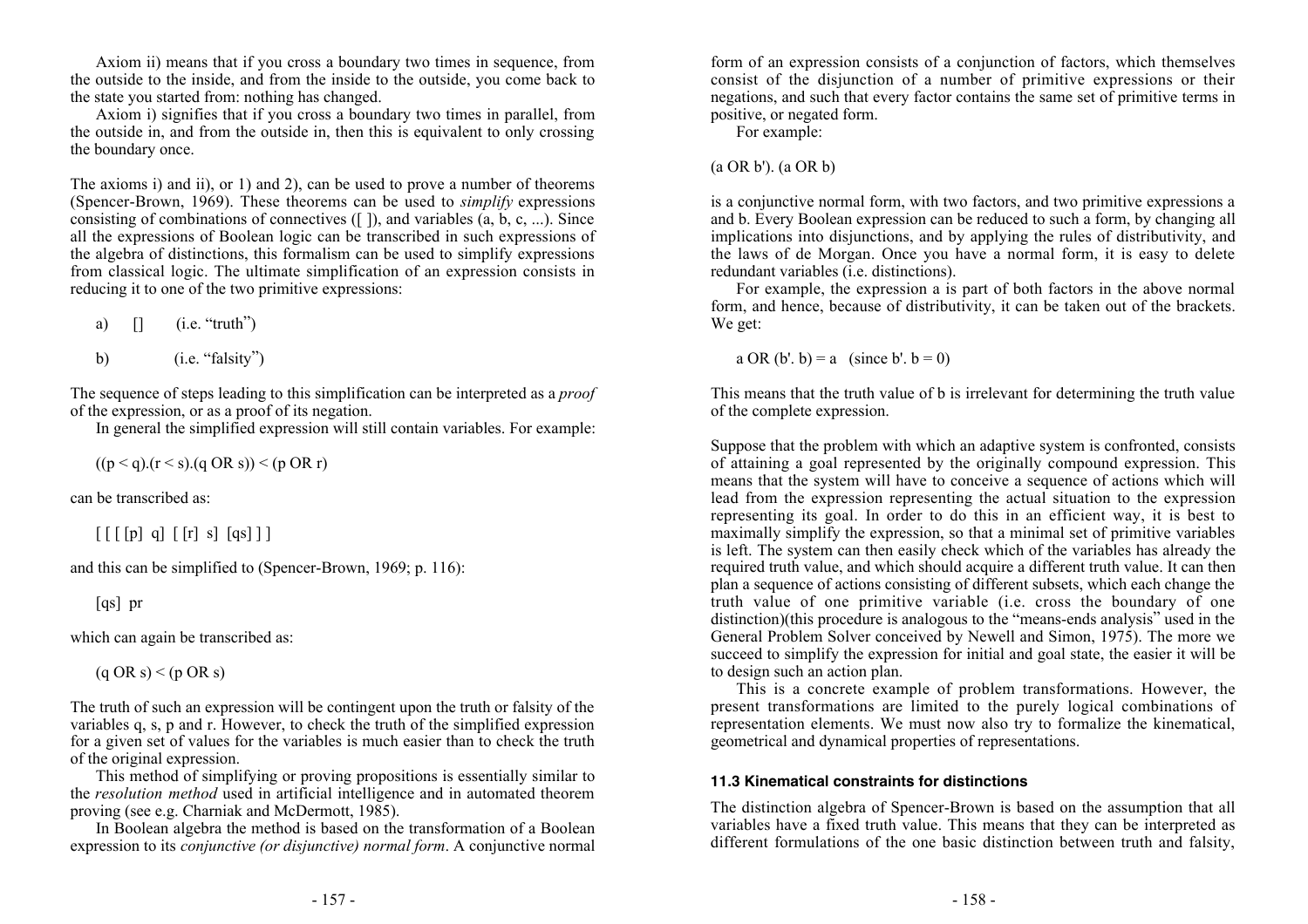Axiom ii) means that if you cross a boundary two times in sequence, from the outside to the inside, and from the inside to the outside, you come back to the state you started from: nothing has changed.

Axiom i) signifies that if you cross a boundary two times in parallel, from the outside in, and from the outside in, then this is equivalent to only crossing the boundary once.

The axioms i) and ii), or 1) and 2), can be used to prove a number of theorems (Spencer-Brown, 1969). These theorems can be used to *simplify* expressions consisting of combinations of connectives ([ ]), and variables (a, b, c, ...). Since all the expressions of Boolean logic can be transcribed in such expressions of the algebra of distinctions, this formalism can be used to simplify expressions from classical logic. The ultimate simplification of an expression consists in reducing it to one of the two primitive expressions:

a) [] (i.e. "truth")

b) (i.e. "falsity")

The sequence of steps leading to this simplification can be interpreted as a *proof* of the expression, or as a proof of its negation.

In general the simplified expression will still contain variables. For example:

((p < q).(r < s).(q OR s)) < (p OR r)

can be transcribed as:

[ [ [ [p] q] [ [r] s] [qs] ] ]

and this can be simplified to (Spencer-Brown, 1969; p. 116):

[qs] pr

which can again be transcribed as:

(q OR s) < (p OR s)

The truth of such an expression will be contingent upon the truth or falsity of the variables q, s, p and r. However, to check the truth of the simplified expression for a given set of values for the variables is much easier than to check the truth of the original expression.

This method of simplifying or proving propositions is essentially similar to the *resolution method* used in artificial intelligence and in automated theorem proving (see e.g. Charniak and McDermott, 1985).

In Boolean algebra the method is based on the transformation of a Boolean expression to its *conjunctive (or disjunctive) normal form*. A conjunctive normal form of an expression consists of a conjunction of factors, which themselves consist of the disjunction of a number of primitive expressions or their negations, and such that every factor contains the same set of primitive terms in positive, or negated form.

For example:

(a OR b'). (a OR b)

is a conjunctive normal form, with two factors, and two primitive expressions a and b. Every Boolean expression can be reduced to such a form, by changing all implications into disjunctions, and by applying the rules of distributivity, and the laws of de Morgan. Once you have a normal form, it is easy to delete redundant variables (i.e. distinctions).

For example, the expression a is part of both factors in the above normal form, and hence, because of distributivity, it can be taken out of the brackets. We get:

a OR (b'. b) = a (since b'. b = 0)

This means that the truth value of b is irrelevant for determining the truth value of the complete expression.

Suppose that the problem with which an adaptive system is confronted, consists of attaining a goal represented by the originally compound expression. This means that the system will have to conceive a sequence of actions which will lead from the expression representing the actual situation to the expression representing its goal. In order to do this in an efficient way, it is best to maximally simplify the expression, so that a minimal set of primitive variables is left. The system can then easily check which of the variables has already the required truth value, and which should acquire a different truth value. It can then plan a sequence of actions consisting of different subsets, which each change the truth value of one primitive variable (i.e. cross the boundary of one distinction)(this procedure is analogous to the "means-ends analysis" used in the General Problem Solver conceived by Newell and Simon, 1975). The more we succeed to simplify the expression for initial and goal state, the easier it will be to design such an action plan.

This is a concrete example of problem transformations. However, the present transformations are limited to the purely logical combinations of representation elements. We must now also try to formalize the kinematical, geometrical and dynamical properties of representations.

### 11.3 Kinematical constraints for distinctions

The distinction algebra of Spencer-Brown is based on the assumption that all variables have a fixed truth value. This means that they can be interpreted as different formulations of the one basic distinction between truth and falsity,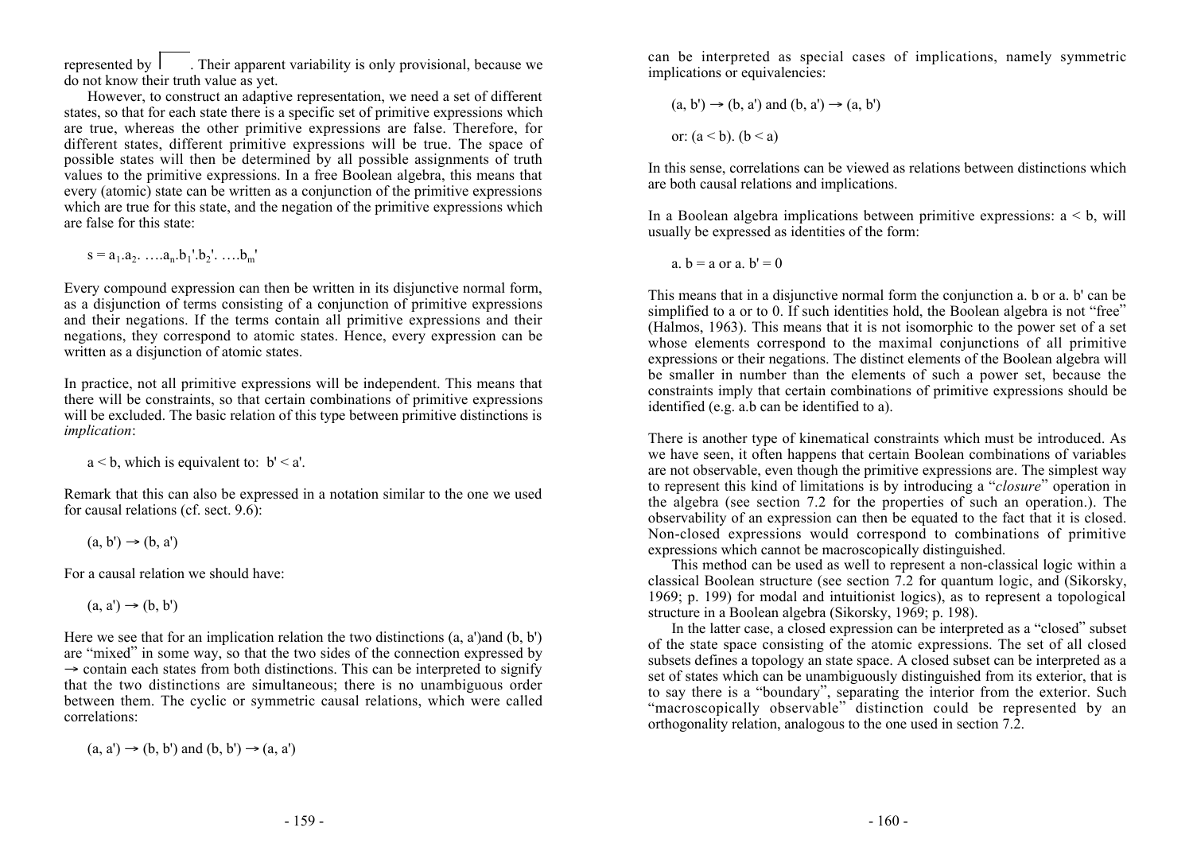represented by $\lceil \;\; \rceil$. Their apparent variability is only provisional, because we do not know their truth value as yet.

However, to construct an adaptive representation, we need a set of different states, so that for each state there is a specific set of primitive expressions which are true, whereas the other primitive expressions are false. Therefore, for different states, different primitive expressions will be true. The space of possible states will then be determined by all possible assignments of truth values to the primitive expressions. In a free Boolean algebra, this means that every (atomic) state can be written as a conjunction of the primitive expressions which are true for this state, and the negation of the primitive expressions which are false for this state:

$$s = a_1.a_2. \ldots.a_n.b_1'.b_2'. \ldots.b_m'$$

Every compound expression can then be written in its disjunctive normal form, as a disjunction of terms consisting of a conjunction of primitive expressions and their negations. If the terms contain all primitive expressions and their negations, they correspond to atomic states. Hence, every expression can be written as a disjunction of atomic states.

In practice, not all primitive expressions will be independent. This means that there will be constraints, so that certain combinations of primitive expressions will be excluded. The basic relation of this type between primitive distinctions is *implication*:

$$a < b, \text{ which is equivalent to: } b' < a'.$$

Remark that this can also be expressed in a notation similar to the one we used for causal relations (cf. sect. 9.6):

$$(a, b') \rightarrow (b, a')$$

For a causal relation we should have:

$$(a, a') \rightarrow (b, b')$$

Here we see that for an implication relation the two distinctions (a, a')and (b, b') are "mixed" in some way, so that the two sides of the connection expressed by $\rightarrow$ contain each states from both distinctions. This can be interpreted to signify that the two distinctions are simultaneous; there is no unambiguous order between them. The cyclic or symmetric causal relations, which were called correlations:

$$(a, a') \rightarrow (b, b') \text{ and } (b, b') \rightarrow (a, a')$$

can be interpreted as special cases of implications, namely symmetric implications or equivalencies:

$$(a, b') \rightarrow (b, a') \text{ and } (b, a') \rightarrow (a, b')$$

$$\text{or: } (a < b).\ (b < a)$$

In this sense, correlations can be viewed as relations between distinctions which are both causal relations and implications.

In a Boolean algebra implications between primitive expressions: $a < b$, will usually be expressed as identities of the form:

$$a.\ b = a \text{ or } a.\ b' = 0$$

This means that in a disjunctive normal form the conjunction a. b or a. b' can be simplified to a or to 0. If such identities hold, the Boolean algebra is not "free" (Halmos, 1963). This means that it is not isomorphic to the power set of a set whose elements correspond to the maximal conjunctions of all primitive expressions or their negations. The distinct elements of the Boolean algebra will be smaller in number than the elements of such a power set, because the constraints imply that certain combinations of primitive expressions should be identified (e.g. a.b can be identified to a).

There is another type of kinematical constraints which must be introduced. As we have seen, it often happens that certain Boolean combinations of variables are not observable, even though the primitive expressions are. The simplest way to represent this kind of limitations is by introducing a "*closure*" operation in the algebra (see section 7.2 for the properties of such an operation.). The observability of an expression can then be equated to the fact that it is closed. Non-closed expressions would correspond to combinations of primitive expressions which cannot be macroscopically distinguished.

This method can be used as well to represent a non-classical logic within a classical Boolean structure (see section 7.2 for quantum logic, and (Sikorsky, 1969; p. 199) for modal and intuitionist logics), as to represent a topological structure in a Boolean algebra (Sikorsky, 1969; p. 198).

In the latter case, a closed expression can be interpreted as a "closed" subset of the state space consisting of the atomic expressions. The set of all closed subsets defines a topology an state space. A closed subset can be interpreted as a set of states which can be unambiguously distinguished from its exterior, that is to say there is a "boundary", separating the interior from the exterior. Such "macroscopically observable" distinction could be represented by an orthogonality relation, analogous to the one used in section 7.2.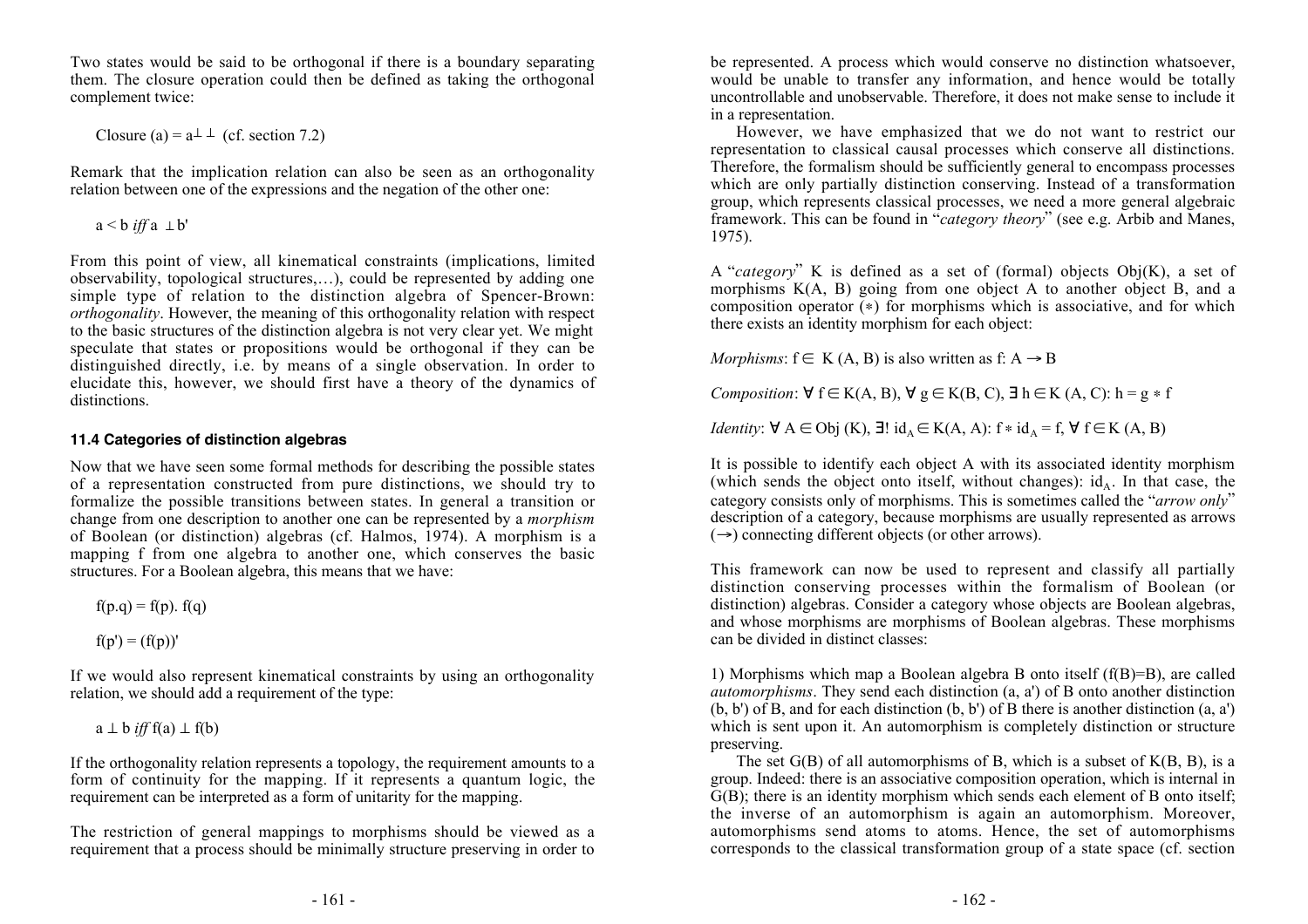Two states would be said to be orthogonal if there is a boundary separating them. The closure operation could then be defined as taking the orthogonal complement twice:

Closure (a) = $a^{\perp\perp}$ (cf. section 7.2)

Remark that the implication relation can also be seen as an orthogonality relation between one of the expressions and the negation of the other one:

$a < b$ *iff* $a \perp b'$

From this point of view, all kinematical constraints (implications, limited observability, topological structures,…), could be represented by adding one simple type of relation to the distinction algebra of Spencer-Brown: *orthogonality*. However, the meaning of this orthogonality relation with respect to the basic structures of the distinction algebra is not very clear yet. We might speculate that states or propositions would be orthogonal if they can be distinguished directly, i.e. by means of a single observation. In order to elucidate this, however, we should first have a theory of the dynamics of distinctions.

#### 11.4 Categories of distinction algebras

Now that we have seen some formal methods for describing the possible states of a representation constructed from pure distinctions, we should try to formalize the possible transitions between states. In general a transition or change from one description to another one can be represented by a *morphism* of Boolean (or distinction) algebras (cf. Halmos, 1974). A morphism is a mapping f from one algebra to another one, which conserves the basic structures. For a Boolean algebra, this means that we have:

$f(p.q) = f(p).\ f(q)$

$f(p') = (f(p))'$

If we would also represent kinematical constraints by using an orthogonality relation, we should add a requirement of the type:

$a \perp b$ *iff* $f(a) \perp f(b)$

If the orthogonality relation represents a topology, the requirement amounts to a form of continuity for the mapping. If it represents a quantum logic, the requirement can be interpreted as a form of unitarity for the mapping.

The restriction of general mappings to morphisms should be viewed as a requirement that a process should be minimally structure preserving in order to be represented. A process which would conserve no distinction whatsoever, would be unable to transfer any information, and hence would be totally uncontrollable and unobservable. Therefore, it does not make sense to include it in a representation.

However, we have emphasized that we do not want to restrict our representation to classical causal processes which conserve all distinctions. Therefore, the formalism should be sufficiently general to encompass processes which are only partially distinction conserving. Instead of a transformation group, which represents classical processes, we need a more general algebraic framework. This can be found in "*category theory*" (see e.g. Arbib and Manes, 1975).

A "*category*" K is defined as a set of (formal) objects Obj(K), a set of morphisms K(A, B) going from one object A to another object B, and a composition operator ($*$) for morphisms which is associative, and for which there exists an identity morphism for each object:

*Morphisms*: $f \in K(A, B)$ is also written as $f: A \rightarrow B$

*Composition*: $\forall f \in K(A, B), \forall g \in K(B, C), \exists h \in K(A, C): h = g * f$

*Identity*: $\forall A \in Obj(K), \exists! id_A \in K(A, A): f * id_A = f, \forall f \in K(A, B)$

It is possible to identify each object A with its associated identity morphism (which sends the object onto itself, without changes): $id_A$. In that case, the category consists only of morphisms. This is sometimes called the "*arrow only*" description of a category, because morphisms are usually represented as arrows ($\rightarrow$) connecting different objects (or other arrows).

This framework can now be used to represent and classify all partially distinction conserving processes within the formalism of Boolean (or distinction) algebras. Consider a category whose objects are Boolean algebras, and whose morphisms are morphisms of Boolean algebras. These morphisms can be divided in distinct classes:

1) Morphisms which map a Boolean algebra B onto itself (f(B)=B), are called *automorphisms*. They send each distinction (a, a') of B onto another distinction (b, b') of B, and for each distinction (b, b') of B there is another distinction (a, a') which is sent upon it. An automorphism is completely distinction or structure preserving.

The set G(B) of all automorphisms of B, which is a subset of K(B, B), is a group. Indeed: there is an associative composition operation, which is internal in G(B); there is an identity morphism which sends each element of B onto itself; the inverse of an automorphism is again an automorphism. Moreover, automorphisms send atoms to atoms. Hence, the set of automorphisms corresponds to the classical transformation group of a state space (cf. section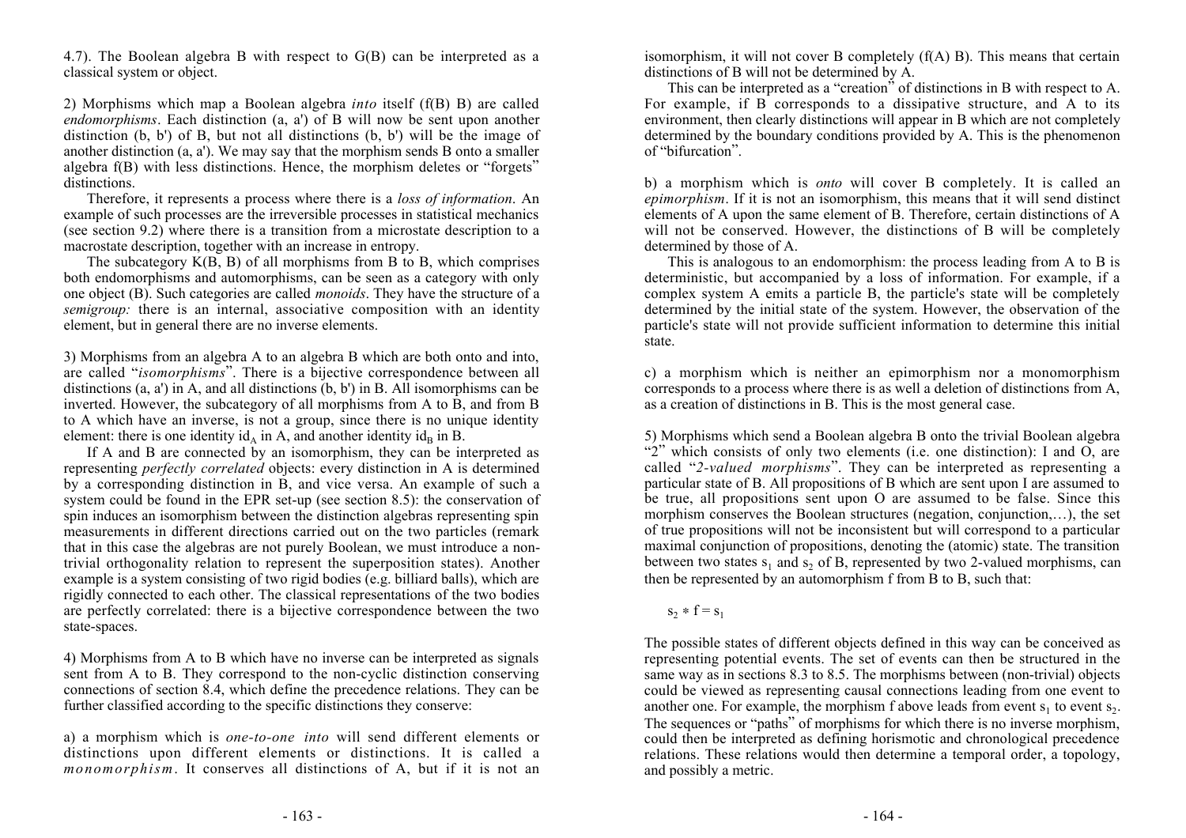4.7). The Boolean algebra B with respect to G(B) can be interpreted as a classical system or object.

2) Morphisms which map a Boolean algebra *into* itself (f(B) B) are called *endomorphisms*. Each distinction (a, a') of B will now be sent upon another distinction (b, b') of B, but not all distinctions (b, b') will be the image of another distinction (a, a'). We may say that the morphism sends B onto a smaller algebra f(B) with less distinctions. Hence, the morphism deletes or "forgets" distinctions.

Therefore, it represents a process where there is a *loss of information*. An example of such processes are the irreversible processes in statistical mechanics (see section 9.2) where there is a transition from a microstate description to a macrostate description, together with an increase in entropy.

The subcategory K(B, B) of all morphisms from B to B, which comprises both endomorphisms and automorphisms, can be seen as a category with only one object (B). Such categories are called *monoids*. They have the structure of a *semigroup:* there is an internal, associative composition with an identity element, but in general there are no inverse elements.

3) Morphisms from an algebra A to an algebra B which are both onto and into, are called "*isomorphisms*". There is a bijective correspondence between all distinctions (a, a') in A, and all distinctions (b, b') in B. All isomorphisms can be inverted. However, the subcategory of all morphisms from A to B, and from B to A which have an inverse, is not a group, since there is no unique identity element: there is one identity $id_A$ in A, and another identity $id_B$ in B.

If A and B are connected by an isomorphism, they can be interpreted as representing *perfectly correlated* objects: every distinction in A is determined by a corresponding distinction in B, and vice versa. An example of such a system could be found in the EPR set-up (see section 8.5): the conservation of spin induces an isomorphism between the distinction algebras representing spin measurements in different directions carried out on the two particles (remark that in this case the algebras are not purely Boolean, we must introduce a non-trivial orthogonality relation to represent the superposition states). Another example is a system consisting of two rigid bodies (e.g. billiard balls), which are rigidly connected to each other. The classical representations of the two bodies are perfectly correlated: there is a bijective correspondence between the two state-spaces.

4) Morphisms from A to B which have no inverse can be interpreted as signals sent from A to B. They correspond to the non-cyclic distinction conserving connections of section 8.4, which define the precedence relations. They can be further classified according to the specific distinctions they conserve:

a) a morphism which is *one-to-one into* will send different elements or distinctions upon different elements or distinctions. It is called a *monomorphism*. It conserves all distinctions of A, but if it is not an isomorphism, it will not cover B completely (f(A) B). This means that certain distinctions of B will not be determined by A.

This can be interpreted as a "creation" of distinctions in B with respect to A. For example, if B corresponds to a dissipative structure, and A to its environment, then clearly distinctions will appear in B which are not completely determined by the boundary conditions provided by A. This is the phenomenon of "bifurcation".

b) a morphism which is *onto* will cover B completely. It is called an *epimorphism*. If it is not an isomorphism, this means that it will send distinct elements of A upon the same element of B. Therefore, certain distinctions of A will not be conserved. However, the distinctions of B will be completely determined by those of A.

This is analogous to an endomorphism: the process leading from A to B is deterministic, but accompanied by a loss of information. For example, if a complex system A emits a particle B, the particle's state will be completely determined by the initial state of the system. However, the observation of the particle's state will not provide sufficient information to determine this initial state.

c) a morphism which is neither an epimorphism nor a monomorphism corresponds to a process where there is as well a deletion of distinctions from A, as a creation of distinctions in B. This is the most general case.

5) Morphisms which send a Boolean algebra B onto the trivial Boolean algebra "2" which consists of only two elements (i.e. one distinction): I and O, are called "*2-valued morphisms*". They can be interpreted as representing a particular state of B. All propositions of B which are sent upon I are assumed to be true, all propositions sent upon O are assumed to be false. Since this morphism conserves the Boolean structures (negation, conjunction,…), the set of true propositions will not be inconsistent but will correspond to a particular maximal conjunction of propositions, denoting the (atomic) state. The transition between two states $s_1$ and $s_2$ of B, represented by two 2-valued morphisms, can then be represented by an automorphism f from B to B, such that:

$$s_2 * f = s_1$$

The possible states of different objects defined in this way can be conceived as representing potential events. The set of events can then be structured in the same way as in sections 8.3 to 8.5. The morphisms between (non-trivial) objects could be viewed as representing causal connections leading from one event to another one. For example, the morphism f above leads from event $s_1$ to event $s_2$. The sequences or "paths" of morphisms for which there is no inverse morphism, could then be interpreted as defining horismotic and chronological precedence relations. These relations would then determine a temporal order, a topology, and possibly a metric.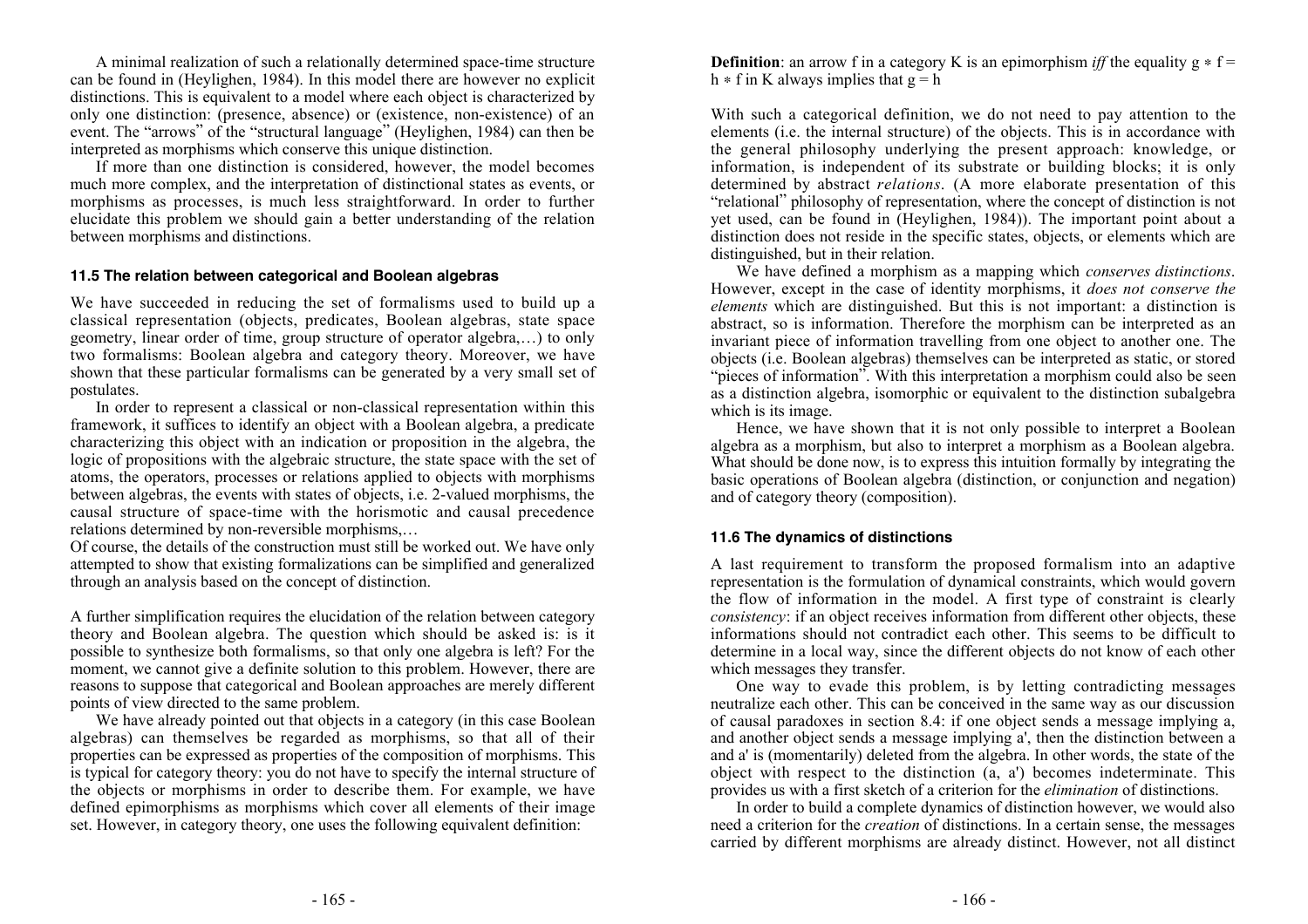A minimal realization of such a relationally determined space-time structure can be found in (Heylighen, 1984). In this model there are however no explicit distinctions. This is equivalent to a model where each object is characterized by only one distinction: (presence, absence) or (existence, non-existence) of an event. The "arrows" of the "structural language" (Heylighen, 1984) can then be interpreted as morphisms which conserve this unique distinction.

If more than one distinction is considered, however, the model becomes much more complex, and the interpretation of distinctional states as events, or morphisms as processes, is much less straightforward. In order to further elucidate this problem we should gain a better understanding of the relation between morphisms and distinctions.

### 11.5 The relation between categorical and Boolean algebras

We have succeeded in reducing the set of formalisms used to build up a classical representation (objects, predicates, Boolean algebras, state space geometry, linear order of time, group structure of operator algebra,…) to only two formalisms: Boolean algebra and category theory. Moreover, we have shown that these particular formalisms can be generated by a very small set of postulates.

In order to represent a classical or non-classical representation within this framework, it suffices to identify an object with a Boolean algebra, a predicate characterizing this object with an indication or proposition in the algebra, the logic of propositions with the algebraic structure, the state space with the set of atoms, the operators, processes or relations applied to objects with morphisms between algebras, the events with states of objects, i.e. 2-valued morphisms, the causal structure of space-time with the horismotic and causal precedence relations determined by non-reversible morphisms,…

Of course, the details of the construction must still be worked out. We have only attempted to show that existing formalizations can be simplified and generalized through an analysis based on the concept of distinction.

A further simplification requires the elucidation of the relation between category theory and Boolean algebra. The question which should be asked is: is it possible to synthesize both formalisms, so that only one algebra is left? For the moment, we cannot give a definite solution to this problem. However, there are reasons to suppose that categorical and Boolean approaches are merely different points of view directed to the same problem.

We have already pointed out that objects in a category (in this case Boolean algebras) can themselves be regarded as morphisms, so that all of their properties can be expressed as properties of the composition of morphisms. This is typical for category theory: you do not have to specify the internal structure of the objects or morphisms in order to describe them. For example, we have defined epimorphisms as morphisms which cover all elements of their image set. However, in category theory, one uses the following equivalent definition:

**Definition**: an arrow f in a category K is an epimorphism *iff* the equality $g * f = h * f$ in K always implies that $g = h$

With such a categorical definition, we do not need to pay attention to the elements (i.e. the internal structure) of the objects. This is in accordance with the general philosophy underlying the present approach: knowledge, or information, is independent of its substrate or building blocks; it is only determined by abstract *relations*. (A more elaborate presentation of this "relational" philosophy of representation, where the concept of distinction is not yet used, can be found in (Heylighen, 1984)). The important point about a distinction does not reside in the specific states, objects, or elements which are distinguished, but in their relation.

We have defined a morphism as a mapping which *conserves distinctions*. However, except in the case of identity morphisms, it *does not conserve the elements* which are distinguished. But this is not important: a distinction is abstract, so is information. Therefore the morphism can be interpreted as an invariant piece of information travelling from one object to another one. The objects (i.e. Boolean algebras) themselves can be interpreted as static, or stored "pieces of information". With this interpretation a morphism could also be seen as a distinction algebra, isomorphic or equivalent to the distinction subalgebra which is its image.

Hence, we have shown that it is not only possible to interpret a Boolean algebra as a morphism, but also to interpret a morphism as a Boolean algebra. What should be done now, is to express this intuition formally by integrating the basic operations of Boolean algebra (distinction, or conjunction and negation) and of category theory (composition).

### 11.6 The dynamics of distinctions

A last requirement to transform the proposed formalism into an adaptive representation is the formulation of dynamical constraints, which would govern the flow of information in the model. A first type of constraint is clearly *consistency*: if an object receives information from different other objects, these informations should not contradict each other. This seems to be difficult to determine in a local way, since the different objects do not know of each other which messages they transfer.

One way to evade this problem, is by letting contradicting messages neutralize each other. This can be conceived in the same way as our discussion of causal paradoxes in section 8.4: if one object sends a message implying a, and another object sends a message implying a', then the distinction between a and a' is (momentarily) deleted from the algebra. In other words, the state of the object with respect to the distinction (a, a') becomes indeterminate. This provides us with a first sketch of a criterion for the *elimination* of distinctions.

In order to build a complete dynamics of distinction however, we would also need a criterion for the *creation* of distinctions. In a certain sense, the messages carried by different morphisms are already distinct. However, not all distinct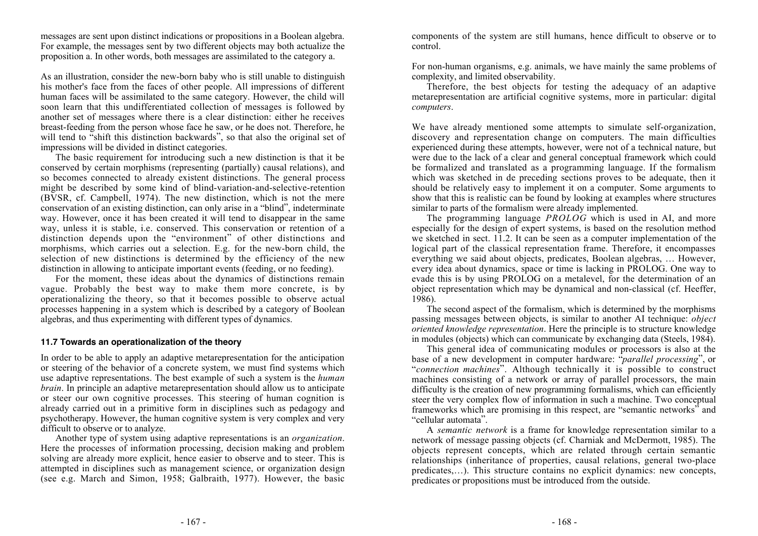messages are sent upon distinct indications or propositions in a Boolean algebra. For example, the messages sent by two different objects may both actualize the proposition a. In other words, both messages are assimilated to the category a.

As an illustration, consider the new-born baby who is still unable to distinguish his mother's face from the faces of other people. All impressions of different human faces will be assimilated to the same category. However, the child will soon learn that this undifferentiated collection of messages is followed by another set of messages where there is a clear distinction: either he receives breast-feeding from the person whose face he saw, or he does not. Therefore, he will tend to "shift this distinction backwards", so that also the original set of impressions will be divided in distinct categories.

The basic requirement for introducing such a new distinction is that it be conserved by certain morphisms (representing (partially) causal relations), and so becomes connected to already existent distinctions. The general process might be described by some kind of blind-variation-and-selective-retention (BVSR, cf. Campbell, 1974). The new distinction, which is not the mere conservation of an existing distinction, can only arise in a "blind", indeterminate way. However, once it has been created it will tend to disappear in the same way, unless it is stable, i.e. conserved. This conservation or retention of a distinction depends upon the "environment" of other distinctions and morphisms, which carries out a selection. E.g. for the new-born child, the selection of new distinctions is determined by the efficiency of the new distinction in allowing to anticipate important events (feeding, or no feeding).

For the moment, these ideas about the dynamics of distinctions remain vague. Probably the best way to make them more concrete, is by operationalizing the theory, so that it becomes possible to observe actual processes happening in a system which is described by a category of Boolean algebras, and thus experimenting with different types of dynamics.

### 11.7 Towards an operationalization of the theory

In order to be able to apply an adaptive metarepresentation for the anticipation or steering of the behavior of a concrete system, we must find systems which use adaptive representations. The best example of such a system is the *human brain*. In principle an adaptive metarepresentation should allow us to anticipate or steer our own cognitive processes. This steering of human cognition is already carried out in a primitive form in disciplines such as pedagogy and psychotherapy. However, the human cognitive system is very complex and very difficult to observe or to analyze.

Another type of system using adaptive representations is an *organization*. Here the processes of information processing, decision making and problem solving are already more explicit, hence easier to observe and to steer. This is attempted in disciplines such as management science, or organization design (see e.g. March and Simon, 1958; Galbraith, 1977). However, the basic components of the system are still humans, hence difficult to observe or to control.

For non-human organisms, e.g. animals, we have mainly the same problems of complexity, and limited observability.

Therefore, the best objects for testing the adequacy of an adaptive metarepresentation are artificial cognitive systems, more in particular: digital *computers*.

We have already mentioned some attempts to simulate self-organization, discovery and representation change on computers. The main difficulties experienced during these attempts, however, were not of a technical nature, but were due to the lack of a clear and general conceptual framework which could be formalized and translated as a programming language. If the formalism which was sketched in de preceding sections proves to be adequate, then it should be relatively easy to implement it on a computer. Some arguments to show that this is realistic can be found by looking at examples where structures similar to parts of the formalism were already implemented.

The programming language *PROLOG* which is used in AI, and more especially for the design of expert systems, is based on the resolution method we sketched in sect. 11.2. It can be seen as a computer implementation of the logical part of the classical representation frame. Therefore, it encompasses everything we said about objects, predicates, Boolean algebras, … However, every idea about dynamics, space or time is lacking in PROLOG. One way to evade this is by using PROLOG on a metalevel, for the determination of an object representation which may be dynamical and non-classical (cf. Heeffer, 1986).

The second aspect of the formalism, which is determined by the morphisms passing messages between objects, is similar to another AI technique: *object oriented knowledge representation*. Here the principle is to structure knowledge in modules (objects) which can communicate by exchanging data (Steels, 1984).

This general idea of communicating modules or processors is also at the base of a new development in computer hardware: "*parallel processing*", or "*connection machines*". Although technically it is possible to construct machines consisting of a network or array of parallel processors, the main difficulty is the creation of new programming formalisms, which can efficiently steer the very complex flow of information in such a machine. Two conceptual frameworks which are promising in this respect, are "semantic networks" and "cellular automata".

A *semantic network* is a frame for knowledge representation similar to a network of message passing objects (cf. Charniak and McDermott, 1985). The objects represent concepts, which are related through certain semantic relationships (inheritance of properties, causal relations, general two-place predicates,…). This structure contains no explicit dynamics: new concepts, predicates or propositions must be introduced from the outside.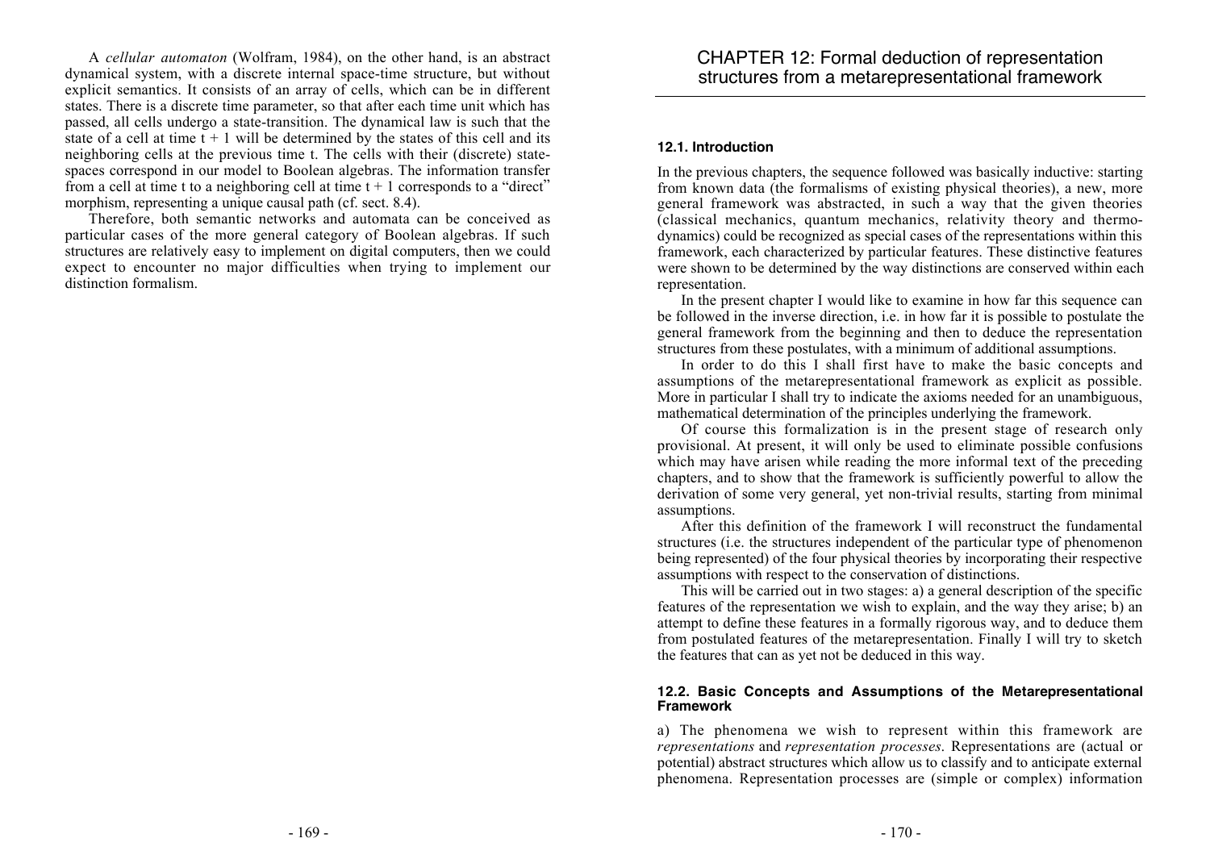A *cellular automaton* (Wolfram, 1984), on the other hand, is an abstract dynamical system, with a discrete internal space-time structure, but without explicit semantics. It consists of an array of cells, which can be in different states. There is a discrete time parameter, so that after each time unit which has passed, all cells undergo a state-transition. The dynamical law is such that the state of a cell at time $t + 1$ will be determined by the states of this cell and its neighboring cells at the previous time t. The cells with their (discrete) state-spaces correspond in our model to Boolean algebras. The information transfer from a cell at time t to a neighboring cell at time $t + 1$ corresponds to a "direct" morphism, representing a unique causal path (cf. sect. 8.4).

Therefore, both semantic networks and automata can be conceived as particular cases of the more general category of Boolean algebras. If such structures are relatively easy to implement on digital computers, then we could expect to encounter no major difficulties when trying to implement our distinction formalism.

# CHAPTER 12: Formal deduction of representation structures from a metarepresentational framework

## 12.1. Introduction

In the previous chapters, the sequence followed was basically inductive: starting from known data (the formalisms of existing physical theories), a new, more general framework was abstracted, in such a way that the given theories (classical mechanics, quantum mechanics, relativity theory and thermodynamics) could be recognized as special cases of the representations within this framework, each characterized by particular features. These distinctive features were shown to be determined by the way distinctions are conserved within each representation.

In the present chapter I would like to examine in how far this sequence can be followed in the inverse direction, i.e. in how far it is possible to postulate the general framework from the beginning and then to deduce the representation structures from these postulates, with a minimum of additional assumptions.

In order to do this I shall first have to make the basic concepts and assumptions of the metarepresentational framework as explicit as possible. More in particular I shall try to indicate the axioms needed for an unambiguous, mathematical determination of the principles underlying the framework.

Of course this formalization is in the present stage of research only provisional. At present, it will only be used to eliminate possible confusions which may have arisen while reading the more informal text of the preceding chapters, and to show that the framework is sufficiently powerful to allow the derivation of some very general, yet non-trivial results, starting from minimal assumptions.

After this definition of the framework I will reconstruct the fundamental structures (i.e. the structures independent of the particular type of phenomenon being represented) of the four physical theories by incorporating their respective assumptions with respect to the conservation of distinctions.

This will be carried out in two stages: a) a general description of the specific features of the representation we wish to explain, and the way they arise; b) an attempt to define these features in a formally rigorous way, and to deduce them from postulated features of the metarepresentation. Finally I will try to sketch the features that can as yet not be deduced in this way.

## 12.2. Basic Concepts and Assumptions of the Metarepresentational Framework

a) The phenomena we wish to represent within this framework are *representations* and *representation processes*. Representations are (actual or potential) abstract structures which allow us to classify and to anticipate external phenomena. Representation processes are (simple or complex) information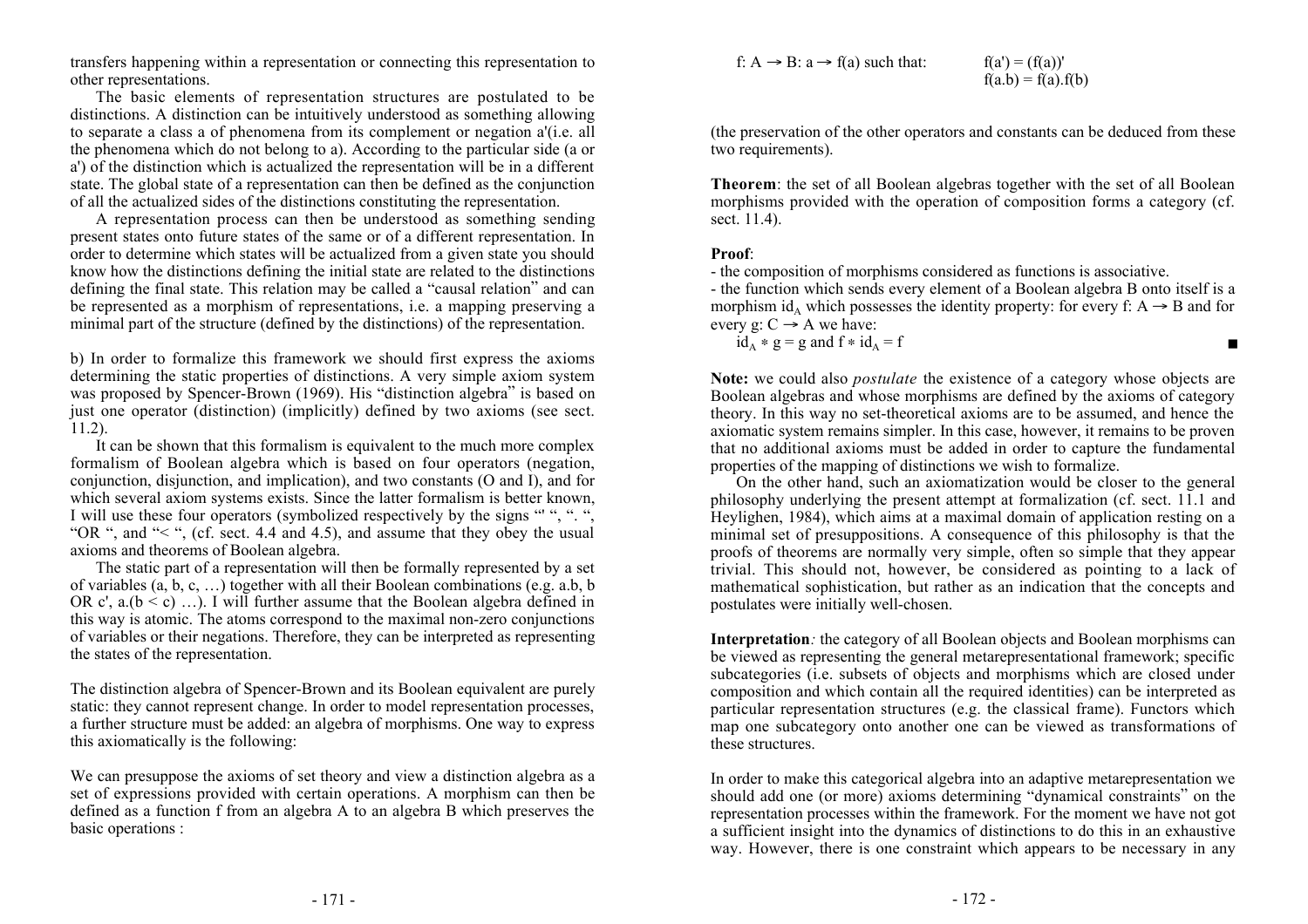transfers happening within a representation or connecting this representation to other representations.

The basic elements of representation structures are postulated to be distinctions. A distinction can be intuitively understood as something allowing to separate a class a of phenomena from its complement or negation a'(i.e. all the phenomena which do not belong to a). According to the particular side (a or a') of the distinction which is actualized the representation will be in a different state. The global state of a representation can then be defined as the conjunction of all the actualized sides of the distinctions constituting the representation.

A representation process can then be understood as something sending present states onto future states of the same or of a different representation. In order to determine which states will be actualized from a given state you should know how the distinctions defining the initial state are related to the distinctions defining the final state. This relation may be called a "causal relation" and can be represented as a morphism of representations, i.e. a mapping preserving a minimal part of the structure (defined by the distinctions) of the representation.

b) In order to formalize this framework we should first express the axioms determining the static properties of distinctions. A very simple axiom system was proposed by Spencer-Brown (1969). His "distinction algebra" is based on just one operator (distinction) (implicitly) defined by two axioms (see sect. 11.2).

It can be shown that this formalism is equivalent to the much more complex formalism of Boolean algebra which is based on four operators (negation, conjunction, disjunction, and implication), and two constants (O and I), and for which several axiom systems exists. Since the latter formalism is better known, I will use these four operators (symbolized respectively by the signs "' ", ". ", "OR ", and "< ", (cf. sect. 4.4 and 4.5), and assume that they obey the usual axioms and theorems of Boolean algebra.

The static part of a representation will then be formally represented by a set of variables (a, b, c, …) together with all their Boolean combinations (e.g. a.b, b OR c', a.(b < c) …). I will further assume that the Boolean algebra defined in this way is atomic. The atoms correspond to the maximal non-zero conjunctions of variables or their negations. Therefore, they can be interpreted as representing the states of the representation.

The distinction algebra of Spencer-Brown and its Boolean equivalent are purely static: they cannot represent change. In order to model representation processes, a further structure must be added: an algebra of morphisms. One way to express this axiomatically is the following:

We can presuppose the axioms of set theory and view a distinction algebra as a set of expressions provided with certain operations. A morphism can then be defined as a function f from an algebra A to an algebra B which preserves the basic operations :

$f: A \to B: a \to f(a)$ such that: $\quad f(a') = (f(a))'$
$\quad f(a.b) = f(a).f(b)$

(the preservation of the other operators and constants can be deduced from these two requirements).

**Theorem**: the set of all Boolean algebras together with the set of all Boolean morphisms provided with the operation of composition forms a category (cf. sect. 11.4).

**Proof**:
- the composition of morphisms considered as functions is associative.
- the function which sends every element of a Boolean algebra B onto itself is a morphism $id_A$ which possesses the identity property: for every $f: A \to B$ and for every $g: C \to A$ we have:

$id_A * g = g$ and $f * id_A = f$ ■

**Note:** we could also *postulate* the existence of a category whose objects are Boolean algebras and whose morphisms are defined by the axioms of category theory. In this way no set-theoretical axioms are to be assumed, and hence the axiomatic system remains simpler. In this case, however, it remains to be proven that no additional axioms must be added in order to capture the fundamental properties of the mapping of distinctions we wish to formalize.

On the other hand, such an axiomatization would be closer to the general philosophy underlying the present attempt at formalization (cf. sect. 11.1 and Heylighen, 1984), which aims at a maximal domain of application resting on a minimal set of presuppositions. A consequence of this philosophy is that the proofs of theorems are normally very simple, often so simple that they appear trivial. This should not, however, be considered as pointing to a lack of mathematical sophistication, but rather as an indication that the concepts and postulates were initially well-chosen.

**Interpretation**: the category of all Boolean objects and Boolean morphisms can be viewed as representing the general metarepresentational framework; specific subcategories (i.e. subsets of objects and morphisms which are closed under composition and which contain all the required identities) can be interpreted as particular representation structures (e.g. the classical frame). Functors which map one subcategory onto another one can be viewed as transformations of these structures.

In order to make this categorical algebra into an adaptive metarepresentation we should add one (or more) axioms determining "dynamical constraints" on the representation processes within the framework. For the moment we have not got a sufficient insight into the dynamics of distinctions to do this in an exhaustive way. However, there is one constraint which appears to be necessary in any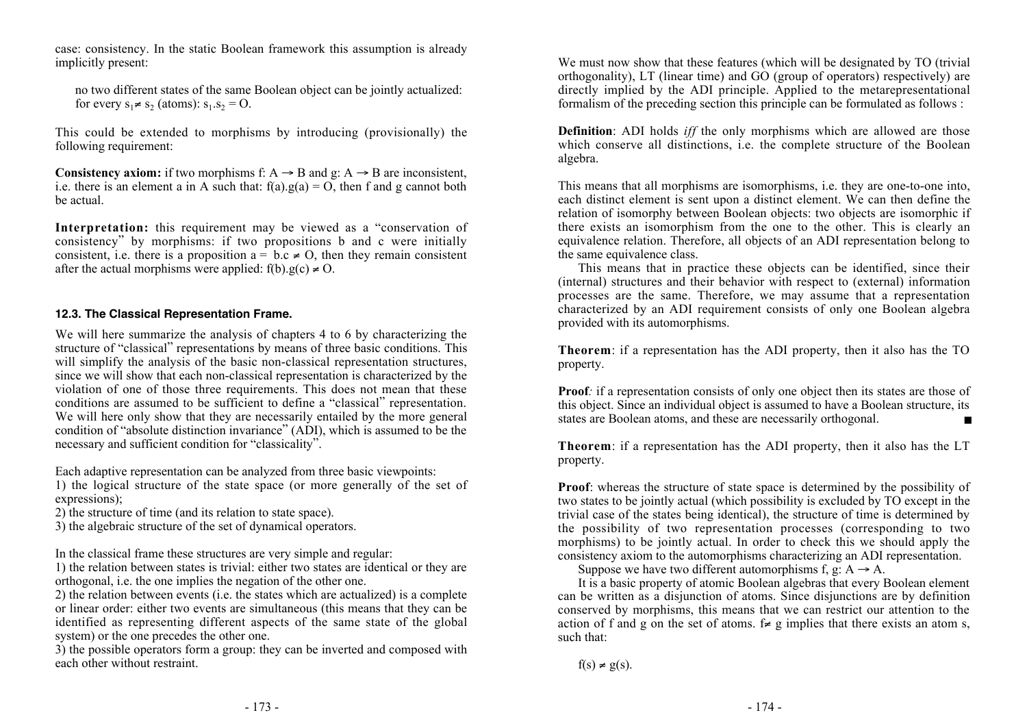case: consistency. In the static Boolean framework this assumption is already implicitly present:

> no two different states of the same Boolean object can be jointly actualized: for every $s_1 \neq s_2$ (atoms): $s_1.s_2 = O$.

This could be extended to morphisms by introducing (provisionally) the following requirement:

**Consistency axiom:** if two morphisms $f: A \rightarrow B$ and $g: A \rightarrow B$ are inconsistent, i.e. there is an element a in A such that: $f(a).g(a) = O$, then f and g cannot both be actual.

**Interpretation:** this requirement may be viewed as a "conservation of consistency" by morphisms: if two propositions b and c were initially consistent, i.e. there is a proposition $a = b.c \neq O$, then they remain consistent after the actual morphisms were applied: $f(b).g(c) \neq O$.

### 12.3. The Classical Representation Frame.

We will here summarize the analysis of chapters 4 to 6 by characterizing the structure of "classical" representations by means of three basic conditions. This will simplify the analysis of the basic non-classical representation structures, since we will show that each non-classical representation is characterized by the violation of one of those three requirements. This does not mean that these conditions are assumed to be sufficient to define a "classical" representation. We will here only show that they are necessarily entailed by the more general condition of "absolute distinction invariance" (ADI), which is assumed to be the necessary and sufficient condition for "classicality".

Each adaptive representation can be analyzed from three basic viewpoints:
1) the logical structure of the state space (or more generally of the set of expressions);
2) the structure of time (and its relation to state space).
3) the algebraic structure of the set of dynamical operators.

In the classical frame these structures are very simple and regular:
1) the relation between states is trivial: either two states are identical or they are orthogonal, i.e. the one implies the negation of the other one.
2) the relation between events (i.e. the states which are actualized) is a complete or linear order: either two events are simultaneous (this means that they can be identified as representing different aspects of the same state of the global system) or the one precedes the other one.
3) the possible operators form a group: they can be inverted and composed with each other without restraint.

We must now show that these features (which will be designated by TO (trivial orthogonality), LT (linear time) and GO (group of operators) respectively) are directly implied by the ADI principle. Applied to the metarepresentational formalism of the preceding section this principle can be formulated as follows :

**Definition**: ADI holds *iff* the only morphisms which are allowed are those which conserve all distinctions, i.e. the complete structure of the Boolean algebra.

This means that all morphisms are isomorphisms, i.e. they are one-to-one into, each distinct element is sent upon a distinct element. We can then define the relation of isomorphy between Boolean objects: two objects are isomorphic if there exists an isomorphism from the one to the other. This is clearly an equivalence relation. Therefore, all objects of an ADI representation belong to the same equivalence class.

This means that in practice these objects can be identified, since their (internal) structures and their behavior with respect to (external) information processes are the same. Therefore, we may assume that a representation characterized by an ADI requirement consists of only one Boolean algebra provided with its automorphisms.

**Theorem**: if a representation has the ADI property, then it also has the TO property.

**Proof***:* if a representation consists of only one object then its states are those of this object. Since an individual object is assumed to have a Boolean structure, its states are Boolean atoms, and these are necessarily orthogonal. ■

**Theorem**: if a representation has the ADI property, then it also has the LT property.

**Proof**: whereas the structure of state space is determined by the possibility of two states to be jointly actual (which possibility is excluded by TO except in the trivial case of the states being identical), the structure of time is determined by the possibility of two representation processes (corresponding to two morphisms) to be jointly actual. In order to check this we should apply the consistency axiom to the automorphisms characterizing an ADI representation.

Suppose we have two different automorphisms $f, g: A \rightarrow A$.

It is a basic property of atomic Boolean algebras that every Boolean element can be written as a disjunction of atoms. Since disjunctions are by definition conserved by morphisms, this means that we can restrict our attention to the action of f and g on the set of atoms. $f \neq g$ implies that there exists an atom s, such that:

$f(s) \neq g(s)$.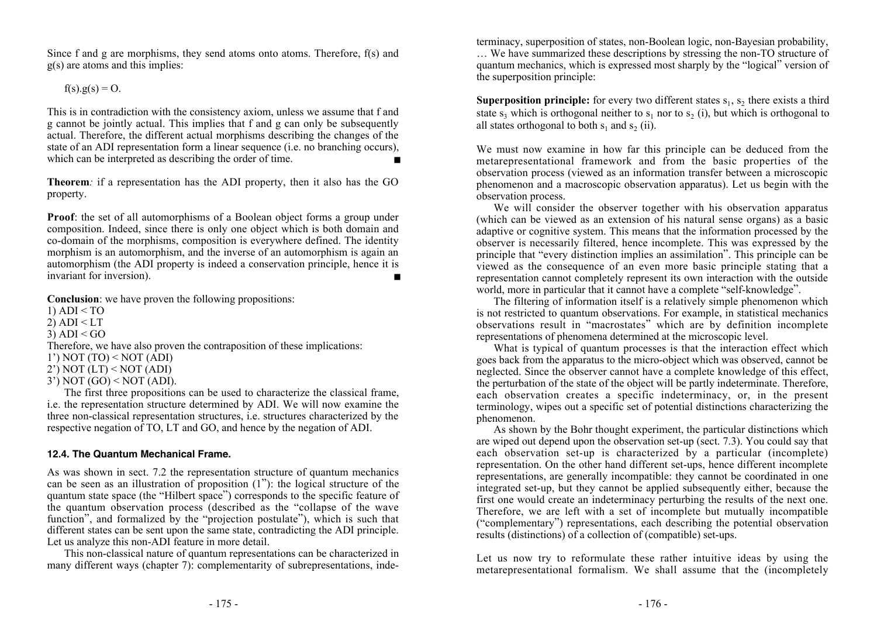Since f and g are morphisms, they send atoms onto atoms. Therefore, f(s) and g(s) are atoms and this implies:

$f(s).g(s) = O$.

This is in contradiction with the consistency axiom, unless we assume that f and g cannot be jointly actual. This implies that f and g can only be subsequently actual. Therefore, the different actual morphisms describing the changes of the state of an ADI representation form a linear sequence (i.e. no branching occurs), which can be interpreted as describing the order of time. ■

**Theorem***:* if a representation has the ADI property, then it also has the GO property.

**Proof**: the set of all automorphisms of a Boolean object forms a group under composition. Indeed, since there is only one object which is both domain and co-domain of the morphisms, composition is everywhere defined. The identity morphism is an automorphism, and the inverse of an automorphism is again an automorphism (the ADI property is indeed a conservation principle, hence it is invariant for inversion). ■

**Conclusion**: we have proven the following propositions:
1) ADI < TO
2) ADI < LT
3) ADI < GO
Therefore, we have also proven the contraposition of these implications:
1') NOT (TO) < NOT (ADI)
2') NOT (LT) < NOT (ADI)
3') NOT (GO) < NOT (ADI).

The first three propositions can be used to characterize the classical frame, i.e. the representation structure determined by ADI. We will now examine the three non-classical representation structures, i.e. structures characterized by the respective negation of TO, LT and GO, and hence by the negation of ADI.

#### 12.4. The Quantum Mechanical Frame.

As was shown in sect. 7.2 the representation structure of quantum mechanics can be seen as an illustration of proposition (1"): the logical structure of the quantum state space (the "Hilbert space") corresponds to the specific feature of the quantum observation process (described as the "collapse of the wave function", and formalized by the "projection postulate"), which is such that different states can be sent upon the same state, contradicting the ADI principle. Let us analyze this non-ADI feature in more detail.

This non-classical nature of quantum representations can be characterized in many different ways (chapter 7): complementarity of subrepresentations, indeterminacy, superposition of states, non-Boolean logic, non-Bayesian probability, … We have summarized these descriptions by stressing the non-TO structure of quantum mechanics, which is expressed most sharply by the "logical" version of the superposition principle:

**Superposition principle:** for every two different states $s_1$, $s_2$ there exists a third state $s_3$ which is orthogonal neither to $s_1$ nor to $s_2$ (i), but which is orthogonal to all states orthogonal to both $s_1$ and $s_2$ (ii).

We must now examine in how far this principle can be deduced from the metarepresentational framework and from the basic properties of the observation process (viewed as an information transfer between a microscopic phenomenon and a macroscopic observation apparatus). Let us begin with the observation process.

We will consider the observer together with his observation apparatus (which can be viewed as an extension of his natural sense organs) as a basic adaptive or cognitive system. This means that the information processed by the observer is necessarily filtered, hence incomplete. This was expressed by the principle that "every distinction implies an assimilation". This principle can be viewed as the consequence of an even more basic principle stating that a representation cannot completely represent its own interaction with the outside world, more in particular that it cannot have a complete "self-knowledge".

The filtering of information itself is a relatively simple phenomenon which is not restricted to quantum observations. For example, in statistical mechanics observations result in "macrostates" which are by definition incomplete representations of phenomena determined at the microscopic level.

What is typical of quantum processes is that the interaction effect which goes back from the apparatus to the micro-object which was observed, cannot be neglected. Since the observer cannot have a complete knowledge of this effect, the perturbation of the state of the object will be partly indeterminate. Therefore, each observation creates a specific indeterminacy, or, in the present terminology, wipes out a specific set of potential distinctions characterizing the phenomenon.

As shown by the Bohr thought experiment, the particular distinctions which are wiped out depend upon the observation set-up (sect. 7.3). You could say that each observation set-up is characterized by a particular (incomplete) representation. On the other hand different set-ups, hence different incomplete representations, are generally incompatible: they cannot be coordinated in one integrated set-up, but they cannot be applied subsequently either, because the first one would create an indeterminacy perturbing the results of the next one. Therefore, we are left with a set of incomplete but mutually incompatible ("complementary") representations, each describing the potential observation results (distinctions) of a collection of (compatible) set-ups.

Let us now try to reformulate these rather intuitive ideas by using the metarepresentational formalism. We shall assume that the (incompletely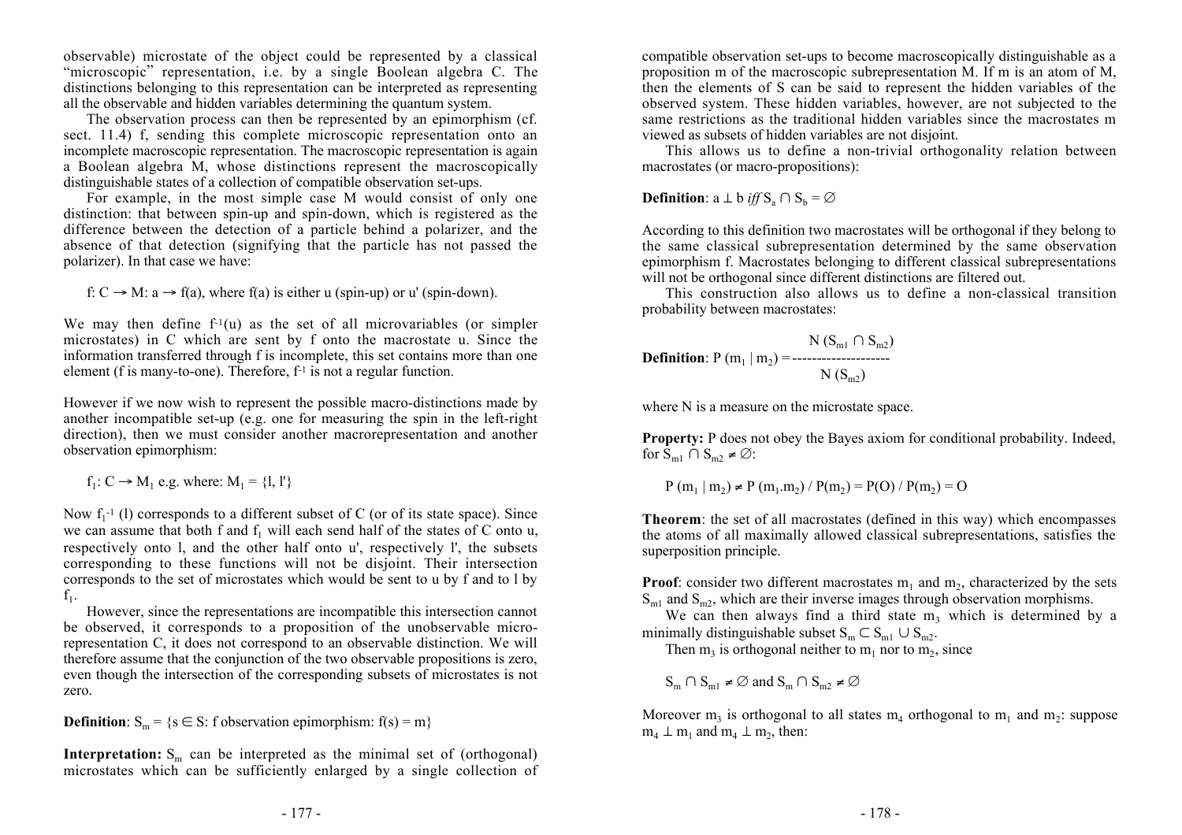observable) microstate of the object could be represented by a classical "microscopic" representation, i.e. by a single Boolean algebra C. The distinctions belonging to this representation can be interpreted as representing all the observable and hidden variables determining the quantum system.

The observation process can then be represented by an epimorphism (cf. sect. 11.4) f, sending this complete microscopic representation onto an incomplete macroscopic representation. The macroscopic representation is again a Boolean algebra M, whose distinctions represent the macroscopically distinguishable states of a collection of compatible observation set-ups.

For example, in the most simple case M would consist of only one distinction: that between spin-up and spin-down, which is registered as the difference between the detection of a particle behind a polarizer, and the absence of that detection (signifying that the particle has not passed the polarizer). In that case we have:

$f: C \to M: a \to f(a)$, where f(a) is either u (spin-up) or u' (spin-down).

We may then define $f^{-1}(u)$ as the set of all microvariables (or simpler microstates) in C which are sent by f onto the macrostate u. Since the information transferred through f is incomplete, this set contains more than one element (f is many-to-one). Therefore, $f^{-1}$ is not a regular function.

However if we now wish to represent the possible macro-distinctions made by another incompatible set-up (e.g. one for measuring the spin in the left-right direction), then we must consider another macrorepresentation and another observation epimorphism:

$f_1: C \to M_1$ e.g. where: $M_1 = \{l, l'\}$

Now $f_1^{-1}(l)$ corresponds to a different subset of C (or of its state space). Since we can assume that both f and $f_1$ will each send half of the states of C onto u, respectively onto l, and the other half onto u', respectively l', the subsets corresponding to these functions will not be disjoint. Their intersection corresponds to the set of microstates which would be sent to u by f and to l by $f_1$.

However, since the representations are incompatible this intersection cannot be observed, it corresponds to a proposition of the unobservable micro-representation C, it does not correspond to an observable distinction. We will therefore assume that the conjunction of the two observable propositions is zero, even though the intersection of the corresponding subsets of microstates is not zero.

**Definition**: $S_m = \{s \in S: f \text{ observation epimorphism}: f(s) = m\}$

**Interpretation:** $S_m$ can be interpreted as the minimal set of (orthogonal) microstates which can be sufficiently enlarged by a single collection of compatible observation set-ups to become macroscopically distinguishable as a proposition m of the macroscopic subrepresentation M. If m is an atom of M, then the elements of S can be said to represent the hidden variables of the observed system. These hidden variables, however, are not subjected to the same restrictions as the traditional hidden variables since the macrostates m viewed as subsets of hidden variables are not disjoint.

This allows us to define a non-trivial orthogonality relation between macrostates (or macro-propositions):

**Definition**: $a \perp b$ *iff* $S_a \cap S_b = \varnothing$

According to this definition two macrostates will be orthogonal if they belong to the same classical subrepresentation determined by the same observation epimorphism f. Macrostates belonging to different classical subrepresentations will not be orthogonal since different distinctions are filtered out.

This construction also allows us to define a non-classical transition probability between macrostates:

**Definition**: $$P(m_1 \mid m_2) = \frac{N(S_{m1} \cap S_{m2})}{N(S_{m2})}$$

where N is a measure on the microstate space.

**Property:** P does not obey the Bayes axiom for conditional probability. Indeed, for $S_{m1} \cap S_{m2} \neq \varnothing$:

$P(m_1 \mid m_2) \neq P(m_1.m_2) / P(m_2) = P(O) / P(m_2) = O$

**Theorem**: the set of all macrostates (defined in this way) which encompasses the atoms of all maximally allowed classical subrepresentations, satisfies the superposition principle.

**Proof**: consider two different macrostates $m_1$ and $m_2$, characterized by the sets $S_{m1}$ and $S_{m2}$, which are their inverse images through observation morphisms.

We can then always find a third state $m_3$ which is determined by a minimally distinguishable subset $S_m \subset S_{m1} \cup S_{m2}$.

Then $m_3$ is orthogonal neither to $m_1$ nor to $m_2$, since

$S_m \cap S_{m1} \neq \varnothing$ and $S_m \cap S_{m2} \neq \varnothing$

Moreover $m_3$ is orthogonal to all states $m_4$ orthogonal to $m_1$ and $m_2$: suppose $m_4 \perp m_1$ and $m_4 \perp m_2$, then: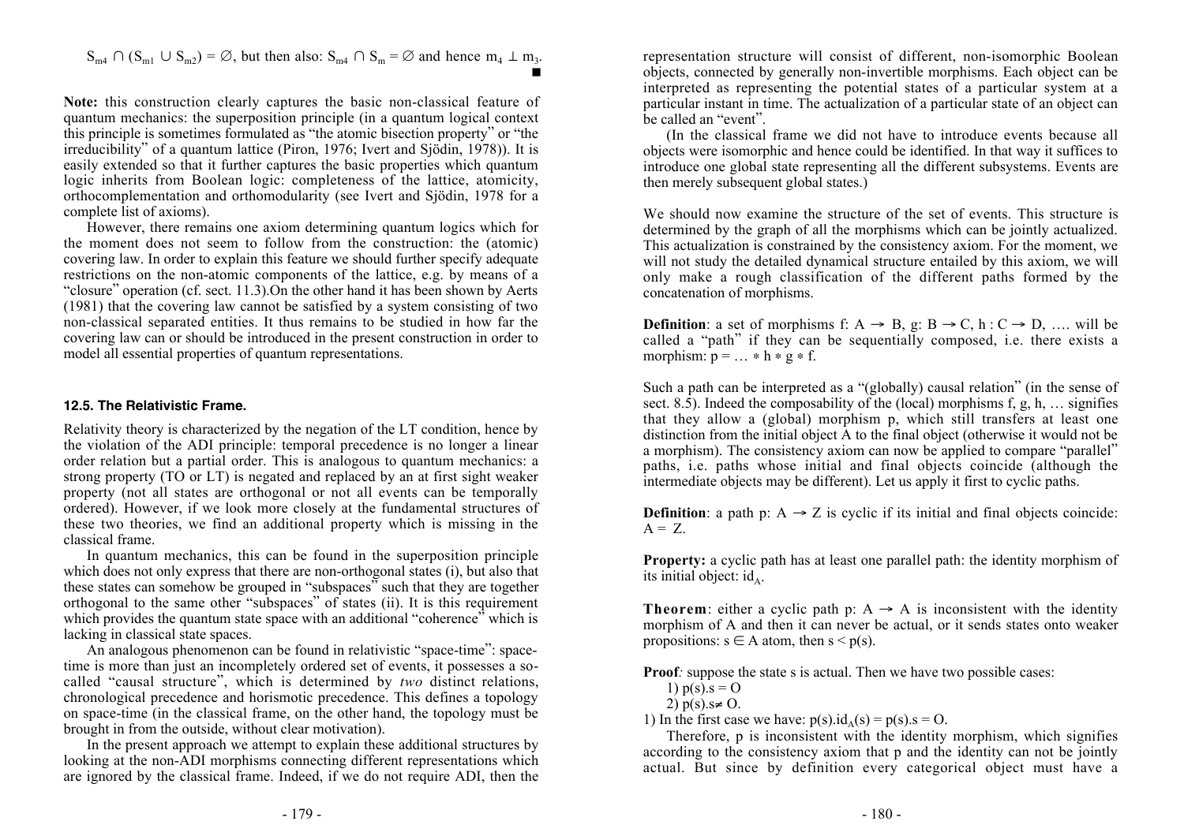$S_{m4} \cap (S_{m1} \cup S_{m2}) = \varnothing$, but then also: $S_{m4} \cap S_m = \varnothing$ and hence $m_4 \perp m_3$. ■

**Note:** this construction clearly captures the basic non-classical feature of quantum mechanics: the superposition principle (in a quantum logical context this principle is sometimes formulated as "the atomic bisection property" or "the irreducibility" of a quantum lattice (Piron, 1976; Ivert and Sjödin, 1978)). It is easily extended so that it further captures the basic properties which quantum logic inherits from Boolean logic: completeness of the lattice, atomicity, orthocomplementation and orthomodularity (see Ivert and Sjödin, 1978 for a complete list of axioms).

However, there remains one axiom determining quantum logics which for the moment does not seem to follow from the construction: the (atomic) covering law. In order to explain this feature we should further specify adequate restrictions on the non-atomic components of the lattice, e.g. by means of a "closure" operation (cf. sect. 11.3).On the other hand it has been shown by Aerts (1981) that the covering law cannot be satisfied by a system consisting of two non-classical separated entities. It thus remains to be studied in how far the covering law can or should be introduced in the present construction in order to model all essential properties of quantum representations.

### 12.5. The Relativistic Frame.

Relativity theory is characterized by the negation of the LT condition, hence by the violation of the ADI principle: temporal precedence is no longer a linear order relation but a partial order. This is analogous to quantum mechanics: a strong property (TO or LT) is negated and replaced by an at first sight weaker property (not all states are orthogonal or not all events can be temporally ordered). However, if we look more closely at the fundamental structures of these two theories, we find an additional property which is missing in the classical frame.

In quantum mechanics, this can be found in the superposition principle which does not only express that there are non-orthogonal states (i), but also that these states can somehow be grouped in "subspaces" such that they are together orthogonal to the same other "subspaces" of states (ii). It is this requirement which provides the quantum state space with an additional "coherence" which is lacking in classical state spaces.

An analogous phenomenon can be found in relativistic "space-time": space-time is more than just an incompletely ordered set of events, it possesses a so-called "causal structure", which is determined by *two* distinct relations, chronological precedence and horismotic precedence. This defines a topology on space-time (in the classical frame, on the other hand, the topology must be brought in from the outside, without clear motivation).

In the present approach we attempt to explain these additional structures by looking at the non-ADI morphisms connecting different representations which are ignored by the classical frame. Indeed, if we do not require ADI, then the representation structure will consist of different, non-isomorphic Boolean objects, connected by generally non-invertible morphisms. Each object can be interpreted as representing the potential states of a particular system at a particular instant in time. The actualization of a particular state of an object can be called an "event".

(In the classical frame we did not have to introduce events because all objects were isomorphic and hence could be identified. In that way it suffices to introduce one global state representing all the different subsystems. Events are then merely subsequent global states.)

We should now examine the structure of the set of events. This structure is determined by the graph of all the morphisms which can be jointly actualized. This actualization is constrained by the consistency axiom. For the moment, we will not study the detailed dynamical structure entailed by this axiom, we will only make a rough classification of the different paths formed by the concatenation of morphisms.

**Definition**: a set of morphisms $f: A \rightarrow B$, $g: B \rightarrow C$, $h : C \rightarrow D$, …. will be called a "path" if they can be sequentially composed, i.e. there exists a morphism: $p = \ldots * h * g * f$.

Such a path can be interpreted as a "(globally) causal relation" (in the sense of sect. 8.5). Indeed the composability of the (local) morphisms f, g, h, … signifies that they allow a (global) morphism p, which still transfers at least one distinction from the initial object A to the final object (otherwise it would not be a morphism). The consistency axiom can now be applied to compare "parallel" paths, i.e. paths whose initial and final objects coincide (although the intermediate objects may be different). Let us apply it first to cyclic paths.

**Definition**: a path $p: A \rightarrow Z$ is cyclic if its initial and final objects coincide: $A = Z$.

**Property:** a cyclic path has at least one parallel path: the identity morphism of its initial object: $id_A$.

**Theorem**: either a cyclic path $p: A \rightarrow A$ is inconsistent with the identity morphism of A and then it can never be actual, or it sends states onto weaker propositions: $s \in A$ atom, then $s < p(s)$.

***Proof**:* suppose the state s is actual. Then we have two possible cases:

1) $p(s).s = O$
2) $p(s).s \neq O$.

1) In the first case we have: $p(s).id_A(s) = p(s).s = O$.

Therefore, p is inconsistent with the identity morphism, which signifies according to the consistency axiom that p and the identity can not be jointly actual. But since by definition every categorical object must have a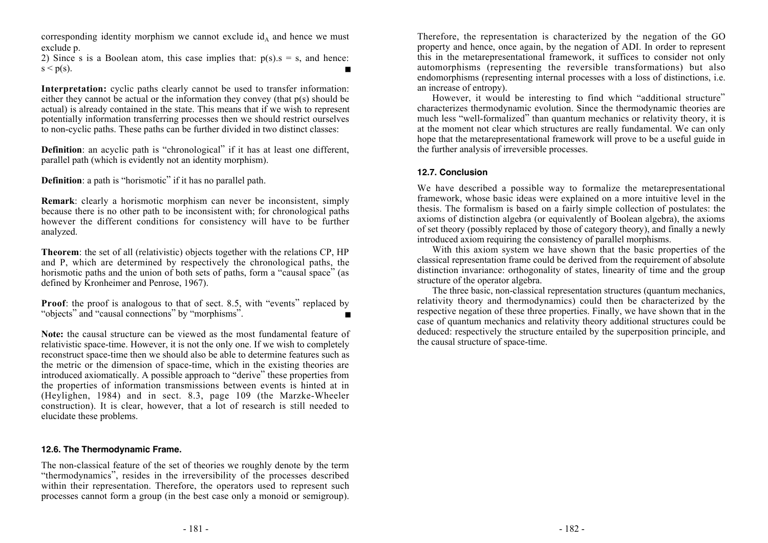corresponding identity morphism we cannot exclude $id_A$ and hence we must exclude p.

2) Since s is a Boolean atom, this case implies that: $p(s).s = s$, and hence: $s < p(s)$. ■

**Interpretation:** cyclic paths clearly cannot be used to transfer information: either they cannot be actual or the information they convey (that p(s) should be actual) is already contained in the state. This means that if we wish to represent potentially information transferring processes then we should restrict ourselves to non-cyclic paths. These paths can be further divided in two distinct classes:

**Definition**: an acyclic path is "chronological" if it has at least one different, parallel path (which is evidently not an identity morphism).

**Definition**: a path is "horismotic" if it has no parallel path.

**Remark**: clearly a horismotic morphism can never be inconsistent, simply because there is no other path to be inconsistent with; for chronological paths however the different conditions for consistency will have to be further analyzed.

**Theorem**: the set of all (relativistic) objects together with the relations CP, HP and P, which are determined by respectively the chronological paths, the horismotic paths and the union of both sets of paths, form a "causal space" (as defined by Kronheimer and Penrose, 1967).

**Proof**: the proof is analogous to that of sect. 8.5, with "events" replaced by "objects" and "causal connections" by "morphisms". ■

**Note:** the causal structure can be viewed as the most fundamental feature of relativistic space-time. However, it is not the only one. If we wish to completely reconstruct space-time then we should also be able to determine features such as the metric or the dimension of space-time, which in the existing theories are introduced axiomatically. A possible approach to "derive" these properties from the properties of information transmissions between events is hinted at in (Heylighen, 1984) and in sect. 8.3, page 109 (the Marzke-Wheeler construction). It is clear, however, that a lot of research is still needed to elucidate these problems.

#### 12.6. The Thermodynamic Frame.

The non-classical feature of the set of theories we roughly denote by the term "thermodynamics", resides in the irreversibility of the processes described within their representation. Therefore, the operators used to represent such processes cannot form a group (in the best case only a monoid or semigroup). Therefore, the representation is characterized by the negation of the GO property and hence, once again, by the negation of ADI. In order to represent this in the metarepresentational framework, it suffices to consider not only automorphisms (representing the reversible transformations) but also endomorphisms (representing internal processes with a loss of distinctions, i.e. an increase of entropy).

However, it would be interesting to find which "additional structure" characterizes thermodynamic evolution. Since the thermodynamic theories are much less "well-formalized" than quantum mechanics or relativity theory, it is at the moment not clear which structures are really fundamental. We can only hope that the metarepresentational framework will prove to be a useful guide in the further analysis of irreversible processes.

#### 12.7. Conclusion

We have described a possible way to formalize the metarepresentational framework, whose basic ideas were explained on a more intuitive level in the thesis. The formalism is based on a fairly simple collection of postulates: the axioms of distinction algebra (or equivalently of Boolean algebra), the axioms of set theory (possibly replaced by those of category theory), and finally a newly introduced axiom requiring the consistency of parallel morphisms.

With this axiom system we have shown that the basic properties of the classical representation frame could be derived from the requirement of absolute distinction invariance: orthogonality of states, linearity of time and the group structure of the operator algebra.

The three basic, non-classical representation structures (quantum mechanics, relativity theory and thermodynamics) could then be characterized by the respective negation of these three properties. Finally, we have shown that in the case of quantum mechanics and relativity theory additional structures could be deduced: respectively the structure entailed by the superposition principle, and the causal structure of space-time.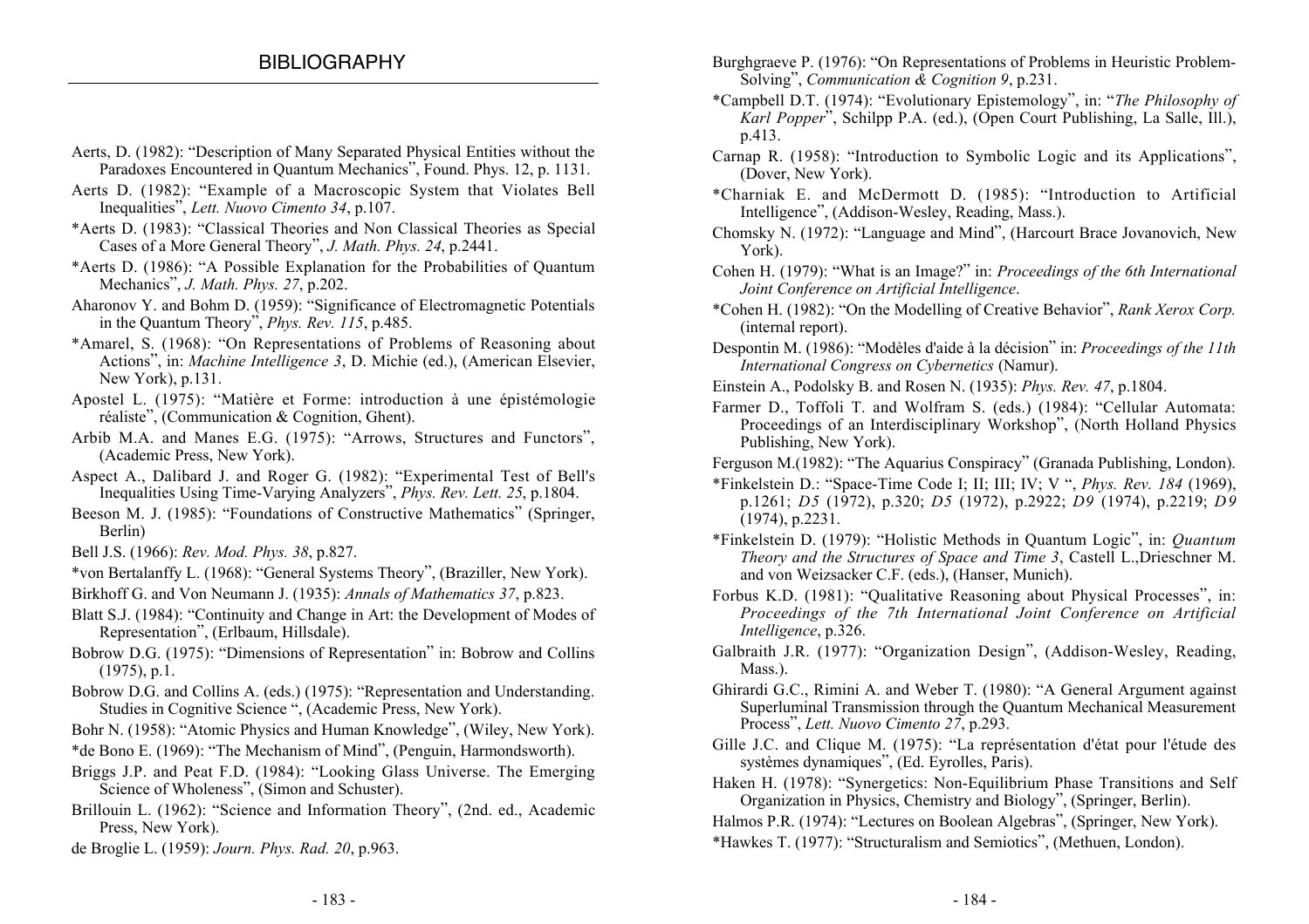# BIBLIOGRAPHY

Aerts, D. (1982): "Description of Many Separated Physical Entities without the Paradoxes Encountered in Quantum Mechanics", Found. Phys. 12, p. 1131.

Aerts D. (1982): "Example of a Macroscopic System that Violates Bell Inequalities", *Lett. Nuovo Cimento 34*, p.107.

*Aerts D. (1983): "Classical Theories and Non Classical Theories as Special Cases of a More General Theory", *J. Math. Phys. 24*, p.2441.

*Aerts D. (1986): "A Possible Explanation for the Probabilities of Quantum Mechanics", *J. Math. Phys. 27*, p.202.

Aharonov Y. and Bohm D. (1959): "Significance of Electromagnetic Potentials in the Quantum Theory", *Phys. Rev. 115*, p.485.

*Amarel, S. (1968): "On Representations of Problems of Reasoning about Actions", in: *Machine Intelligence 3*, D. Michie (ed.), (American Elsevier, New York), p.131.

Apostel L. (1975): "Matière et Forme: introduction à une épistémologie réaliste", (Communication & Cognition, Ghent).

Arbib M.A. and Manes E.G. (1975): "Arrows, Structures and Functors", (Academic Press, New York).

Aspect A., Dalibard J. and Roger G. (1982): "Experimental Test of Bell's Inequalities Using Time-Varying Analyzers", *Phys. Rev. Lett. 25*, p.1804.

Beeson M. J. (1985): "Foundations of Constructive Mathematics" (Springer, Berlin)

Bell J.S. (1966): *Rev. Mod. Phys. 38*, p.827.

*von Bertalanffy L. (1968): "General Systems Theory", (Braziller, New York).

Birkhoff G. and Von Neumann J. (1935): *Annals of Mathematics 37*, p.823.

Blatt S.J. (1984): "Continuity and Change in Art: the Development of Modes of Representation", (Erlbaum, Hillsdale).

Bobrow D.G. (1975): "Dimensions of Representation" in: Bobrow and Collins (1975), p.1.

Bobrow D.G. and Collins A. (eds.) (1975): "Representation and Understanding. Studies in Cognitive Science ", (Academic Press, New York).

Bohr N. (1958): "Atomic Physics and Human Knowledge", (Wiley, New York).

*de Bono E. (1969): "The Mechanism of Mind", (Penguin, Harmondsworth).

Briggs J.P. and Peat F.D. (1984): "Looking Glass Universe. The Emerging Science of Wholeness", (Simon and Schuster).

Brillouin L. (1962): "Science and Information Theory", (2nd. ed., Academic Press, New York).

de Broglie L. (1959): *Journ. Phys. Rad. 20*, p.963.

Burghgraeve P. (1976): "On Representations of Problems in Heuristic Problem-Solving", *Communication & Cognition 9*, p.231.

*Campbell D.T. (1974): "Evolutionary Epistemology", in: "*The Philosophy of Karl Popper*", Schilpp P.A. (ed.), (Open Court Publishing, La Salle, Ill.), p.413.

Carnap R. (1958): "Introduction to Symbolic Logic and its Applications", (Dover, New York).

*Charniak E. and McDermott D. (1985): "Introduction to Artificial Intelligence", (Addison-Wesley, Reading, Mass.).

Chomsky N. (1972): "Language and Mind", (Harcourt Brace Jovanovich, New York).

Cohen H. (1979): "What is an Image?" in: *Proceedings of the 6th International Joint Conference on Artificial Intelligence*.

*Cohen H. (1982): "On the Modelling of Creative Behavior", *Rank Xerox Corp.* (internal report).

Despontin M. (1986): "Modèles d'aide à la décision" in: *Proceedings of the 11th International Congress on Cybernetics* (Namur).

Einstein A., Podolsky B. and Rosen N. (1935): *Phys. Rev. 47*, p.1804.

Farmer D., Toffoli T. and Wolfram S. (eds.) (1984): "Cellular Automata: Proceedings of an Interdisciplinary Workshop", (North Holland Physics Publishing, New York).

Ferguson M.(1982): "The Aquarius Conspiracy" (Granada Publishing, London).

*Finkelstein D.: "Space-Time Code I; II; III; IV; V ", *Phys. Rev. 184* (1969), p.1261; *D5* (1972), p.320; *D5* (1972), p.2922; *D9* (1974), p.2219; *D9* (1974), p.2231.

*Finkelstein D. (1979): "Holistic Methods in Quantum Logic", in: *Quantum Theory and the Structures of Space and Time 3*, Castell L.,Drieschner M. and von Weizsacker C.F. (eds.), (Hanser, Munich).

Forbus K.D. (1981): "Qualitative Reasoning about Physical Processes", in: *Proceedings of the 7th International Joint Conference on Artificial Intelligence*, p.326.

Galbraith J.R. (1977): "Organization Design", (Addison-Wesley, Reading, Mass.).

Ghirardi G.C., Rimini A. and Weber T. (1980): "A General Argument against Superluminal Transmission through the Quantum Mechanical Measurement Process", *Lett. Nuovo Cimento 27*, p.293.

Gille J.C. and Clique M. (1975): "La représentation d'état pour l'étude des systèmes dynamiques", (Ed. Eyrolles, Paris).

Haken H. (1978): "Synergetics: Non-Equilibrium Phase Transitions and Self Organization in Physics, Chemistry and Biology", (Springer, Berlin).

Halmos P.R. (1974): "Lectures on Boolean Algebras", (Springer, New York).

*Hawkes T. (1977): "Structuralism and Semiotics", (Methuen, London).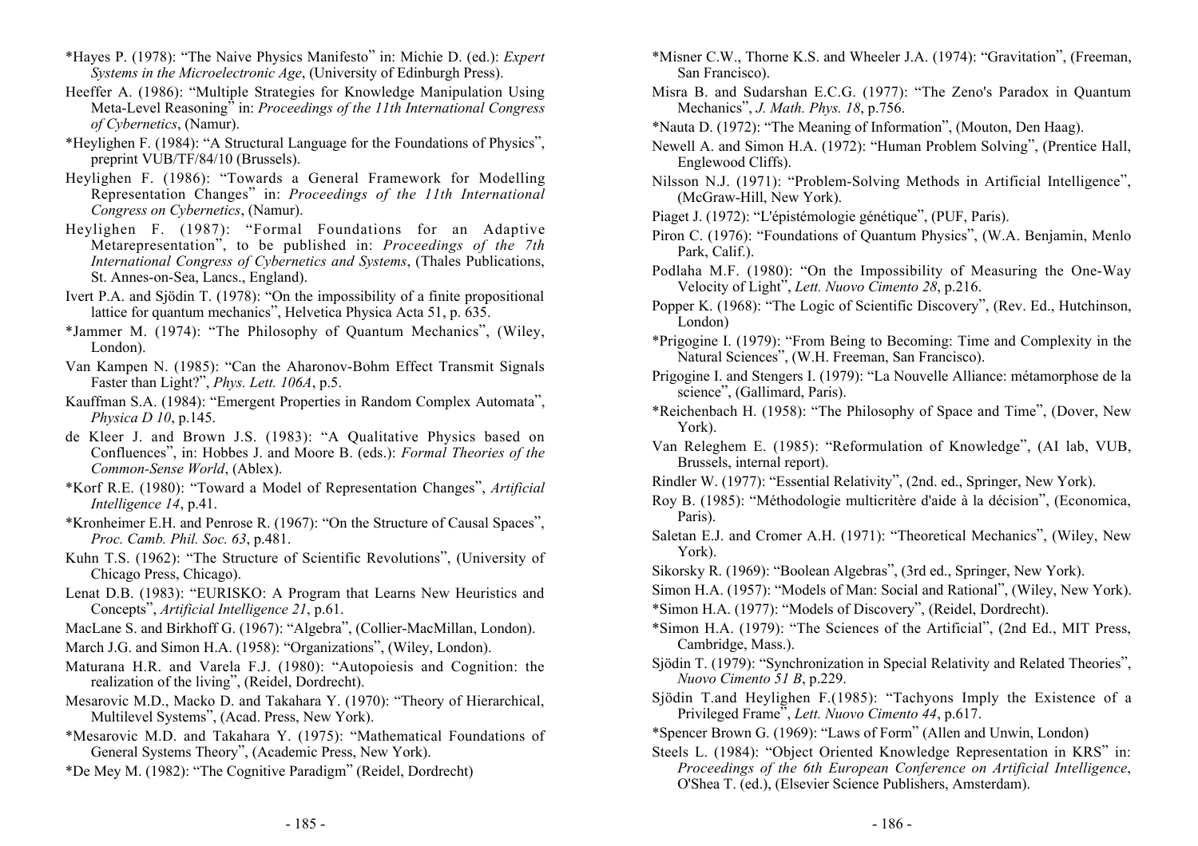*Hayes P. (1978): "The Naive Physics Manifesto" in: Michie D. (ed.): *Expert Systems in the Microelectronic Age*, (University of Edinburgh Press).

Heeffer A. (1986): "Multiple Strategies for Knowledge Manipulation Using Meta-Level Reasoning" in: *Proceedings of the 11th International Congress of Cybernetics*, (Namur).

*Heylighen F. (1984): "A Structural Language for the Foundations of Physics", preprint VUB/TF/84/10 (Brussels).

Heylighen F. (1986): "Towards a General Framework for Modelling Representation Changes" in: *Proceedings of the 11th International Congress on Cybernetics*, (Namur).

Heylighen F. (1987): "Formal Foundations for an Adaptive Metarepresentation", to be published in: *Proceedings of the 7th International Congress of Cybernetics and Systems*, (Thales Publications, St. Annes-on-Sea, Lancs., England).

Ivert P.A. and Sjödin T. (1978): "On the impossibility of a finite propositional lattice for quantum mechanics", Helvetica Physica Acta 51, p. 635.

*Jammer M. (1974): "The Philosophy of Quantum Mechanics", (Wiley, London).

Van Kampen N. (1985): "Can the Aharonov-Bohm Effect Transmit Signals Faster than Light?", *Phys. Lett. 106A*, p.5.

Kauffman S.A. (1984): "Emergent Properties in Random Complex Automata", *Physica D 10*, p.145.

de Kleer J. and Brown J.S. (1983): "A Qualitative Physics based on Confluences", in: Hobbes J. and Moore B. (eds.): *Formal Theories of the Common-Sense World*, (Ablex).

*Korf R.E. (1980): "Toward a Model of Representation Changes", *Artificial Intelligence 14*, p.41.

*Kronheimer E.H. and Penrose R. (1967): "On the Structure of Causal Spaces", *Proc. Camb. Phil. Soc. 63*, p.481.

Kuhn T.S. (1962): "The Structure of Scientific Revolutions", (University of Chicago Press, Chicago).

Lenat D.B. (1983): "EURISKO: A Program that Learns New Heuristics and Concepts", *Artificial Intelligence 21*, p.61.

MacLane S. and Birkhoff G. (1967): "Algebra", (Collier-MacMillan, London).

March J.G. and Simon H.A. (1958): "Organizations", (Wiley, London).

Maturana H.R. and Varela F.J. (1980): "Autopoiesis and Cognition: the realization of the living", (Reidel, Dordrecht).

Mesarovic M.D., Macko D. and Takahara Y. (1970): "Theory of Hierarchical, Multilevel Systems", (Acad. Press, New York).

*Mesarovic M.D. and Takahara Y. (1975): "Mathematical Foundations of General Systems Theory", (Academic Press, New York).

*De Mey M. (1982): "The Cognitive Paradigm" (Reidel, Dordrecht)

*Misner C.W., Thorne K.S. and Wheeler J.A. (1974): "Gravitation", (Freeman, San Francisco).

Misra B. and Sudarshan E.C.G. (1977): "The Zeno's Paradox in Quantum Mechanics", *J. Math. Phys. 18*, p.756.

*Nauta D. (1972): "The Meaning of Information", (Mouton, Den Haag).

Newell A. and Simon H.A. (1972): "Human Problem Solving", (Prentice Hall, Englewood Cliffs).

Nilsson N.J. (1971): "Problem-Solving Methods in Artificial Intelligence", (McGraw-Hill, New York).

Piaget J. (1972): "L'épistémologie génétique", (PUF, Paris).

Piron C. (1976): "Foundations of Quantum Physics", (W.A. Benjamin, Menlo Park, Calif.).

Podlaha M.F. (1980): "On the Impossibility of Measuring the One-Way Velocity of Light", *Lett. Nuovo Cimento 28*, p.216.

Popper K. (1968): "The Logic of Scientific Discovery", (Rev. Ed., Hutchinson, London)

*Prigogine I. (1979): "From Being to Becoming: Time and Complexity in the Natural Sciences", (W.H. Freeman, San Francisco).

Prigogine I. and Stengers I. (1979): "La Nouvelle Alliance: métamorphose de la science", (Gallimard, Paris).

*Reichenbach H. (1958): "The Philosophy of Space and Time", (Dover, New York).

Van Releghem E. (1985): "Reformulation of Knowledge", (AI lab, VUB, Brussels, internal report).

Rindler W. (1977): "Essential Relativity", (2nd. ed., Springer, New York).

Roy B. (1985): "Méthodologie multicritère d'aide à la décision", (Economica, Paris).

Saletan E.J. and Cromer A.H. (1971): "Theoretical Mechanics", (Wiley, New York).

Sikorsky R. (1969): "Boolean Algebras", (3rd ed., Springer, New York).

Simon H.A. (1957): "Models of Man: Social and Rational", (Wiley, New York).

*Simon H.A. (1977): "Models of Discovery", (Reidel, Dordrecht).

*Simon H.A. (1979): "The Sciences of the Artificial", (2nd Ed., MIT Press, Cambridge, Mass.).

Sjödin T. (1979): "Synchronization in Special Relativity and Related Theories", *Nuovo Cimento 51 B*, p.229.

Sjödin T.and Heylighen F.(1985): "Tachyons Imply the Existence of a Privileged Frame", *Lett. Nuovo Cimento 44*, p.617.

*Spencer Brown G. (1969): "Laws of Form" (Allen and Unwin, London)

Steels L. (1984): "Object Oriented Knowledge Representation in KRS" in: *Proceedings of the 6th European Conference on Artificial Intelligence*, O'Shea T. (ed.), (Elsevier Science Publishers, Amsterdam).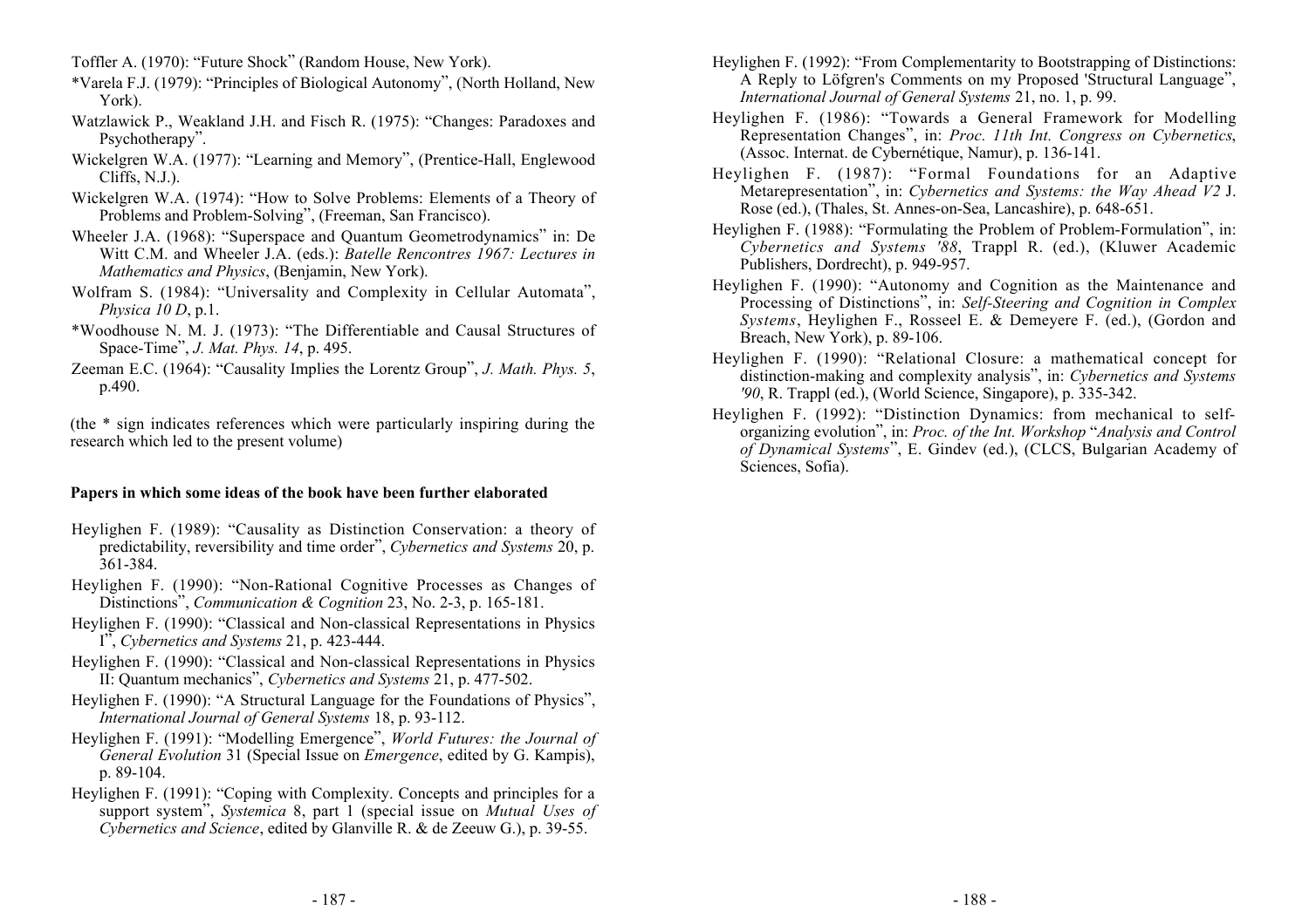Toffler A. (1970): "Future Shock" (Random House, New York).

*Varela F.J. (1979): "Principles of Biological Autonomy", (North Holland, New York).

Watzlawick P., Weakland J.H. and Fisch R. (1975): "Changes: Paradoxes and Psychotherapy".

Wickelgren W.A. (1977): "Learning and Memory", (Prentice-Hall, Englewood Cliffs, N.J.).

Wickelgren W.A. (1974): "How to Solve Problems: Elements of a Theory of Problems and Problem-Solving", (Freeman, San Francisco).

Wheeler J.A. (1968): "Superspace and Quantum Geometrodynamics" in: De Witt C.M. and Wheeler J.A. (eds.): *Batelle Rencontres 1967: Lectures in Mathematics and Physics*, (Benjamin, New York).

Wolfram S. (1984): "Universality and Complexity in Cellular Automata", *Physica 10 D*, p.1.

*Woodhouse N. M. J. (1973): "The Differentiable and Causal Structures of Space-Time", *J. Mat. Phys. 14*, p. 495.

Zeeman E.C. (1964): "Causality Implies the Lorentz Group", *J. Math. Phys. 5*, p.490.

(the * sign indicates references which were particularly inspiring during the research which led to the present volume)

**Papers in which some ideas of the book have been further elaborated**

Heylighen F. (1989): "Causality as Distinction Conservation: a theory of predictability, reversibility and time order", *Cybernetics and Systems* 20, p. 361-384.

Heylighen F. (1990): "Non-Rational Cognitive Processes as Changes of Distinctions", *Communication & Cognition* 23, No. 2-3, p. 165-181.

Heylighen F. (1990): "Classical and Non-classical Representations in Physics I", *Cybernetics and Systems* 21, p. 423-444.

Heylighen F. (1990): "Classical and Non-classical Representations in Physics II: Quantum mechanics", *Cybernetics and Systems* 21, p. 477-502.

Heylighen F. (1990): "A Structural Language for the Foundations of Physics", *International Journal of General Systems* 18, p. 93-112.

Heylighen F. (1991): "Modelling Emergence", *World Futures: the Journal of General Evolution* 31 (Special Issue on *Emergence*, edited by G. Kampis), p. 89-104.

Heylighen F. (1991): "Coping with Complexity. Concepts and principles for a support system", *Systemica* 8, part 1 (special issue on *Mutual Uses of Cybernetics and Science*, edited by Glanville R. & de Zeeuw G.), p. 39-55.

Heylighen F. (1992): "From Complementarity to Bootstrapping of Distinctions: A Reply to Löfgren's Comments on my Proposed 'Structural Language", *International Journal of General Systems* 21, no. 1, p. 99.

Heylighen F. (1986): "Towards a General Framework for Modelling Representation Changes", in: *Proc. 11th Int. Congress on Cybernetics*, (Assoc. Internat. de Cybernétique, Namur), p. 136-141.

Heylighen F. (1987): "Formal Foundations for an Adaptive Metarepresentation", in: *Cybernetics and Systems: the Way Ahead V2* J. Rose (ed.), (Thales, St. Annes-on-Sea, Lancashire), p. 648-651.

Heylighen F. (1988): "Formulating the Problem of Problem-Formulation", in: *Cybernetics and Systems '88*, Trappl R. (ed.), (Kluwer Academic Publishers, Dordrecht), p. 949-957.

Heylighen F. (1990): "Autonomy and Cognition as the Maintenance and Processing of Distinctions", in: *Self-Steering and Cognition in Complex Systems*, Heylighen F., Rosseel E. & Demeyere F. (ed.), (Gordon and Breach, New York), p. 89-106.

Heylighen F. (1990): "Relational Closure: a mathematical concept for distinction-making and complexity analysis", in: *Cybernetics and Systems '90*, R. Trappl (ed.), (World Science, Singapore), p. 335-342.

Heylighen F. (1992): "Distinction Dynamics: from mechanical to self-organizing evolution", in: *Proc. of the Int. Workshop "Analysis and Control of Dynamical Systems"*, E. Gindev (ed.), (CLCS, Bulgarian Academy of Sciences, Sofia).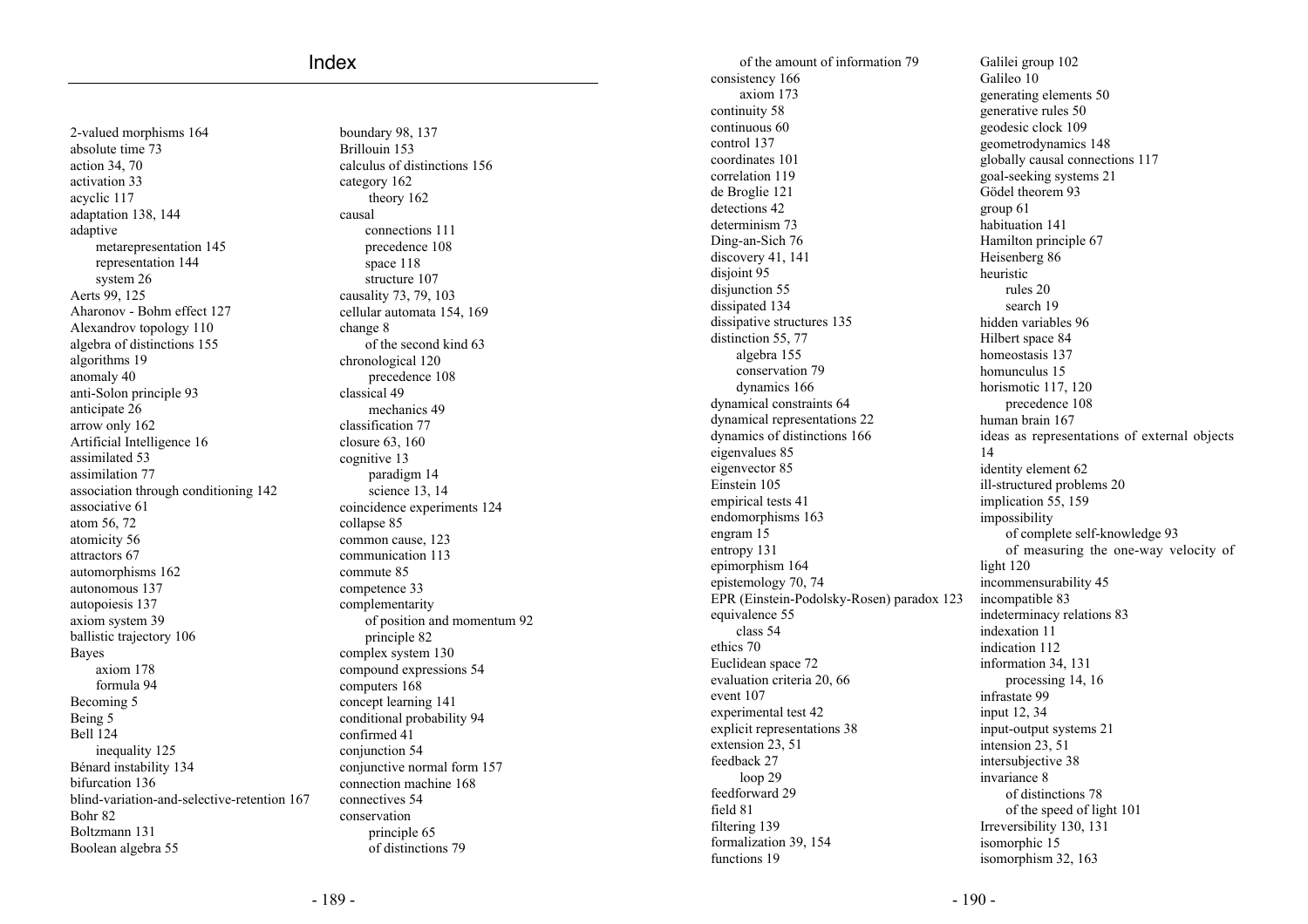# Index

2-valued morphisms 164
absolute time 73
action 34, 70
activation 33
acyclic 117
adaptation 138, 144
adaptive
  metarepresentation 145
  representation 144
  system 26
Aerts 99, 125
Aharonov - Bohm effect 127
Alexandrov topology 110
algebra of distinctions 155
algorithms 19
anomaly 40
anti-Solon principle 93
anticipate 26
arrow only 162
Artificial Intelligence 16
assimilated 53
assimilation 77
association through conditioning 142
associative 61
atom 56, 72
atomicity 56
attractors 67
automorphisms 162
autonomous 137
autopoiesis 137
axiom system 39
ballistic trajectory 106
Bayes
  axiom 178
  formula 94
Becoming 5
Being 5
Bell 124
  inequality 125
Bénard instability 134
bifurcation 136
blind-variation-and-selective-retention 167
Bohr 82
Boltzmann 131
Boolean algebra 55
boundary 98, 137
Brillouin 153
calculus of distinctions 156
category 162
  theory 162
causal
  connections 111
  precedence 108
  space 118
  structure 107
causality 73, 79, 103
cellular automata 154, 169
change 8
  of the second kind 63
chronological 120
  precedence 108
classical 49
  mechanics 49
classification 77
closure 63, 160
cognitive 13
  paradigm 14
  science 13, 14
coincidence experiments 124
collapse 85
common cause, 123
communication 113
commute 85
competence 33
complementarity
  of position and momentum 92
  principle 82
complex system 130
compound expressions 54
computers 168
concept learning 141
conditional probability 94
confirmed 41
conjunction 54
conjunctive normal form 157
connection machine 168
connectives 54
conservation
  principle 65
  of distinctions 79
  of the amount of information 79
consistency 166
  axiom 173
continuity 58
continuous 60
control 137
coordinates 101
correlation 119
de Broglie 121
detections 42
determinism 73
Ding-an-Sich 76
discovery 41, 141
disjoint 95
disjunction 55
dissipated 134
dissipative structures 135
distinction 55, 77
  algebra 155
  conservation 79
  dynamics 166
dynamical constraints 64
dynamical representations 22
dynamics of distinctions 166
eigenvalues 85
eigenvector 85
Einstein 105
empirical tests 41
endomorphisms 163
engram 15
entropy 131
epimorphism 164
epistemology 70, 74
EPR (Einstein-Podolsky-Rosen) paradox 123
equivalence 55
  class 54
ethics 70
Euclidean space 72
evaluation criteria 20, 66
event 107
experimental test 42
explicit representations 38
extension 23, 51
feedback 27
  loop 29
feedforward 29
field 81
filtering 139
formalization 39, 154
functions 19
Galilei group 102
Galileo 10
generating elements 50
generative rules 50
geodesic clock 109
geometrodynamics 148
globally causal connections 117
goal-seeking systems 21
Gödel theorem 93
group 61
habituation 141
Hamilton principle 67
Heisenberg 86
heuristic
  rules 20
  search 19
hidden variables 96
Hilbert space 84
homeostasis 137
homunculus 15
horismotic 117, 120
  precedence 108
human brain 167
ideas as representations of external objects 14
identity element 62
ill-structured problems 20
implication 55, 159
impossibility
  of complete self-knowledge 93
  of measuring the one-way velocity of light 120
incommensurability 45
incompatible 83
indeterminacy relations 83
indexation 11
indication 112
information 34, 131
  processing 14, 16
infrastate 99
input 12, 34
input-output systems 21
intension 23, 51
intersubjective 38
invariance 8
  of distinctions 78
  of the speed of light 101
Irreversibility 130, 131
isomorphic 15
isomorphism 32, 163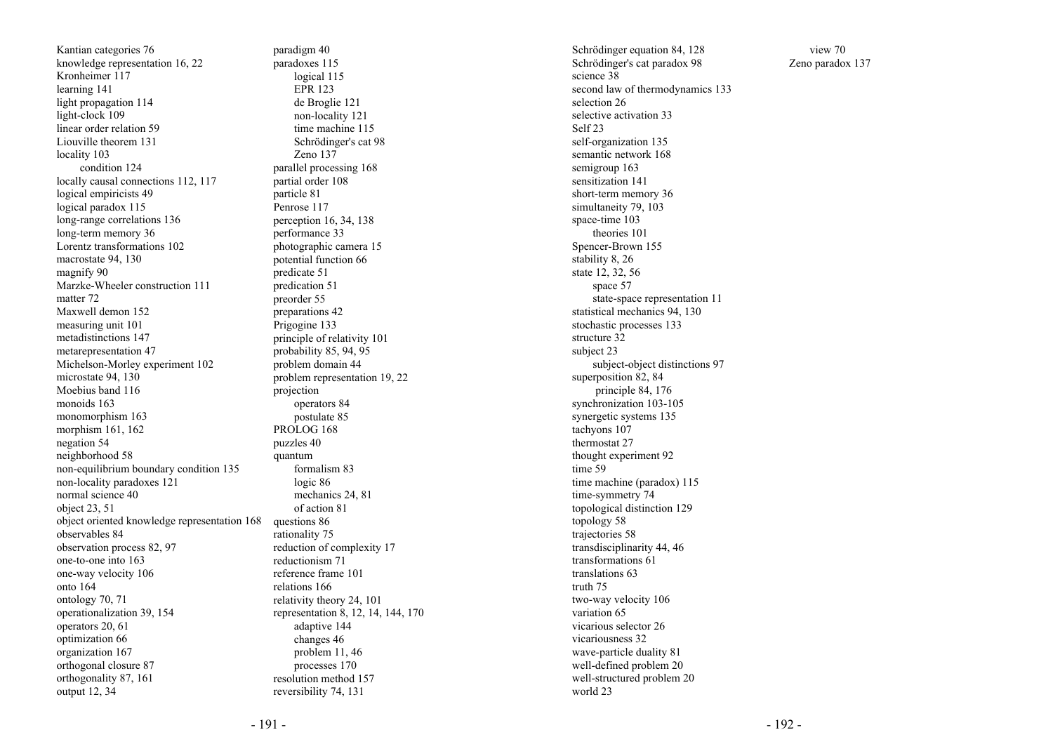Kantian categories 76
knowledge representation 16, 22
Kronheimer 117
learning 141
light propagation 114
light-clock 109
linear order relation 59
Liouville theorem 131
locality 103
    condition 124
locally causal connections 112, 117
logical empiricists 49
logical paradox 115
long-range correlations 136
long-term memory 36
Lorentz transformations 102
macrostate 94, 130
magnify 90
Marzke-Wheeler construction 111
matter 72
Maxwell demon 152
measuring unit 101
metadistinctions 147
metarepresentation 47
Michelson-Morley experiment 102
microstate 94, 130
Moebius band 116
monoids 163
monomorphism 163
morphism 161, 162
negation 54
neighborhood 58
non-equilibrium boundary condition 135
non-locality paradoxes 121
normal science 40
object 23, 51
object oriented knowledge representation 168
observables 84
observation process 82, 97
one-to-one into 163
one-way velocity 106
onto 164
ontology 70, 71
operationalization 39, 154
operators 20, 61
optimization 66
organization 167
orthogonal closure 87
orthogonality 87, 161
output 12, 34

paradigm 40
paradoxes 115
    logical 115
    EPR 123
    de Broglie 121
    non-locality 121
    time machine 115
    Schrödinger's cat 98
    Zeno 137
parallel processing 168
partial order 108
particle 81
Penrose 117
perception 16, 34, 138
performance 33
photographic camera 15
potential function 66
predicate 51
predication 51
preorder 55
preparations 42
Prigogine 133
principle of relativity 101
probability 85, 94, 95
problem domain 44
problem representation 19, 22
projection
    operators 84
    postulate 85
PROLOG 168
puzzles 40
quantum
    formalism 83
    logic 86
    mechanics 24, 81
    of action 81
questions 86
rationality 75
reduction of complexity 17
reductionism 71
reference frame 101
relations 166
relativity theory 24, 101
representation 8, 12, 14, 144, 170
    adaptive 144
    changes 46
    problem 11, 46
    processes 170
resolution method 157
reversibility 74, 131

Schrödinger equation 84, 128
Schrödinger's cat paradox 98
science 38
second law of thermodynamics 133
selection 26
selective activation 33
Self 23
self-organization 135
semantic network 168
semigroup 163
sensitization 141
short-term memory 36
simultaneity 79, 103
space-time 103
    theories 101
Spencer-Brown 155
stability 8, 26
state 12, 32, 56
    space 57
    state-space representation 11
statistical mechanics 94, 130
stochastic processes 133
structure 32
subject 23
    subject-object distinctions 97
superposition 82, 84
    principle 84, 176
synchronization 103-105
synergetic systems 135
tachyons 107
thermostat 27
thought experiment 92
time 59
time machine (paradox) 115
time-symmetry 74
topological distinction 129
topology 58
trajectories 58
transdisciplinarity 44, 46
transformations 61
translations 63
truth 75
two-way velocity 106
variation 65
vicarious selector 26
vicariousness 32
wave-particle duality 81
well-defined problem 20
well-structured problem 20
world 23
    view 70
Zeno paradox 137